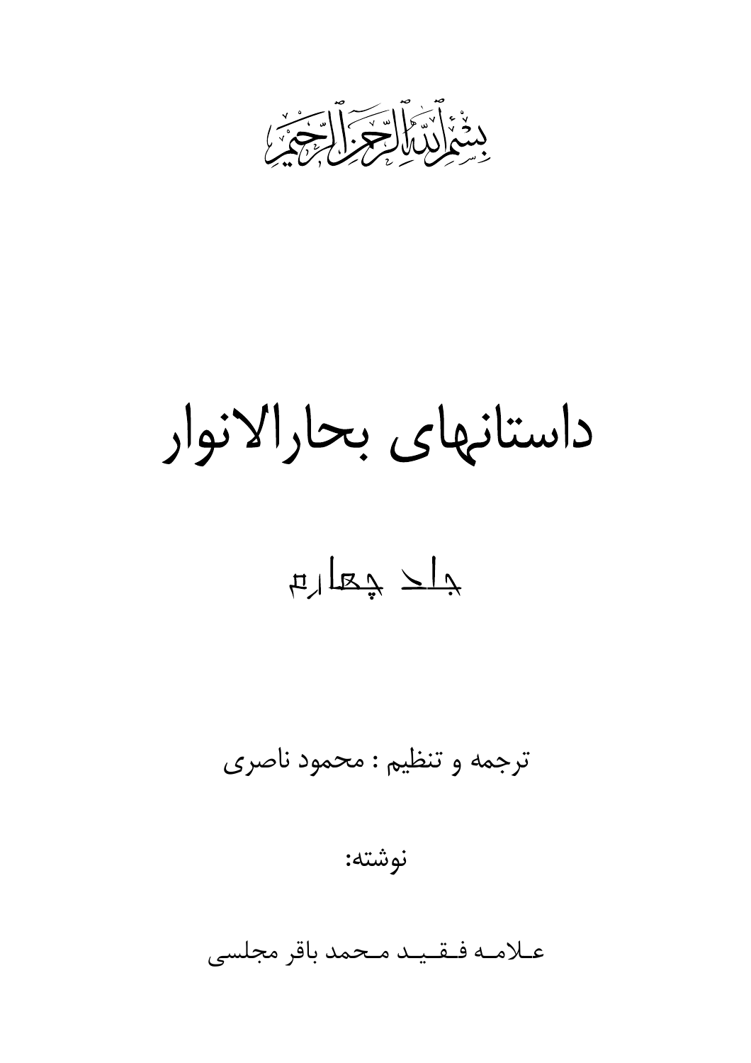بسم الله الرحمن الرحیم

# داستانهای بحارالانوار

## جلد چهارم

ترجمه و تنظیم : محمود ناصری

نوشته:

علامه فقید محمد باقر مجلسی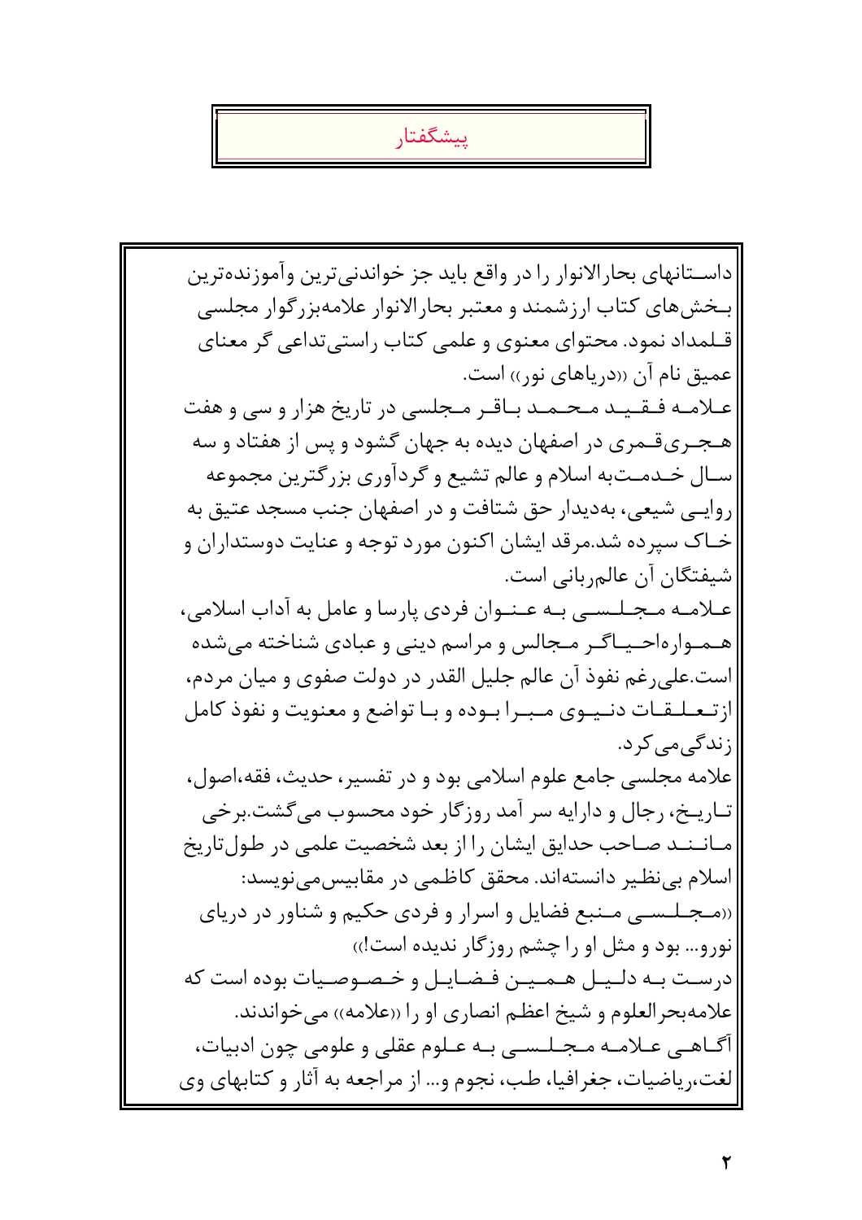# پیشگفتار

داستانهای بحارالانوار را در واقع باید جز خواندنی‌ترین وآموزنده‌ترین بخش‌های کتاب ارزشمند و معتبر بحارالانوار علامه‌بزرگوار مجلسی قلمداد نمود. محتوای معنوی و علمی کتاب راستی‌تداعی گر معنای عمیق نام آن «دریاهای نور» است.

علامه فقید محمد باقر مجلسی در تاریخ هزار و سی و هفت هجری‌قمری در اصفهان دیده به جهان گشود و پس از هفتاد و سه سال خدمت‌به اسلام و عالم تشیع و گردآوری بزرگترین مجموعه روایی شیعی، به‌دیدار حق شتافت و در اصفهان جنب مسجد عتیق به خاک سپرده شد.مرقد ایشان اکنون مورد توجه و عنایت دوستداران و شیفتگان آن عالم‌ربانی است.

علامه مجلسی به عنوان فردی پارسا و عامل به آداب اسلامی، همواره‌احیاگر مجالس و مراسم دینی و عبادی شناخته می‌شده است.علی‌رغم نفوذ آن عالم جلیل القدر در دولت صفوی و میان مردم، ازتعلقات دنیوی مبرا بوده و با تواضع و معنویت و نفوذ کامل زندگی‌می‌کرد.

علامه مجلسی جامع علوم اسلامی بود و در تفسیر، حدیث، فقه،اصول، تاریخ، رجال و درایه سر آمد روزگار خود محسوب می‌گشت.برخی مانند صاحب حدایق ایشان را از بعد شخصیت علمی در طول‌تاریخ اسلام بی‌نظیر دانسته‌اند. محقق کاظمی در مقابیس‌می‌نویسد:

«مجلسی منبع فضایل و اسرار و فردی حکیم و شناور در دریای نورو... بود و مثل او را چشم روزگار ندیده است!»

درست به دلیل همین فضایل و خصوصیات بوده است که علامه‌بحرالعلوم و شیخ اعظم انصاری او را «علامه» می‌خواندند.

آگاهی علامه مجلسی به علوم عقلی و علومی چون ادبیات، لغت،ریاضیات، جغرافیا، طب، نجوم و... از مراجعه به آثار و کتابهای وی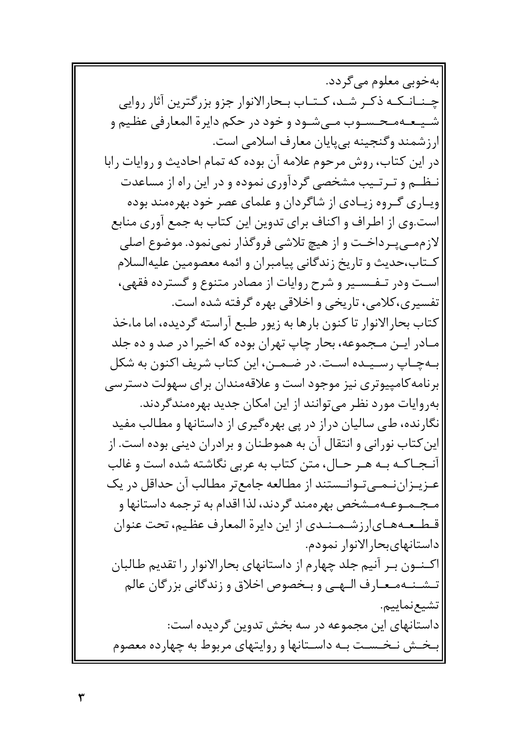به‌خوبی معلوم می‌گردد.

چنانکه ذکر شد، کتاب بحارالانوار جزو بزرگترین آثار روایی شیعه‌محسوب می‌شود و خود در حکم دایرة المعارفی عظیم و ارزشمند وگنجینه بی‌پایان معارف اسلامی است.

در این کتاب، روش مرحوم علامه آن بوده که تمام احادیث و روایات رابا نظم و ترتیب مشخصی گردآوری نموده و در این راه از مساعدت ویاری گروه زیادی از شاگردان و علمای عصر خود بهره‌مند بوده است.وی از اطراف و اکناف برای تدوین این کتاب به جمع آوری منابع لازم‌می‌پرداخت و از هیچ تلاشی فروگذار نمی‌نمود. موضوع اصلی کتاب،حدیث و تاریخ زندگانی پیامبران و ائمه معصومین علیه‌السلام است ودر تفسیر و شرح روایات از مصادر متنوع و گسترده فقهی، تفسیری،کلامی، تاریخی و اخلاقی بهره گرفته شده است.

کتاب بحارالانوار تا کنون بارها به زیور طبع آراسته گردیده، اما ماءخذ مادر این مجموعه، بحار چاپ تهران بوده که اخیرا در صد و ده جلد به‌چاپ رسیده است. در ضمن، این کتاب شریف اکنون به شکل برنامه‌کامپیوتری نیز موجود است و علاقه‌مندان برای سهولت دسترسی به‌روایات مورد نظر می‌توانند از این امکان جدید بهره‌مندگردند.

نگارنده، طی سالیان دراز در پی بهره‌گیری از داستانها و مطالب مفید این‌کتاب نورانی و انتقال آن به هموطنان و برادران دینی بوده است. از آنجاکه به هر حال، متن کتاب به عربی نگاشته شده است و غالب عزیزان‌نمی‌توانستند از مطالعه جامع‌تر مطالب آن حداقل در یک مجموعه‌مشخص بهره‌مند گردند، لذا اقدام به ترجمه داستانها و قطعه‌های‌ارزشمندی از این دایرة المعارف عظیم، تحت عنوان داستانهای‌بحارالانوار نمودم.

اکنون بر آنیم جلد چهارم از داستانهای بحارالانوار را تقدیم طالبان تشنه‌معارف الهی و بخصوص اخلاق و زندگانی بزرگان عالم تشیع‌نماییم.

داستانهای این مجموعه در سه بخش تدوین گردیده است:

بخش نخست به داستانها و روایتهای مربوط به چهارده معصوم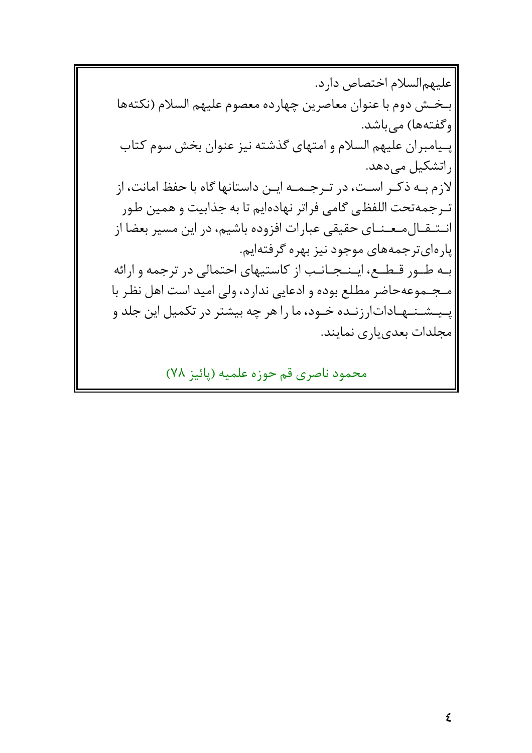علیهم‌السلام اختصاص دارد.

بخش دوم با عنوان معاصرین چهارده معصوم علیهم السلام (نکته‌ها وگفته‌ها) می‌باشد.

پیامبران علیهم السلام و امتهای گذشته نیز عنوان بخش سوم کتاب راتشکیل می‌دهد.

لازم به ذکر است، در ترجمه این داستانها گاه با حفظ امانت، از ترجمه‌تحت اللفظی گامی فراتر نهاده‌ایم تا به جذابیت و همین طور انتقال‌معنای حقیقی عبارات افزوده باشیم، در این مسیر بعضا از پاره‌ای‌ترجمه‌های موجود نیز بهره گرفته‌ایم.

به طور قطع، اینجانب از کاستیهای احتمالی در ترجمه و ارائه مجموعه‌حاضر مطلع بوده و ادعایی ندارد، ولی امید است اهل نظر با پیشنهادات‌ارزنده خود، ما را هر چه بیشتر در تکمیل این جلد و مجلدات بعدی‌یاری نمایند.

محمود ناصری قم حوزه علمیه (پائیز ۷۸)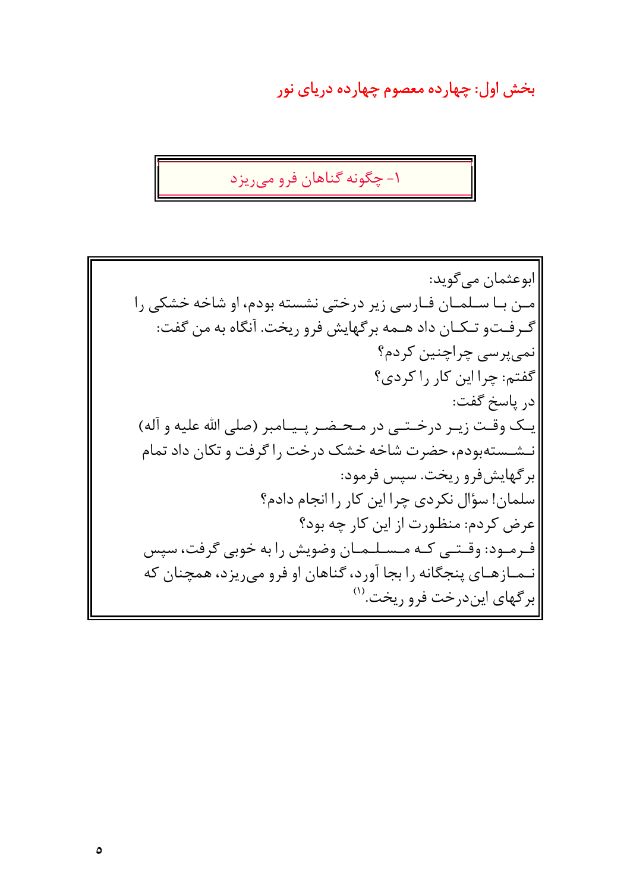# بخش اول: چهارده معصوم چهارده دریای نور

## ۱- چگونه گناهان فرو می‌ریزد

ابوعثمان می‌گوید:

من با سلمان فارسی زیر درختی نشسته بودم، او شاخه خشکی را گرفت‌و تکان داد همه برگهایش فرو ریخت. آنگاه به من گفت:

نمی‌پرسی چراچنین کردم؟

گفتم: چرا این کار را کردی؟

در پاسخ گفت:

یک وقت زیر درختی در محضر پیامبر (صلی الله علیه و آله) نشسته‌بودم، حضرت شاخه خشک درخت را گرفت و تکان داد تمام برگهایش‌فرو ریخت. سپس فرمود:

سلمان! سؤال نکردی چرا این کار را انجام دادم؟

عرض کردم: منظورت از این کار چه بود؟

فرمود: وقتی که مسلمان وضویش را به خوبی گرفت، سپس نمازهای پنجگانه را بجا آورد، گناهان او فرو می‌ریزد، همچنان که برگهای این‌درخت فرو ریخت.[۱]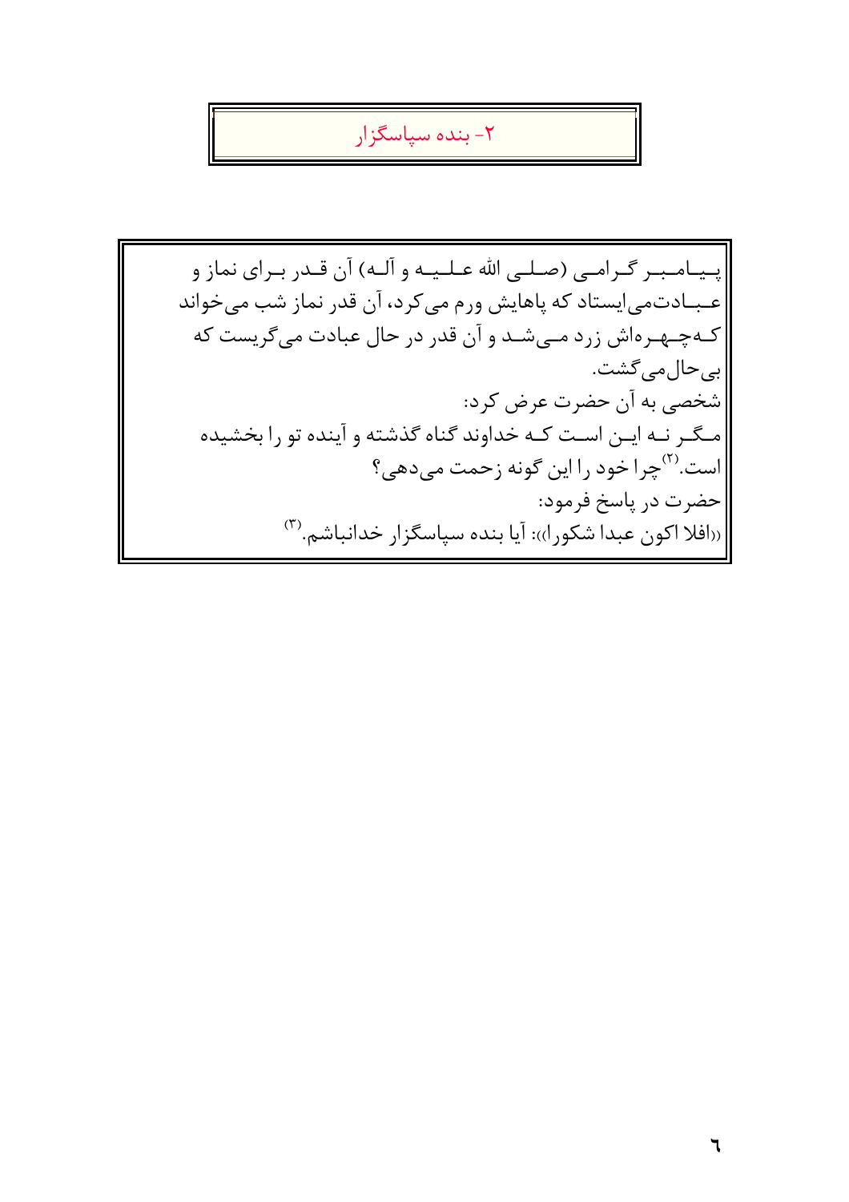## ۲- بنده سپاسگزار

پیامبر گرامی (صلی الله علیه و آله) آن قدر برای نماز و عبادت‌می‌ایستاد که پاهایش ورم می‌کرد، آن قدر نماز شب می‌خواند که‌چهره‌اش زرد می‌شد و آن قدر در حال عبادت می‌گریست که بی‌حال‌می‌گشت.

شخصی به آن حضرت عرض کرد:

مگر نه این است که خداوند گناه گذشته و آینده تو را بخشیده است.[۲] چرا خود را این گونه زحمت می‌دهی؟

حضرت در پاسخ فرمود:

«افلا اکون عبدا شکورا»: آیا بنده سپاسگزار خدانباشم.[۳]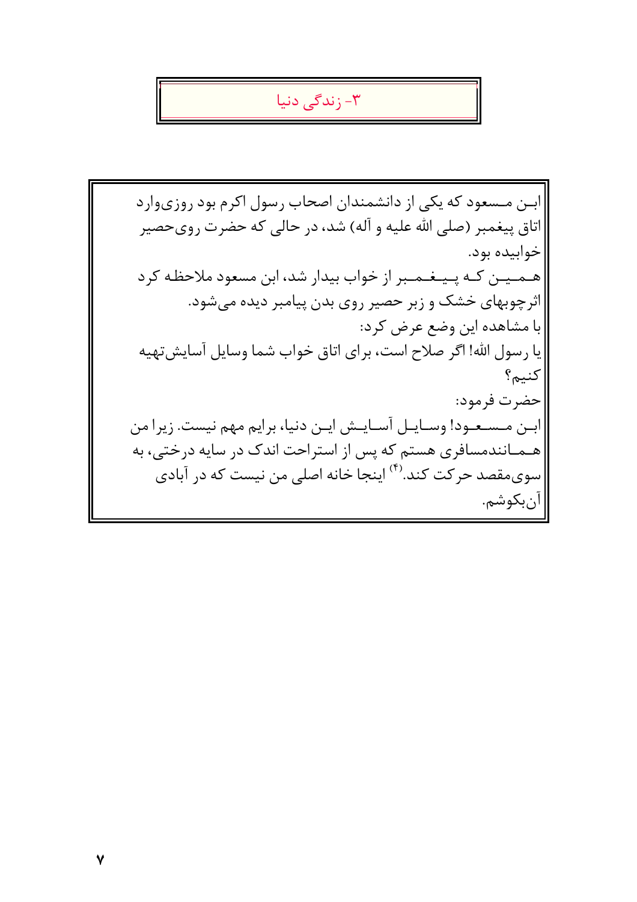## ۳- زندگی دنیا

ابن مسعود که یکی از دانشمندان اصحاب رسول اکرم بود روزی‌وارد اتاق پیغمبر (صلی الله علیه و آله) شد، در حالی که حضرت روی‌حصیر خوابیده بود.

همین که پیغمبر از خواب بیدار شد، ابن مسعود ملاحظه کرد اثرچوبهای خشک و زبر حصیر روی بدن پیامبر دیده می‌شود.

با مشاهده این وضع عرض کرد:

یا رسول الله! اگر صلاح است، برای اتاق خواب شما وسایل آسایش‌تهیه کنیم؟

حضرت فرمود:

ابن مسعود! وسایل آسایش این دنیا، برایم مهم نیست. زیرا من همانندمسافری هستم که پس از استراحت اندک در سایه درختی، به سوی‌مقصد حرکت کند.[۴] اینجا خانه اصلی من نیست که در آبادی آن‌بکوشم.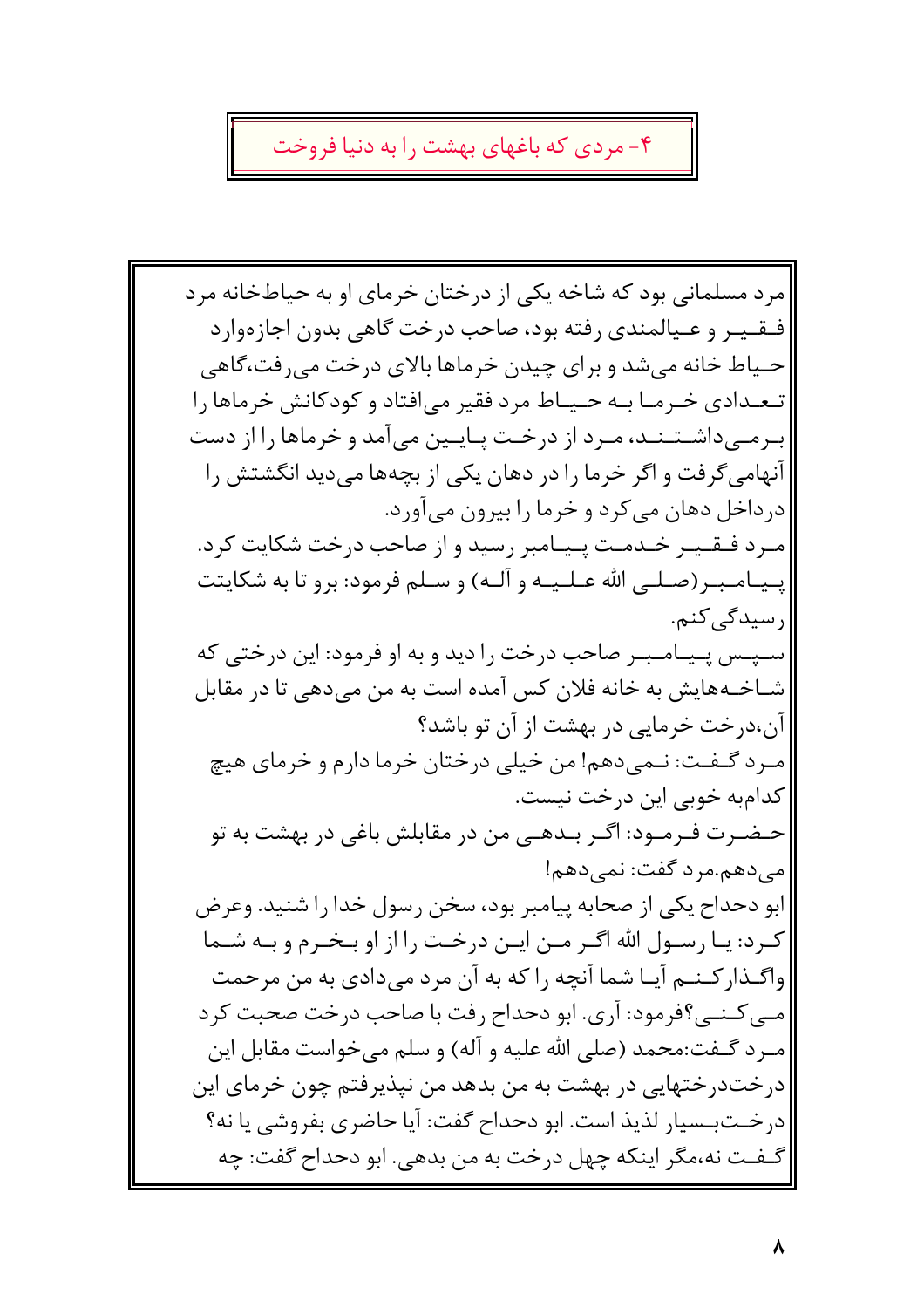## ۴- مردی که باغهای بهشت را به دنیا فروخت

مرد مسلمانی بود که شاخه یکی از درختان خرمای او به حیاط‌خانه مرد فقیر و عیالمندی رفته بود، صاحب درخت گاهی بدون اجازه‌وارد حیاط خانه می‌شد و برای چیدن خرماها بالای درخت می‌رفت،گاهی تعدادی خرما به حیاط مرد فقیر می‌افتاد و کودکانش خرماها را برمی‌داشتند، مرد از درخت پایین می‌آمد و خرماها را از دست آنهامی‌گرفت و اگر خرما را در دهان یکی از بچه‌ها می‌دید انگشتش را درداخل دهان می‌کرد و خرما را بیرون می‌آورد.

مرد فقیر خدمت پیامبر رسید و از صاحب درخت شکایت کرد. پیامبر(صلی الله علیه و آله) و سلم فرمود: برو تا به شکایتت رسیدگی کنم.

سپس پیامبر صاحب درخت را دید و به او فرمود: این درختی که شاخه‌هایش به خانه فلان کس آمده است به من می‌دهی تا در مقابل آن،درخت خرمایی در بهشت از آن تو باشد؟

مرد گفت: نمی‌دهم! من خیلی درختان خرما دارم و خرمای هیچ کدام‌به خوبی این درخت نیست.

حضرت فرمود: اگر بدهی من در مقابلش باغی در بهشت به تو می‌دهم.مرد گفت: نمی‌دهم!

ابو دحداح یکی از صحابه پیامبر بود، سخن رسول خدا را شنید. وعرض کرد: یا رسول الله اگر من این درخت را از او بخرم و به شما واگذارکنم آیا شما آنچه را که به آن مرد می‌دادی به من مرحمت می‌کنی؟فرمود: آری. ابو دحداح رفت با صاحب درخت صحبت کرد مرد گفت:محمد (صلی الله علیه و آله) و سلم می‌خواست مقابل این درخت‌درختهایی در بهشت به من بدهد من نپذیرفتم چون خرمای این درخت‌بسیار لذیذ است. ابو دحداح گفت: آیا حاضری بفروشی یا نه؟ گفت نه،مگر اینکه چهل درخت به من بدهی. ابو دحداح گفت: چه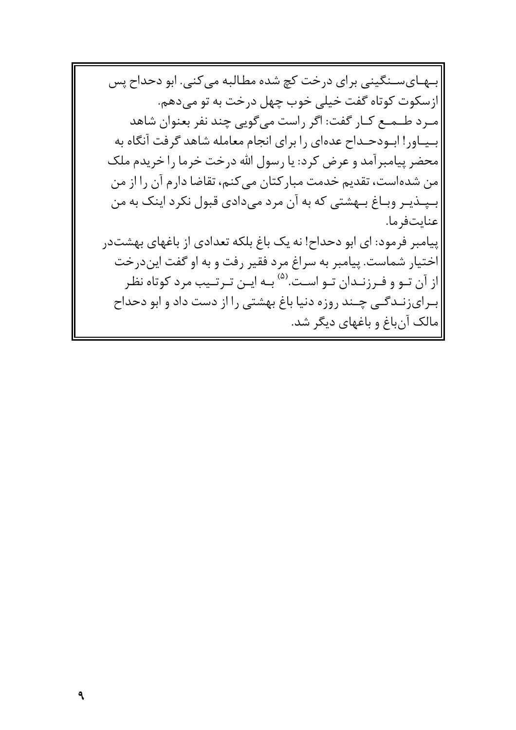بهای سنگینی برای درخت کج شده مطالبه می‌کنی. ابو دحداح پس ازسکوت کوتاه گفت خیلی خوب چهل درخت به تو می‌دهم.

مرد طمع کار گفت: اگر راست می‌گویی چند نفر بعنوان شاهد بیاور! ابودحداح عده‌ای را برای انجام معامله شاهد گرفت آنگاه به محضر پیامبرآمد و عرض کرد: یا رسول الله درخت خرما را خریدم ملک من شده‌است، تقدیم خدمت مبارکتان می‌کنم، تقاضا دارم آن را از من بپذیر وباغ بهشتی که به آن مرد می‌دادی قبول نکرد اینک به من عنایت‌فرما.

پیامبر فرمود: ای ابو دحداح! نه یک باغ بلکه تعدادی از باغهای بهشت‌در اختیار شماست. پیامبر به سراغ مرد فقیر رفت و به او گفت این‌درخت از آن تو و فرزندان تو است.[۵] به این ترتیب مرد کوتاه نظر برای‌زندگی چند روزه دنیا باغ بهشتی را از دست داد و ابو دحداح مالک آن‌باغ و باغهای دیگر شد.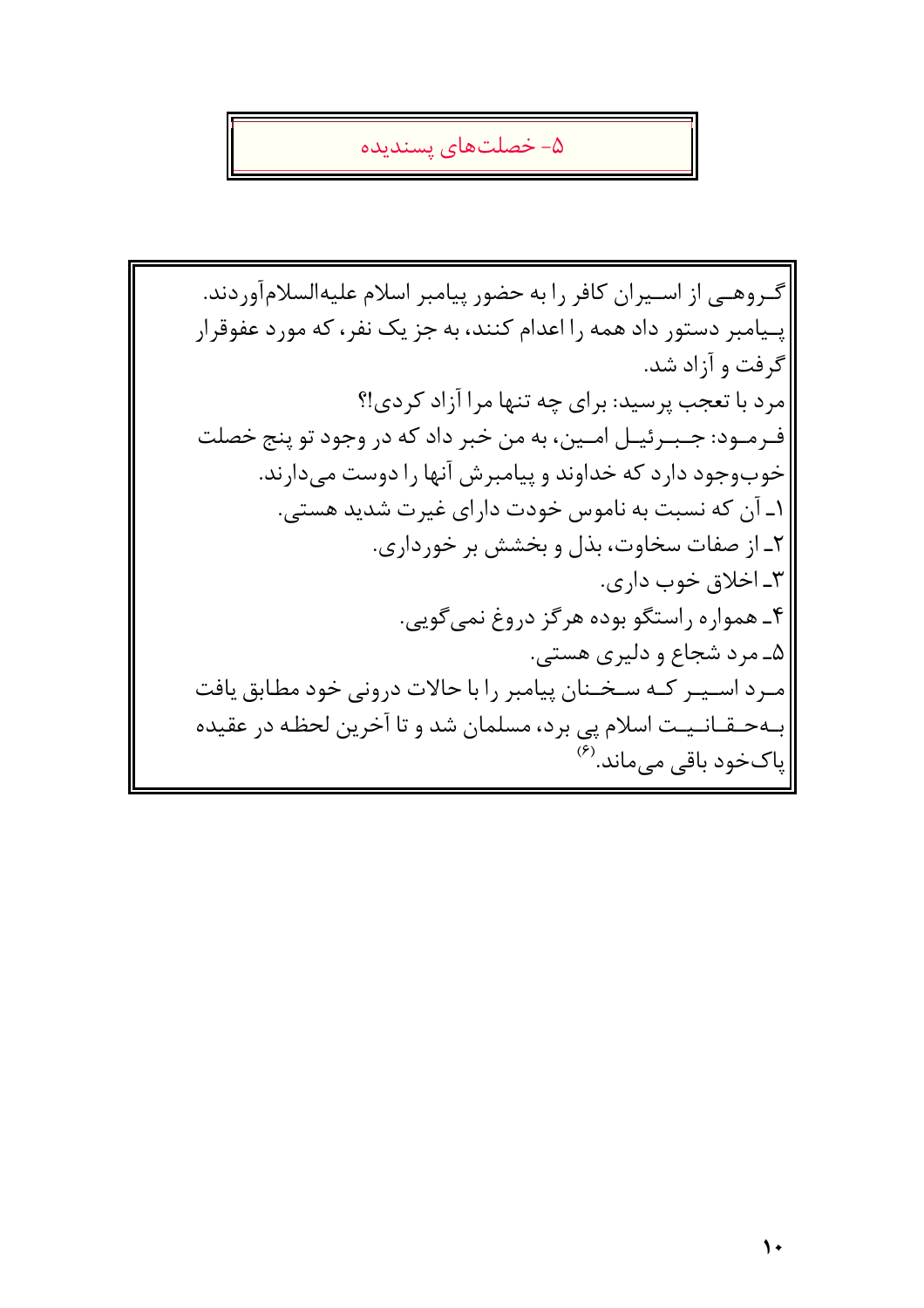## ۵- خصلت‌های پسندیده

گروهی از اسیران کافر را به حضور پیامبر اسلام علیه‌السلام‌آوردند. پیامبر دستور داد همه را اعدام کنند، به جز یک نفر، که مورد عفوقرار گرفت و آزاد شد.

مرد با تعجب پرسید: برای چه تنها مرا آزاد کردی!؟

فرمود: جبرئیل امین، به من خبر داد که در وجود تو پنج خصلت خوب‌وجود دارد که خداوند و پیامبرش آنها را دوست می‌دارند.

۱ـ آن که نسبت به ناموس خودت دارای غیرت شدید هستی.

۲ـ از صفات سخاوت، بذل و بخشش بر خورداری.

۳ـ اخلاق خوب داری.

۴ـ همواره راستگو بوده هرگز دروغ نمی‌گویی.

۵ـ مرد شجاع و دلیری هستی.

مرد اسیر که سخنان پیامبر را با حالات درونی خود مطابق یافت به‌حقانیت اسلام پی برد، مسلمان شد و تا آخرین لحظه در عقیده پاک‌خود باقی می‌ماند.[۶]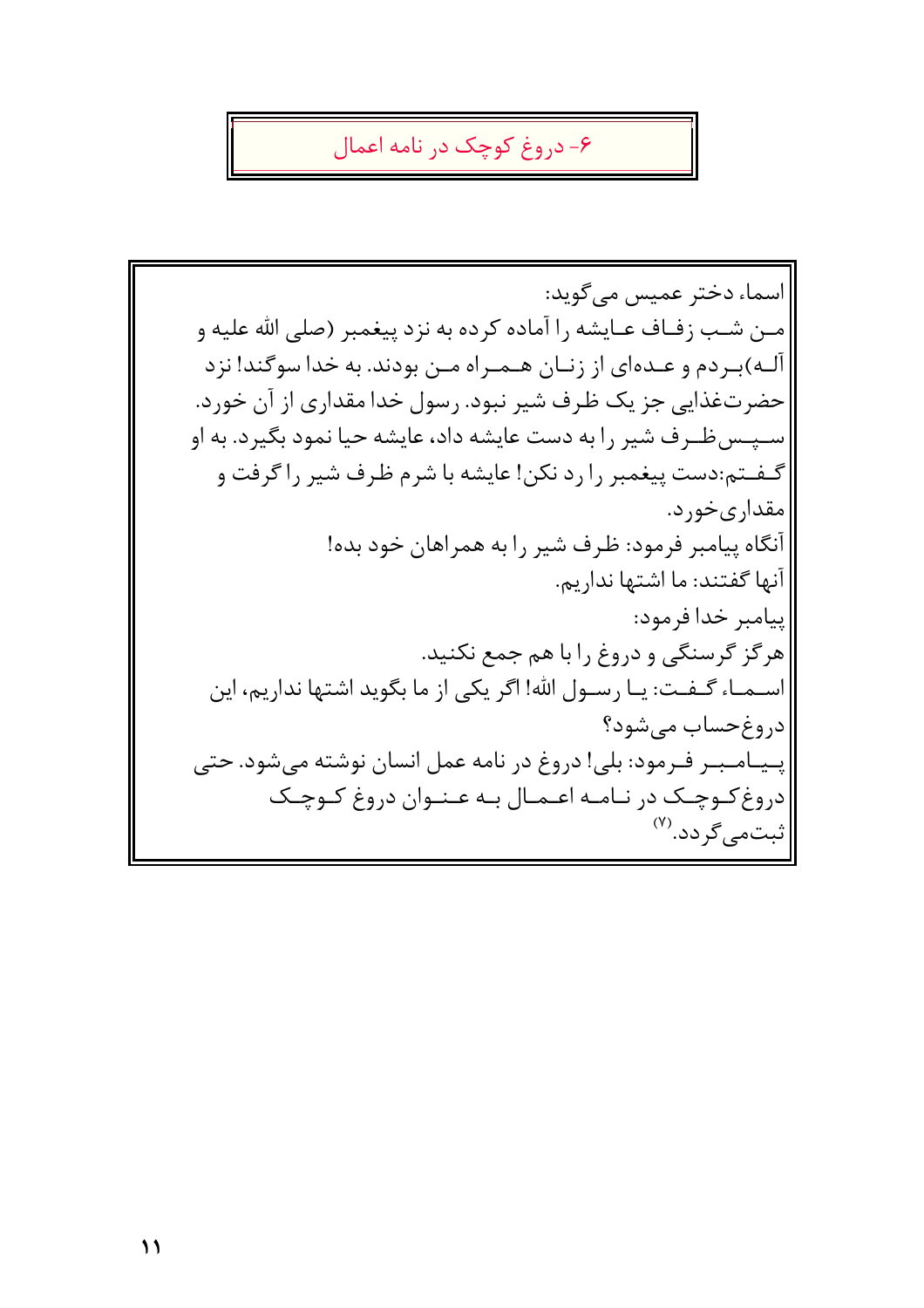## ۶- دروغ کوچک در نامه اعمال

اسماء دختر عمیس می‌گوید:
مـن شـب زفـاف عـایشه را آماده کرده به نزد پیغمبر (صلی الله علیه و آلـه)بـردم و عـده‌ای از زنـان هـمـراه مـن بودند. به خدا سوگند! نزد حضرت‌غذایی جز یک ظرف شیر نبود. رسول خدا مقداری از آن خورد. سـپـس‌ظـرف شیر را به دست عایشه داد، عایشه حیا نمود بگیرد. به او گـفـتـم:دست پیغمبر را رد نکن! عایشه با شرم ظرف شیر را گرفت و مقداری‌خورد.
آنگاه پیامبر فرمود: ظرف شیر را به همراهان خود بده!
آنها گفتند: ما اشتها نداریم.
پیامبر خدا فرمود:
هرگز گرسنگی و دروغ را با هم جمع نکنید.
اسـمـاء گـفـت: یـا رسـول الله! اگر یکی از ما بگوید اشتها نداریم، این دروغ‌حساب می‌شود؟
پـیـامـبـر فـرمود: بلی! دروغ در نامه عمل انسان نوشته می‌شود. حتی دروغ‌کـوچـک در نـامـه اعـمـال بـه عـنـوان دروغ کـوچـک ثبت‌می‌گردد.[۷]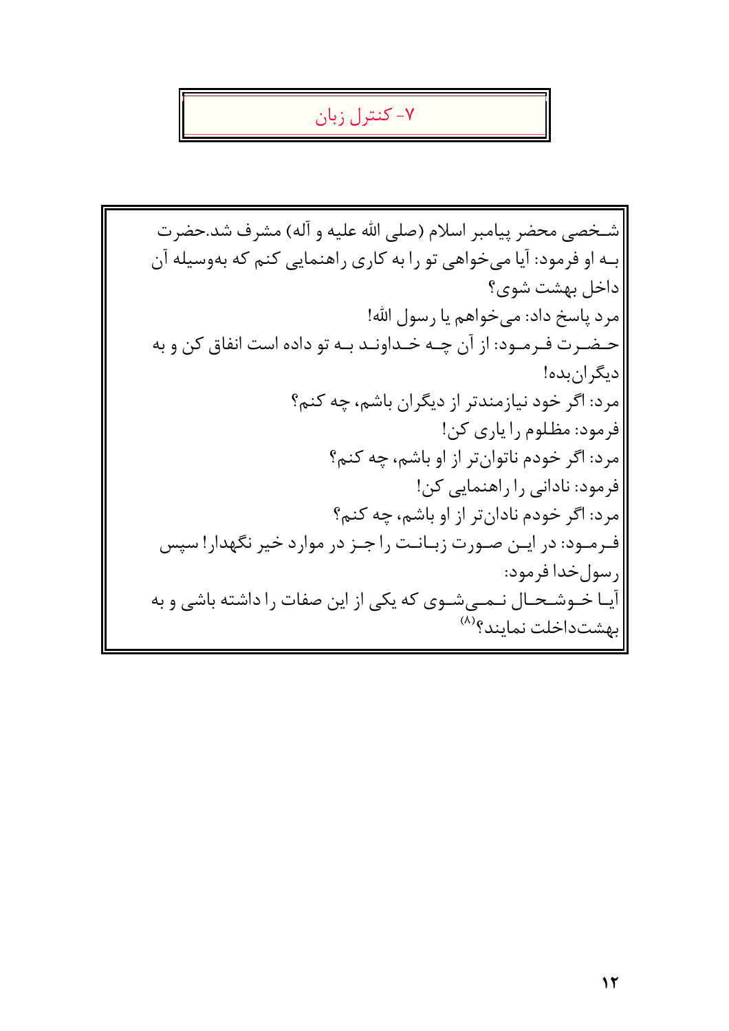## ۷- کنترل زبان

شخصی محضر پیامبر اسلام (صلی الله علیه و آله) مشرف شد.حضرت به او فرمود: آیا می‌خواهی تو را به کاری راهنمایی کنم که به‌وسیله آن داخل بهشت شوی؟

مرد پاسخ داد: می‌خواهم یا رسول الله!

حضرت فرمود: از آن چه خداوند به تو داده است انفاق کن و به دیگران‌بده!

مرد: اگر خود نیازمندتر از دیگران باشم، چه کنم؟

فرمود: مظلوم را یاری کن!

مرد: اگر خودم ناتوان‌تر از او باشم، چه کنم؟

فرمود: نادانی را راهنمایی کن!

مرد: اگر خودم نادان‌تر از او باشم، چه کنم؟

فرمود: در این صورت زبانت را جز در موارد خیر نگهدار! سپس رسول‌خدا فرمود:

آیا خوشحال نمی‌شوی که یکی از این صفات را داشته باشی و به بهشت‌داخلت نمایند؟[۸]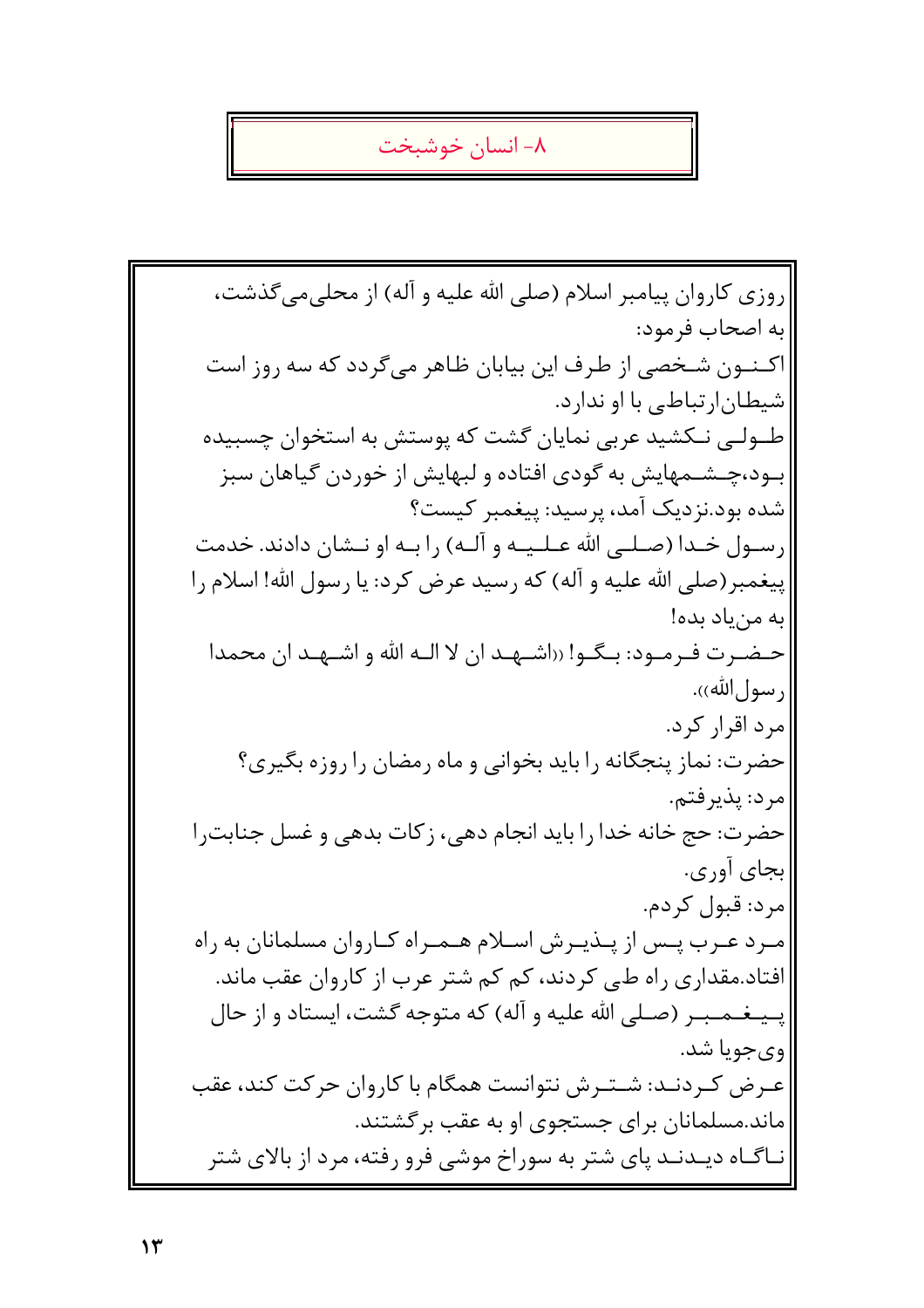## ۸- انسان خوشبخت

روزی کاروان پیامبر اسلام (صلی الله علیه و آله) از محلی می‌گذشت، به اصحاب فرمود:

اکنون شخصی از طرف این بیابان ظاهر می‌گردد که سه روز است شیطان ارتباطی با او ندارد.

طولی نکشید عربی نمایان گشت که پوستش به استخوان چسبیده بود، چشمهایش به گودی افتاده و لبهایش از خوردن گیاهان سبز شده بود. نزدیک آمد، پرسید: پیغمبر کیست؟

رسول خدا (صلی الله علیه و آله) را به او نشان دادند. خدمت پیغمبر (صلی الله علیه و آله) که رسید عرض کرد: یا رسول الله! اسلام را به من یاد بده!

حضرت فرمود: بگو! «اشهد ان لا اله الا الله و اشهد ان محمدا رسول الله».

مرد اقرار کرد.

حضرت: نماز پنجگانه را باید بخوانی و ماه رمضان را روزه بگیری؟

مرد: پذیرفتم.

حضرت: حج خانه خدا را باید انجام دهی، زکات بدهی و غسل جنابت را بجای آوری.

مرد: قبول کردم.

مرد عرب پس از پذیرش اسلام همراه کاروان مسلمانان به راه افتاد. مقداری راه طی کردند، کم کم شتر عرب از کاروان عقب ماند. پیغمبر (صلی الله علیه و آله) که متوجه گشت، ایستاد و از حال وی جویا شد.

عرض کردند: شترش نتوانست همگام با کاروان حرکت کند، عقب ماند. مسلمانان برای جستجوی او به عقب برگشتند.

ناگاه دیدند پای شتر به سوراخ موشی فرو رفته، مرد از بالای شتر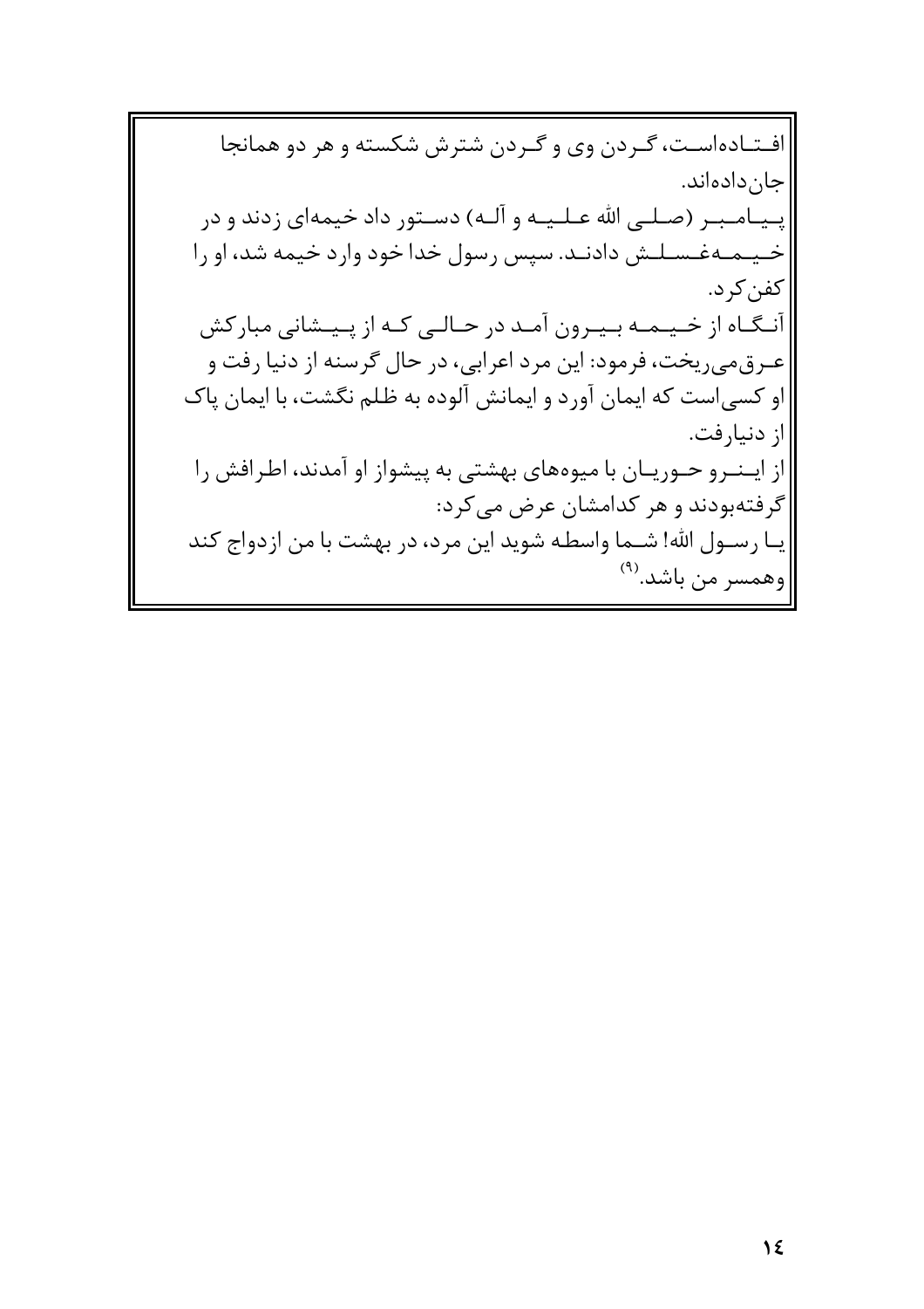افتاده‌است، گردن وی و گردن شترش شکسته و هر دو همانجا جان‌داده‌اند.

پیامبر (صلی الله علیه و آله) دستور داد خیمه‌ای زدند و در خیمه‌غسلش دادند. سپس رسول خدا خود وارد خیمه شد، او را کفن‌کرد.

آنگاه از خیمه بیرون آمد در حالی که از پیشانی مبارکش عرق‌می‌ریخت، فرمود: این مرد اعرابی، در حال گرسنه از دنیا رفت و او کسی‌است که ایمان آورد و ایمانش آلوده به ظلم نگشت، با ایمان پاک از دنیارفت.

از اینرو حوریان با میوه‌های بهشتی به پیشواز او آمدند، اطرافش را گرفته‌بودند و هر کدامشان عرض می‌کرد:

یا رسول الله! شما واسطه شوید این مرد، در بهشت با من ازدواج کند وهمسر من باشد.(۹)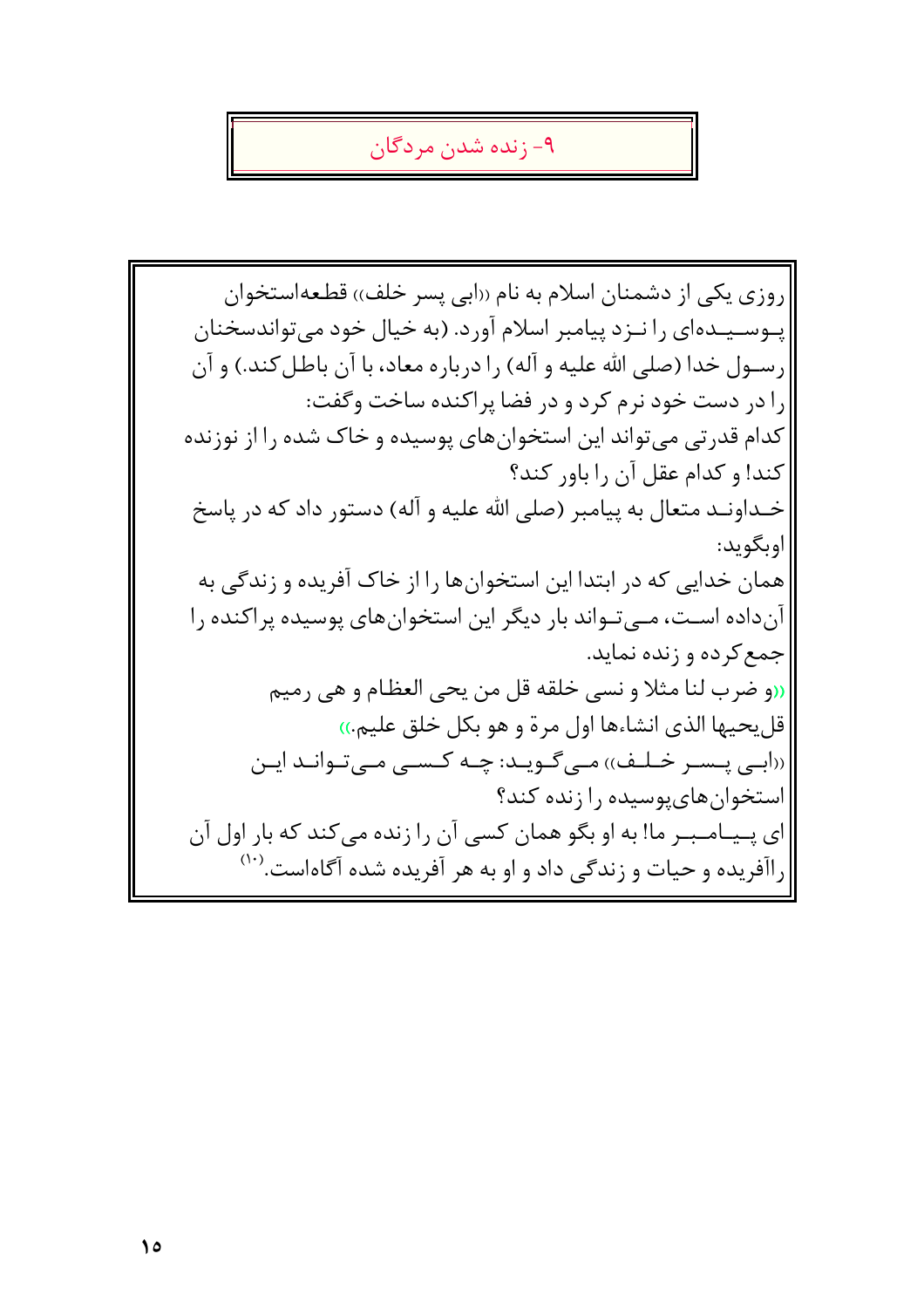## ۹- زنده شدن مردگان

روزی یکی از دشمنان اسلام به نام «ابی پسر خلف» قطعه‌استخوان پوسیده‌ای را نزد پیامبر اسلام آورد. (به خیال خود می‌تواندسخنان رسول خدا (صلی الله علیه و آله) را درباره معاد، با آن باطل‌کند.) و آن را در دست خود نرم کرد و در فضا پراکنده ساخت وگفت:
کدام قدرتی می‌تواند این استخوان‌های پوسیده و خاک شده را از نوزنده کند! و کدام عقل آن را باور کند؟
خداوند متعال به پیامبر (صلی الله علیه و آله) دستور داد که در پاسخ اوبگوید:
همان خدایی که در ابتدا این استخوان‌ها را از خاک آفریده و زندگی به آن‌داده است، می‌تواند بار دیگر این استخوان‌های پوسیده پراکنده را جمع‌کرده و زنده نماید.
«و ضرب لنا مثلا و نسی خلقه قل من یحی العظام و هی رمیم قل‌یحیها الذی انشاءها اول مرة و هو بکل خلق علیم.»
«ابی پسر خلف» می‌گوید: چه کسی می‌تواند این استخوان‌های‌پوسیده را زنده کند؟
ای پیامبر ما! به او بگو همان کسی آن را زنده می‌کند که بار اول آن راآفریده و حیات و زندگی داد و او به هر آفریده شده آگاه‌است.[۱۰]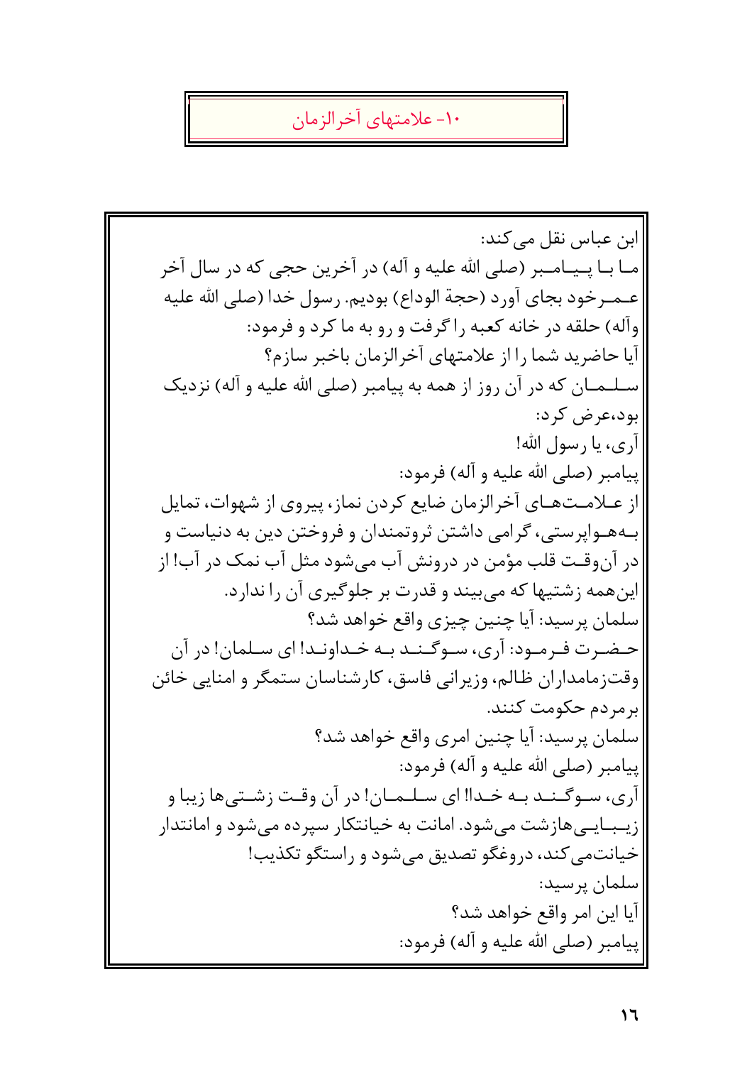## ۱۰- علامتهای آخرالزمان

ابن عباس نقل می‌کند:

ما با پیامبر (صلی الله علیه و آله) در آخرین حجی که در سال آخر عمرخود بجای آورد (حجة الوداع) بودیم. رسول خدا (صلی الله علیه وآله) حلقه در خانه کعبه را گرفت و رو به ما کرد و فرمود:

آیا حاضرید شما را از علامتهای آخرالزمان باخبر سازم؟

سلمان که در آن روز از همه به پیامبر (صلی الله علیه و آله) نزدیک بود،عرض کرد:

آری، یا رسول الله!

پیامبر (صلی الله علیه و آله) فرمود:

از علامت‌های آخرالزمان ضایع کردن نماز، پیروی از شهوات، تمایل به‌هواپرستی، گرامی داشتن ثروتمندان و فروختن دین به دنیاست و در آن‌وقت قلب مؤمن در درونش آب می‌شود مثل آب نمک در آب! از این‌همه زشتیها که می‌بیند و قدرت بر جلوگیری آن را ندارد.

سلمان پرسید: آیا چنین چیزی واقع خواهد شد؟

حضرت فرمود: آری، سوگند به خداوند! ای سلمان! در آن وقت‌زمامداران ظالم، وزیرانی فاسق، کارشناسان ستمگر و امنایی خائن برمردم حکومت کنند.

سلمان پرسید: آیا چنین امری واقع خواهد شد؟

پیامبر (صلی الله علیه و آله) فرمود:

آری، سوگند به خدا! ای سلمان! در آن وقت زشتی‌ها زیبا و زیبایی‌هازشت می‌شود. امانت به خیانتکار سپرده می‌شود و امانتدار خیانت‌می‌کند، دروغگو تصدیق می‌شود و راستگو تکذیب!

سلمان پرسید:

آیا این امر واقع خواهد شد؟

پیامبر (صلی الله علیه و آله) فرمود: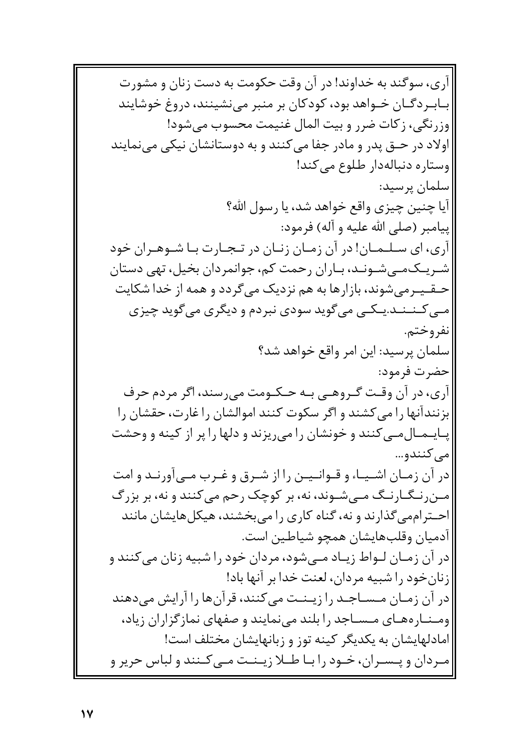آری، سوگند به خداوند! در آن وقت حکومت به دست زنان و مشورت بابردگان خواهد بود، کودکان بر منبر می‌نشینند، دروغ خوشایند وزرنگی، زکات ضرر و بیت المال غنیمت محسوب می‌شود!

اولاد در حق پدر و مادر جفا می‌کنند و به دوستانشان نیکی می‌نمایند وستاره دنباله‌دار طلوع می‌کند!

سلمان پرسید:

آیا چنین چیزی واقع خواهد شد، یا رسول الله؟

پیامبر (صلی الله علیه و آله) فرمود:

آری، ای سلمان! در آن زمان زنان در تجارت با شوهران خود شریک‌می‌شوند، باران رحمت کم، جوانمردان بخیل، تهی دستان حقیرمی‌شوند، بازارها به هم نزدیک می‌گردد و همه از خدا شکایت می‌کنند.یکی می‌گوید سودی نبردم و دیگری می‌گوید چیزی نفروختم.

سلمان پرسید: این امر واقع خواهد شد؟

حضرت فرمود:

آری، در آن وقت گروهی به حکومت می‌رسند، اگر مردم حرف بزنندآنها را می‌کشند و اگر سکوت کنند اموالشان را غارت، حقشان را پایمال‌می‌کنند و خونشان را می‌ریزند و دلها را پر از کینه و وحشت می‌کنندو...

در آن زمان اشیاء و قوانین را از شرق و غرب می‌آورند و امت من‌رنگارنگ می‌شوند، نه، بر کوچک رحم می‌کنند و نه، بر بزرگ احترام‌می‌گذارند و نه، گناه کاری را می‌بخشند، هیکل‌هایشان مانند آدمیان وقلب‌هایشان همچو شیاطین است.

در آن زمان لواط زیاد می‌شود، مردان خود را شبیه زنان می‌کنند و زنان‌خود را شبیه مردان، لعنت خدا بر آنها باد!

در آن زمان مساجد را زینت می‌کنند، قرآن‌ها را آرایش می‌دهند ومناره‌های مساجد را بلند می‌نمایند و صفهای نمازگزاران زیاد، امادلهایشان به یکدیگر کینه توز و زبانهایشان مختلف است!

مردان و پسران، خود را با طلا زینت می‌کنند و لباس حریر و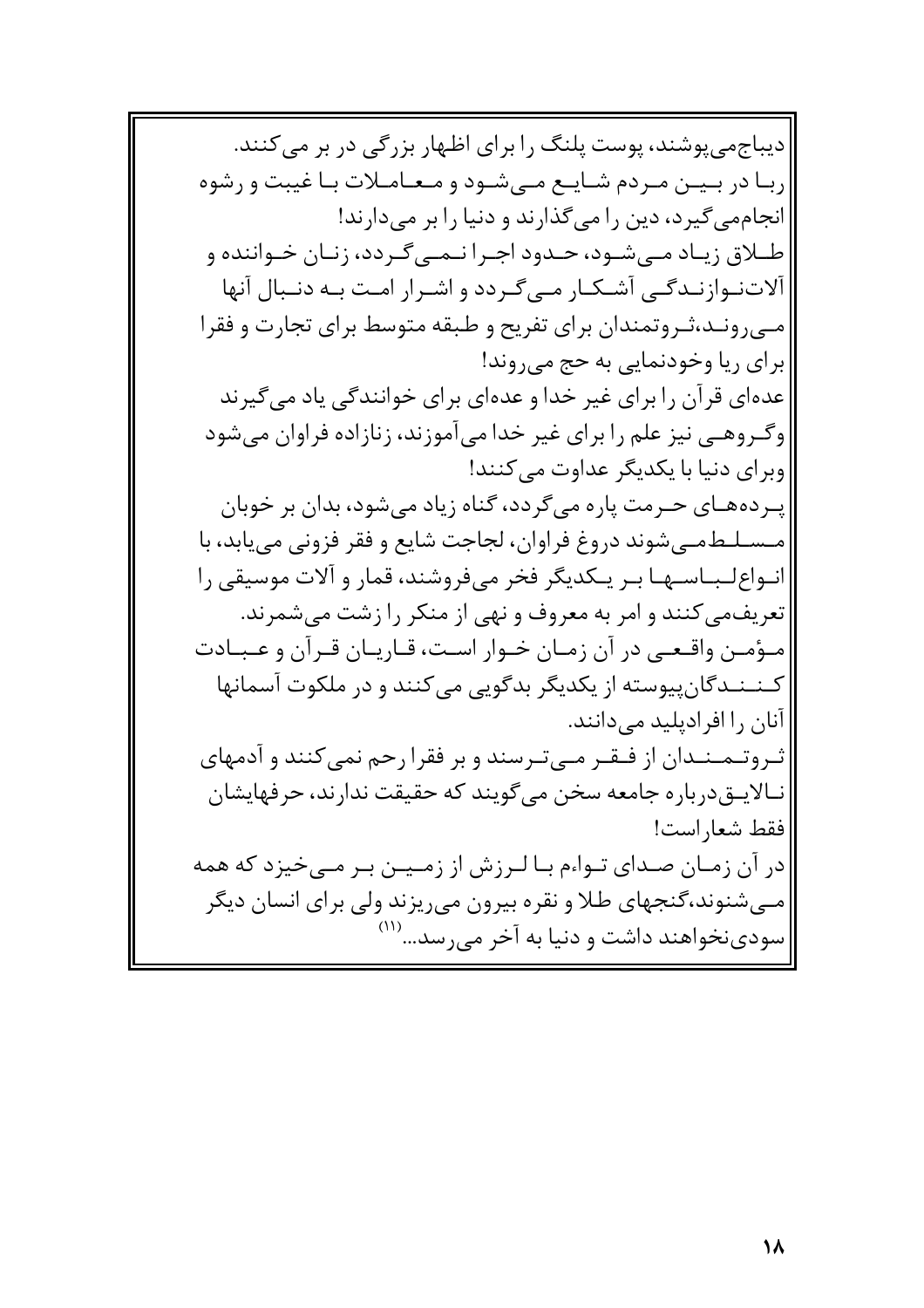دیباج‌می‌پوشند، پوست پلنگ را برای اظهار بزرگی در بر می‌کنند. ربـا در بـیـن مـردم شـایـع مـی‌شـود و مـعـامـلات بـا غیبت و رشوه انجام‌می‌گیرد، دین را می‌گذارند و دنیا را بر می‌دارند!

طـلاق زیـاد مـی‌شـود، حـدود اجـرا نـمـی‌گـردد، زنـان خـواننده و آلات‌نـوازنـدگـی آشـکـار مـی‌گـردد و اشـرار امـت بـه دنـبـال آنها مـی‌رونـد،ثـروتمندان برای تفریح و طبقه متوسط برای تجارت و فقرا برای ریا وخودنمایی به حج می‌روند!

عده‌ای قرآن را برای غیر خدا و عده‌ای برای خوانندگی یاد می‌گیرند وگـروهـی نیز علم را برای غیر خدا می‌آموزند، زنازاده فراوان می‌شود وبرای دنیا با یکدیگر عداوت می‌کنند!

پـرده‌هـای حـرمت پاره می‌گردد، گناه زیاد می‌شود، بدان بر خوبان مـسـلـطمـی‌شوند دروغ فراوان، لجاجت شایع و فقر فزونی می‌یابد، با انـواع‌لـبـاسـهـا بـر یـکدیگر فخر می‌فروشند، قمار و آلات موسیقی را تعریف‌می‌کنند و امر به معروف و نهی از منکر را زشت می‌شمرند.

مـؤمـن واقـعـی در آن زمـان خـوار اسـت، قـاریـان قـرآن و عـبـادت کـنـنـدگان‌پیوسته از یکدیگر بدگویی می‌کنند و در ملکوت آسمانها آنان را افرادپلید می‌دانند.

ثـروتـمـنـدان از فـقـر مـی‌تـرسند و بر فقرا رحم نمی‌کنند و آدمهای نـالایـق‌درباره جامعه سخن می‌گویند که حقیقت ندارند، حرفهایشان فقط شعاراست!

در آن زمـان صـدای تـواءم بـا لـرزش از زمـیـن بـر مـی‌خیزد که همه مـی‌شنوند،گنجهای طلا و نقره بیرون می‌ریزند ولی برای انسان دیگر سودی‌نخواهند داشت و دنیا به آخر می‌رسد...[11]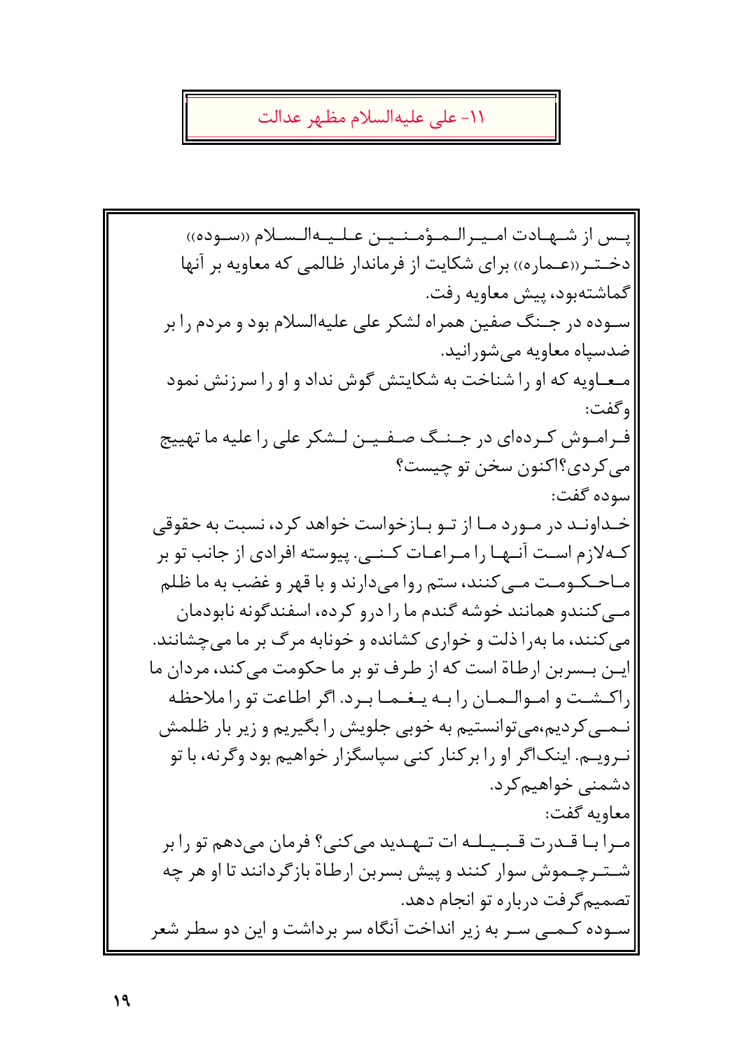## ۱۱- علی علیه‌السلام مظهر عدالت

پس از شهادت امیرالمؤمنین علیه‌السلام «سوده» دختر «عماره» برای شکایت از فرماندار ظالمی که معاویه بر آنها گماشته‌بود، پیش معاویه رفت.

سوده در جنگ صفین همراه لشکر علی علیه‌السلام بود و مردم را بر ضدسپاه معاویه می‌شورانید.

معاویه که او را شناخت به شکایتش گوش نداد و او را سرزنش نمود وگفت:

فراموش کرده‌ای در جنگ صفین لشکر علی را علیه ما تهییج می‌کردی؟اکنون سخن تو چیست؟

سوده گفت:

خداوند در مورد ما از تو بازخواست خواهد کرد، نسبت به حقوقی که‌لازم است آنها را مراعات کنی. پیوسته افرادی از جانب تو بر ما حکومت می‌کنند، ستم روا می‌دارند و با قهر و غضب به ما ظلم می‌کنندو همانند خوشه گندم ما را درو کرده، اسفندگونه نابودمان می‌کنند، ما به‌را ذلت و خواری کشانده و خونابه مرگ بر ما می‌چشانند. این بسربن ارطاة است که از طرف تو بر ما حکومت می‌کند، مردان ما راکشت و اموالمان را به یغما برد. اگر اطاعت تو را ملاحظه نمی‌کردیم،می‌توانستیم به خوبی جلویش را بگیریم و زیر بار ظلمش نرویم. اینک‌اگر او را برکنار کنی سپاسگزار خواهیم بود وگرنه، با تو دشمنی خواهیم‌کرد.

معاویه گفت:

مرا با قدرت قبیله ات تهدید می‌کنی؟ فرمان می‌دهم تو را بر شترچموش سوار کنند و پیش بسربن ارطاة بازگردانند تا او هر چه تصمیم‌گرفت درباره تو انجام دهد.

سوده کمی سر به زیر انداخت آنگاه سر برداشت و این دو سطر شعر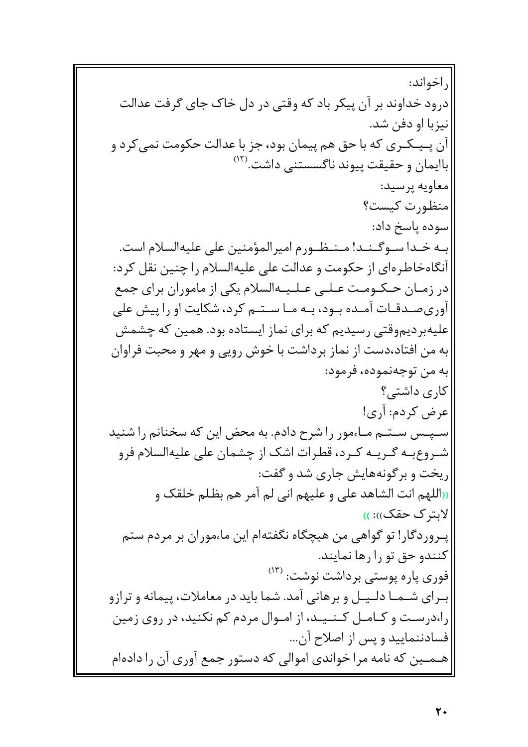راخواند:

درود خداوند بر آن پیکر باد که وقتی در دل خاک جای گرفت عدالت نیزبا او دفن شد.

آن پیـکـری که با حق هم پیمان بود، جز با عدالت حکومت نمی‌کرد و باایمان و حقیقت پیوند ناگسستنی داشت.[۱۲]

معاویه پرسید:

منظورت کیست؟

سوده پاسخ داد:

بـه خـدا سـوگـنـد! مـنـظـورم امیرالمؤمنین علی علیه‌السلام است.

آنگاه‌خاطره‌ای از حکومت و عدالت علی علیه‌السلام را چنین نقل کرد:

در زمـان حـکـومـت عـلـی عـلـیـه‌السلام یکی از ماموران برای جمع آوری‌صـدقـات آمـده بـود، بـه مـا سـتـم کرد، شکایت او را پیش علی علیه‌بردیم‌وقتی رسیدیم که برای نماز ایستاده بود. همین که چشمش به من افتاد،دست از نماز برداشت با خوش رویی و مهر و محبت فراوان به من توجه‌نموده، فرمود:

کاری داشتی؟

عرض کردم: آری!

سـپـس سـتـم مـاءمور را شرح دادم. به محض این که سخنانم را شنید شـروع‌بـه گـریـه کـرد، قطرات اشک از چشمان علی علیه‌السلام فرو ریخت و برگونه‌هایش جاری شد و گفت:

((اللهم انت الشاهد علی و علیهم انی لم آمر هم بظلم خلقک و لابترک حقک)): ))

پـروردگار! تو گواهی من هیچگاه نگفته‌ام این ماءموران بر مردم ستم کنندو حق تو را رها نمایند.

فوری پاره پوستی برداشت نوشت: [۱۳]

بـرای شـمـا دلـیـل و برهانی آمد. شما باید در معاملات، پیمانه و ترازو را،درسـت و کـامـل کـنـیـد، از امـوال مردم کم نکنید، در روی زمین فسادننمایید و پس از اصلاح آن...

هـمـین که نامه مرا خواندی اموالی که دستور جمع آوری آن را داده‌ام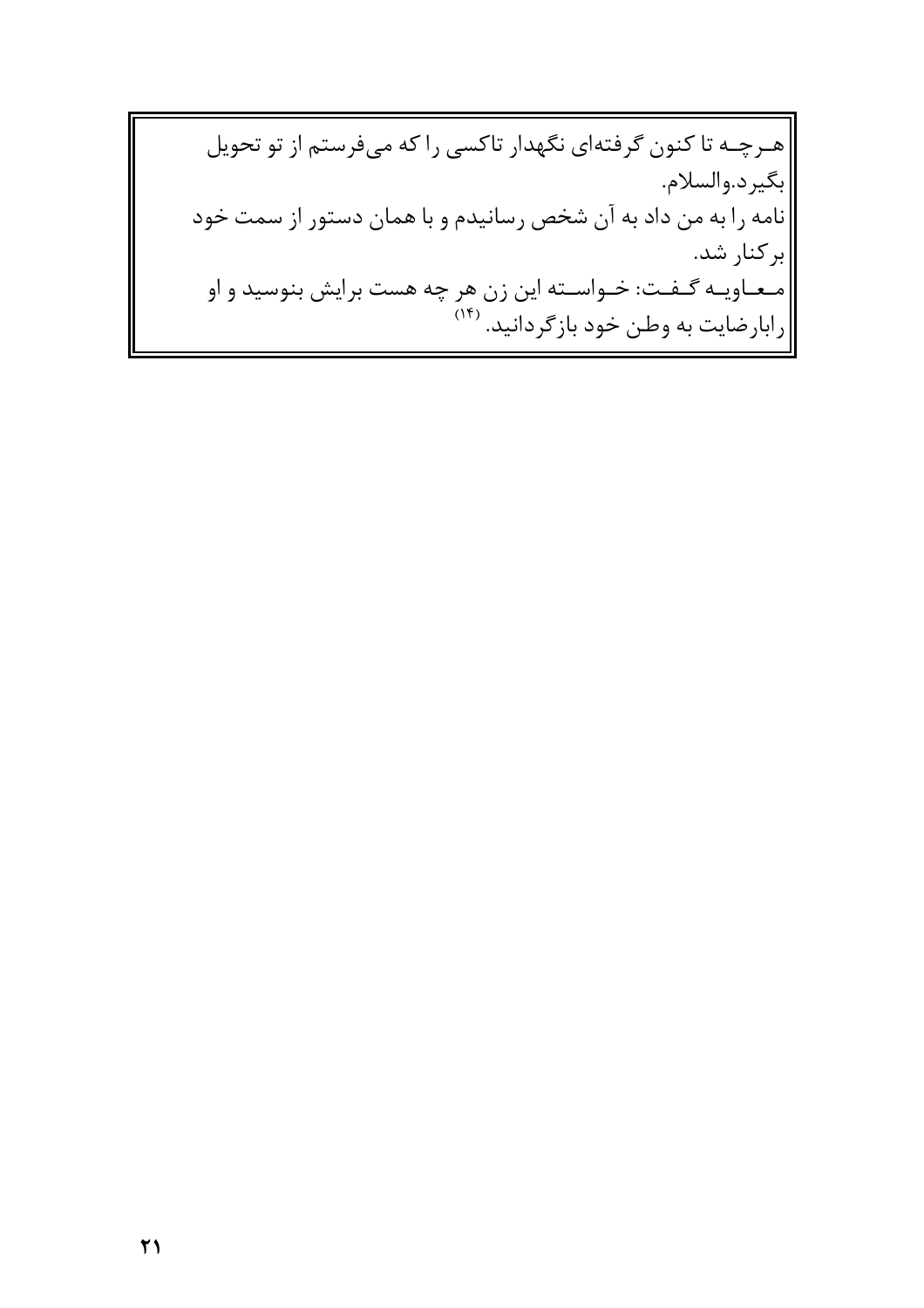هرچه تا کنون گرفته‌ای نگهدار تاکسی را که می‌فرستم از تو تحویل بگیرد.والسلام.

نامه را به من داد به آن شخص رسانیدم و با همان دستور از سمت خود برکنار شد.

معاویه گفت: خواسته این زن هر چه هست برایش بنوسید و او رابارضایت به وطن خود بازگردانید. (۱۴)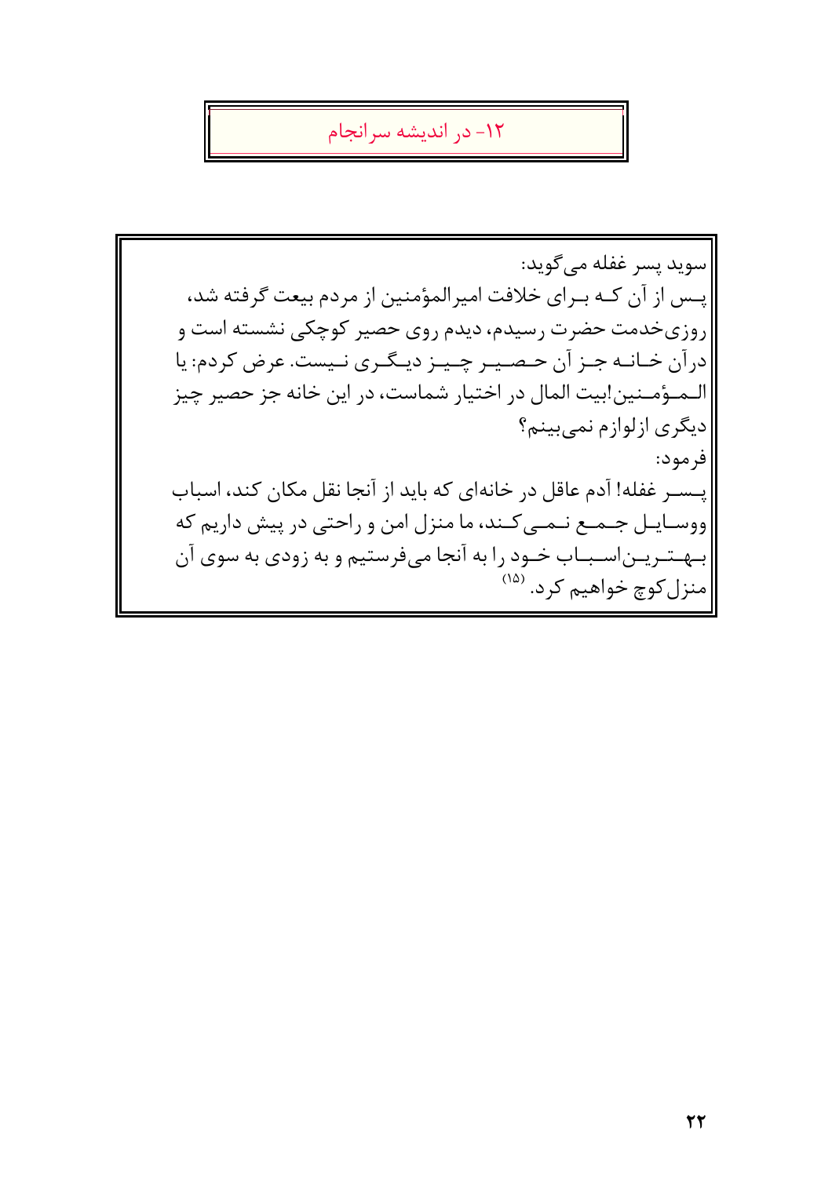## ۱۲- در اندیشه سرانجام

سوید پسر غفله می‌گوید:

پس از آن که برای خلافت امیرالمؤمنین از مردم بیعت گرفته شد، روزی‌خدمت حضرت رسیدم، دیدم روی حصیر کوچکی نشسته است و درآن خانه جز آن حصیر چیز دیگری نیست. عرض کردم: یا المؤمنین!بیت المال در اختیار شماست، در این خانه جز حصیر چیز دیگری ازلوازم نمی‌بینم؟

فرمود:

پسر غفله! آدم عاقل در خانه‌ای که باید از آنجا نقل مکان کند، اسباب ووسایل جمع نمی‌کند، ما منزل امن و راحتی در پیش داریم که بهترین‌اسباب خود را به آنجا می‌فرستیم و به زودی به سوی آن منزل‌کوچ خواهیم کرد. [۱۵]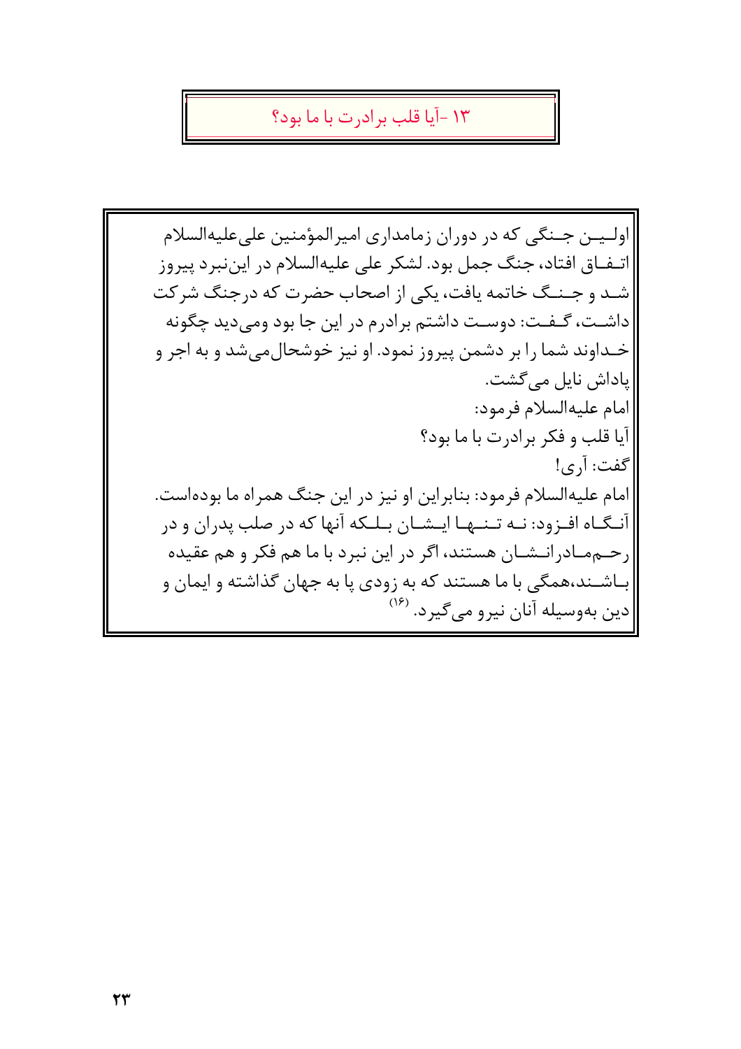## ۱۳ -آیا قلب برادرت با ما بود؟

اولین جنگی که در دوران زمامداری امیرالمؤمنین علی‌علیه‌السلام اتفاق افتاد، جنگ جمل بود. لشکر علی علیه‌السلام در این‌نبرد پیروز شد و جنگ خاتمه یافت، یکی از اصحاب حضرت که درجنگ شرکت داشت، گفت: دوست داشتم برادرم در این جا بود ومی‌دید چگونه خداوند شما را بر دشمن پیروز نمود. او نیز خوشحال‌می‌شد و به اجر و پاداش نایل می‌گشت.

امام علیه‌السلام فرمود:

آیا قلب و فکر برادرت با ما بود؟

گفت: آری!

امام علیه‌السلام فرمود: بنابراین او نیز در این جنگ همراه ما بوده‌است. آنگاه افزود: نه تنها ایشان بلکه آنها که در صلب پدران و در رحم‌مادرانشان هستند، اگر در این نبرد با ما هم فکر و هم عقیده باشند،همگی با ما هستند که به زودی پا به جهان گذاشته و ایمان و دین به‌وسیله آنان نیرو می‌گیرد. [۱۶]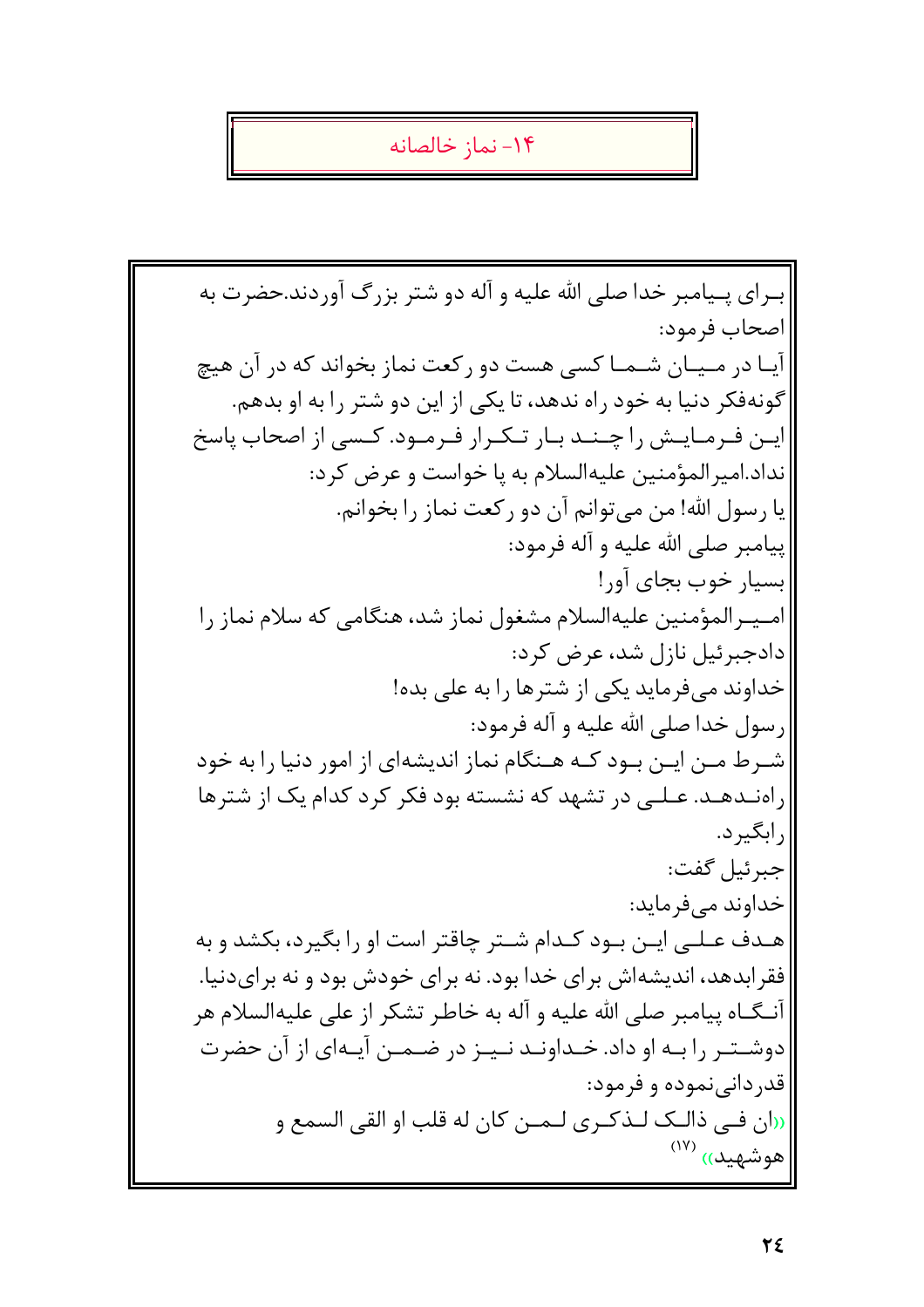## ۱۴- نماز خالصانه

بـرای پـیامبر خدا صلی الله علیه و آله دو شتر بزرگ آوردند.حضرت به اصحاب فرمود:

آیـا در مـیـان شـمـا کسی هست دو رکعت نماز بخواند که در آن هیچ گونه‌فکر دنیا به خود راه ندهد، تا یکی از این دو شتر را به او بدهم.

ایـن فـرمـایـش را چـنـد بـار تـکـرار فـرمـود. کـسی از اصحاب پاسخ نداد.امیرالمؤمنین علیه‌السلام به پا خواست و عرض کرد:

یا رسول الله! من می‌توانم آن دو رکعت نماز را بخوانم.

پیامبر صلی الله علیه و آله فرمود:

بسیار خوب بجای آور!

امـیـرالمؤمنین علیه‌السلام مشغول نماز شد، هنگامی که سلام نماز را دادجبرئیل نازل شد، عرض کرد:

خداوند می‌فرماید یکی از شترها را به علی بده!

رسول خدا صلی الله علیه و آله فرمود:

شـرط مـن ایـن بـود کـه هـنگام نماز اندیشه‌ای از امور دنیا را به خود راه‌نـدهـد. عـلـی در تشهد که نشسته بود فکر کرد کدام یک از شترها رابگیرد.

جبرئیل گفت:

خداوند می‌فرماید:

هـدف عـلـی ایـن بـود کـدام شـتر چاقتر است او را بگیرد، بکشد و به فقرابدهد، اندیشه‌اش برای خدا بود. نه برای خودش بود و نه برای‌دنیا.

آنـگـاه پیامبر صلی الله علیه و آله به خاطر تشکر از علی علیه‌السلام هر دوشـتـر را بـه او داد. خـداونـد نـیـز در ضـمـن آیـه‌ای از آن حضرت قدردانی‌نموده و فرمود:

((ان فـی ذالـک لـذکـری لـمـن کان له قلب او القی السمع و هوشهید)) (۱۷)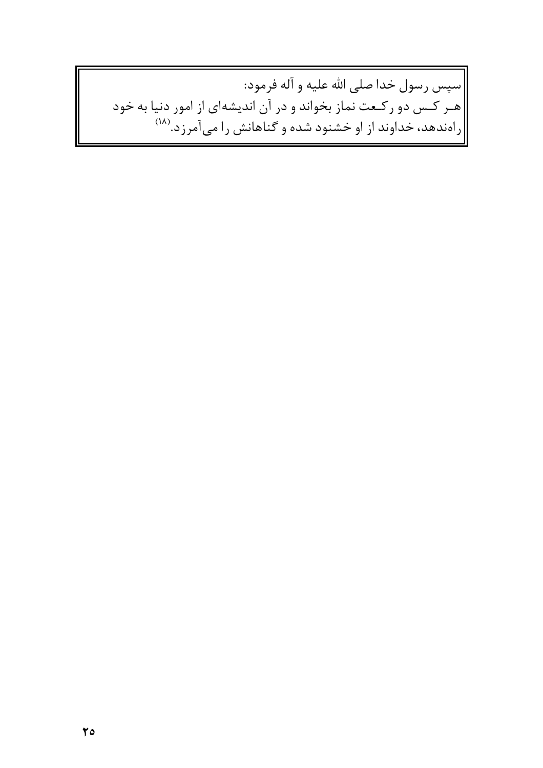سپس رسول خدا صلی الله علیه و آله فرمود:
هر کس دو رکعت نماز بخواند و در آن اندیشه‌ای از امور دنیا به خود راه‌ندهد، خداوند از او خشنود شده و گناهانش را می‌آمرزد.[۱۸]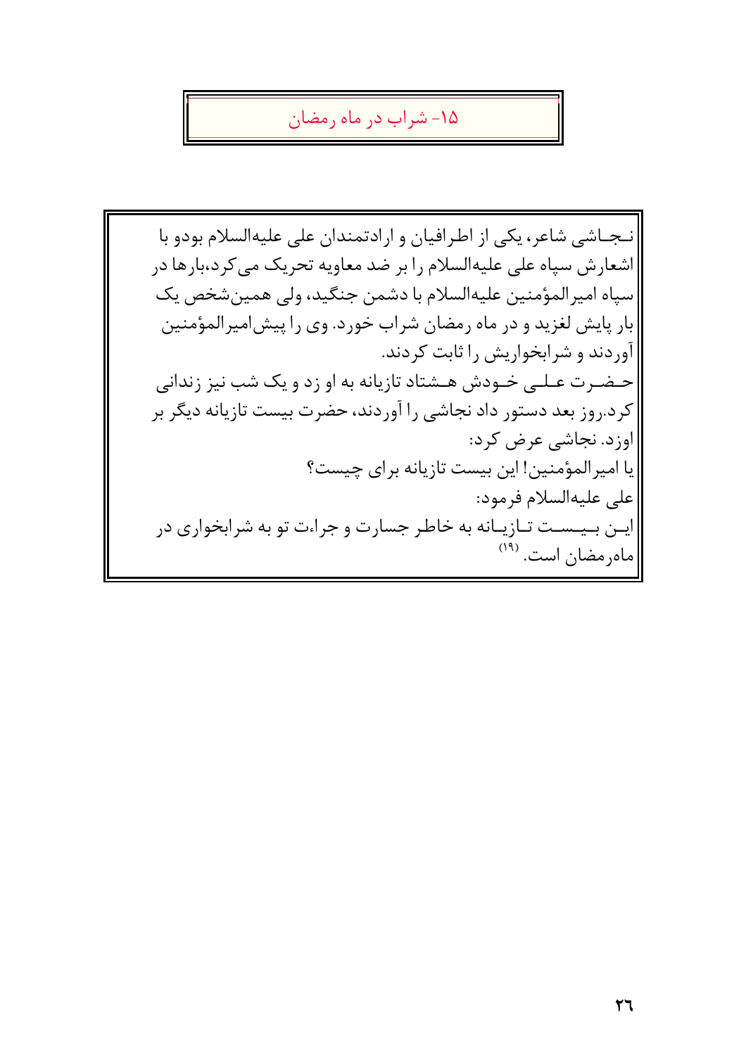## ۱۵- شراب در ماه رمضان

نجاشی شاعر، یکی از اطرافیان و ارادتمندان علی علیه‌السلام بودو با اشعارش سپاه علی علیه‌السلام را بر ضد معاویه تحریک می‌کرد،بارها در سپاه امیرالمؤمنین علیه‌السلام با دشمن جنگید، ولی همین‌شخص یک بار پایش لغزید و در ماه رمضان شراب خورد. وی را پیش‌امیرالمؤمنین آوردند و شرابخواریش را ثابت کردند.

حضرت علی خودش هشتاد تازیانه به او زد و یک شب نیز زندانی کرد.روز بعد دستور داد نجاشی را آوردند، حضرت بیست تازیانه دیگر بر اوزد. نجاشی عرض کرد:

یا امیرالمؤمنین! این بیست تازیانه برای چیست؟

علی علیه‌السلام فرمود:

این بیست تازیانه به خاطر جسارت و جراءت تو به شرابخواری در ماه‌رمضان است. [۱۹]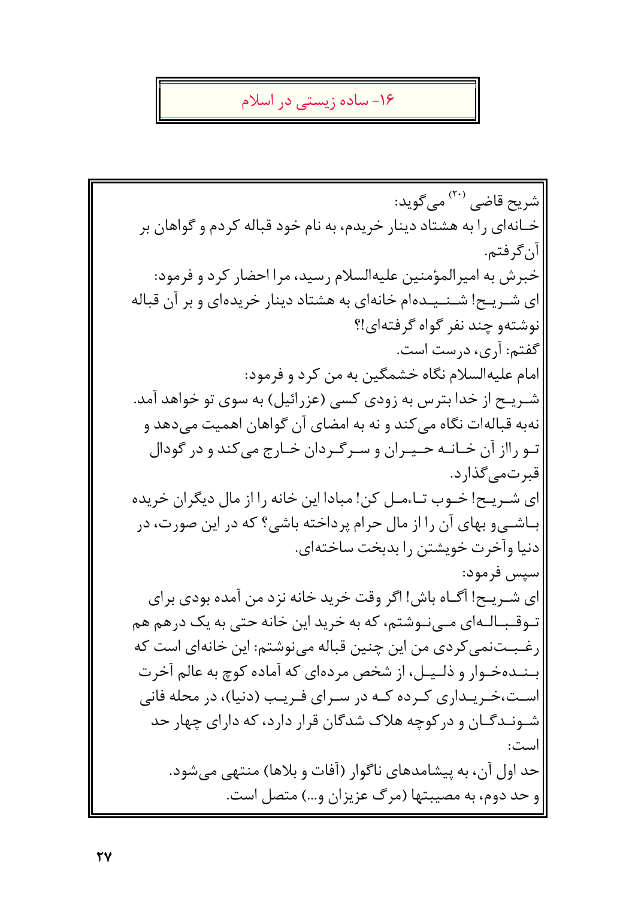## ۱۶- ساده زیستی در اسلام

شریح قاضی [۲۰] می‌گوید:

خـانه‌ای را به هشتاد دینار خریدم، به نام خود قباله کردم و گواهان بر آن گرفتم.

خبرش به امیرالمؤمنین علیه‌السلام رسید، مرا احضار کرد و فرمود:

ای شـریـح! شـنـیـده‌ام خانه‌ای به هشتاد دینار خریده‌ای و بر آن قباله نوشته‌و چند نفر گواه گرفته‌ای!؟

گفتم: آری، درست است.

امام علیه‌السلام نگاه خشمگین به من کرد و فرمود:

شـریـح از خدا بترس به زودی کسی (عزرائیل) به سوی تو خواهد آمد. نه‌به قباله‌ات نگاه می‌کند و نه به امضای آن گواهان اهمیت می‌دهد و تـو رااز آن خـانـه حـیـران و سـرگـردان خـارج می‌کند و در گودال قبرت‌می‌گذارد.

ای شـریـح! خـوب تـاءمـل کن! مبادا این خانه را از مال دیگران خریده بـاشـی‌و بهای آن را از مال حرام پرداخته باشی؟ که در این صورت، در دنیا وآخرت خویشتن را بدبخت ساخته‌ای.

سپس فرمود:

ای شـریـح! آگـاه باش! اگر وقت خرید خانه نزد من آمده بودی برای تـوقـبـالـه‌ای مـی‌نـوشتم، که به خرید این خانه حتی به یک درهم هم رغـبـت‌نمی‌کردی من این چنین قباله می‌نوشتم: این خانه‌ای است که بـنـده‌خـوار و ذلـیـل، از شخص مرده‌ای که آماده کوچ به عالم آخرت اسـت،خـریـداری کـرده کـه در سـرای فـریـب (دنیا)، در محله فانی شـونـدگـان و درکوچه هلاک شدگان قرار دارد، که دارای چهار حد است:

حد اول آن، به پیشامدهای ناگوار (آفات و بلاها) منتهی می‌شود.

و حد دوم، به مصیبتها (مرگ عزیزان و...) متصل است.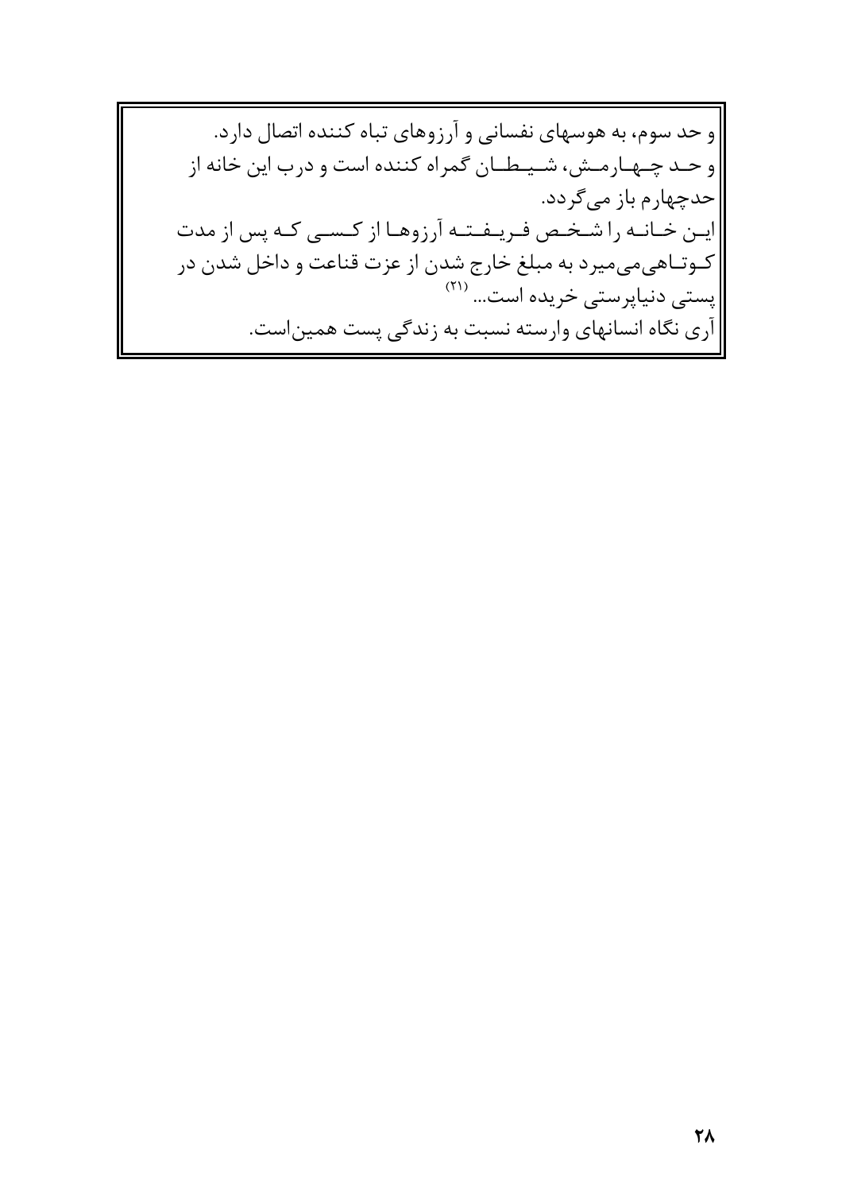و حد سوم، به هوسهای نفسانی و آرزوهای تباه کننده اتصال دارد.

و حد چهارمش، شیطان گمراه کننده است و درب این خانه از حدچهارم باز می‌گردد.

این خانه را شخص فریفته آرزوها از کسی که پس از مدت کوتاهی‌می‌میرد به مبلغ خارج شدن از عزت قناعت و داخل شدن در پستی دنیاپرستی خریده است... [۲۱]

آری نگاه انسانهای وارسته نسبت به زندگی پست همین‌است.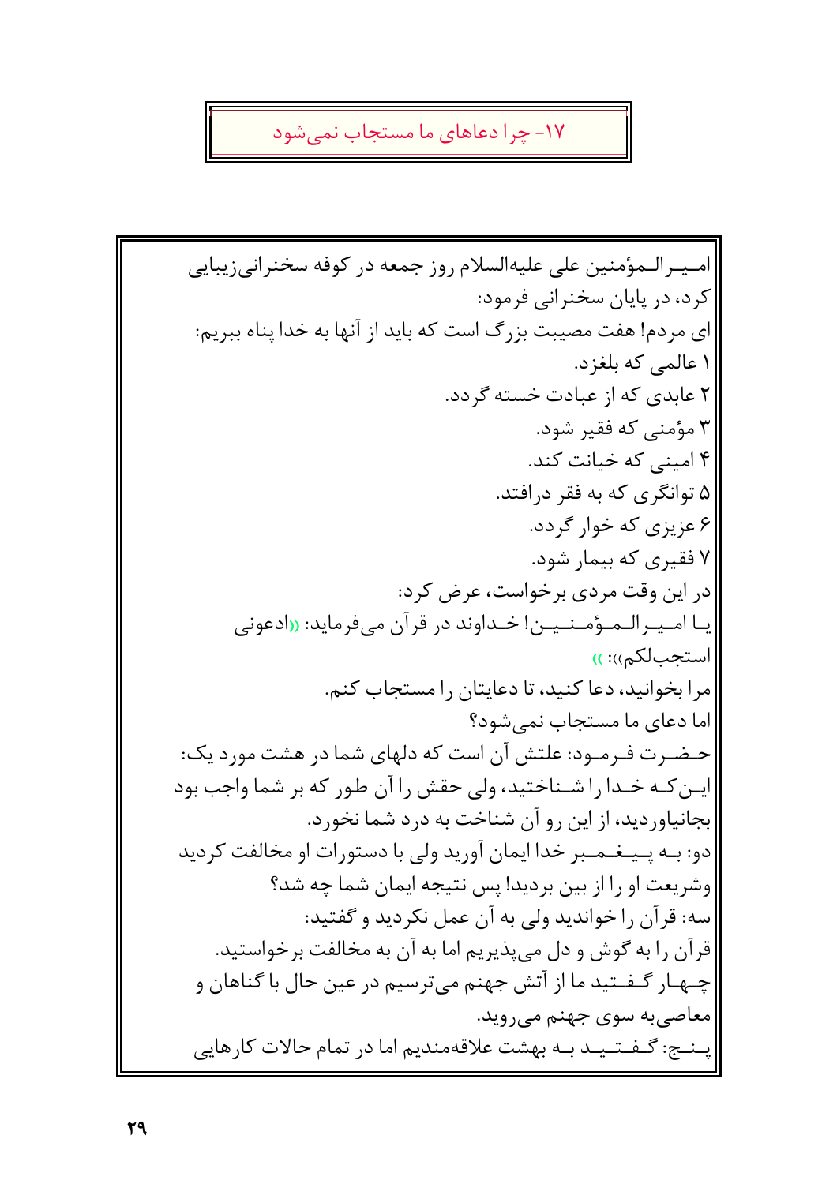## ۱۷- چرا دعاهای ما مستجاب نمی‌شود

امیرالمؤمنین علی علیه‌السلام روز جمعه در کوفه سخنرانی‌زیبایی کرد، در پایان سخنرانی فرمود:

ای مردم! هفت مصیبت بزرگ است که باید از آنها به خدا پناه ببریم:

۱ عالمی که بلغزد.

۲ عابدی که از عبادت خسته گردد.

۳ مؤمنی که فقیر شود.

۴ امینی که خیانت کند.

۵ توانگری که به فقر درافتد.

۶ عزیزی که خوار گردد.

۷ فقیری که بیمار شود.

در این وقت مردی برخواست، عرض کرد:

یا امیرالمؤمنین! خداوند در قرآن می‌فرماید: «ادعونی استجب‌لکم»: «

مرا بخوانید، دعا کنید، تا دعایتان را مستجاب کنم.

اما دعای ما مستجاب نمی‌شود؟

حضرت فرمود: علتش آن است که دلهای شما در هشت مورد یک: این‌که خدا را شناختید، ولی حقش را آن طور که بر شما واجب بود بجانیاوردید، از این رو آن شناخت به درد شما نخورد.

دو: به پیغمبر خدا ایمان آورید ولی با دستورات او مخالفت کردید وشریعت او را از بین بردید! پس نتیجه ایمان شما چه شد؟

سه: قرآن را خواندید ولی به آن عمل نکردید و گفتید:

قرآن را به گوش و دل می‌پذیریم اما به آن به مخالفت برخواستید.

چهار گفتید ما از آتش جهنم می‌ترسیم در عین حال با گناهان و معاصی‌به سوی جهنم می‌روید.

پنج: گفتید به بهشت علاقه‌مندیم اما در تمام حالات کارهایی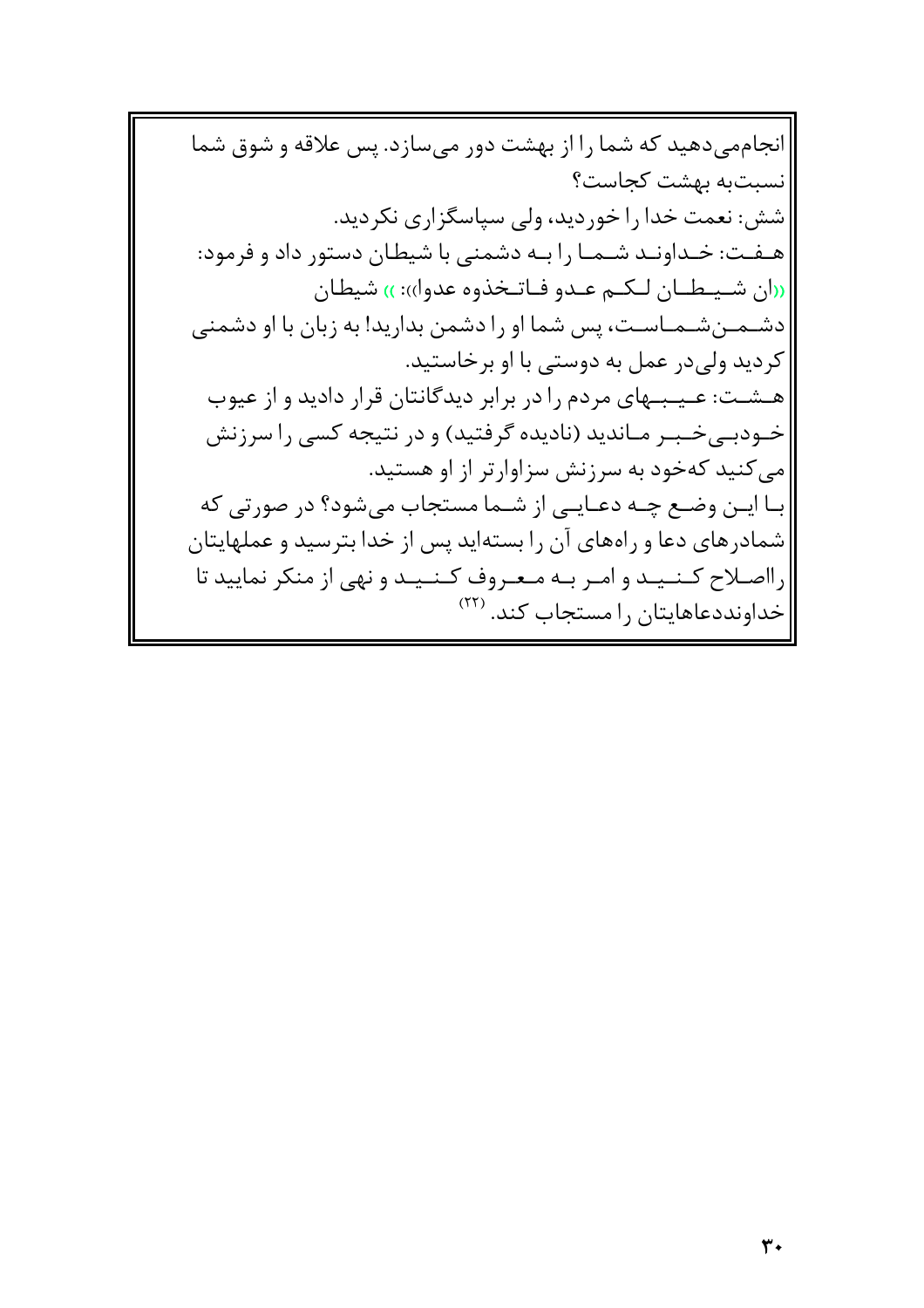انجام‌می‌دهید که شما را از بهشت دور می‌سازد. پس علاقه و شوق شما نسبت‌به بهشت کجاست؟

شش: نعمت خدا را خوردید، ولی سپاسگزاری نکردید.

هفت: خداوند شما را به دشمنی با شیطان دستور داد و فرمود: ((ان شیطان لکم عدو فاتخذوه عدوا)): )) شیطان دشمن‌شماست، پس شما او را دشمن بدارید! به زبان با او دشمنی کردید ولی‌در عمل به دوستی با او برخاستید.

هشت: عیبهای مردم را در برابر دیدگانتان قرار دادید و از عیوب خودبی‌خبر ماندید (نادیده گرفتید) و در نتیجه کسی را سرزنش می‌کنید که‌خود به سرزنش سزاوارتر از او هستید.

با این وضع چه دعایی از شما مستجاب می‌شود؟ در صورتی که شمادرهای دعا و راه‌های آن را بسته‌اید پس از خدا بترسید و عملهایتان رااصلاح کنید و امر به معروف کنید و نهی از منکر نمایید تا خداونددعاهایتان را مستجاب کند. [۲۲]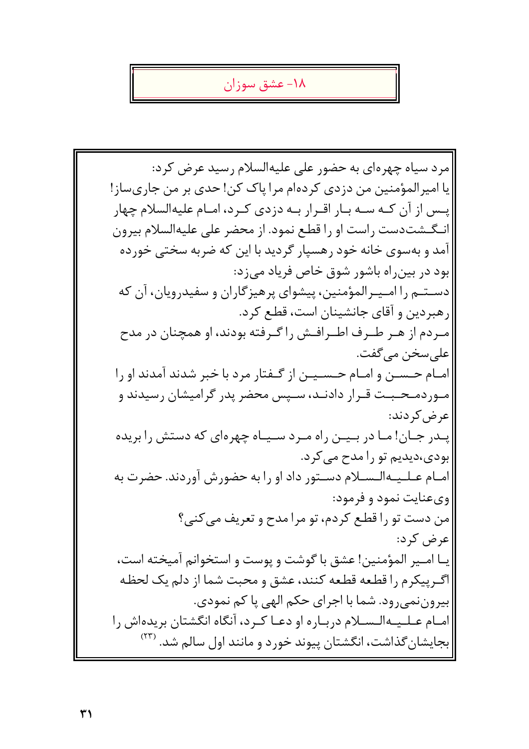## ۱۸- عشق سوزان

مرد سیاه چهره‌ای به حضور علی علیه‌السلام رسید عرض کرد:
یا امیرالمؤمنین من دزدی کرده‌ام مرا پاک کن! حدی بر من جاری‌ساز!
پس از آن که سه بار اقرار به دزدی کرد، امام علیه‌السلام چهار انگشت‌دست راست او را قطع نمود. از محضر علی علیه‌السلام بیرون آمد و به‌سوی خانه خود رهسپار گردید با این که ضربه سختی خورده بود در بین‌راه باشور شوق خاص فریاد می‌زد:
دستم را امیرالمؤمنین، پیشوای پرهیزگاران و سفیدرویان، آن که رهبردین و آقای جانشینان است، قطع کرد.
مردم از هر طرف اطرافش را گرفته بودند، او همچنان در مدح علی‌سخن می‌گفت.
امام حسن و امام حسین از گفتار مرد با خبر شدند آمدند او را موردمحبت قرار دادند، سپس محضر پدر گرامیشان رسیدند و عرض‌کردند:
پدر جان! ما در بین راه مرد سیاه چهره‌ای که دستش را بریده بودی،دیدیم تو را مدح می‌کرد.
امام علیه‌السلام دستور داد او را به حضورش آوردند. حضرت به وی‌عنایت نمود و فرمود:
من دست تو را قطع کردم، تو مرا مدح و تعریف می‌کنی؟
عرض کرد:
یا امیر المؤمنین! عشق با گوشت و پوست و استخوانم آمیخته است، اگرپیکرم را قطعه قطعه کنند، عشق و محبت شما از دلم یک لحظه بیرون‌نمی‌رود. شما با اجرای حکم الهی پا کم نمودی.
امام علیه‌السلام درباره او دعا کرد، آنگاه انگشتان بریده‌اش را بجایشان‌گذاشت، انگشتان پیوند خورد و مانند اول سالم شد. [۲۳]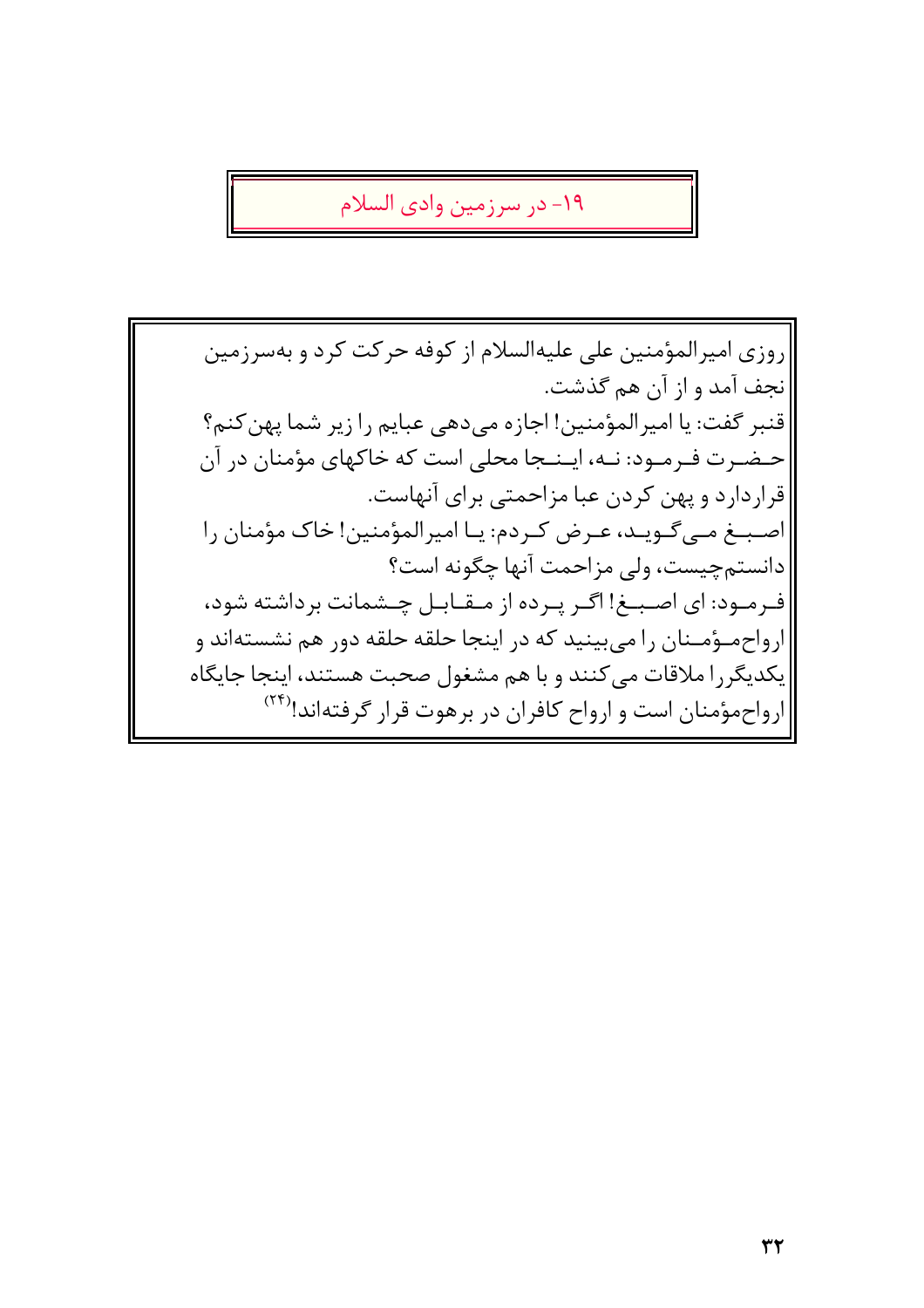## ۱۹- در سرزمین وادی السلام

روزی امیرالمؤمنین علی علیه‌السلام از کوفه حرکت کرد و به‌سرزمین نجف آمد و از آن هم گذشت.

قنبر گفت: یا امیرالمؤمنین! اجازه می‌دهی عبایم را زیر شما پهن کنم؟

حضرت فرمود: نه، اینجا محلی است که خاکهای مؤمنان در آن قراردارد و پهن کردن عبا مزاحمتی برای آنهاست.

اصبغ می‌گوید، عرض کردم: یا امیرالمؤمنین! خاک مؤمنان را دانستم‌چیست، ولی مزاحمت آنها چگونه است؟

فرمود: ای اصبغ! اگر پرده از مقابل چشمانت برداشته شود، ارواح‌مؤمنان را می‌بینید که در اینجا حلقه حلقه دور هم نشسته‌اند و یکدیگررا ملاقات می‌کنند و با هم مشغول صحبت هستند، اینجا جایگاه ارواح‌مؤمنان است و ارواح کافران در برهوت قرار گرفته‌اند![۲۴]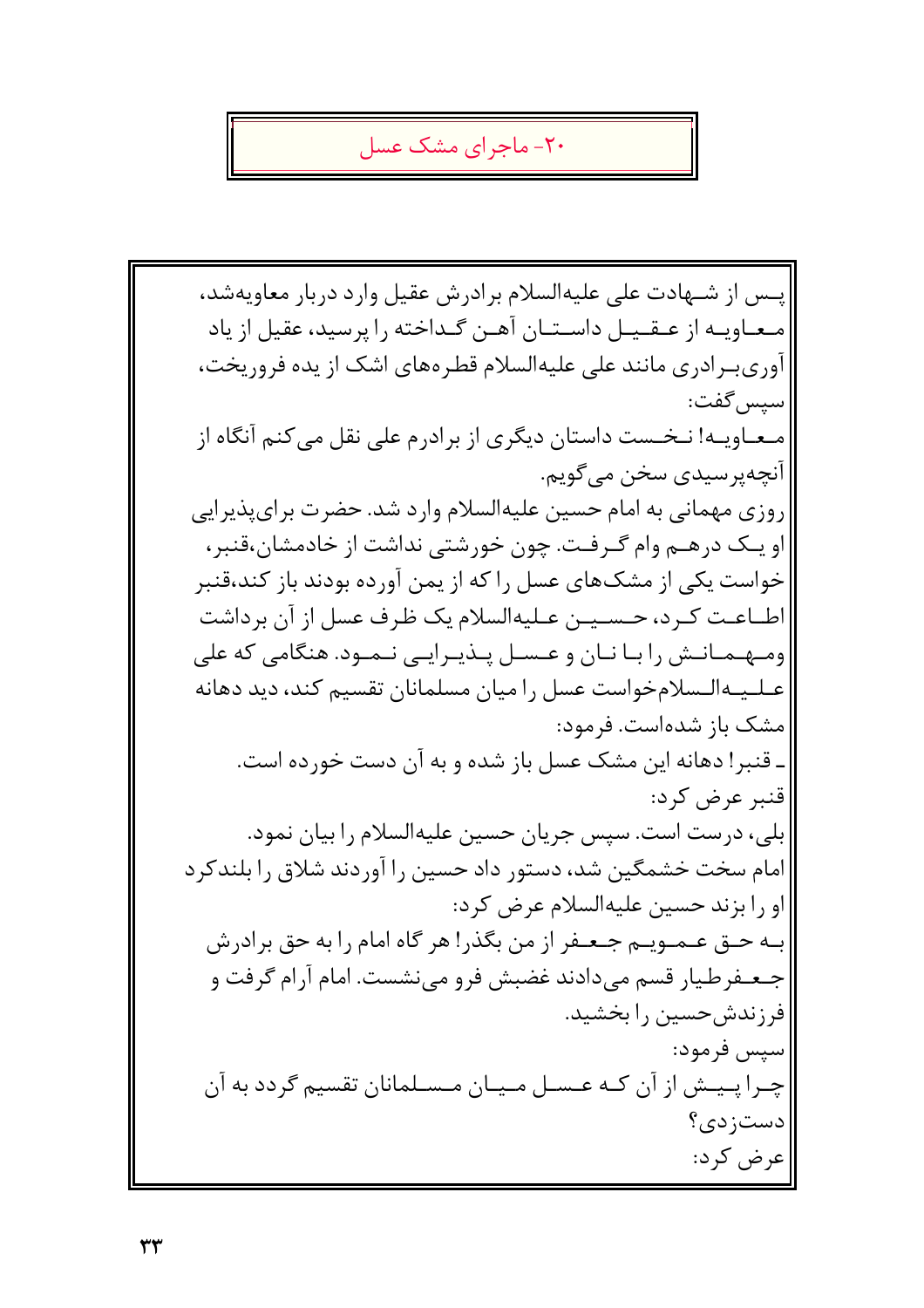## ۲۰- ماجرای مشک عسل

پس از شهادت علی علیه‌السلام برادرش عقیل وارد دربار معاویه‌شد، معاویه از عقیل داستان آهن گداخته را پرسید، عقیل از یاد آوری‌برادری مانند علی علیه‌السلام قطره‌های اشک از یده فروریخت، سپس گفت:

معاویه! نخست داستان دیگری از برادرم علی نقل می‌کنم آنگاه از آنچه‌پرسیدی سخن می‌گویم.

روزی مهمانی به امام حسین علیه‌السلام وارد شد. حضرت برای‌پذیرایی او یک درهم وام گرفت. چون خورشتی نداشت از خادمشان،قنبر، خواست یکی از مشک‌های عسل را که از یمن آورده بودند باز کند،قنبر اطاعت کرد، حسین علیه‌السلام یک ظرف عسل از آن برداشت ومهمانش را با نان و عسل پذیرایی نمود. هنگامی که علی علیه‌السلام‌خواست عسل را میان مسلمانان تقسیم کند، دید دهانه مشک باز شده‌است. فرمود:

ـ قنبر! دهانه این مشک عسل باز شده و به آن دست خورده است.

قنبر عرض کرد:

بلی، درست است. سپس جریان حسین علیه‌السلام را بیان نمود.

امام سخت خشمگین شد، دستور داد حسین را آوردند شلاق را بلندکرد او را بزند حسین علیه‌السلام عرض کرد:

به حق عمویم جعفر از من بگذر! هر گاه امام را به حق برادرش جعفرطیار قسم می‌دادند غضبش فرو می‌نشست. امام آرام گرفت و فرزندش‌حسین را بخشید.

سپس فرمود:

چرا پیش از آن که عسل میان مسلمانان تقسیم گردد به آن دست‌زدی؟

عرض کرد: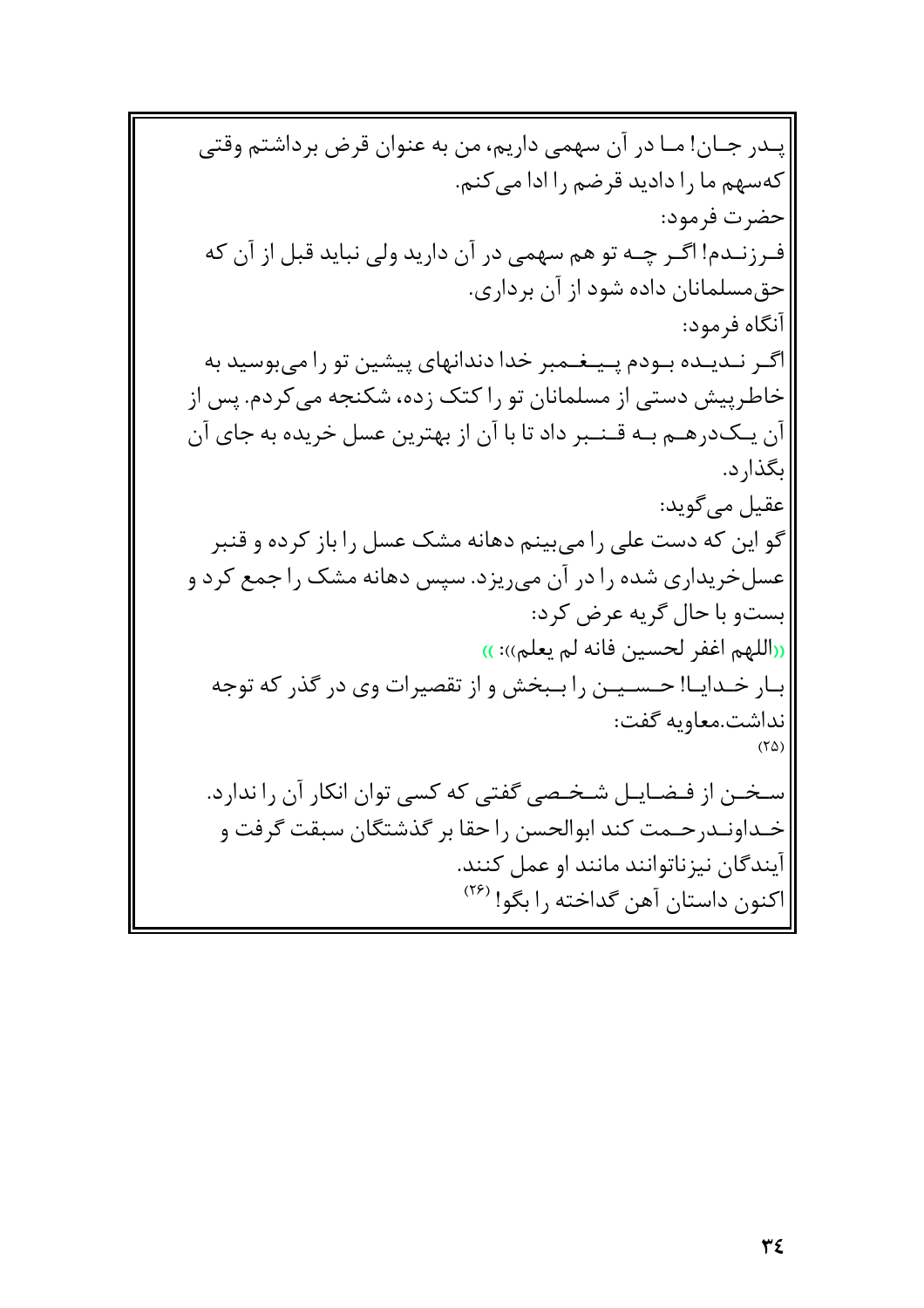پدر جان! ما در آن سهمی داریم، من به عنوان قرض برداشتم وقتی که‌سهم ما را دادید قرضم را ادا می‌کنم.

حضرت فرمود:

فرزندم! اگر چه تو هم سهمی در آن دارید ولی نباید قبل از آن که حق‌مسلمانان داده شود از آن برداری.

آنگاه فرمود:

اگر ندیده بودم پیغمبر خدا دندانهای پیشین تو را می‌بوسید به خاطرپیش دستی از مسلمانان تو را کتک زده، شکنجه می‌کردم. پس از آن یک‌درهم به قنبر داد تا با آن از بهترین عسل خریده به جای آن بگذارد.

عقیل می‌گوید:

گو این که دست علی را می‌بینم دهانه مشک عسل را باز کرده و قنبر عسل‌خریداری شده را در آن می‌ریزد. سپس دهانه مشک را جمع کرد و بستو با حال گریه عرض کرد:

((اللهم اغفر لحسین فانه لم یعلم)): ))

بار خدایا! حسین را ببخش و از تقصیرات وی در گذر که توجه نداشت.معاویه گفت: [25]

سخن از فضایل شخصی گفتی که کسی توان انکار آن را ندارد. خداوندرحمت کند ابوالحسن را حقا بر گذشتگان سبقت گرفت و آیندگان نیزناتوانند مانند او عمل کنند.

اکنون داستان آهن گداخته را بگو! [26]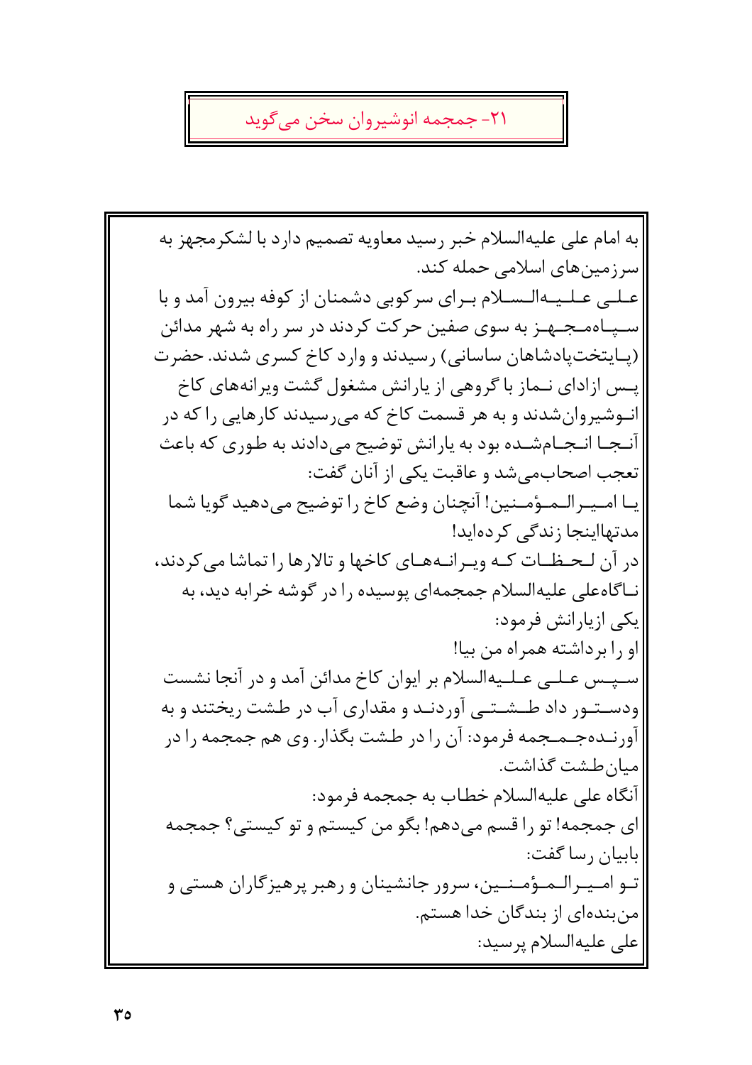## ۲۱- جمجمه انوشیروان سخن می‌گوید

به امام علی علیه‌السلام خبر رسید معاویه تصمیم دارد با لشکرمجهز به سرزمین‌های اسلامی حمله کند.

علی علیه‌السلام برای سرکوبی دشمنان از کوفه بیرون آمد و با سپاه‌مجهز به سوی صفین حرکت کردند در سر راه به شهر مدائن (پایتخت‌پادشاهان ساسانی) رسیدند و وارد کاخ کسری شدند. حضرت پس ازادای نماز با گروهی از یارانش مشغول گشت ویرانه‌های کاخ انوشیروان‌شدند و به هر قسمت کاخ که می‌رسیدند کارهایی را که در آنجا انجام‌شده بود به یارانش توضیح می‌دادند به طوری که باعث تعجب اصحاب‌می‌شد و عاقبت یکی از آنان گفت:

یا امیرالمؤمنین! آنچنان وضع کاخ را توضیح می‌دهید گویا شما مدتهااینجا زندگی کرده‌اید!

در آن لحظات که ویرانه‌های کاخها و تالارها را تماشا می‌کردند، ناگاه‌علی علیه‌السلام جمجمه‌ای پوسیده را در گوشه خرابه دید، به یکی ازیارانش فرمود:

او را برداشته همراه من بیا!

سپس علی علیه‌السلام بر ایوان کاخ مدائن آمد و در آنجا نشست ودستور داد طشتی آوردند و مقداری آب در طشت ریختند و به آورنده‌جمجمه فرمود: آن را در طشت بگذار. وی هم جمجمه را در میان‌طشت گذاشت.

آنگاه علی علیه‌السلام خطاب به جمجمه فرمود:

ای جمجمه! تو را قسم می‌دهم! بگو من کیستم و تو کیستی؟ جمجمه بابیان رسا گفت:

تو امیرالمؤمنین، سرور جانشینان و رهبر پرهیزگاران هستی و من‌بنده‌ای از بندگان خدا هستم.

علی علیه‌السلام پرسید: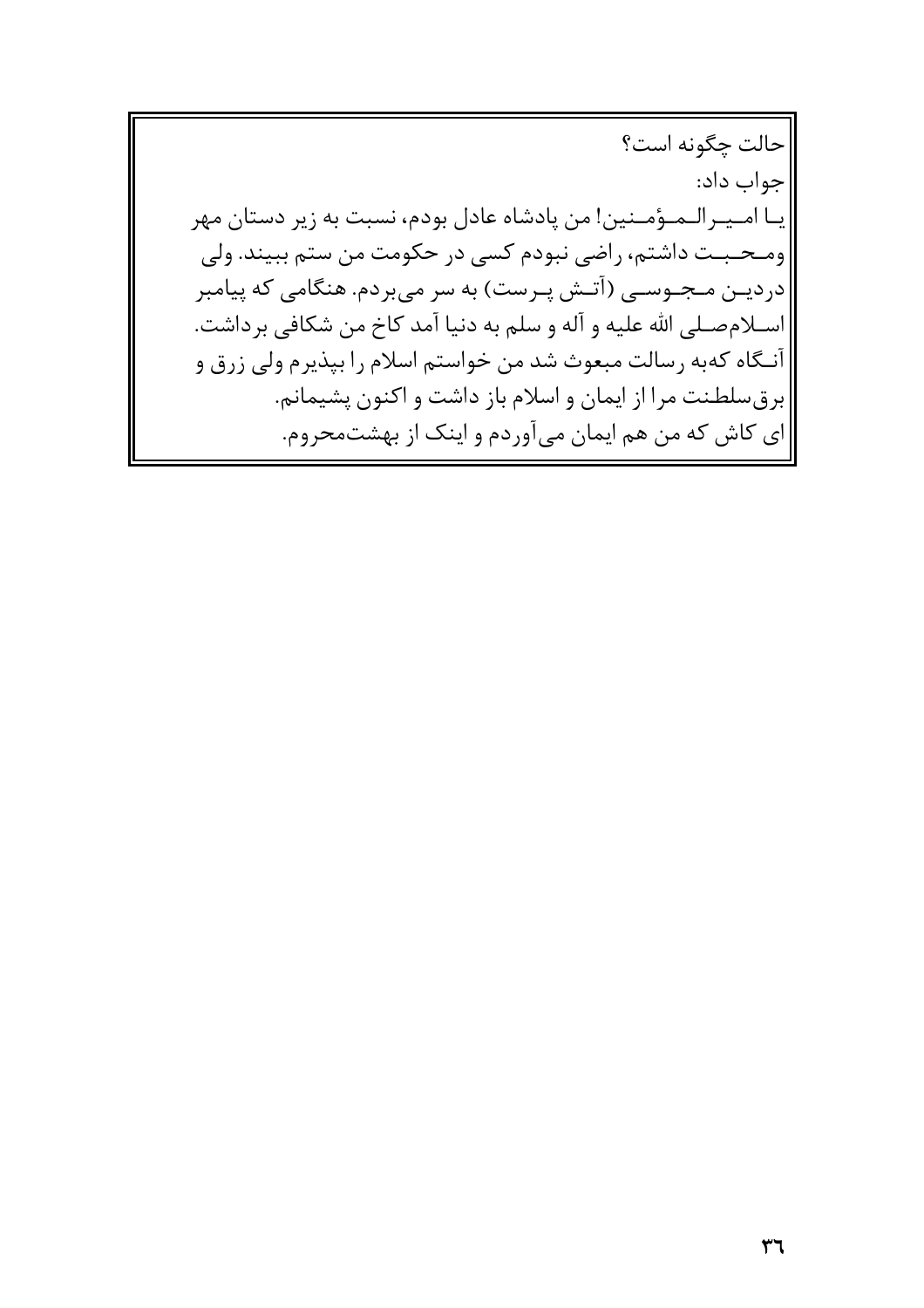حالت چگونه است؟

جواب داد:

یـا امـیـرالـمـؤمـنین! من پادشاه عادل بودم، نسبت به زیر دستان مهر ومـحـبـت داشتم، راضی نبودم کسی در حکومت من ستم ببیند. ولی دردیـن مـجـوسـی (آتـش پـرست) به سر می‌بردم. هنگامی که پیامبر اسـلام‌صـلی الله علیه و آله و سلم به دنیا آمد کاخ من شکافی برداشت. آنـگاه که‌به رسالت مبعوث شد من خواستم اسلام را بپذیرم ولی زرق و برق‌سلطنت مرا از ایمان و اسلام باز داشت و اکنون پشیمانم. ای کاش که من هم ایمان می‌آوردم و اینک از بهشت‌محروم.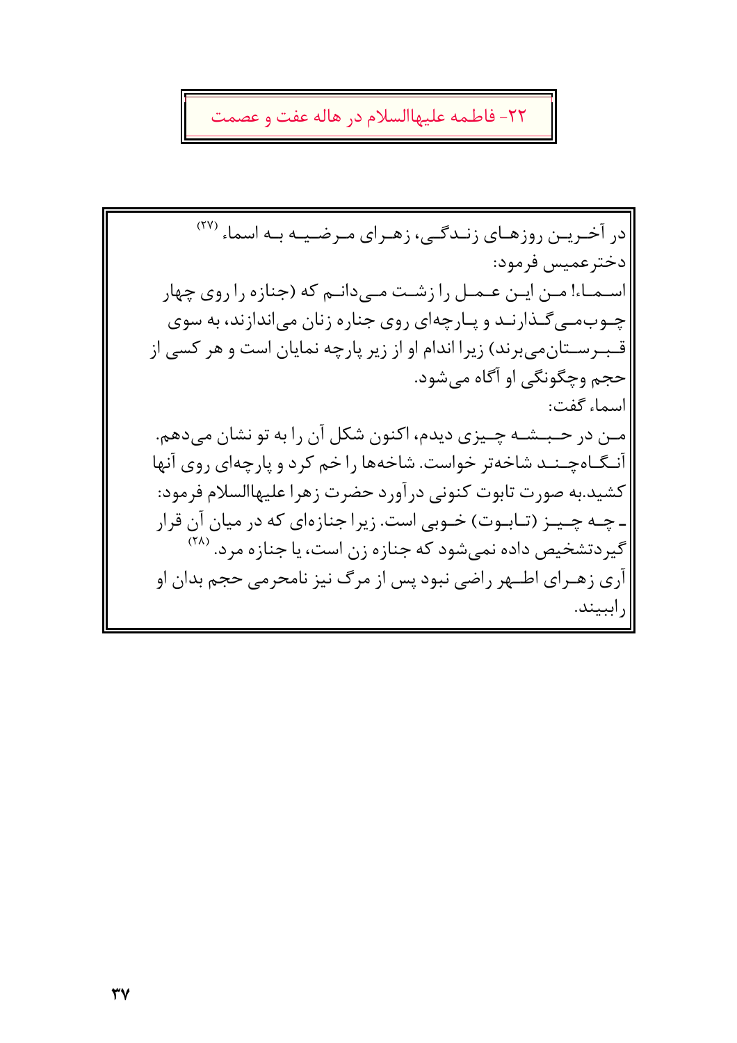## ۲۲- فاطمه علیهاالسلام در هاله عفت و عصمت

در آخرین روزهای زندگی، زهرای مرضیه به اسماء [۲۷] دخترعمیس فرمود:

اسماء! من این عمل را زشت می‌دانم که (جنازه را روی چهار چوب می‌گذارند و پارچه‌ای روی جناره زنان می‌اندازند، به سوی قبرستان‌می‌برند) زیرا اندام او از زیر پارچه نمایان است و هر کسی از حجم وچگونگی او آگاه می‌شود.

اسماء گفت:

من در حبشه چیزی دیدم، اکنون شکل آن را به تو نشان می‌دهم. آنگاه‌چند شاخه‌تر خواست. شاخه‌ها را خم کرد و پارچه‌ای روی آنها کشید.به صورت تابوت کنونی درآورد حضرت زهرا علیهاالسلام فرمود:

ـ چه چیز (تابوت) خوبی است. زیرا جنازه‌ای که در میان آن قرار گیردتشخیص داده نمی‌شود که جنازه زن است، یا جنازه مرد. [۲۸]

آری زهرای اطهر راضی نبود پس از مرگ نیز نامحرمی حجم بدان او راببینند.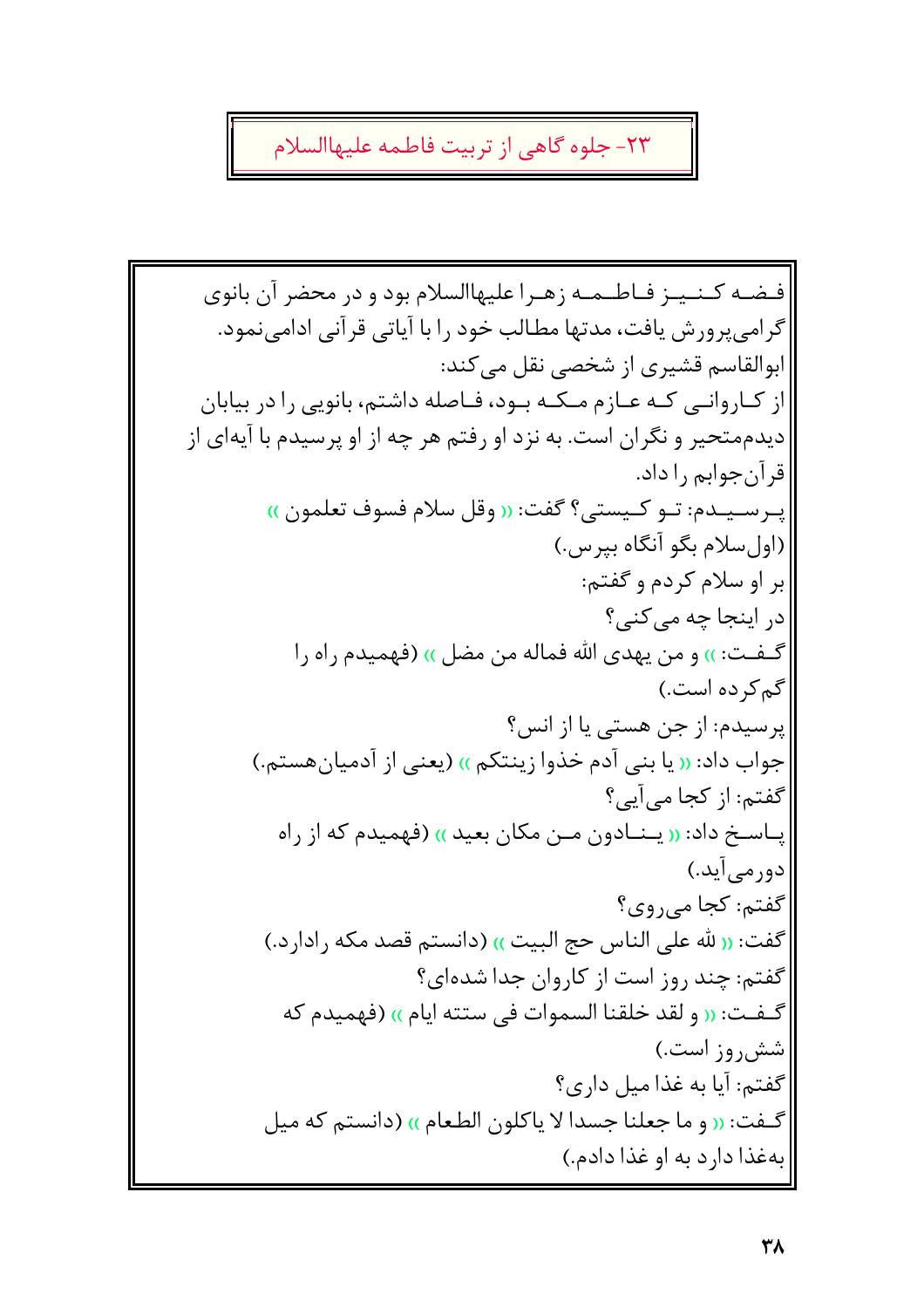## ۲۳- جلوه گاهی از تربیت فاطمه علیهاالسلام

فضه کنیز فاطمه زهرا علیهاالسلام بود و در محضر آن بانوی گرامی‌پرورش یافت، مدتها مطالب خود را با آیاتی قرآنی ادامی‌نمود.

ابوالقاسم قشیری از شخصی نقل می کند:

از کاروانی که عازم مکه بود، فاصله داشتم، بانویی را در بیابان دیدم‌متحیر و نگران است. به نزد او رفتم هر چه از او پرسیدم با آیه‌ای از قرآن‌جوابم را داد.

پرسیدم: تو کیستی؟ گفت: « وقل سلام فسوف تعلمون »

(اول‌سلام بگو آنگاه بپرس.)

بر او سلام کردم و گفتم:

در اینجا چه می کنی؟

گفت: « و من یهدی الله فماله من مضل » (فهمیدم راه را گم‌کرده است.)

پرسیدم: از جن هستی یا از انس؟

جواب داد: « یا بنی آدم خذوا زینتکم » (یعنی از آدمیان‌هستم.)

گفتم: از کجا می‌آیی؟

پاسخ داد: « ینادون من مکان بعید » (فهمیدم که از راه دورمی‌آید.)

گفتم: کجا می‌روی؟

گفت: « لله علی الناس حج البیت » (دانستم قصد مکه رادارد.)

گفتم: چند روز است از کاروان جدا شده‌ای؟

گفت: « و لقد خلقنا السموات فی ستته ایام » (فهمیدم که شش‌روز است.)

گفتم: آیا به غذا میل داری؟

گفت: « و ما جعلنا جسدا لا یاکلون الطعام » (دانستم که میل به‌غذا دارد به او غذا دادم.)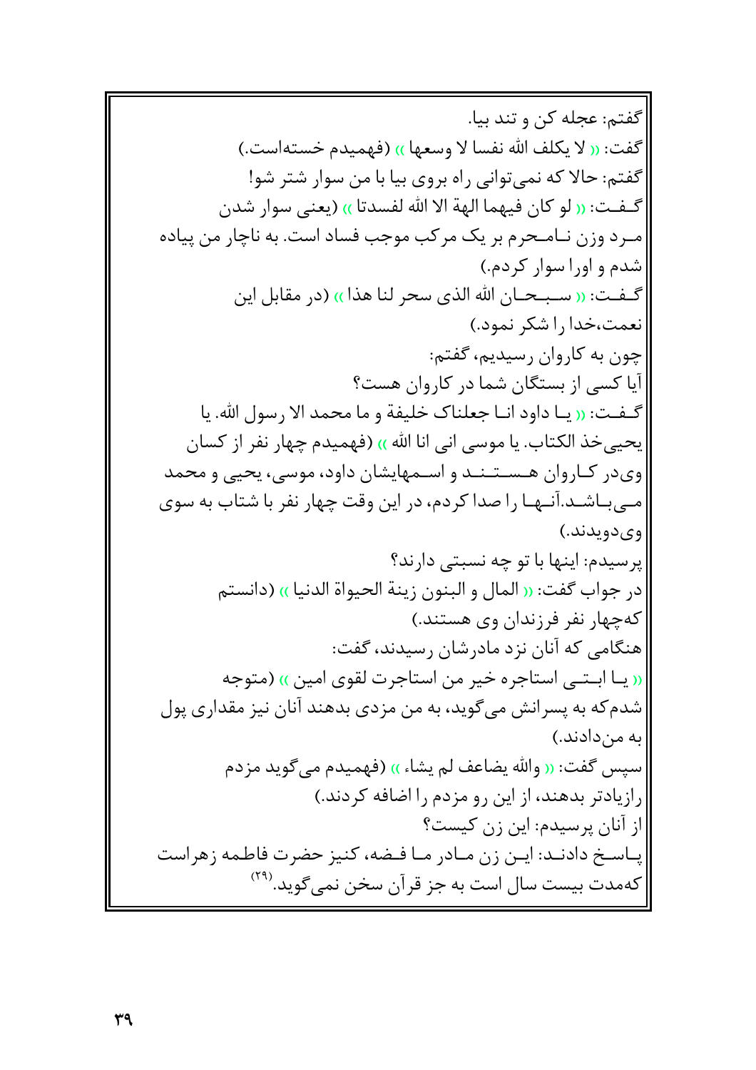گفتم: عجله کن و تند بیا.

گفت: « لا یکلف الله نفسا لا وسعها » (فهمیدم خسته‌است.)

گفتم: حالا که نمی‌توانی راه بروی بیا با من سوار شتر شو!

گفت: « لو کان فیهما الهة الا الله لفسدتا » (یعنی سوار شدن مرد وزن نامحرم بر یک مرکب موجب فساد است. به ناچار من پیاده شدم و اورا سوار کردم.)

گفت: « سبحان الله الذی سحر لنا هذا » (در مقابل این نعمت،خدا را شکر نمود.)

چون به کاروان رسیدیم، گفتم:

آیا کسی از بستگان شما در کاروان هست؟

گفت: « یا داود انا جعلناک خلیفة و ما محمد الا رسول الله. یا یحیی‌خذ الکتاب. یا موسی انی انا الله » (فهمیدم چهار نفر از کسان وی‌در کاروان هستند و اسمهایشان داود، موسی، یحیی و محمد می‌باشد.آنها را صدا کردم، در این وقت چهار نفر با شتاب به سوی وی‌دویدند.)

پرسیدم: اینها با تو چه نسبتی دارند؟

در جواب گفت: « المال و البنون زینة الحیواة الدنیا » (دانستم که‌چهار نفر فرزندان وی هستند.)

هنگامی که آنان نزد مادرشان رسیدند، گفت:

« یا ابتی استاجره خیر من استاجرت لقوی امین » (متوجه شدم‌که به پسرانش می‌گوید، به من مزدی بدهند آنان نیز مقداری پول به من‌دادند.)

سپس گفت: « والله یضاعف لم یشاء » (فهمیدم می‌گوید مزدم رازیادتر بدهند، از این رو مزدم را اضافه کردند.)

از آنان پرسیدم: این زن کیست؟

پاسخ دادند: این زن مادر ما فضه، کنیز حضرت فاطمه زهراست که‌مدت بیست سال است به جز قرآن سخن نمی‌گوید.[۲۹]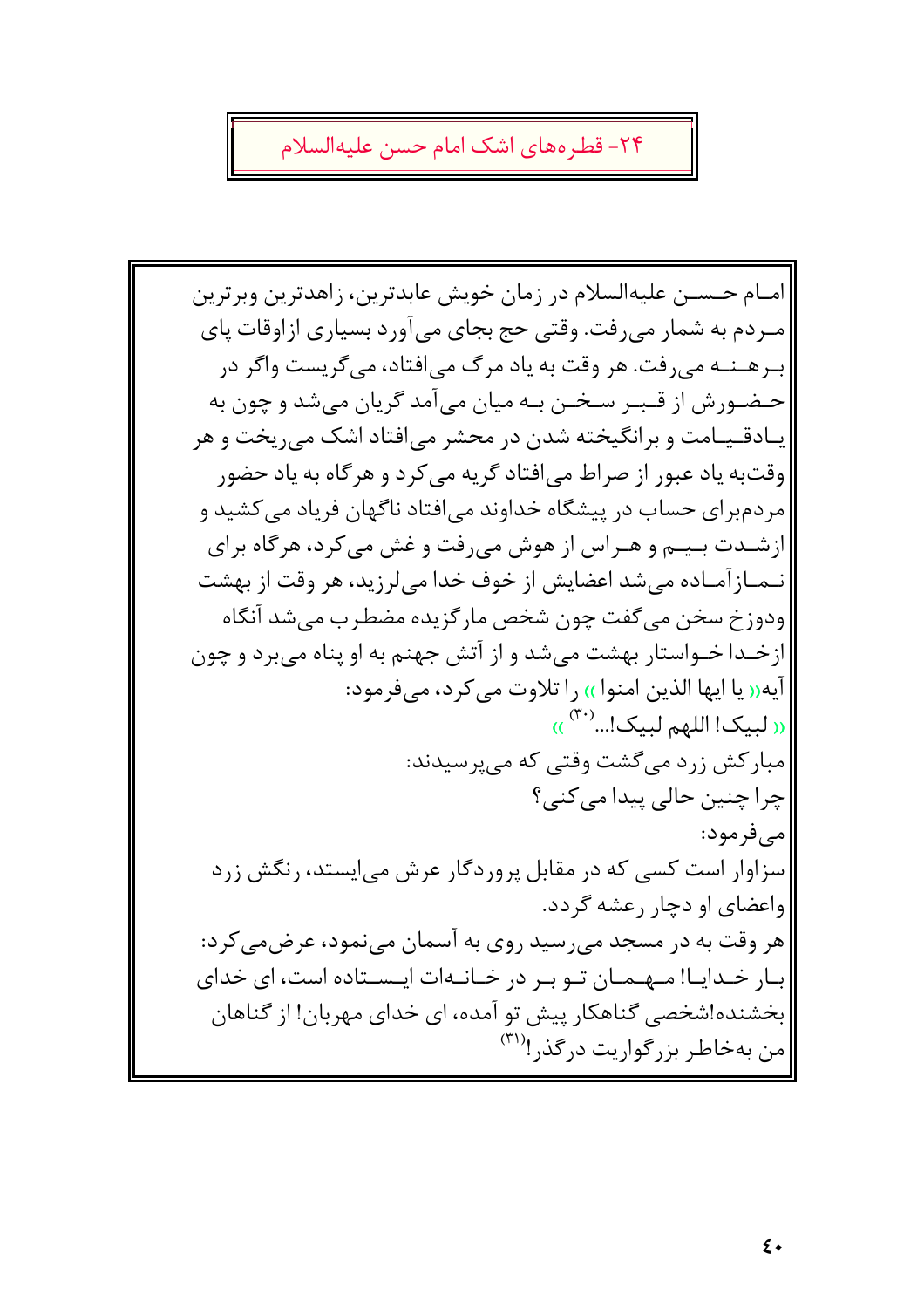## ۲۴- قطره‌های اشک امام حسن علیه‌السلام

امام حسن علیه‌السلام در زمان خویش عابدترین، زاهدترین وبرترین مردم به شمار می‌رفت. وقتی حج بجای می‌آورد بسیاری ازاوقات پای برهنه می‌رفت. هر وقت به یاد مرگ می‌افتاد، می‌گریست واگر در حضورش از قبر سخن به میان می‌آمد گریان می‌شد و چون به یادقیامت و برانگیخته شدن در محشر می‌افتاد اشک می‌ریخت و هر وقت‌به یاد عبور از صراط می‌افتاد گریه می‌کرد و هرگاه به یاد حضور مردم‌برای حساب در پیشگاه خداوند می‌افتاد ناگهان فریاد می‌کشید و ازشدت بیم و هراس از هوش می‌رفت و غش می‌کرد، هرگاه برای نمازآماده می‌شد اعضایش از خوف خدا می‌لرزید، هر وقت از بهشت ودوزخ سخن می‌گفت چون شخص مارگزیده مضطرب می‌شد آنگاه ازخدا خواستار بهشت می‌شد و از آتش جهنم به او پناه می‌برد و چون آیه« یا ایها الذین امنوا » را تلاوت می‌کرد، می‌فرمود:

« لبیک! اللهم لبیک!...[۳۰] »

مبارکش زرد می‌گشت وقتی که می‌پرسیدند:

چرا چنین حالی پیدا می‌کنی؟

می‌فرمود:

سزاوار است کسی که در مقابل پروردگار عرش می‌ایستد، رنگش زرد واعضای او دچار رعشه گردد.

هر وقت به در مسجد می‌رسید روی به آسمان می‌نمود، عرض‌می‌کرد: بار خدایا! مهمان تو بر در خانه‌ات ایستاده است، ای خدای بخشنده!شخصی گناهکار پیش تو آمده، ای خدای مهربان! از گناهان من به‌خاطر بزرگواریت درگذر![۳۱]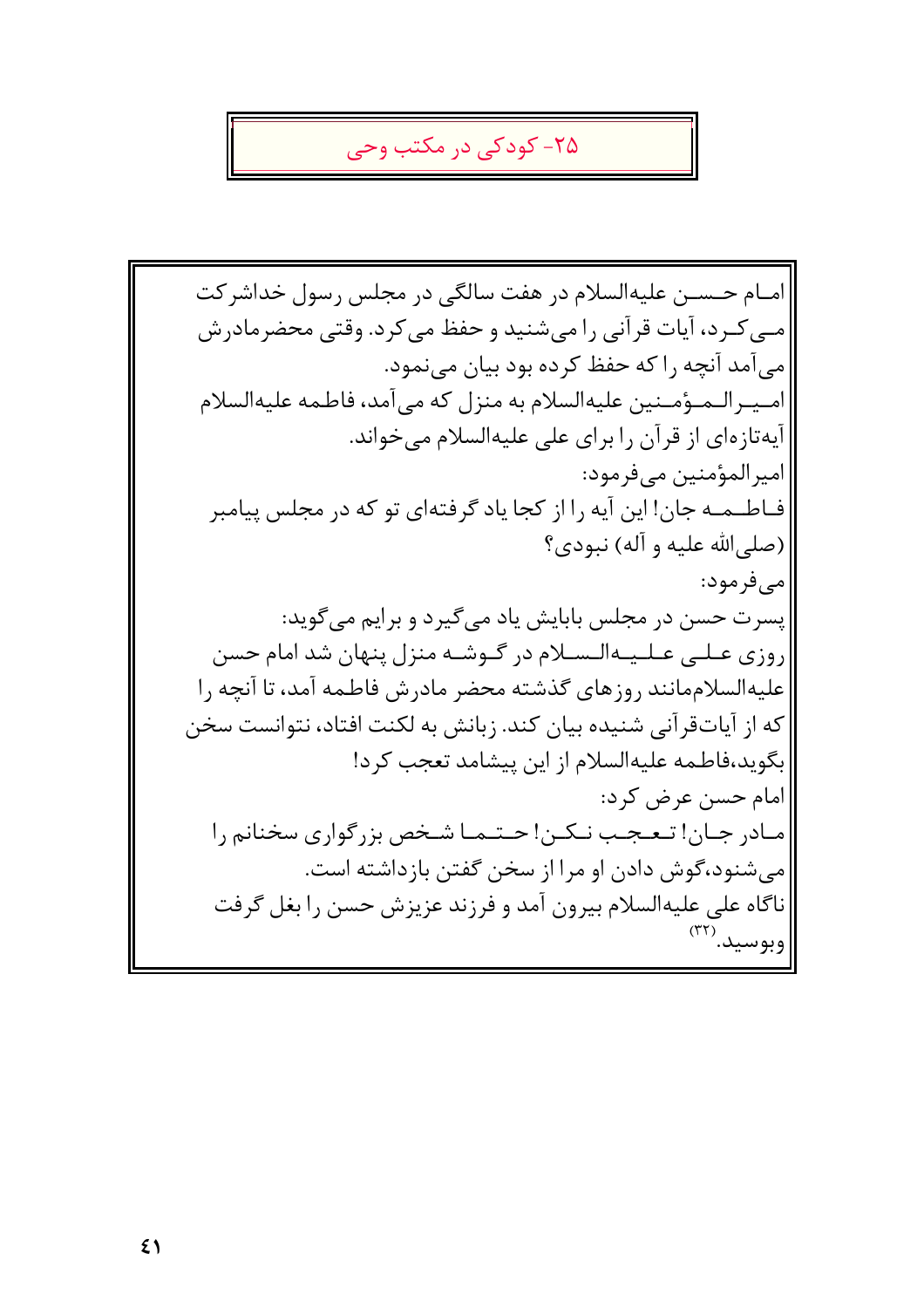## ۲۵- کودکی در مکتب وحی

امام حسن علیه‌السلام در هفت سالگی در مجلس رسول خداشرکت می‌کرد، آیات قرآنی را می‌شنید و حفظ می‌کرد. وقتی محضرمادرش می‌آمد آنچه را که حفظ کرده بود بیان می‌نمود.

امیرالمؤمنین علیه‌السلام به منزل که می‌آمد، فاطمه علیهاالسلام آیه‌تازه‌ای از قرآن را برای علی علیه‌السلام می‌خواند.

امیرالمؤمنین می‌فرمود:

فاطمه جان! این آیه را از کجا یاد گرفته‌ای تو که در مجلس پیامبر (صلی‌الله علیه و آله) نبودی؟

می‌فرمود:

پسرت حسن در مجلس بابایش یاد می‌گیرد و برایم می‌گوید:

روزی علی علیه‌السلام در گوشه منزل پنهان شد امام حسن علیه‌السلام‌مانند روزهای گذشته محضر مادرش فاطمه آمد، تا آنچه را که از آیات‌قرآنی شنیده بیان کند. زبانش به لکنت افتاد، نتوانست سخن بگوید،فاطمه علیهاالسلام از این پیشامد تعجب کرد!

امام حسن عرض کرد:

مادر جان! تعجب نکن! حتما شخص بزرگواری سخنانم را می‌شنود،گوش دادن او مرا از سخن گفتن بازداشته است.

ناگاه علی علیه‌السلام بیرون آمد و فرزند عزیزش حسن را بغل گرفت وبوسید.[۳۲]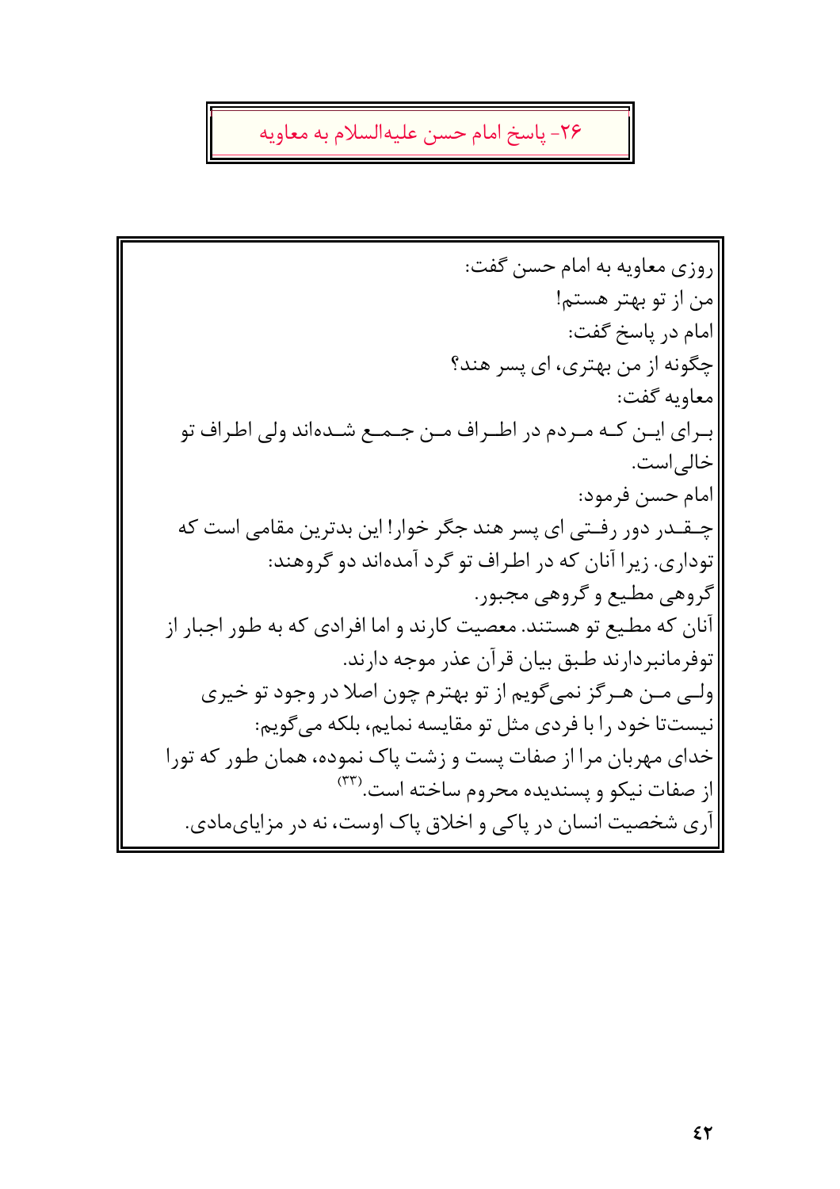## ۲۶- پاسخ امام حسن علیه‌السلام به معاویه

روزی معاویه به امام حسن گفت:

من از تو بهتر هستم!

امام در پاسخ گفت:

چگونه از من بهتری، ای پسر هند؟

معاویه گفت:

برای این که مردم در اطراف من جمع شده‌اند ولی اطراف تو خالی‌است.

امام حسن فرمود:

چقدر دور رفتی ای پسر هند جگر خوار! این بدترین مقامی است که توداری. زیرا آنان که در اطراف تو گرد آمده‌اند دو گروهند:

گروهی مطیع و گروهی مجبور.

آنان که مطیع تو هستند. معصیت کارند و اما افرادی که به طور اجبار از توفرمانبردارند طبق بیان قرآن عذر موجه دارند.

ولی من هرگز نمی‌گویم از تو بهترم چون اصلا در وجود تو خیری نیستتا خود را با فردی مثل تو مقایسه نمایم، بلکه می‌گویم:

خدای مهربان مرا از صفات پست و زشت پاک نموده، همان طور که تورا از صفات نیکو و پسندیده محروم ساخته است.[۳۳]

آری شخصیت انسان در پاکی و اخلاق پاک اوست، نه در مزایای‌مادی.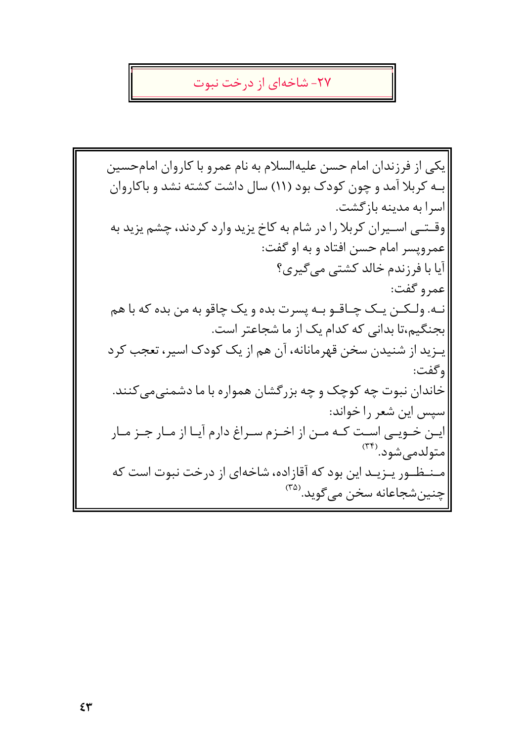## ۲۷- شاخه‌ای از درخت نبوت

یکی از فرزندان امام حسن علیه‌السلام به نام عمرو با کاروان امام‌حسین بـه کربلا آمد و چون کودک بود (۱۱) سال داشت کشته نشد و باکاروان اسرا به مدینه بازگشت.

وقـتـی اسـیران کربلا را در شام به کاخ یزید وارد کردند، چشم یزید به عمروپسر امام حسن افتاد و به او گفت:

آیا با فرزندم خالد کشتی می‌گیری؟

عمرو گفت:

نـه. ولـکـن یـک چـاقـو بـه پسرت بده و یک چاقو به من بده که با هم بجنگیم،تا بدانی که کدام یک از ما شجاعتر است.

یـزید از شنیدن سخن قهرمانانه، آن هم از یک کودک اسیر، تعجب کرد وگفت:

خاندان نبوت چه کوچک و چه بزرگشان همواره با ما دشمنی‌می‌کنند.

سپس این شعر را خواند:

ایـن خـویـی اسـت کـه مـن از اخـزم سـراغ دارم آیـا از مـار جـز مـار متولدمی‌شود.[۳۴]

مـنـظـور یـزیـد این بود که آقازاده، شاخه‌ای از درخت نبوت است که چنین‌شجاعانه سخن می‌گوید.[۳۵]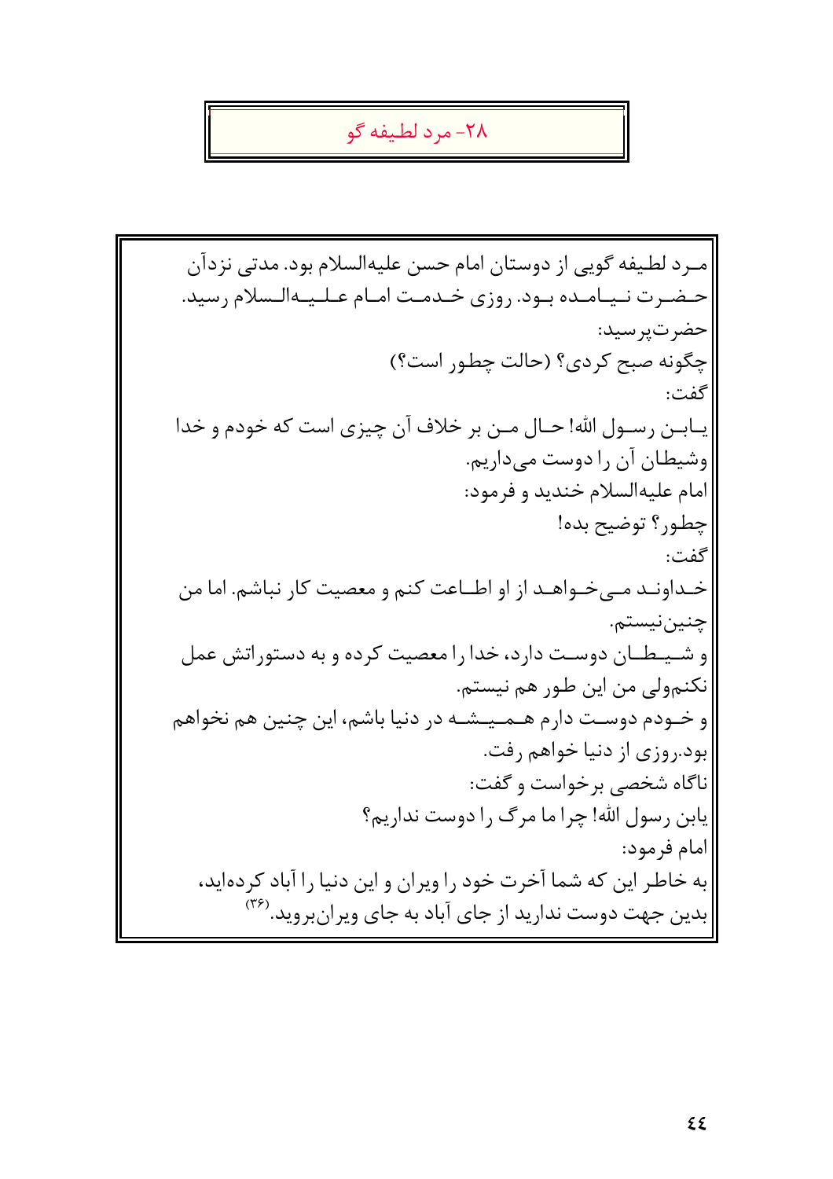## ۲۸- مرد لطیفه گو

مـرد لطیفه گویی از دوستان امام حسن علیه‌السلام بود. مدتی نزدآن حـضـرت نـیـامـده بـود. روزی خـدمـت امـام عـلـیـه‌الـسلام رسید.

حضرت‌پرسید:

چگونه صبح کردی؟ (حالت چطور است؟)

گفت:

یـابـن رسـول الله! حـال مـن بر خلاف آن چیزی است که خودم و خدا وشیطان آن را دوست می‌داریم.

امام علیه‌السلام خندید و فرمود:

چطور؟ توضیح بده!

گفت:

خـداونـد مـی‌خـواهـد از او اطـاعت کنم و معصیت کار نباشم. اما من چنین‌نیستم.

و شـیـطـان دوسـت دارد، خدا را معصیت کرده و به دستوراتش عمل نکنم‌ولی من این طور هم نیستم.

و خـودم دوسـت دارم هـمـیـشـه در دنیا باشم، این چنین هم نخواهم بود.روزی از دنیا خواهم رفت.

ناگاه شخصی برخواست و گفت:

یابن رسول الله! چرا ما مرگ را دوست نداریم؟

امام فرمود:

به خاطر این که شما آخرت خود را ویران و این دنیا را آباد کرده‌اید، بدین جهت دوست ندارید از جای آباد به جای ویران‌بروید.[۳۶]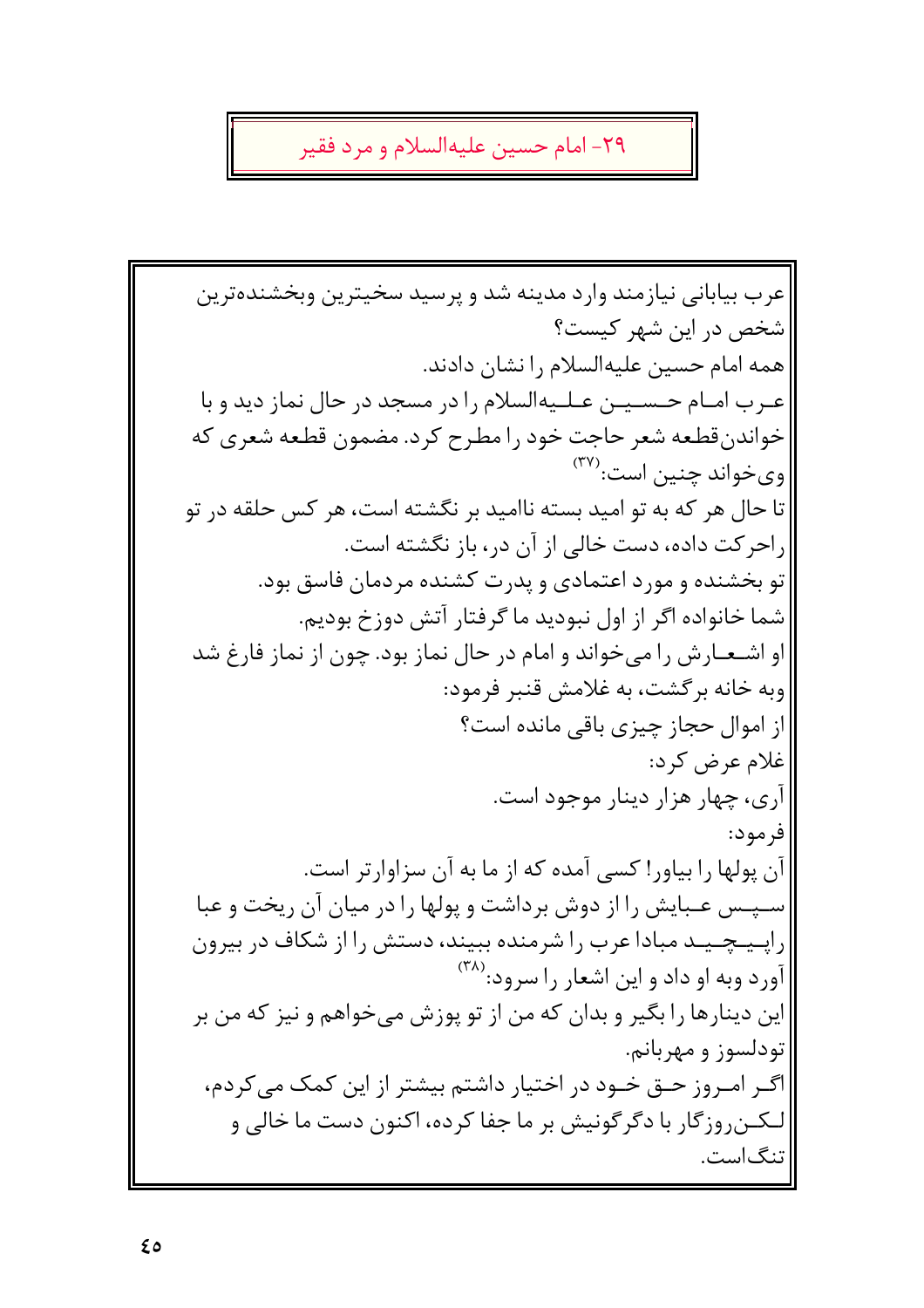## ۲۹- امام حسین علیه‌السلام و مرد فقیر

عرب بیابانی نیازمند وارد مدینه شد و پرسید سخیترین وبخشنده‌ترین شخص در این شهر کیست؟

همه امام حسین علیه‌السلام را نشان دادند.

عرب امام حسین علیه‌السلام را در مسجد در حال نماز دید و با خواندن‌قطعه شعر حاجت خود را مطرح کرد. مضمون قطعه شعری که وی‌خواند چنین است:[۳۷]

تا حال هر که به تو امید بسته ناامید بر نگشته است، هر کس حلقه در تو راحرکت داده، دست خالی از آن در، باز نگشته است.

تو بخشنده و مورد اعتمادی و پدرت کشنده مردمان فاسق بود.

شما خانواده اگر از اول نبودید ما گرفتار آتش دوزخ بودیم.

او اشعارش را می‌خواند و امام در حال نماز بود. چون از نماز فارغ شد وبه خانه برگشت، به غلامش قنبر فرمود:

از اموال حجاز چیزی باقی مانده است؟

غلام عرض کرد:

آری، چهار هزار دینار موجود است.

فرمود:

آن پولها را بیاور! کسی آمده که از ما به آن سزاوارتر است.

سپس عبایش را از دوش برداشت و پولها را در میان آن ریخت و عبا راپیچید مبادا عرب را شرمنده ببیند، دستش را از شکاف در بیرون آورد وبه او داد و این اشعار را سرود:[۳۸]

این دینارها را بگیر و بدان که من از تو پوزش می‌خواهم و نیز که من بر تودلسوز و مهربانم.

اگر امروز حق خود در اختیار داشتم بیشتر از این کمک می‌کردم، لکن‌روزگار با دگرگونیش بر ما جفا کرده، اکنون دست ما خالی و تنگ‌است.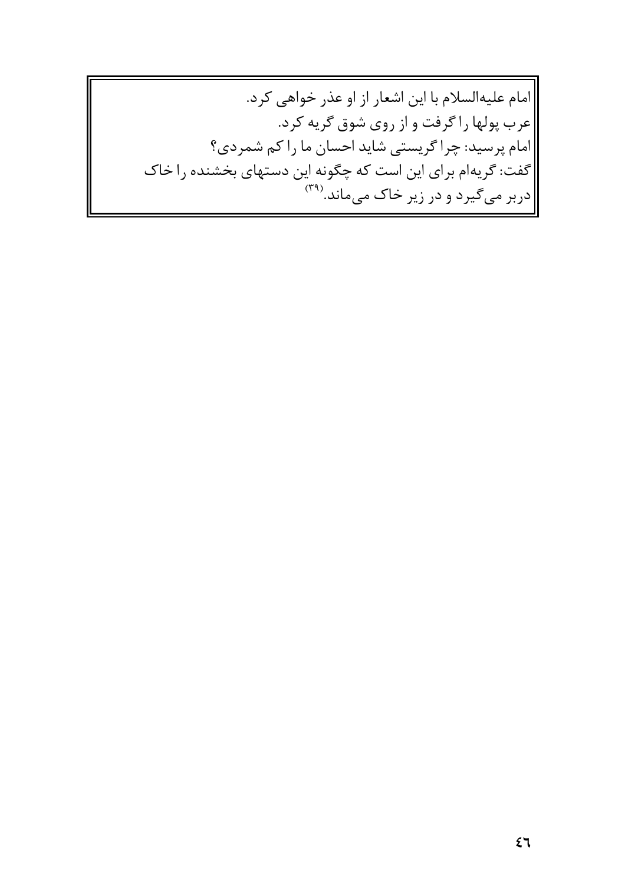امام علیه‌السلام با این اشعار از او عذر خواهی کرد.
عرب پولها را گرفت و از روی شوق گریه کرد.
امام پرسید: چرا گریستی شاید احسان ما را کم شمردی؟
گفت: گریه‌ام برای این است که چگونه این دستهای بخشنده را خاک دربر می‌گیرد و در زیر خاک می‌ماند.[۳۹]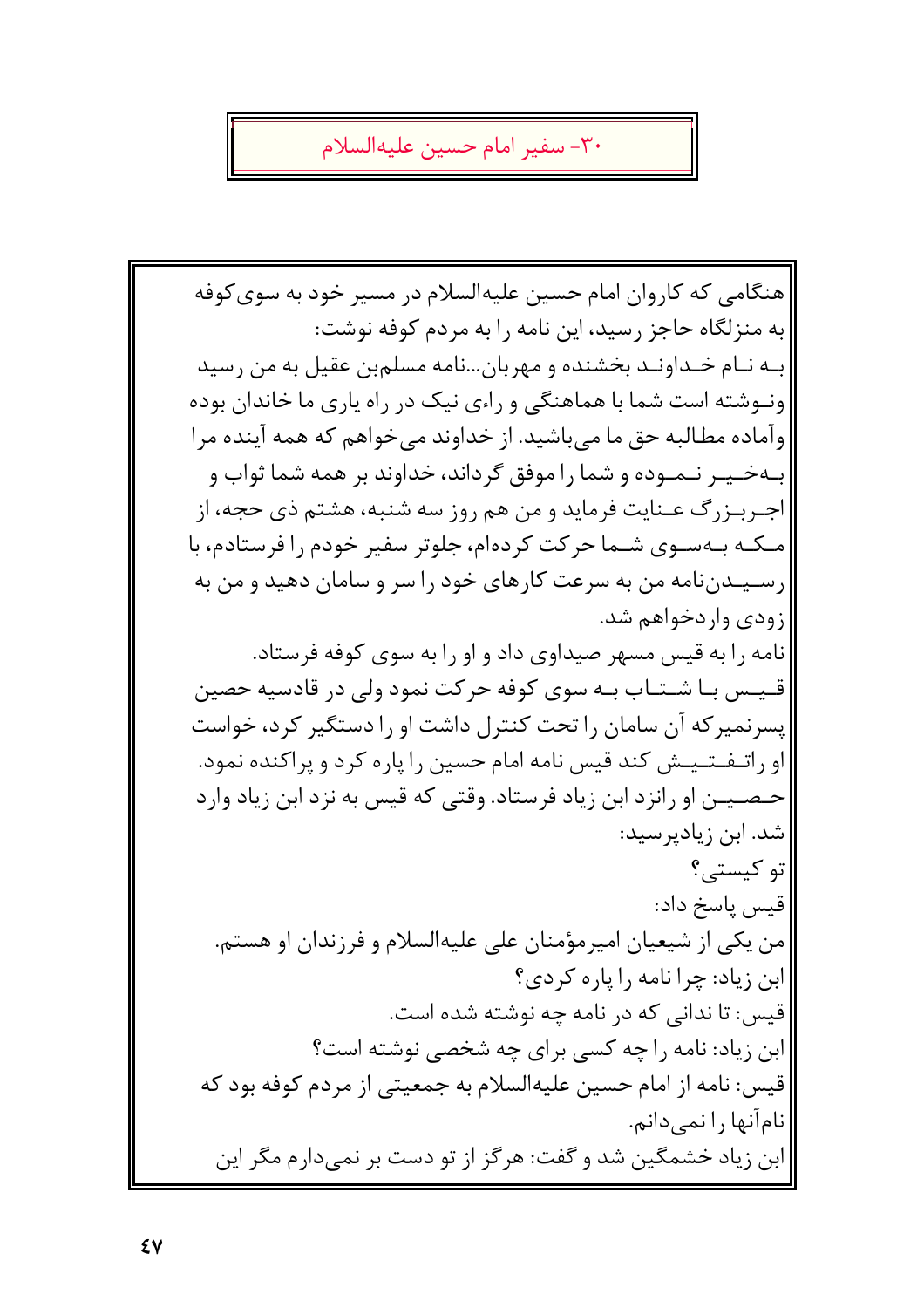## ۳۰- سفیر امام حسین علیه‌السلام

هنگامی که کاروان امام حسین علیه‌السلام در مسیر خود به سوی کوفه به منزلگاه حاجز رسید، این نامه را به مردم کوفه نوشت:

بـه نـام خـداونـد بخشنده و مهربان...نامه مسلم‌بن عقیل به من رسید ونـوشته است شما با هماهنگی و راءی نیک در راه یاری ما خاندان بوده وآماده مطالبه حق ما می‌باشید. از خداوند می‌خواهم که همه آینده مرا بـه‌خـیـر نـمـوده و شما را موفق گرداند، خداوند بر همه شما ثواب و اجـربـزرگ عـنایت فرماید و من هم روز سه شنبه، هشتم ذی حجه، از مـکـه بـه‌سـوی شـما حرکت کرده‌ام، جلوتر سفیر خودم را فرستادم، با رسـیـدن‌نامه من به سرعت کارهای خود را سر و سامان دهید و من به زودی واردخواهم شد.

نامه را به قیس مسهر صیداوی داد و او را به سوی کوفه فرستاد.

قـیـس بـا شـتـاب بـه سوی کوفه حرکت نمود ولی در قادسیه حصین پسرنمیرکه آن سامان را تحت کنترل داشت او را دستگیر کرد، خواست او راتـفـتـیـش کند قیس نامه امام حسین را پاره کرد و پراکنده نمود. حـصـیـن او رانزد ابن زیاد فرستاد. وقتی که قیس به نزد ابن زیاد وارد شد. ابن زیادپرسید:

تو کیستی؟

قیس پاسخ داد:

من یکی از شیعیان امیرمؤمنان علی علیه‌السلام و فرزندان او هستم.

ابن زیاد: چرا نامه را پاره کردی؟

قیس: تا ندانی که در نامه چه نوشته شده است.

ابن زیاد: نامه را چه کسی برای چه شخصی نوشته است؟

قیس: نامه از امام حسین علیه‌السلام به جمعیتی از مردم کوفه بود که نام‌آنها را نمی‌دانم.

ابن زیاد خشمگین شد و گفت: هرگز از تو دست بر نمی‌دارم مگر این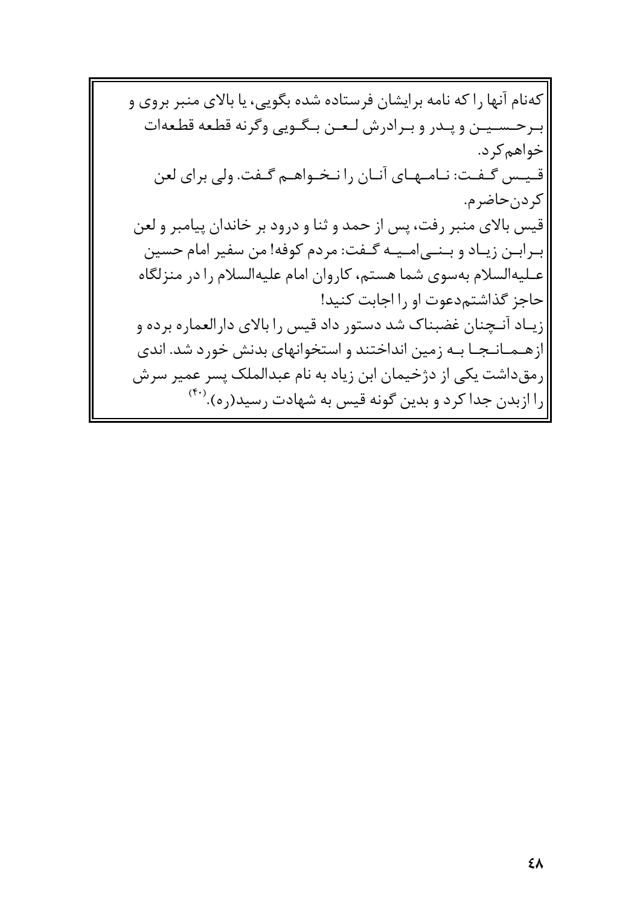که‌نام آنها را که نامه برایشان فرستاده شده بگویی، یا بالای منبر بروی و برحسین و پدر و برادرش لعن بگویی وگرنه قطعه قطعه‌ات خواهم‌کرد.

قیس گفت: نامه‌های آنان را نخواهم گفت. ولی برای لعن کردن‌حاضرم.

قیس بالای منبر رفت، پس از حمد و ثنا و درود بر خاندان پیامبر و لعن برابن زیاد و بنی‌امیه گفت: مردم کوفه! من سفیر امام حسین علیه‌السلام به‌سوی شما هستم، کاروان امام علیه‌السلام را در منزلگاه حاجز گذاشتم‌دعوت او را اجابت کنید!

زیاد آنچنان غضبناک شد دستور داد قیس را بالای دارالعماره برده و ازهمانجا به زمین انداختند و استخوانهای بدنش خورد شد. اندی رمق‌داشت یکی از دژخیمان ابن زیاد به نام عبدالملک پسر عمیر سرش را ازبدن جدا کرد و بدین گونه قیس به شهادت رسید(ره).[۴۰]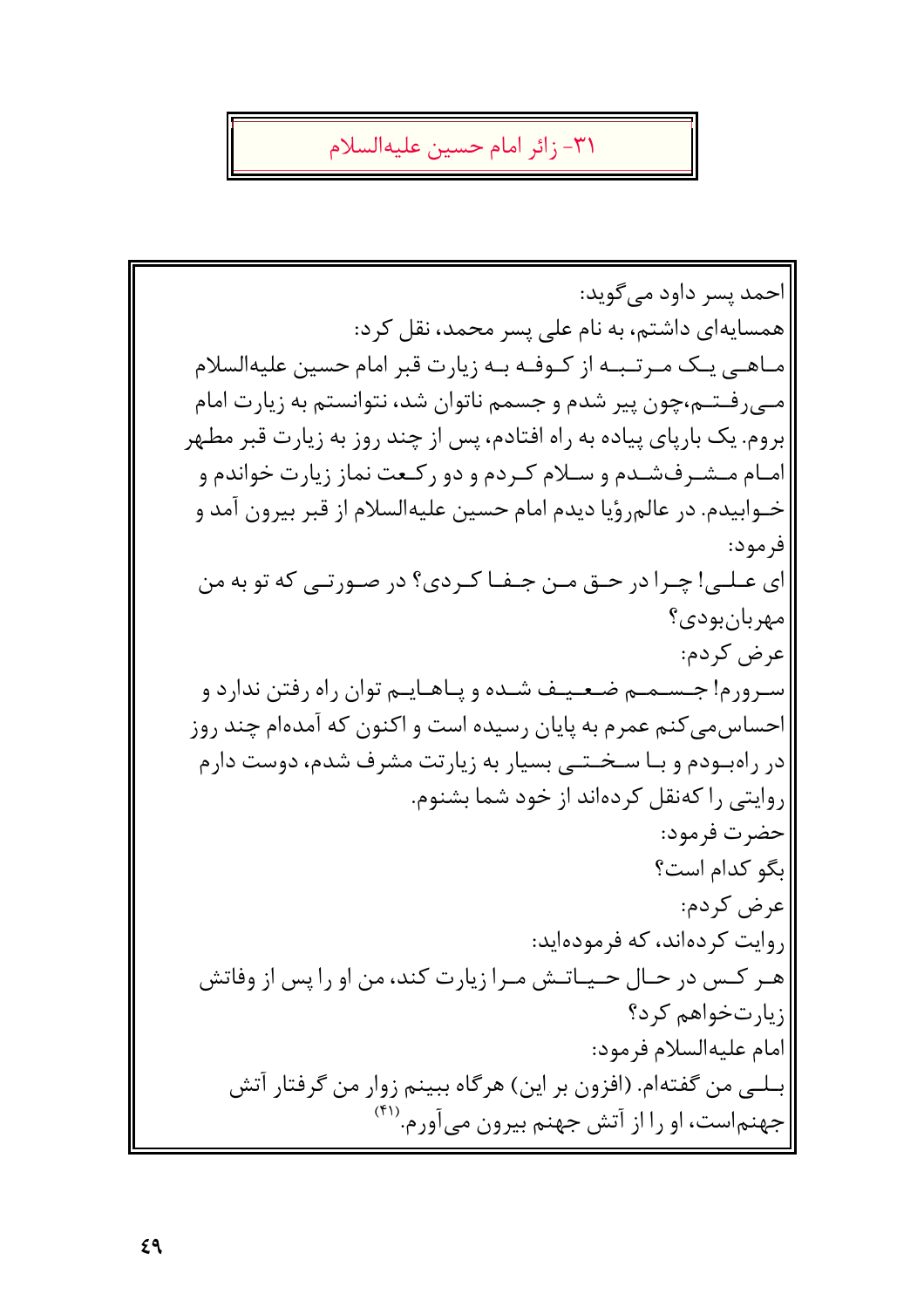## ۳۱- زائر امام حسین علیه‌السلام

احمد پسر داود می‌گوید:

همسایه‌ای داشتم، به نام علی پسر محمد، نقل کرد:

ماهی یک مرتبه از کوفه به زیارت قبر امام حسین علیه‌السلام می‌رفتم،چون پیر شدم و جسمم ناتوان شد، نتوانستم به زیارت امام بروم. یک بارپای پیاده به راه افتادم، پس از چند روز به زیارت قبر مطهر امام مشرف‌شدم و سلام کردم و دو رکعت نماز زیارت خواندم و خوابیدم. در عالم‌رؤیا دیدم امام حسین علیه‌السلام از قبر بیرون آمد و فرمود:

ای علی! چرا در حق من جفا کردی؟ در صورتی که تو به من مهربان‌بودی؟

عرض کردم:

سرورم! جسمم ضعیف شده و پاهایم توان راه رفتن ندارد و احساس‌می‌کنم عمرم به پایان رسیده است و اکنون که آمده‌ام چند روز در راه‌بودم و با سختی بسیار به زیارتت مشرف شدم، دوست دارم روایتی را که‌نقل کرده‌اند از خود شما بشنوم.

حضرت فرمود:

بگو کدام است؟

عرض کردم:

روایت کرده‌اند، که فرموده‌اید:

هر کس در حال حیاتش مرا زیارت کند، من او را پس از وفاتش زیارت‌خواهم کرد؟

امام علیه‌السلام فرمود:

بلی من گفته‌ام. (افزون بر این) هرگاه ببینم زوار من گرفتار آتش جهنم‌است، او را از آتش جهنم بیرون می‌آورم.(۴۱)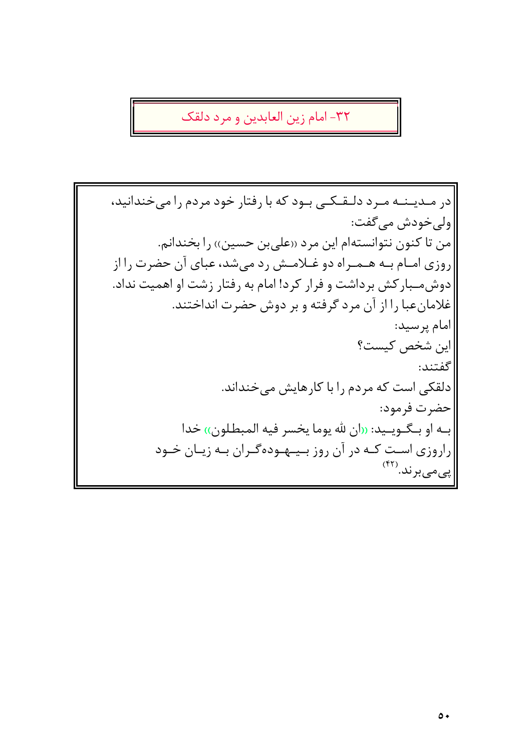## ۳۲- امام زین العابدین و مرد دلقک

در مدینه مرد دلقکی بود که با رفتار خود مردم را می‌خندانید، ولی‌خودش می‌گفت:

من تا کنون نتوانسته‌ام این مرد «علی‌بن حسین» را بخندانم.

روزی امام به همراه دو غلامش رد می‌شد، عبای آن حضرت را از دوش‌مبارکش برداشت و فرار کرد! امام به رفتار زشت او اهمیت نداد. غلامان‌عبا را از آن مرد گرفته و بر دوش حضرت انداختند.

امام پرسید:

این شخص کیست؟

گفتند:

دلقکی است که مردم را با کارهایش می‌خنداند.

حضرت فرمود:

به او بگویید: «ان لله یوما یخسر فیه المبطلون» خدا راروزی است که در آن روز بیهوده‌گران به زیان خود پی‌می‌برند.[۴۲]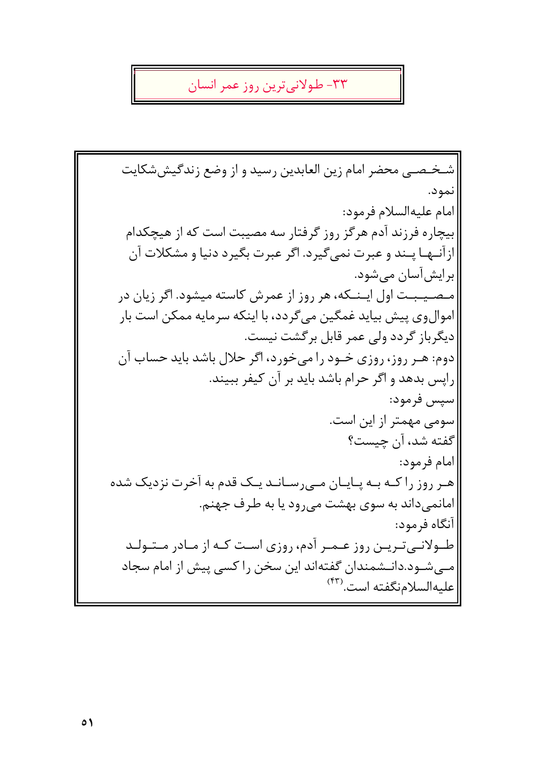## ۳۳- طولانی‌ترین روز عمر انسان

شخصی محضر امام زین العابدین رسید و از وضع زندگیش شکایت نمود.

امام علیه‌السلام فرمود:

بیچاره فرزند آدم هرگز روز گرفتار سه مصیبت است که از هیچکدام ازآنها پند و عبرت نمی‌گیرد. اگر عبرت بگیرد دنیا و مشکلات آن برایش آسان می‌شود.

مصیبت اول اینکه، هر روز از عمرش کاسته میشود. اگر زیان در اموال‌وی پیش بیاید غمگین می‌گردد، با اینکه سرمایه ممکن است بار دیگرباز گردد ولی عمر قابل برگشت نیست.

دوم: هر روز، روزی خود را می‌خورد، اگر حلال باشد باید حساب آن راپس بدهد و اگر حرام باشد باید بر آن کیفر ببیند.

سپس فرمود:

سومی مهمتر از این است.

گفته شد، آن چیست؟

امام فرمود:

هر روز را که به پایان می‌رساند یک قدم به آخرت نزدیک شده امانمی‌داند به سوی بهشت می‌رود یا به طرف جهنم.

آنگاه فرمود:

طولانی‌ترین روز عمر آدم، روزی است که از مادر متولد می‌شود.دانشمندان گفته‌اند این سخن را کسی پیش از امام سجاد علیه‌السلام‌نگفته است.[۴۳]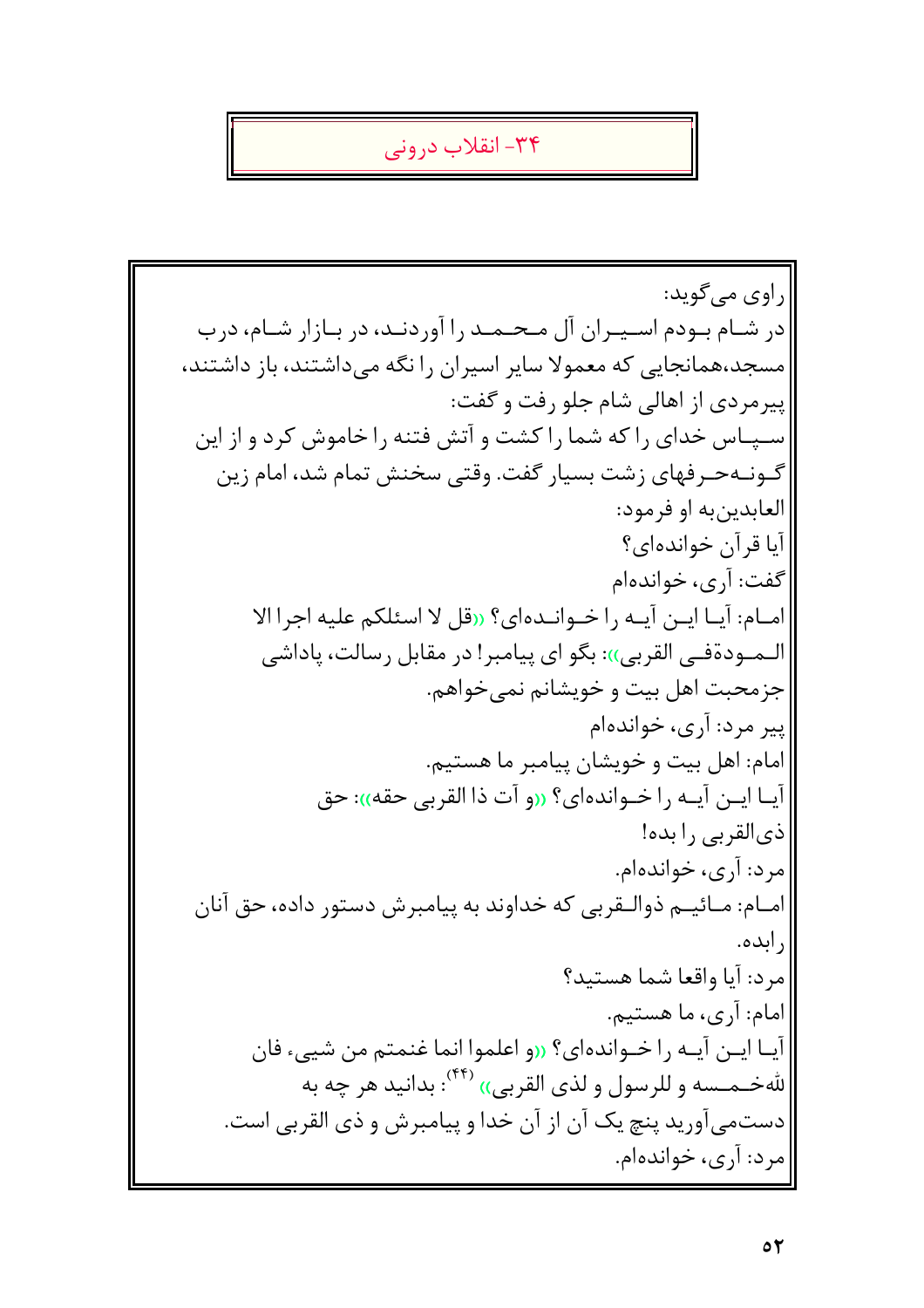## ۳۴- انقلاب درونی

راوی می‌گوید:

در شـام بـودم اسـیـران آل مـحـمـد را آوردنـد، در بـازار شـام، درب مسجد،همانجایی که معمولا سایر اسیران را نگه می‌داشتند، باز داشتند، پیرمردی از اهالی شام جلو رفت و گفت:

سـپـاس خدای را که شما را کشت و آتش فتنه را خاموش کرد و از این گـونـه‌حـرفهای زشت بسیار گفت. وقتی سخنش تمام شد، امام زین العابدین‌به او فرمود:

آیا قرآن خوانده‌ای؟

گفت: آری، خوانده‌ام

امـام: آیـا ایـن آیـه را خـوانـده‌ای؟ «قل لا اسئلکم علیه اجرا الا الـمـودة‌فـی القربی»: بگو ای پیامبر! در مقابل رسالت، پاداشی جزمحبت اهل بیت و خویشانم نمی‌خواهم.

پیر مرد: آری، خوانده‌ام

امام: اهل بیت و خویشان پیامبر ما هستیم.

آیـا ایـن آیـه را خـوانده‌ای؟ «و آت ذا القربی حقه»: حق ذی‌القربی را بده!

مرد: آری، خوانده‌ام.

امـام: مـائیـم ذوالـقربی که خداوند به پیامبرش دستور داده، حق آنان رابده.

مرد: آیا واقعا شما هستید؟

امام: آری، ما هستیم.

آیـا ایـن آیـه را خـوانده‌ای؟ «و اعلموا انما غنمتم من شییء فان للّه‌خـمـسه و للرسول و لذی القربی» [۴۴]: بدانید هر چه به دست‌می‌آورید پنج یک آن از آن خدا و پیامبرش و ذی القربی است.

مرد: آری، خوانده‌ام.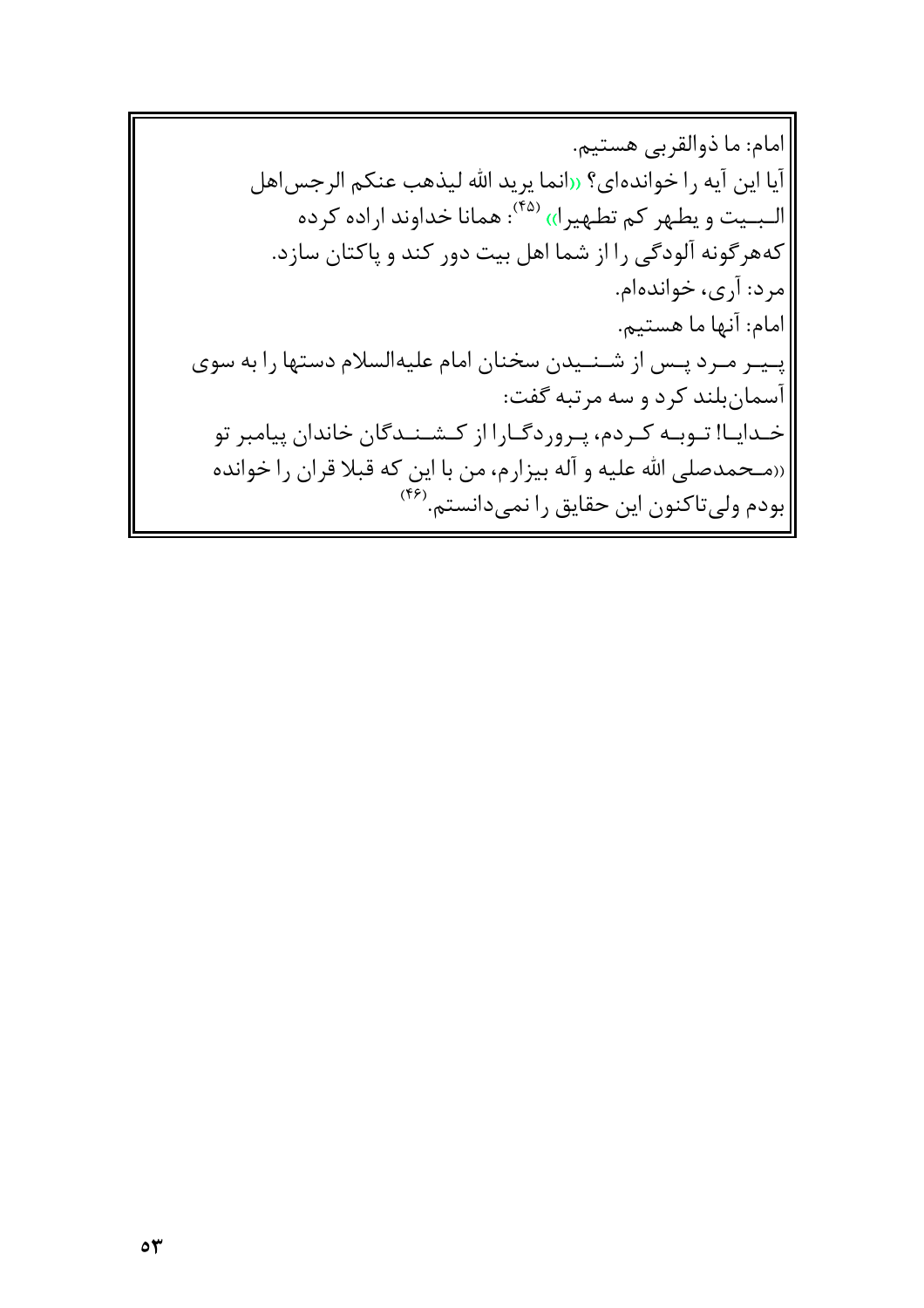امام: ما ذوالقربی هستیم.

آیا این آیه را خوانده‌ای؟ «انما یرید الله لیذهب عنکم الرجس‌اهل البیت و یطهر کم تطهیرا» [۴۵]: همانا خداوند اراده کرده که‌هرگونه آلودگی را از شما اهل بیت دور کند و پاکتان سازد.

مرد: آری، خوانده‌ام.

امام: آنها ما هستیم.

پیر مرد پس از شنیدن سخنان امام علیه‌السلام دستها را به سوی آسمان‌بلند کرد و سه مرتبه گفت:

خدایا! توبه کردم، پروردگارا از کشندگان خاندان پیامبر تو «محمدصلی الله علیه و آله بیزارم، من با این که قبلا قران را خوانده بودم ولی‌تاکنون این حقایق را نمی‌دانستم. [۴۶]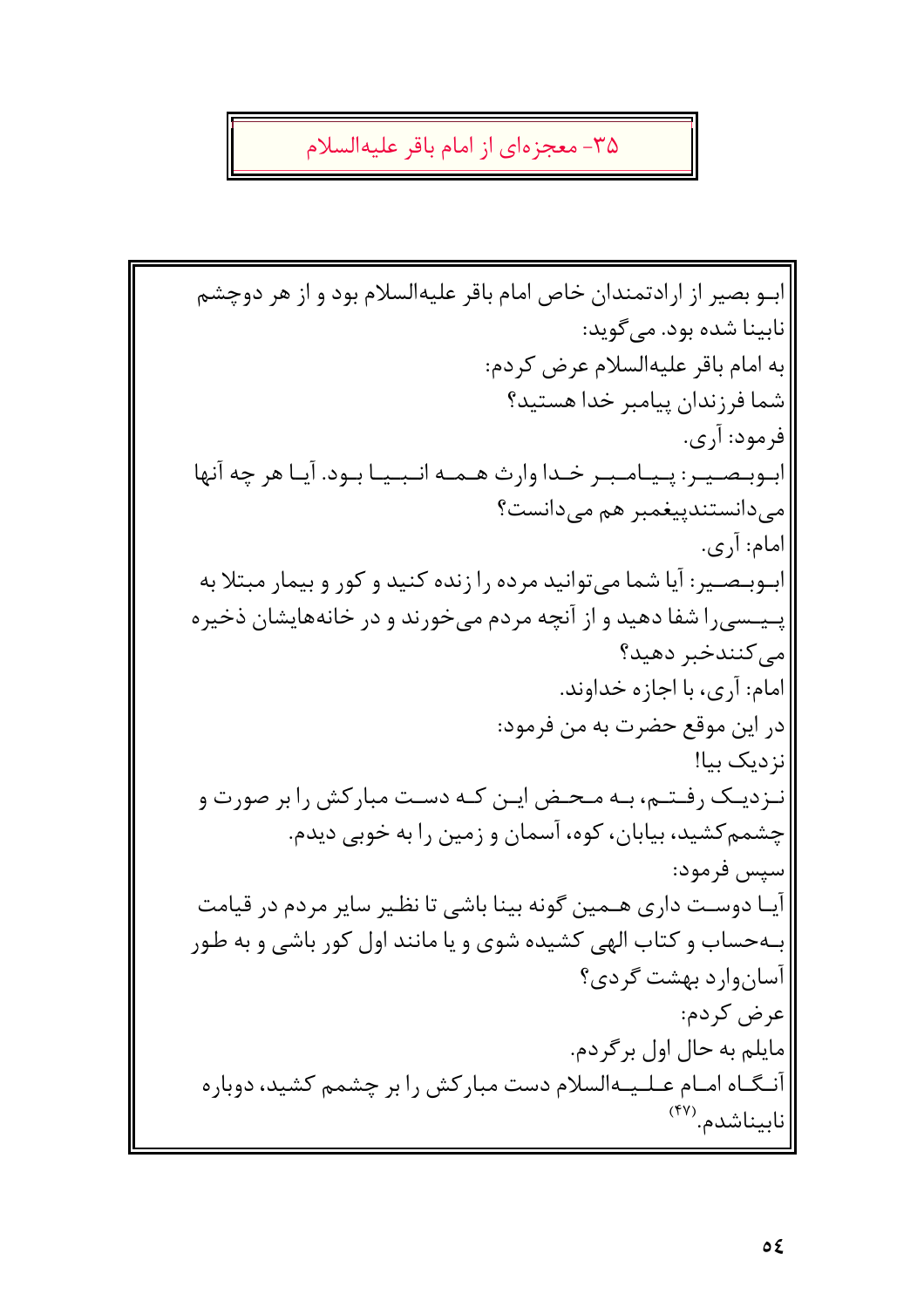## ۳۵- معجزه‌ای از امام باقر علیه‌السلام

ابو بصیر از ارادتمندان خاص امام باقر علیه‌السلام بود و از هر دوچشم نابینا شده بود. می‌گوید:

به امام باقر علیه‌السلام عرض کردم:

شما فرزندان پیامبر خدا هستید؟

فرمود: آری.

ابوبصیر: پیامبر خدا وارث همه انبیا بود. آیا هر چه آنها می‌دانستندپیغمبر هم می‌دانست؟

امام: آری.

ابوبصیر: آیا شما می‌توانید مرده را زنده کنید و کور و بیمار مبتلا به پیسی‌را شفا دهید و از آنچه مردم می‌خورند و در خانه‌هایشان ذخیره می‌کنندخبر دهید؟

امام: آری، با اجازه خداوند.

در این موقع حضرت به من فرمود:

نزدیک بیا!

نزدیک رفتم، به محض این که دست مبارکش را بر صورت و چشمم‌کشید، بیابان، کوه، آسمان و زمین را به خوبی دیدم.

سپس فرمود:

آیا دوست داری همین گونه بینا باشی تا نظیر سایر مردم در قیامت به‌حساب و کتاب الهی کشیده شوی و یا مانند اول کور باشی و به طور آسان‌وارد بهشت گردی؟

عرض کردم:

مایلم به حال اول برگردم.

آنگاه امام علیه‌السلام دست مبارکش را بر چشمم کشید، دوباره نابیناشدم.[۴۷]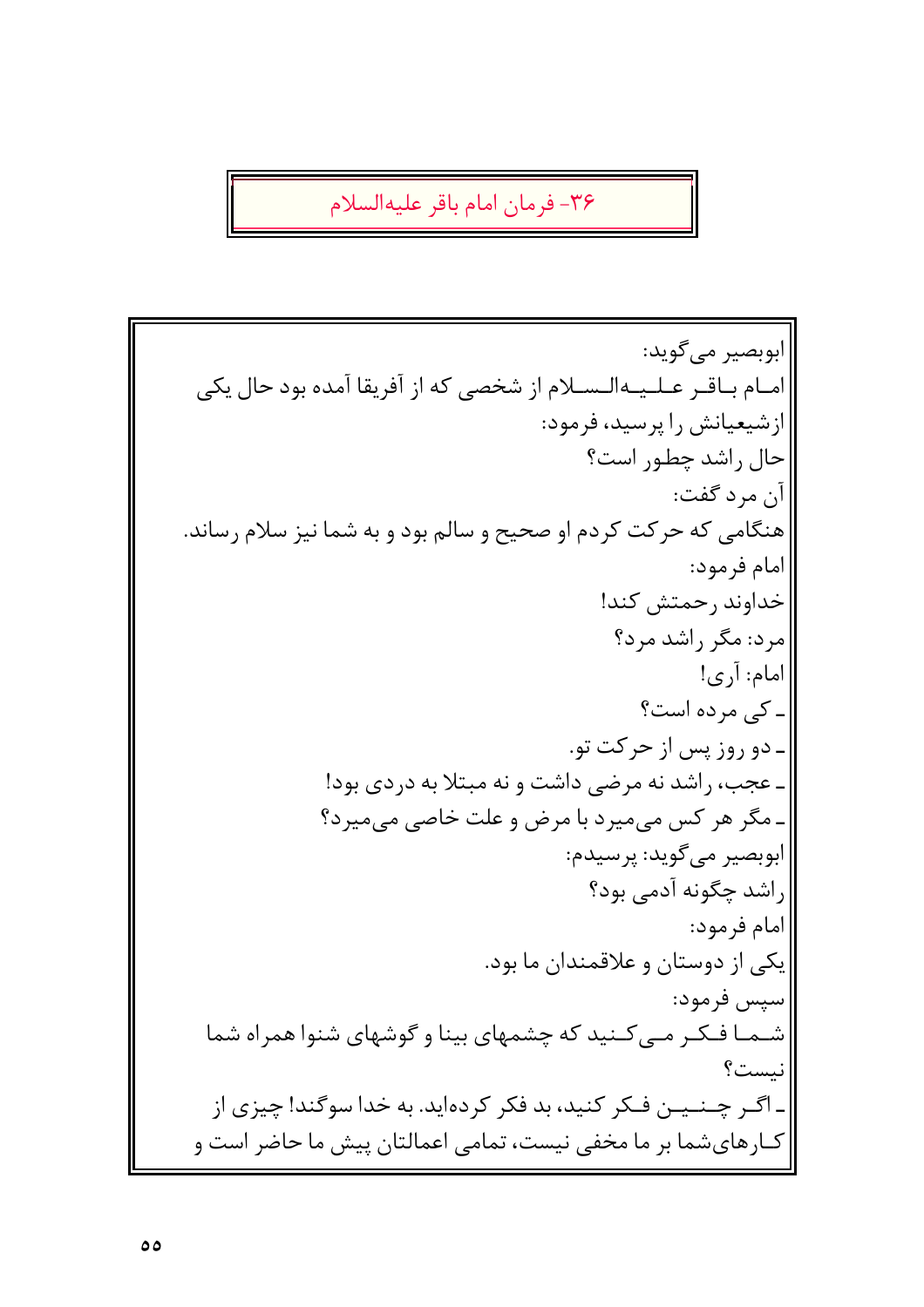## ۳۶- فرمان امام باقر علیه‌السلام

ابوبصیر می‌گوید:

امام باقر علیه‌السلام از شخصی که از آفریقا آمده بود حال یکی از شیعیانش را پرسید، فرمود:

حال راشد چطور است؟

آن مرد گفت:

هنگامی که حرکت کردم او صحیح و سالم بود و به شما نیز سلام رساند.

امام فرمود:

خداوند رحمتش کند!

مرد: مگر راشد مرد؟

امام: آری!

ـ کی مرده است؟

ـ دو روز پس از حرکت تو.

ـ عجب، راشد نه مرضی داشت و نه مبتلا به دردی بود!

ـ مگر هر کس می‌میرد با مرض و علت خاصی می‌میرد؟

ابوبصیر می‌گوید: پرسیدم:

راشد چگونه آدمی بود؟

امام فرمود:

یکی از دوستان و علاقمندان ما بود.

سپس فرمود:

شما فکر می‌کنید که چشمهای بینا و گوشهای شنوا همراه شما نیست؟

ـ اگر چنین فکر کنید، بد فکر کرده‌اید. به خدا سوگند! چیزی از کارهای‌شما بر ما مخفی نیست، تمامی اعمالتان پیش ما حاضر است و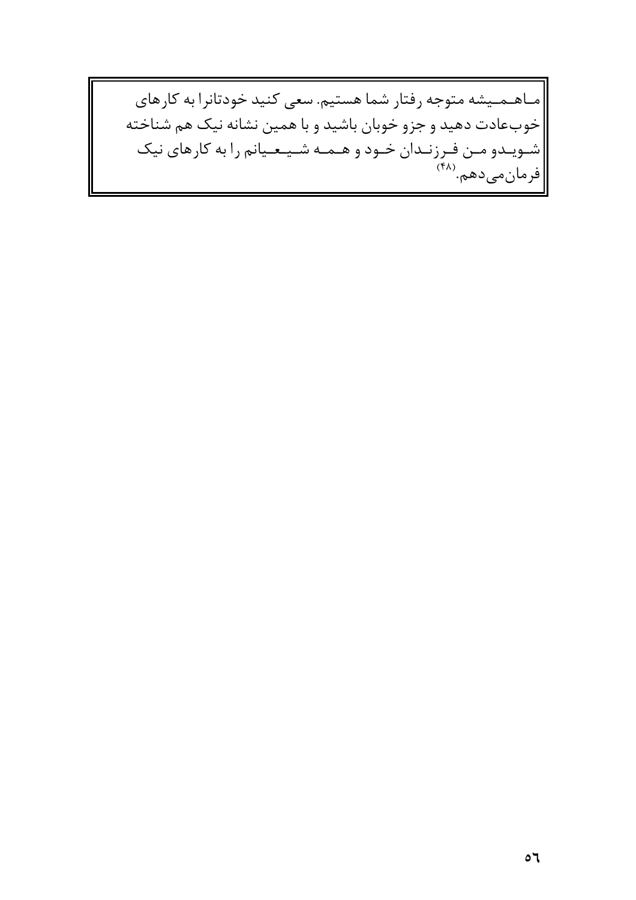ماهمیشه متوجه رفتار شما هستیم. سعی کنید خودتانرا به کارهای خوب‌عادت دهید و جزو خوبان باشید و با همین نشانه نیک هم شناخته شویدو من فرزندان خود و همه شیعیانم را به کارهای نیک فرمان‌می‌دهم.[۴۸]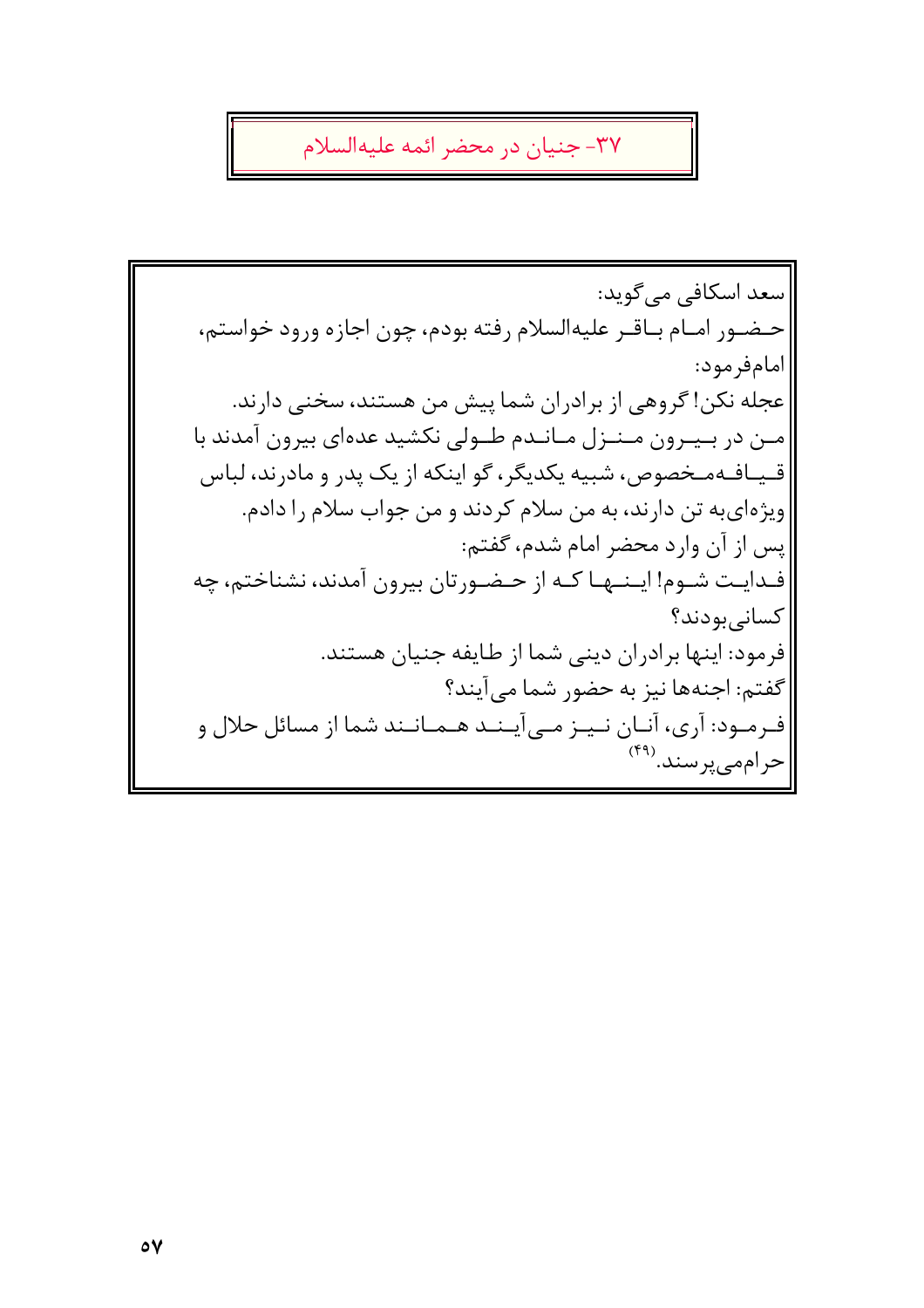## ۳۷- جنیان در محضر ائمه علیه‌السلام

سعد اسکافی می‌گوید:

حضور امام باقر علیه‌السلام رفته بودم، چون اجازه ورود خواستم، امام‌فرمود:

عجله نکن! گروهی از برادران شما پیش من هستند، سخنی دارند.

من در بیرون منزل ماندم طولی نکشید عده‌ای بیرون آمدند با قیافه‌مخصوص، شبیه یکدیگر، گو اینکه از یک پدر و مادرند، لباس ویژه‌ای‌به تن دارند، به من سلام کردند و من جواب سلام را دادم.

پس از آن وارد محضر امام شدم، گفتم:

فدایت شوم! اینها که از حضورتان بیرون آمدند، نشناختم، چه کسانی‌بودند؟

فرمود: اینها برادران دینی شما از طایفه جنیان هستند.

گفتم: اجنه‌ها نیز به حضور شما می‌آیند؟

فرمود: آری، آنان نیز می‌آیند همانند شما از مسائل حلال و حرام‌می‌پرسند.[۴۹]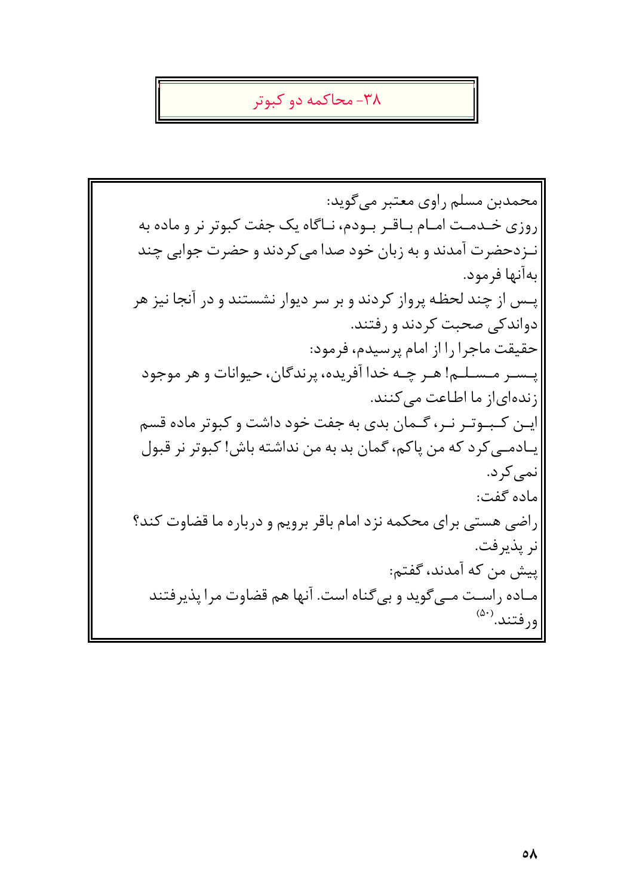## ۳۸- محاکمه دو کبوتر

محمدبن مسلم راوی معتبر می‌گوید:

روزی خدمت امام باقر بودم، ناگاه یک جفت کبوتر نر و ماده به نزدحضرت آمدند و به زبان خود صدا می‌کردند و حضرت جوابی چند به‌آنها فرمود.

پس از چند لحظه پرواز کردند و بر سر دیوار نشستند و در آنجا نیز هر دواندکی صحبت کردند و رفتند.

حقیقت ماجرا را از امام پرسیدم، فرمود:

پسر مسلم! هر چه خدا آفریده، پرندگان، حیوانات و هر موجود زنده‌ای‌از ما اطاعت می‌کنند.

این کبوتر نر، گمان بدی به جفت خود داشت و کبوتر ماده قسم یادمی‌کرد که من پاکم، گمان بد به من نداشته باش! کبوتر نر قبول نمی‌کرد.

ماده گفت:

راضی هستی برای محکمه نزد امام باقر برویم و درباره ما قضاوت کند؟

نر پذیرفت.

پیش من که آمدند، گفتم:

ماده راست می‌گوید و بی‌گناه است. آنها هم قضاوت مرا پذیرفتند ورفتند.[۵۰]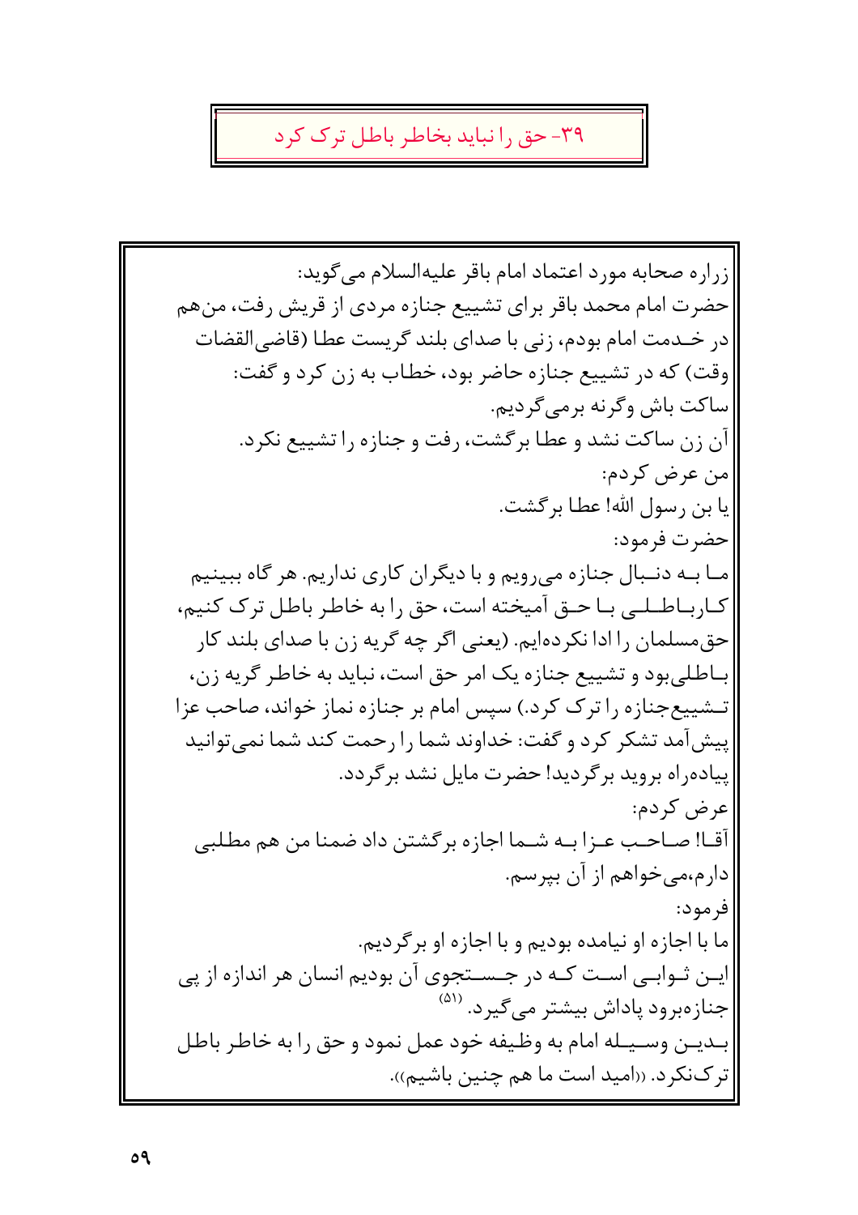## ۳۹- حق را نباید بخاطر باطل ترک کرد

زراره صحابه مورد اعتماد امام باقر علیه‌السلام می‌گوید:
حضرت امام محمد باقر برای تشییع جنازه مردی از قریش رفت، من‌هم در خدمت امام بودم، زنی با صدای بلند گریست عطا (قاضی‌القضات وقت) که در تشییع جنازه حاضر بود، خطاب به زن کرد و گفت:
ساکت باش وگرنه برمی‌گردیم.
آن زن ساکت نشد و عطا برگشت، رفت و جنازه را تشییع نکرد.
من عرض کردم:
یا بن رسول الله! عطا برگشت.
حضرت فرمود:
ما به دنبال جنازه می‌رویم و با دیگران کاری نداریم. هر گاه ببینیم کارباطلی با حق آمیخته است، حق را به خاطر باطل ترک کنیم، حق‌مسلمان را ادا نکرده‌ایم. (یعنی اگر چه گریه زن با صدای بلند کار باطلی‌بود و تشییع جنازه یک امر حق است، نباید به خاطر گریه زن، تشییع‌جنازه را ترک کرد.) سپس امام بر جنازه نماز خواند، صاحب عزا پیش‌آمد تشکر کرد و گفت: خداوند شما را رحمت کند شما نمی‌توانید پیاده‌راه بروید برگردید! حضرت مایل نشد برگردد.
عرض کردم:
آقا! صاحب عزا به شما اجازه برگشتن داد ضمنا من هم مطلبی دارم،می‌خواهم از آن بپرسم.
فرمود:
ما با اجازه او نیامده بودیم و با اجازه او برگردیم.
این ثوابی است که در جستجوی آن بودیم انسان هر اندازه از پی جنازه‌برود پاداش بیشتر می‌گیرد. [۵۱]
بدین وسیله امام به وظیفه خود عمل نمود و حق را به خاطر باطل ترک‌نکرد. «امید است ما هم چنین باشیم».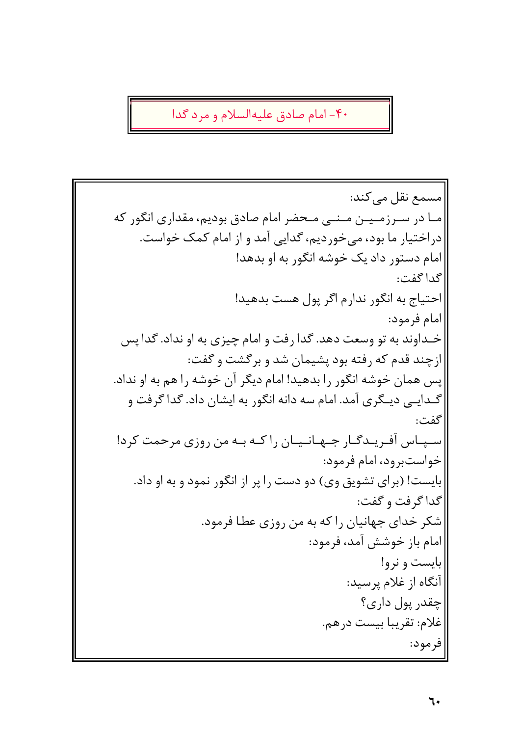## ۴۰- امام صادق علیه‌السلام و مرد گدا

مسمع نقل می‌کند:

ما در سرزمین منی محضر امام صادق بودیم، مقداری انگور که دراختیار ما بود، می‌خوردیم، گدایی آمد و از امام کمک خواست.

امام دستور داد یک خوشه انگور به او بدهد!

گدا گفت:

احتیاج به انگور ندارم اگر پول هست بدهید!

امام فرمود:

خداوند به تو وسعت دهد. گدا رفت و امام چیزی به او نداد. گدا پس ازچند قدم که رفته بود پشیمان شد و برگشت و گفت:

پس همان خوشه انگور را بدهید! امام دیگر آن خوشه را هم به او نداد. گدایی دیگری آمد. امام سه دانه انگور به ایشان داد. گدا گرفت و گفت:

سپاس آفریدگار جهانیان را که به من روزی مرحمت کرد!

خواست‌برود، امام فرمود:

بایست! (برای تشویق وی) دو دست را پر از انگور نمود و به او داد.

گدا گرفت و گفت:

شکر خدای جهانیان را که به من روزی عطا فرمود.

امام باز خوشش آمد، فرمود:

بایست و نرو!

آنگاه از غلام پرسید:

چقدر پول داری؟

غلام: تقریبا بیست درهم.

فرمود: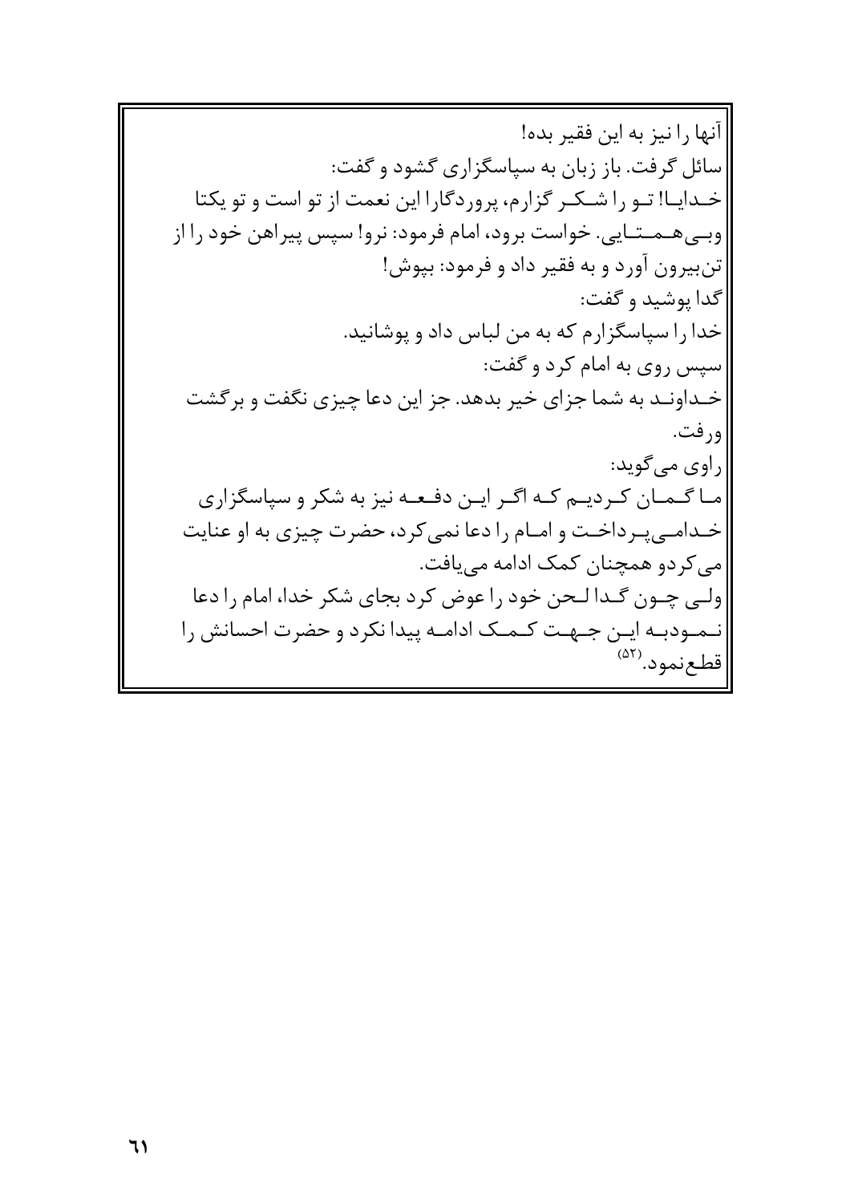آنها را نیز به این فقیر بده!

سائل گرفت. باز زبان به سپاسگزاری گشود و گفت:

خدایا! تو را شکر گزارم، پروردگارا این نعمت از تو است و تو یکتا وبی‌همتایی. خواست برود، امام فرمود: نرو! سپس پیراهن خود را از تن‌بیرون آورد و به فقیر داد و فرمود: بپوش!

گدا پوشید و گفت:

خدا را سپاسگزارم که به من لباس داد و پوشانید.

سپس روی به امام کرد و گفت:

خداوند به شما جزای خیر بدهد. جز این دعا چیزی نگفت و برگشت ورفت.

راوی می‌گوید:

ما گمان کردیم که اگر این دفعه نیز به شکر و سپاسگزاری خدامی‌پرداخت و امام را دعا نمی‌کرد، حضرت چیزی به او عنایت می‌کردو همچنان کمک ادامه می‌یافت.

ولی چون گدا لحن خود را عوض کرد بجای شکر خدا، امام را دعا نمودبه این جهت کمک ادامه پیدا نکرد و حضرت احسانش را قطع‌نمود.(۵۲)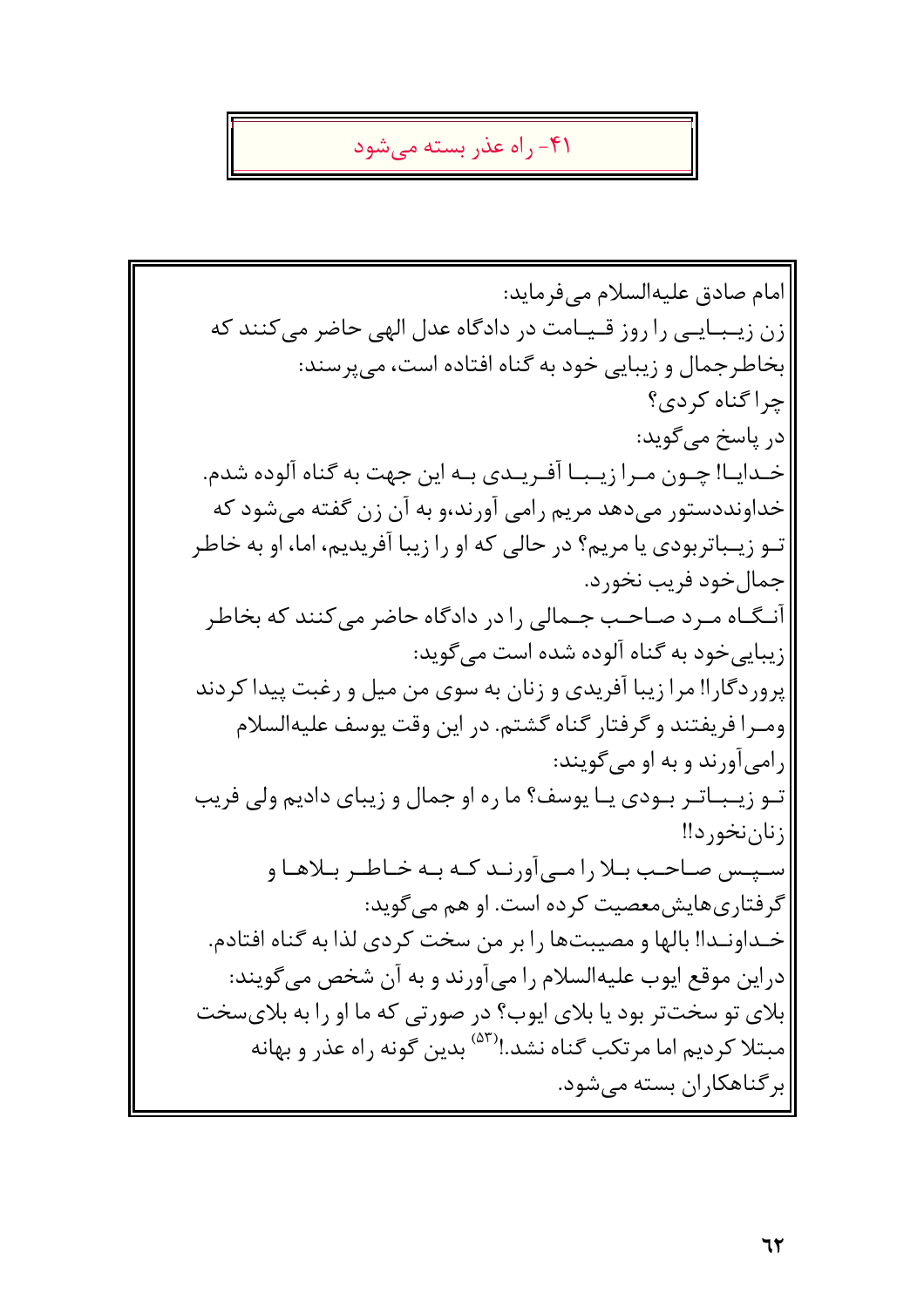## ۴۱- راه عذر بسته می‌شود

امام صادق علیه‌السلام می‌فرماید:
زن زیبـایـی را روز قـیـامت در دادگاه عدل الهی حاضر می‌کنند که بخاطرجمال و زیبایی خود به گناه افتاده است، می‌پرسند:
چرا گناه کردی؟
در پاسخ می‌گوید:
خـدایـا! چـون مـرا زیـبـا آفـریـدی بـه این جهت به گناه آلوده شدم.
خداونددستور می‌دهد مریم رامی آورند،و به آن زن گفته می‌شود که تـو زیـباتربودی یا مریم؟ در حالی که او را زیبا آفریدیم، اما، او به خاطر جمال‌خود فریب نخورد.
آنـگـاه مـرد صـاحـب جـمالی را در دادگاه حاضر می‌کنند که بخاطر زیبایی‌خود به گناه آلوده شده است می‌گوید:
پروردگارا! مرا زیبا آفریدی و زنان به سوی من میل و رغبت پیدا کردند ومـرا فریفتند و گرفتار گناه گشتم. در این وقت یوسف علیه‌السلام رامی‌آورند و به او می‌گویند:
تـو زیـبـاتـر بـودی یـا یوسف؟ ما ره او جمال و زیبای دادیم ولی فریب زنان‌نخورد!!
سـپـس صـاحـب بـلا را مـی‌آورنـد کـه بـه خـاطـر بـلاهـا و گرفتاری‌هایش‌معصیت کرده است. او هم می‌گوید:
خـداونـدا! بالها و مصیبت‌ها را بر من سخت کردی لذا به گناه افتادم.
دراین موقع ایوب علیه‌السلام را می‌آورند و به آن شخص می‌گویند:
بلای تو سخت‌تر بود یا بلای ایوب؟ در صورتی که ما او را به بلای‌سخت مبتلا کردیم اما مرتکب گناه نشد.![۵۳] بدین گونه راه عذر و بهانه برگناهکاران بسته می‌شود.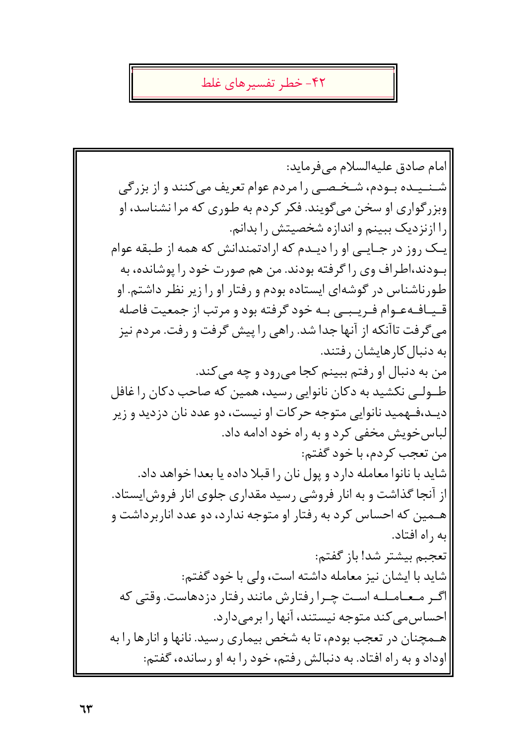## ۴۲- خطر تفسیرهای غلط

امام صادق علیه‌السلام می‌فرماید:

شـنـیـده بـودم، شـخـصـی را مردم عوام تعریف می‌کنند و از بزرگی وبزرگواری او سخن می‌گویند. فکر کردم به طوری که مرا نشناسد، او را ازنزدیک ببینم و اندازه شخصیتش را بدانم.

یـک روز در جـایـی او را دیـدم که ارادتمندانش که همه از طبقه عوام بـودند،اطراف وی را گرفته بودند. من هم صورت خود را پوشانده، به طورناشناس در گوشه‌ای ایستاده بودم و رفتار او را زیر نظر داشتم. او قـیـافـه‌عـوام فـریـبـی بـه خود گرفته بود و مرتب از جمعیت فاصله می‌گرفت تاآنکه از آنها جدا شد. راهی را پیش گرفت و رفت. مردم نیز به دنبال کارهایشان رفتند.

من به دنبال او رفتم ببینم کجا می‌رود و چه می‌کند.

طـولـی نکشید به دکان نانوایی رسید، همین که صاحب دکان را غافل دیـد،فـهـمید نانوایی متوجه حرکات او نیست، دو عدد نان دزدید و زیر لباس‌خویش مخفی کرد و به راه خود ادامه داد.

من تعجب کردم، با خود گفتم:

شاید با نانوا معامله دارد و پول نان را قبلا داده یا بعدا خواهد داد.

از آنجا گذاشت و به انار فروشی رسید مقداری جلوی انار فروش‌ایستاد. هـمین که احساس کرد به رفتار او متوجه ندارد، دو عدد اناربرداشت و به راه افتاد.

تعجبم بیشتر شد! باز گفتم:

شاید با ایشان نیز معامله داشته است، ولی با خود گفتم:

اگـر مـعـامـلـه اسـت چـرا رفتارش مانند رفتار دزدهاست. وقتی که احساس‌می‌کند متوجه نیستند، آنها را برمی‌دارد.

هـمچنان در تعجب بودم، تا به شخص بیماری رسید. نانها و انارها را به اوداد و به راه افتاد. به دنبالش رفتم، خود را به او رسانده، گفتم: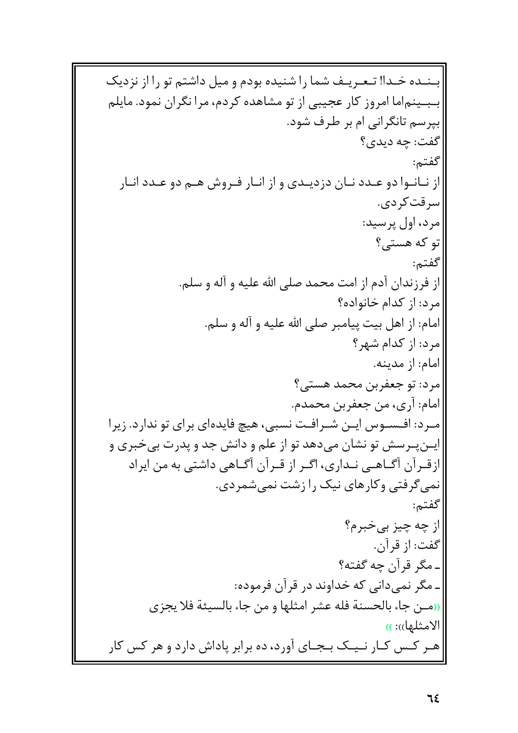بـنـده خـدا! تـعـريـف شما را شنيده بودم و ميل داشتم تو را از نزديک بـبـينماما امروز کار عجيبی از تو مشاهده کردم، مرا نگران نمود. مايلم بپرسم تانگرانی ام بر طرف شود.

گفت: چه ديدی؟

گفتم:

از نـانـوا دو عـدد نـان دزديـدی و از انـار فـروش هـم دو عـدد انـار سرقتکردی.

مرد، اول پرسيد:

تو که هستی؟

گفتم:

از فرزندان آدم از امت محمد صلی الله عليه و آله و سلم.

مرد: از کدام خانواده؟

امام: از اهل بيت پيامبر صلی الله عليه و آله و سلم.

مرد: از کدام شهر؟

امام: از مدينه.

مرد: تو جعفربن محمد هستی؟

امام: آری، من جعفربن محمدم.

مـرد: افـسـوس ايـن شـرافـت نسبی، هيچ فايده‌ای برای تو ندارد. زيرا ايـنپـرسش تو نشان می‌دهد تو از علم و دانش جد و پدرت بی‌خبری و ازقـرآن آگـاهـی نـداری، اگـر از قـرآن آگـاهی داشتی به من ايراد نمی‌گرفتی وکارهای نيک را زشت نمی‌شمردی.

گفتم:

از چه چيز بی‌خبرم؟

گفت: از قرآن.

ـ مگر قرآن چه گفته؟

ـ مگر نمی‌دانی که خداوند در قرآن فرموده:

((مـن جاء بالحسنة فله عشر امثلها و من جاء بالسيئة فلا يجزی الامثلها)): ))

هـر کـس کـار نـيـک بـجـای آورد، ده برابر پاداش دارد و هر کس کار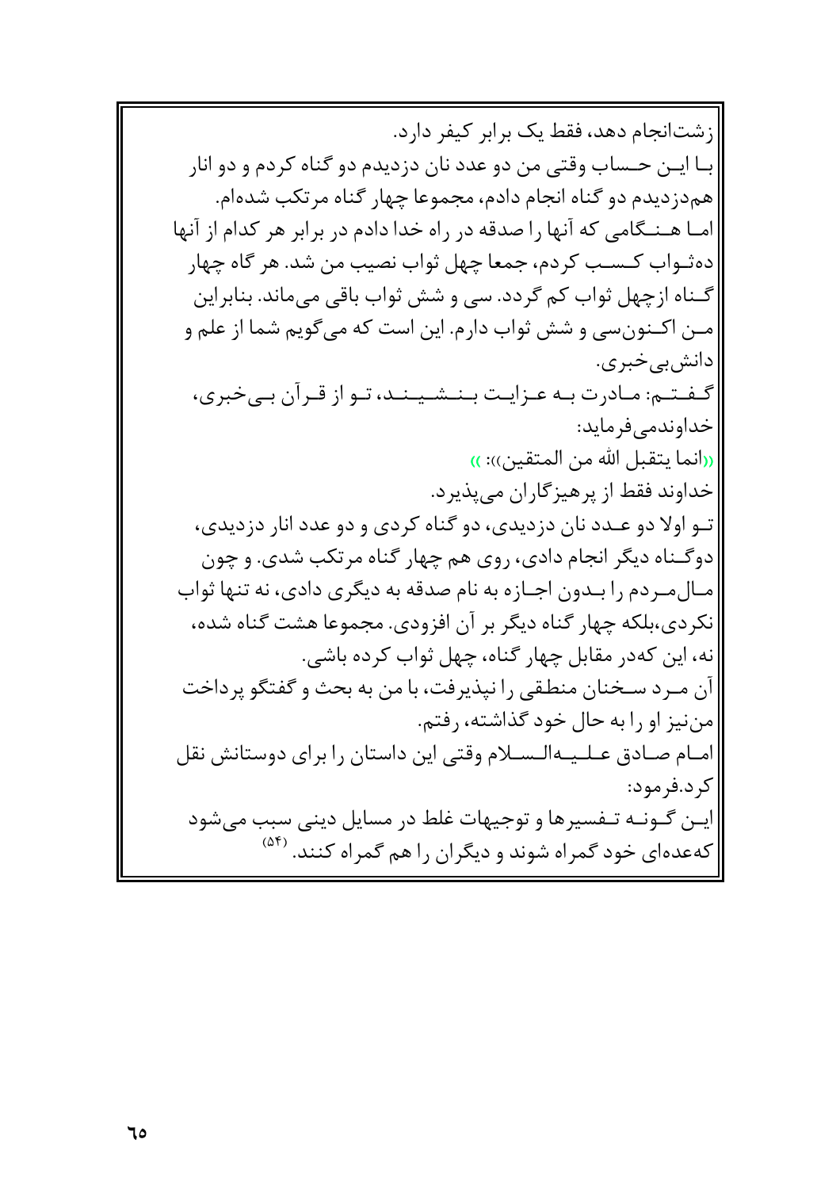زشت‌انجام دهد، فقط یک برابر کیفر دارد.
بـا ایـن حـساب وقتی من دو عدد نان دزدیدم دو گناه کردم و دو انار هم‌دزدیدم دو گناه انجام دادم، مجموعا چهار گناه مرتکب شده‌ام.
امـا هـنـگامی که آنها را صدقه در راه خدا دادم در برابر هر کدام از آنها ده‌ثـواب کـسـب کردم، جمعا چهل ثواب نصیب من شد. هر گاه چهار گـناه ازچهل ثواب کم گردد. سی و شش ثواب باقی می‌ماند. بنابراین مـن اکـنون‌سی و شش ثواب دارم. این است که می‌گویم شما از علم و دانش‌بی‌خبری.
گـفـتـم: مـادرت بـه عـزایـت بـنـشـیـنـد، تـو از قـرآن بـی‌خبری، خداوندمی‌فرماید:
((انما یتقبل الله من المتقین)): ))
خداوند فقط از پرهیزگاران می‌پذیرد.
تـو اولا دو عـدد نان دزدیدی، دو گناه کردی و دو عدد انار دزدیدی، دوگـناه دیگر انجام دادی، روی هم چهار گناه مرتکب شدی. و چون مـال‌مـردم را بـدون اجـازه به نام صدقه به دیگری دادی، نه تنها ثواب نکردی،بلکه چهار گناه دیگر بر آن افزودی. مجموعا هشت گناه شده، نه، این که‌در مقابل چهار گناه، چهل ثواب کرده باشی.
آن مـرد سـخنان منطقی را نپذیرفت، با من به بحث و گفتگو پرداخت من‌نیز او را به حال خود گذاشته، رفتم.
امـام صـادق عـلـیـه‌الـسـلام وقتی این داستان را برای دوستانش نقل کرد.فرمود:
ایـن گـونـه تـفسیرها و توجیهات غلط در مسایل دینی سبب می‌شود که‌عده‌ای خود گمراه شوند و دیگران را هم گمراه کنند. [۵۴]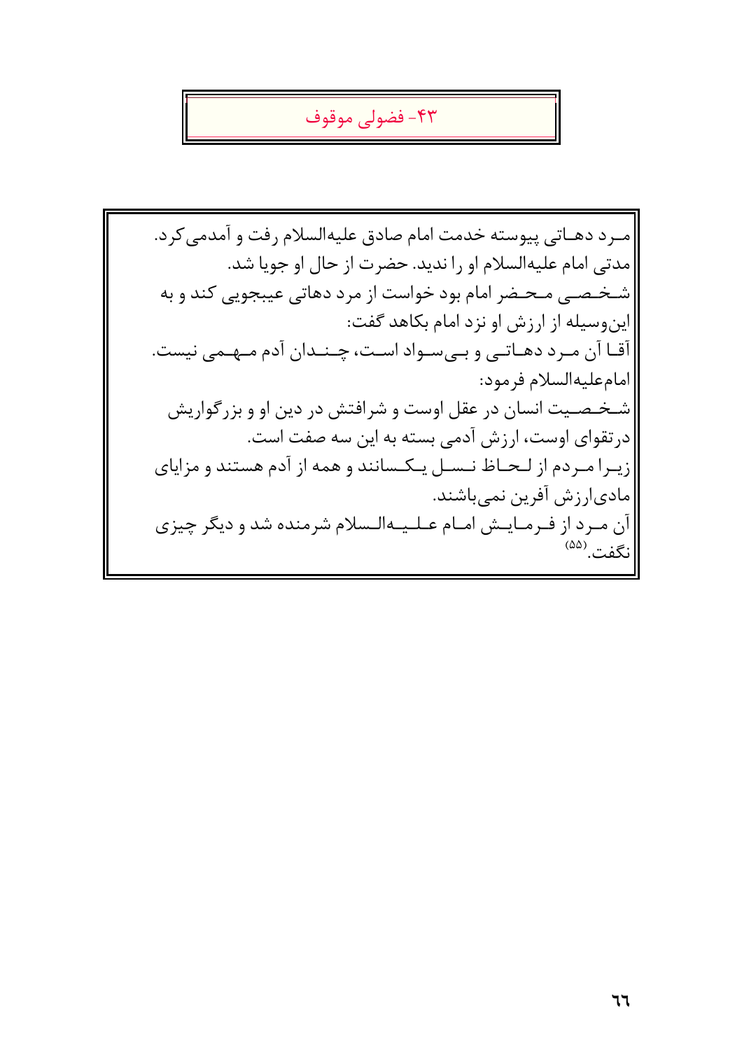## ۴۳- فضولی موقوف

مرد دهاتی پیوسته خدمت امام صادق علیه‌السلام رفت و آمدمی‌کرد. مدتی امام علیه‌السلام او را ندید. حضرت از حال او جویا شد.

شخصی محضر امام بود خواست از مرد دهاتی عیبجویی کند و به این‌وسیله از ارزش او نزد امام بکاهد گفت:

آقا آن مرد دهاتی و بی‌سواد است، چندان آدم مهمی نیست.

امام‌علیه‌السلام فرمود:

شخصیت انسان در عقل اوست و شرافتش در دین او و بزرگواریش درتقوای اوست، ارزش آدمی بسته به این سه صفت است.

زیرا مردم از لحاظ نسل یکسانند و همه از آدم هستند و مزایای مادی‌ارزش آفرین نمی‌باشند.

آن مرد از فرمایش امام علیه‌السلام شرمنده شد و دیگر چیزی نگفت.[۵۵]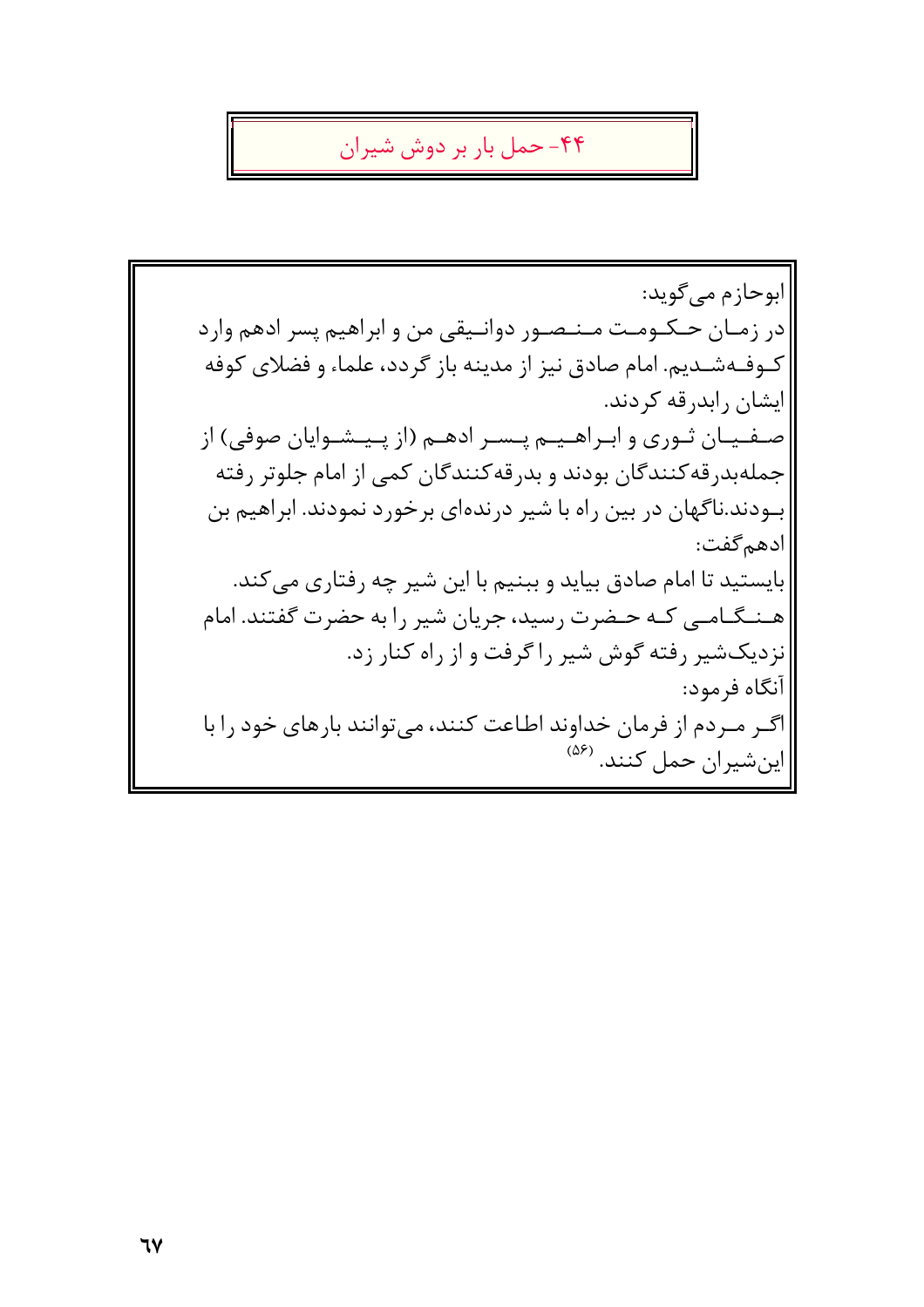## ۴۴- حمل بار بر دوش شیران

ابوحازم می‌گوید:

در زمـان حـکـومـت مـنـصـور دوانـیقی من و ابراهیم پسر ادهم وارد کـوفـه‌شـدیم. امام صادق نیز از مدینه باز گردد، علماء و فضلای کوفه ایشان رابدرقه کردند.

صـفـیـان ثـوری و ابـراهـیـم پـسـر ادهـم (از پـیـشـوایان صوفی) از جمله‌بدرقه‌کنندگان بودند و بدرقه‌کنندگان کمی از امام جلوتر رفته بـودند.ناگهان در بین راه با شیر درنده‌ای برخورد نمودند. ابراهیم بن ادهم‌گفت:

بایستید تا امام صادق بیاید و ببنیم با این شیر چه رفتاری می‌کند. هـنـگـامـی کـه حـضرت رسید، جریان شیر را به حضرت گفتند. امام نزدیک‌شیر رفته گوش شیر را گرفت و از راه کنار زد.

آنگاه فرمود:

اگـر مـردم از فرمان خداوند اطاعت کنند، می‌توانند بارهای خود را با این‌شیران حمل کنند. [۵۶]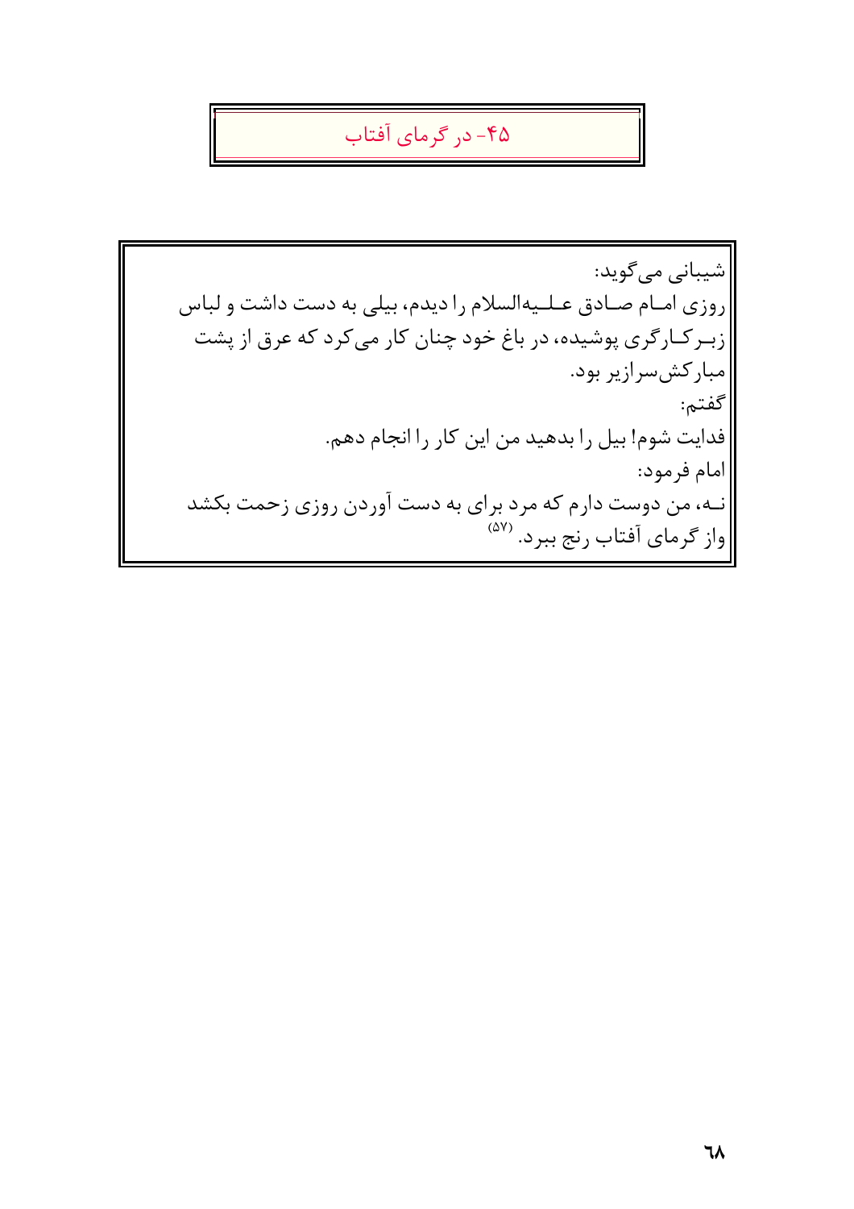## ۴۵- در گرمای آفتاب

شیبانی می‌گوید:

روزی امام صادق علیه‌السلام را دیدم، بیلی به دست داشت و لباس زبرکارگری پوشیده، در باغ خود چنان کار می‌کرد که عرق از پشت مبارکش‌سرازیر بود.

گفتم:

فدایت شوم! بیل را بدهید من این کار را انجام دهم.

امام فرمود:

نه، من دوست دارم که مرد برای به دست آوردن روزی زحمت بکشد واز گرمای آفتاب رنج ببرد. [۵۷]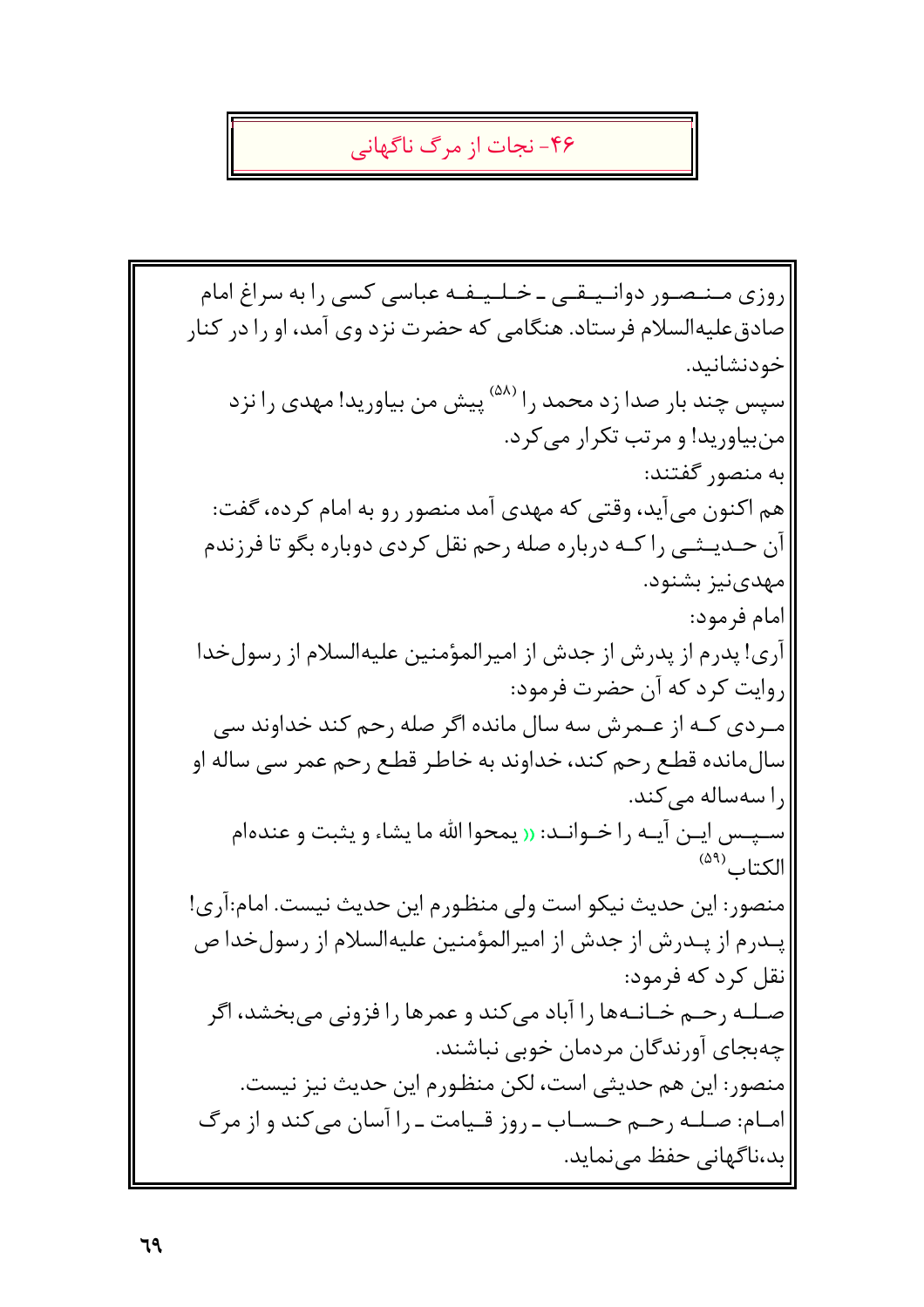## ۴۶- نجات از مرگ ناگهانی

روزی منصور دوانیقی ـ خلیفه عباسی کسی را به سراغ امام صادق علیه‌السلام فرستاد. هنگامی که حضرت نزد وی آمد، او را در کنار خودنشانید.

سپس چند بار صدا زد محمد را [۵۸] پیش من بیاورید! مهدی را نزد من‌بیاورید! و مرتب تکرار می‌کرد.

به منصور گفتند:

هم اکنون می‌آید، وقتی که مهدی آمد منصور رو به امام کرده، گفت: آن حدیثی را که درباره صله رحم نقل کردی دوباره بگو تا فرزندم مهدی‌نیز بشنود.

امام فرمود:

آری! پدرم از پدرش از جدش از امیرالمؤمنین علیه‌السلام از رسول‌خدا روایت کرد که آن حضرت فرمود:

مردی که از عمرش سه سال مانده اگر صله رحم کند خداوند سی سال‌مانده قطع رحم کند، خداوند به خاطر قطع رحم عمر سی ساله او را سه‌ساله می‌کند.

سپس این آیه را خواند: «یمحوا الله ما یشاء و یثبت و عنده‌ام الکتاب [۵۹]

منصور: این حدیث نیکو است ولی منظورم این حدیث نیست. امام:آری! پدرم از پدرش از جدش از امیرالمؤمنین علیه‌السلام از رسول‌خدا ص نقل کرد که فرمود:

صله رحم خانه‌ها را آباد می‌کند و عمرها را فزونی می‌بخشد، اگر چه‌بجای آورندگان مردمان خوبی نباشند.

منصور: این هم حدیثی است، لکن منظورم این حدیث نیز نیست.

امام: صله رحم حساب ـ روز قیامت ـ را آسان می‌کند و از مرگ بد،ناگهانی حفظ می‌نماید.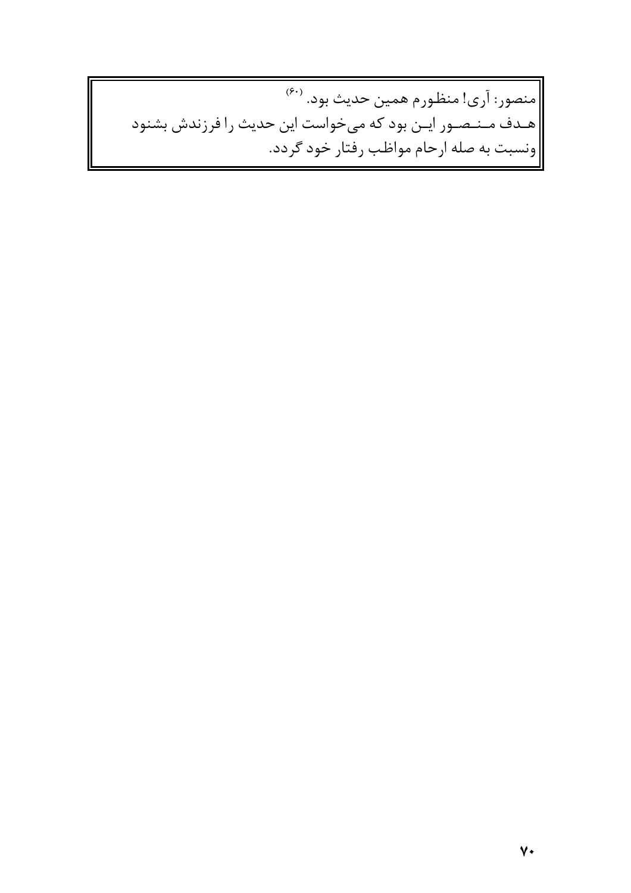منصور: آری! منظورم همین حدیث بود. [۶۰]

هـدف مـنـصـور ایـن بود که می‌خواست این حدیث را فرزندش بشنود ونسبت به صله ارحام مواظب رفتار خود گردد.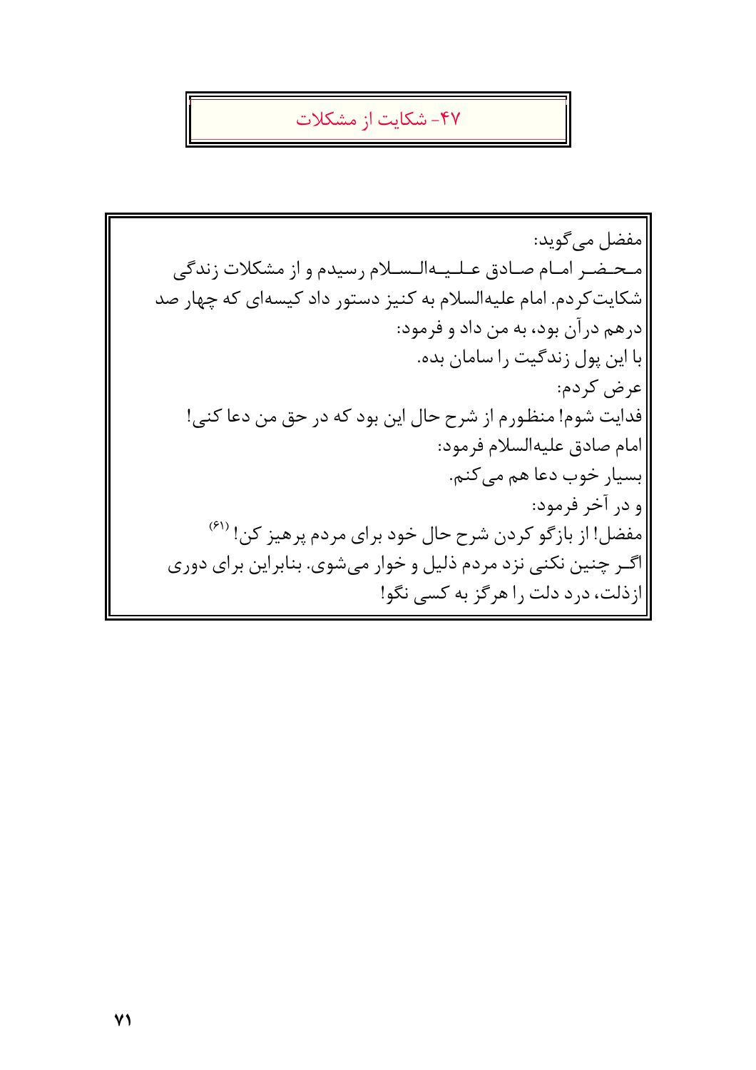## ۴۷- شکایت از مشکلات

مفضل می‌گوید:
محضر امام صادق علیه‌السلام رسیدم و از مشکلات زندگی شکایت‌کردم. امام علیه‌السلام به کنیز دستور داد کیسه‌ای که چهار صد درهم درآن بود، به من داد و فرمود:
با این پول زندگیت را سامان بده.
عرض کردم:
فدایت شوم! منظورم از شرح حال این بود که در حق من دعا کنی!
امام صادق علیه‌السلام فرمود:
بسیار خوب دعا هم می‌کنم.
و در آخر فرمود:
مفضل! از بازگو کردن شرح حال خود برای مردم پرهیز کن! [۶۱]
اگـر چنین نکنی نزد مردم ذلیل و خوار می‌شوی. بنابراین برای دوری ازذلت، درد دلت را هرگز به کسی نگو!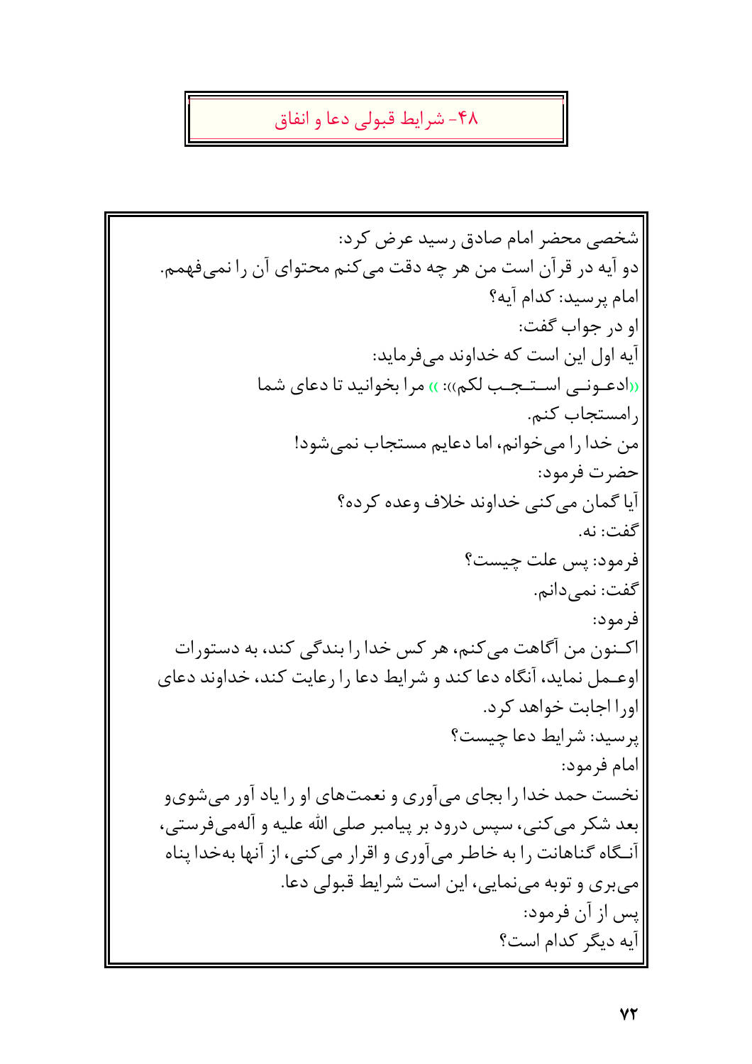## ۴۸- شرایط قبولی دعا و انفاق

شخصی محضر امام صادق رسید عرض کرد:
دو آیه در قرآن است من هر چه دقت می‌کنم محتوای آن را نمی‌فهمم.
امام پرسید: کدام آیه؟
او در جواب گفت:
آیه اول این است که خداوند می‌فرماید:
«ادعونی استجب لکم»: » مرا بخوانید تا دعای شما رامستجاب کنم.
من خدا را می‌خوانم، اما دعایم مستجاب نمی‌شود!
حضرت فرمود:
آیا گمان می‌کنی خداوند خلاف وعده کرده؟
گفت: نه.
فرمود: پس علت چیست؟
گفت: نمی‌دانم.
فرمود:
اکنون من آگاهت می‌کنم، هر کس خدا را بندگی کند، به دستورات اوعمل نماید، آنگاه دعا کند و شرایط دعا را رعایت کند، خداوند دعای اورا اجابت خواهد کرد.
پرسید: شرایط دعا چیست؟
امام فرمود:
نخست حمد خدا را بجای می‌آوری و نعمت‌های او را یاد آور می‌شوی‌و بعد شکر می‌کنی، سپس درود بر پیامبر صلی الله علیه و آله‌می‌فرستی، آنگاه گناهانت را به خاطر می‌آوری و اقرار می‌کنی، از آنها به‌خدا پناه می‌بری و توبه می‌نمایی، این است شرایط قبولی دعا.
پس از آن فرمود:
آیه دیگر کدام است؟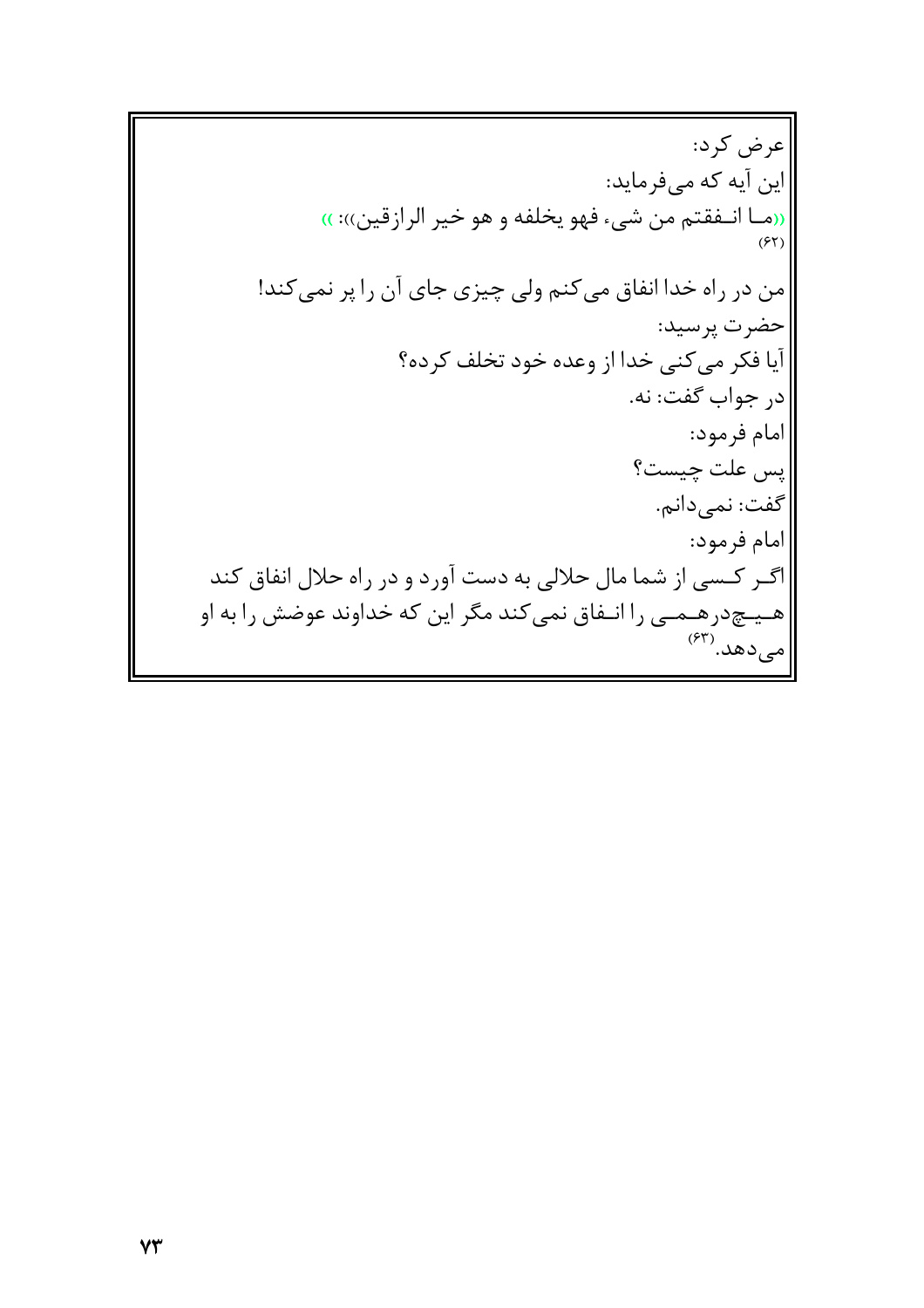عرض کرد:

این آیه که می‌فرماید:

((مـا انـفقتم من شیء فهو یخلفه و هو خیر الرازقین)): (62)

من در راه خدا انفاق می‌کنم ولی چیزی جای آن را پر نمی‌کند!

حضرت پرسید:

آیا فکر می‌کنی خدا از وعده خود تخلف کرده؟

در جواب گفت: نه.

امام فرمود:

پس علت چیست؟

گفت: نمی‌دانم.

امام فرمود:

اگـر کـسی از شما مال حلالی به دست آورد و در راه حلال انفاق کند هـیـچ‌درهـمـی را انـفاق نمی‌کند مگر این که خداوند عوضش را به او می‌دهد. (63)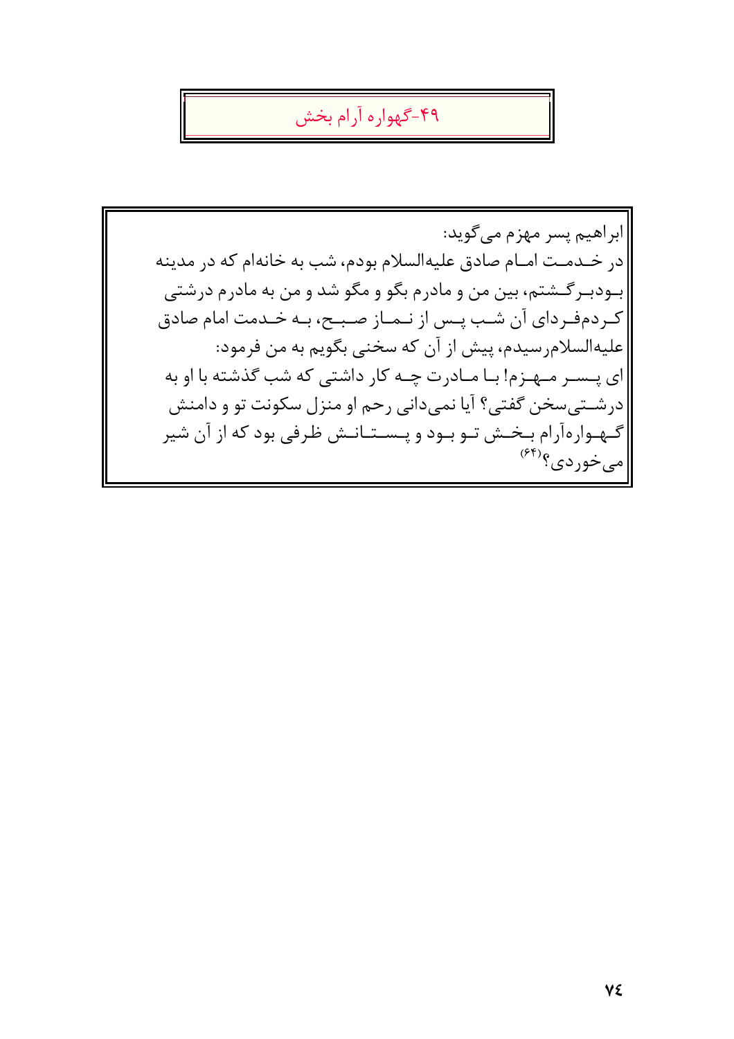## ۴۹-گهواره آرام بخش

ابراهیم پسر مهزم می‌گوید:
در خدمت امام صادق علیه‌السلام بودم، شب به خانه‌ام که در مدینه بودبرگشتم، بین من و مادرم بگو و مگو شد و من به مادرم درشتی کردم‌فردای آن شب پس از نماز صبح، به خدمت امام صادق علیه‌السلام‌رسیدم، پیش از آن که سخنی بگویم به من فرمود:
ای پسر مهزم! با مادرت چه کار داشتی که شب گذشته با او به درشتی‌سخن گفتی؟ آیا نمی‌دانی رحم او منزل سکونت تو و دامنش گهواره‌آرام بخش تو بود و پستانش ظرفی بود که از آن شیر می‌خوردی؟[۶۴]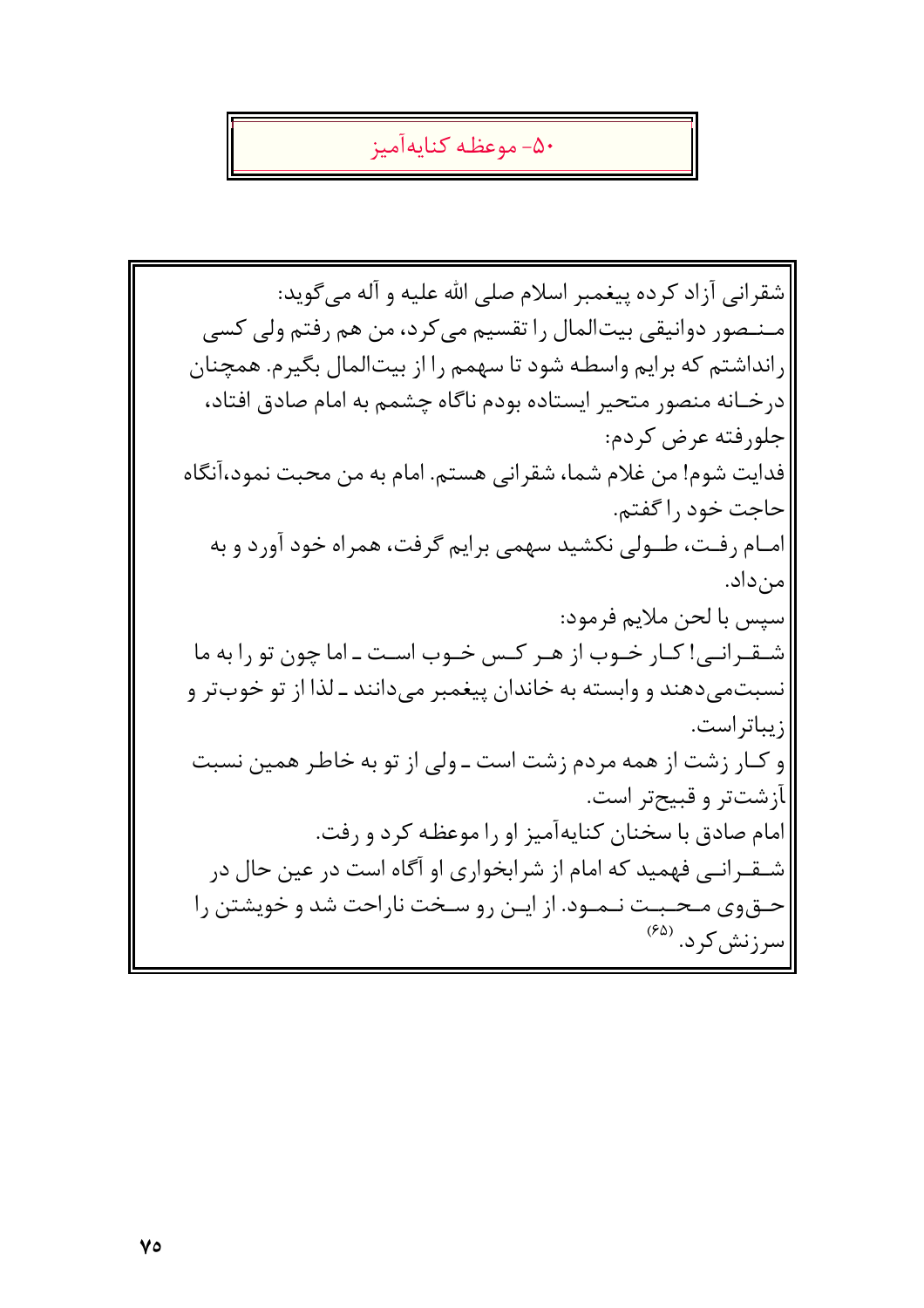## ۵۰- موعظه کنایه‌آمیز

شقرانی آزاد کرده پیغمبر اسلام صلی الله علیه و آله می‌گوید:

منصور دوانیقی بیت‌المال را تقسیم می‌کرد، من هم رفتم ولی کسی رانداشتم که برایم واسطه شود تا سهمم را از بیت‌المال بگیرم. همچنان درخانه منصور متحیر ایستاده بودم ناگاه چشمم به امام صادق افتاد، جلورفته عرض کردم:

فدایت شوم! من غلام شما، شقرانی هستم. امام به من محبت نمود،آنگاه حاجت خود را گفتم.

امام رفت، طولی نکشید سهمی برایم گرفت، همراه خود آورد و به من‌داد.

سپس با لحن ملایم فرمود:

شقرانی! کار خوب از هر کس خوب است ـ اما چون تو را به ما نسبت‌می‌دهند و وابسته به خاندان پیغمبر می‌دانند ـ لذا از تو خوب‌تر و زیباتراست.

و کار زشت از همه مردم زشت است ـ ولی از تو به خاطر همین نسبت آزشت‌تر و قبیح‌تر است.

امام صادق با سخنان کنایه‌آمیز او را موعظه کرد و رفت.

شقرانی فهمید که امام از شرابخواری او آگاه است در عین حال در حق‌وی محبت نمود. از این رو سخت ناراحت شد و خویشتن را سرزنش کرد. [۶۵]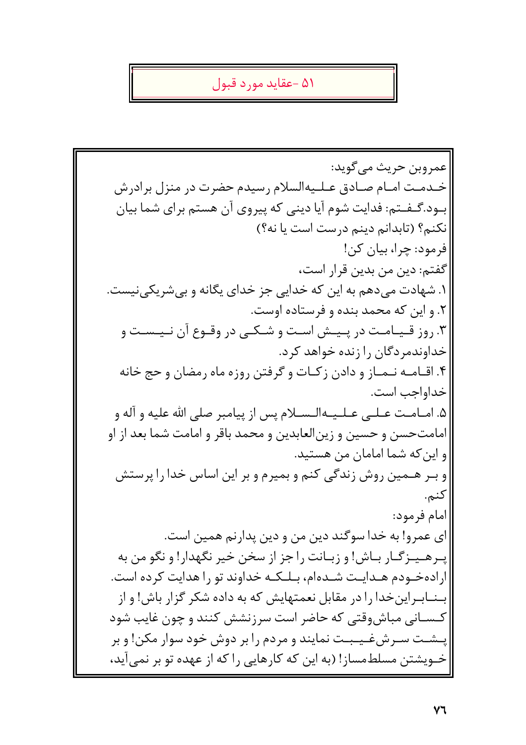## ۵۱ -عقاید مورد قبول

عمروبن حریث می‌گوید:

خـدمـت امـام صـادق عـلـیه‌السلام رسیدم حضرت در منزل برادرش بـود.گـفـتم: فدایت شوم آیا دینی که پیروی آن هستم برای شما بیان نکنم؟ (تابدانم دینم درست است یا نه؟)

فرمود: چرا، بیان کن!

گفتم: دین من بدین قرار است،

۱. شهادت می‌دهم به این که خدایی جز خدای یگانه و بی‌شریکی‌نیست.

۲. و این که محمد بنده و فرستاده اوست.

۳. روز قـیـامـت در پـیـش اسـت و شـکـی در وقـوع آن نـیـسـت و خداوندمردگان را زنده خواهد کرد.

۴. اقـامـه نـمـاز و دادن زکـات و گرفتن روزه ماه رمضان و حج خانه خداواجب است.

۵. امـامـت عـلـی عـلـیـه‌الـسـلام پس از پیامبر صلی الله علیه و آله و امامت‌حسن و حسین و زین‌العابدین و محمد باقر و امامت شما بعد از او و این‌که شما امامان من هستید.

و بـر هـمین روش زندگی کنم و بمیرم و بر این اساس خدا را پرستش کنم.

امام فرمود:

ای عمرو! به خدا سوگند دین من و دین پدارنم همین است.

پـرهـیـزگـار بـاش! و زبـانت را جز از سخن خیر نگهدار! و نگو من به اراده‌خـودم هـدایـت شـده‌ام، بـلـکـه خداوند تو را هدایت کرده است.

بـنـابـراین‌خدا را در مقابل نعمتهایش که به داده شکر گزار باش! و از کـسـانی مباش‌وقتی که حاضر است سرزنشش کنند و چون غایب شود پـشـت سـرش‌غـیـبـت نمایند و مردم را بر دوش خود سوار مکن! و بر خـویشتن مسلط‌مساز! (به این که کارهایی را که از عهده تو بر نمی‌آید،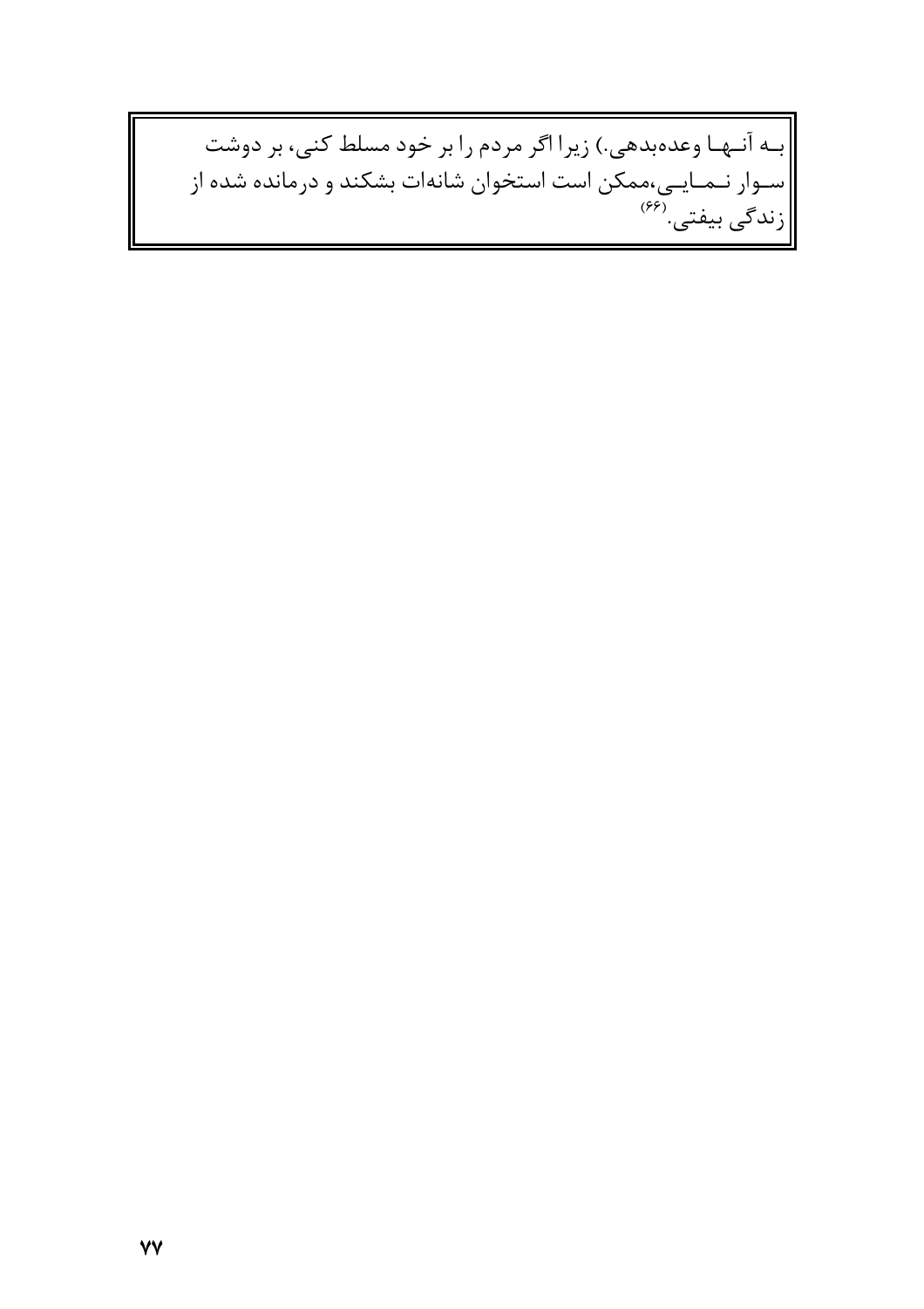بـه آنـهـا وعده‌بدهی.) زیرا اگر مردم را بر خود مسلط کنی، بر دوشت سـوار نـمـایـی،ممکن است استخوان شانه‌ات بشکند و درمانده شده از زندگی بیفتی.[۶۶]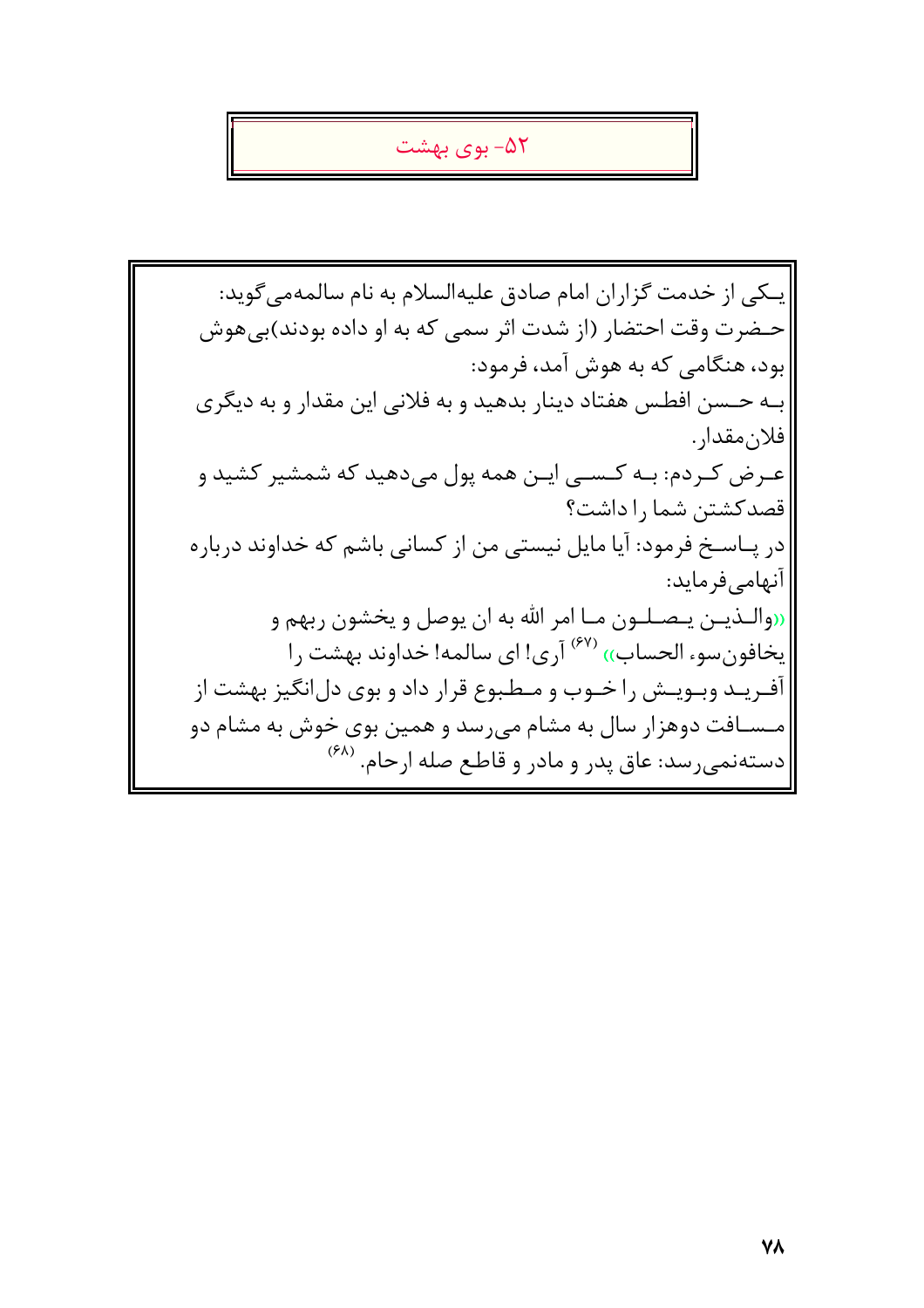## ۵۲- بوی بهشت

یکی از خدمت گزاران امام صادق علیه‌السلام به نام سالمه‌می‌گوید: حضرت وقت احتضار (از شدت اثر سمی که به او داده بودند)بی‌هوش بود، هنگامی که به هوش آمد، فرمود:

به حسن افطس هفتاد دینار بدهید و به فلانی این مقدار و به دیگری فلان‌مقدار.

عرض کردم: به کسی این همه پول می‌دهید که شمشیر کشید و قصدکشتن شما را داشت؟

در پاسخ فرمود: آیا مایل نیستی من از کسانی باشم که خداوند درباره آنهامی‌فرماید:

«والذین یصلون ما امر الله به ان یوصل و یخشون ربهم و یخافون‌سوء الحساب» [۶۷] آری! ای سالمه! خداوند بهشت را آفرید وبویش را خوب و مطبوع قرار داد و بوی دل‌انگیز بهشت از مسافت دوهزار سال به مشام می‌رسد و همین بوی خوش به مشام دو دسته‌نمی‌رسد: عاق پدر و مادر و قاطع صله ارحام. [۶۸]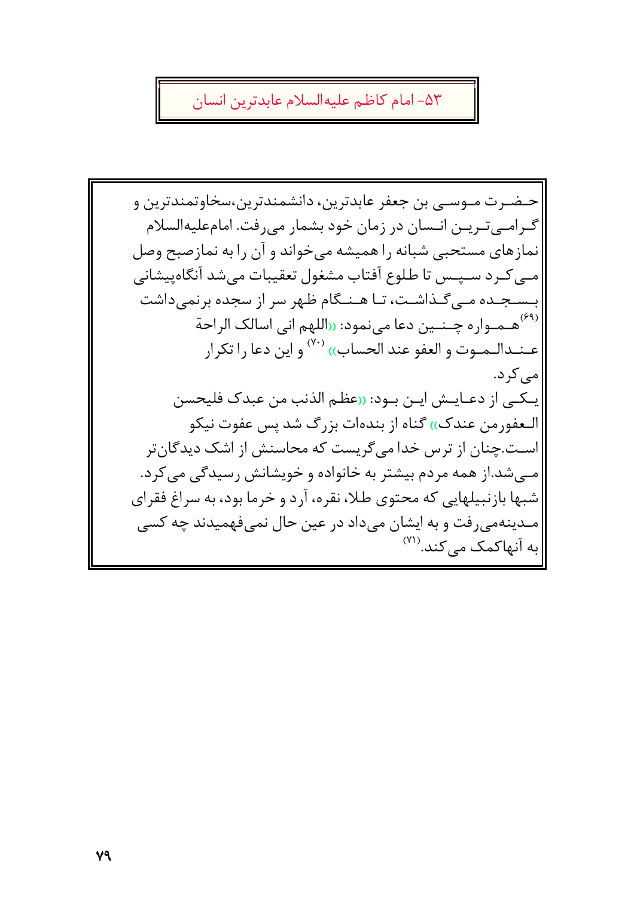## ۵۳- امام کاظم علیه‌السلام عابدترین انسان

حضرت موسی بن جعفر عابدترین، دانشمندترین،سخاوتمندترین و گرامی‌ترین انسان در زمان خود بشمار می‌رفت. امام‌علیه‌السلام نمازهای مستحبی شبانه را همیشه می‌خواند و آن را به نمازصبح وصل می‌کرد سپس تا طلوع آفتاب مشغول تعقیبات می‌شد آنگاه‌پیشانی بسجده می‌گذاشت، تا هنگام ظهر سر از سجده برنمی‌داشت [۶۹] همواره چنین دعا می‌نمود: «اللهم انی اسالک الراحة عندالموت و العفو عند الحساب» [۷۰] و این دعا را تکرار می‌کرد.

یکی از دعایش این بود: «عظم الذنب من عبدک فلیحسن العفورمن عندک» گناه از بنده‌ات بزرگ شد پس عفوت نیکو است.چنان از ترس خدا می‌گریست که محاسنش از اشک دیدگان‌تر می‌شد.از همه مردم بیشتر به خانواده و خویشانش رسیدگی می‌کرد. شبها بازنبیلهایی که محتوی طلا، نقره، آرد و خرما بود، به سراغ فقرای مدینه‌می‌رفت و به ایشان می‌داد در عین حال نمی‌فهمیدند چه کسی به آنهاکمک می‌کند.[۷۱]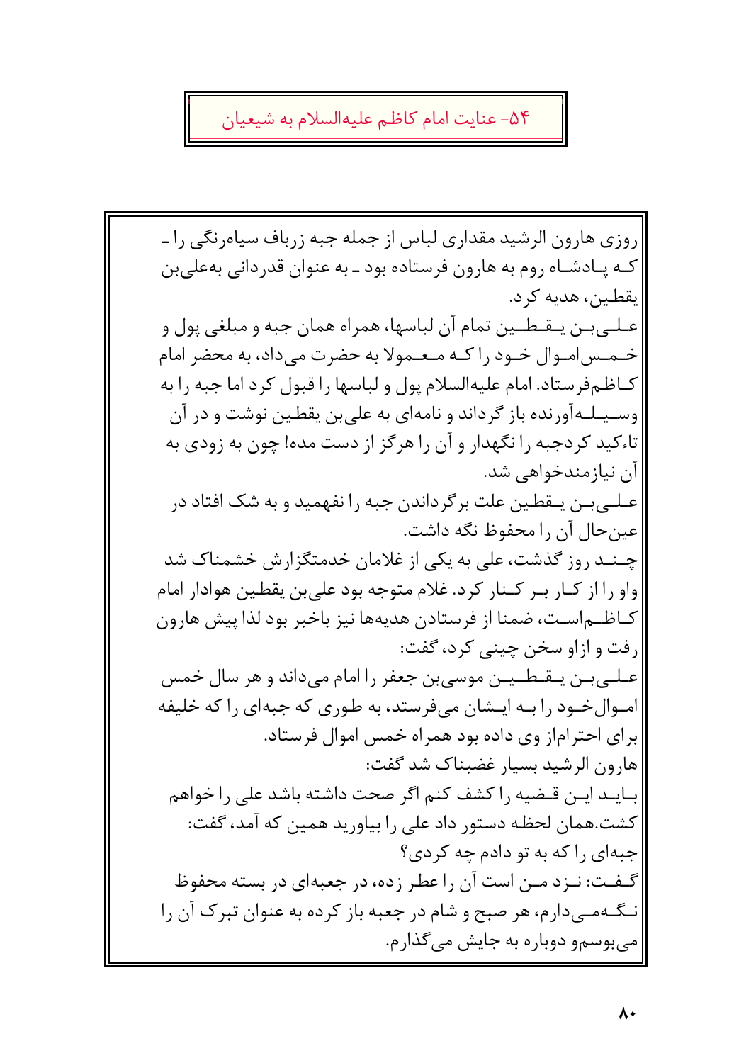## ۵۴- عنایت امام کاظم علیه‌السلام به شیعیان

روزی هارون الرشید مقداری لباس از جمله جبه زرباف سیاه‌رنگی را ـ که پادشاه روم به هارون فرستاده بود ـ به عنوان قدردانی به‌علی‌بن یقطین، هدیه کرد.

علی‌بن یقطین تمام آن لباسها، همراه همان جبه و مبلغی پول و خمس‌اموال خود را که معمولا به حضرت می‌داد، به محضر امام کاظم‌فرستاد. امام علیه‌السلام پول و لباسها را قبول کرد اما جبه را به وسیله‌آورنده باز گرداند و نامه‌ای به علی‌بن یقطین نوشت و در آن تاءکید کردجبه را نگهدار و آن را هرگز از دست مده! چون به زودی به آن نیازمندخواهی شد.

علی‌بن یقطین علت برگرداندن جبه را نفهمید و به شک افتاد در عین‌حال آن را محفوظ نگه داشت.

چند روز گذشت، علی به یکی از غلامان خدمتگزارش خشمناک شد واو را از کار بر کنار کرد. غلام متوجه بود علی‌بن یقطین هوادار امام کاظم‌است، ضمنا از فرستادن هدیه‌ها نیز باخبر بود لذا پیش هارون رفت و ازاو سخن چینی کرد، گفت:

علی‌بن یقطین موسی‌بن جعفر را امام می‌داند و هر سال خمس اموال‌خود را به ایشان می‌فرستد، به طوری که جبه‌ای را که خلیفه برای احترام‌از وی داده بود همراه خمس اموال فرستاد.

هارون الرشید بسیار غضبناک شد گفت:

باید این قضیه را کشف کنم اگر صحت داشته باشد علی را خواهم کشت.همان لحظه دستور داد علی را بیاورید همین که آمد، گفت:

جبه‌ای را که به تو دادم چه کردی؟

گفت: نزد من است آن را عطر زده، در جعبه‌ای در بسته محفوظ نگه‌می‌دارم، هر صبح و شام در جعبه باز کرده به عنوان تبرک آن را می‌بوسم‌و دوباره به جایش می‌گذارم.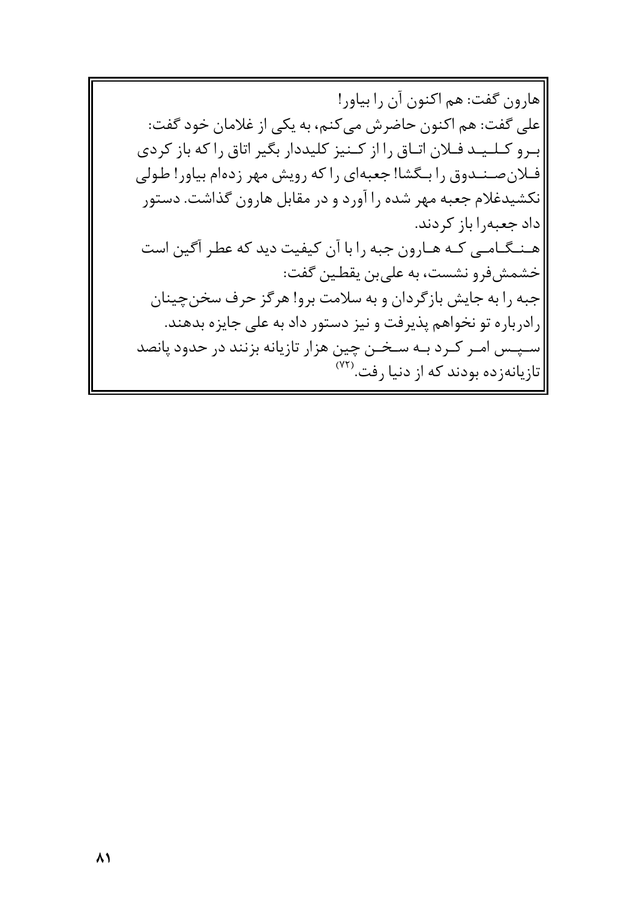هارون گفت: هم اکنون آن را بیاور!

علی گفت: هم اکنون حاضرش می‌کنم، به یکی از غلامان خود گفت: بـرو کـلـیـد فـلان اتـاق را از کـنیز کلیددار بگیر اتاق را که باز کردی فـلان‌صـنـدوق را بـگشا! جعبه‌ای را که رویش مهر زده‌ام بیاور! طولی نکشیدغلام جعبه مهر شده را آورد و در مقابل هارون گذاشت. دستور داد جعبه‌را باز کردند.

هـنـگـامـی کـه هـارون جبه را با آن کیفیت دید که عطر آگین است خشمش‌فرو نشست، به علی‌بن یقطین گفت:

جبه را به جایش بازگردان و به سلامت برو! هرگز حرف سخن‌چینان رادرباره تو نخواهم پذیرفت و نیز دستور داد به علی جایزه بدهند. سـپـس امـر کـرد بـه سـخـن چین هزار تازیانه بزنند در حدود پانصد تازیانه‌زده بودند که از دنیا رفت.[۷۲]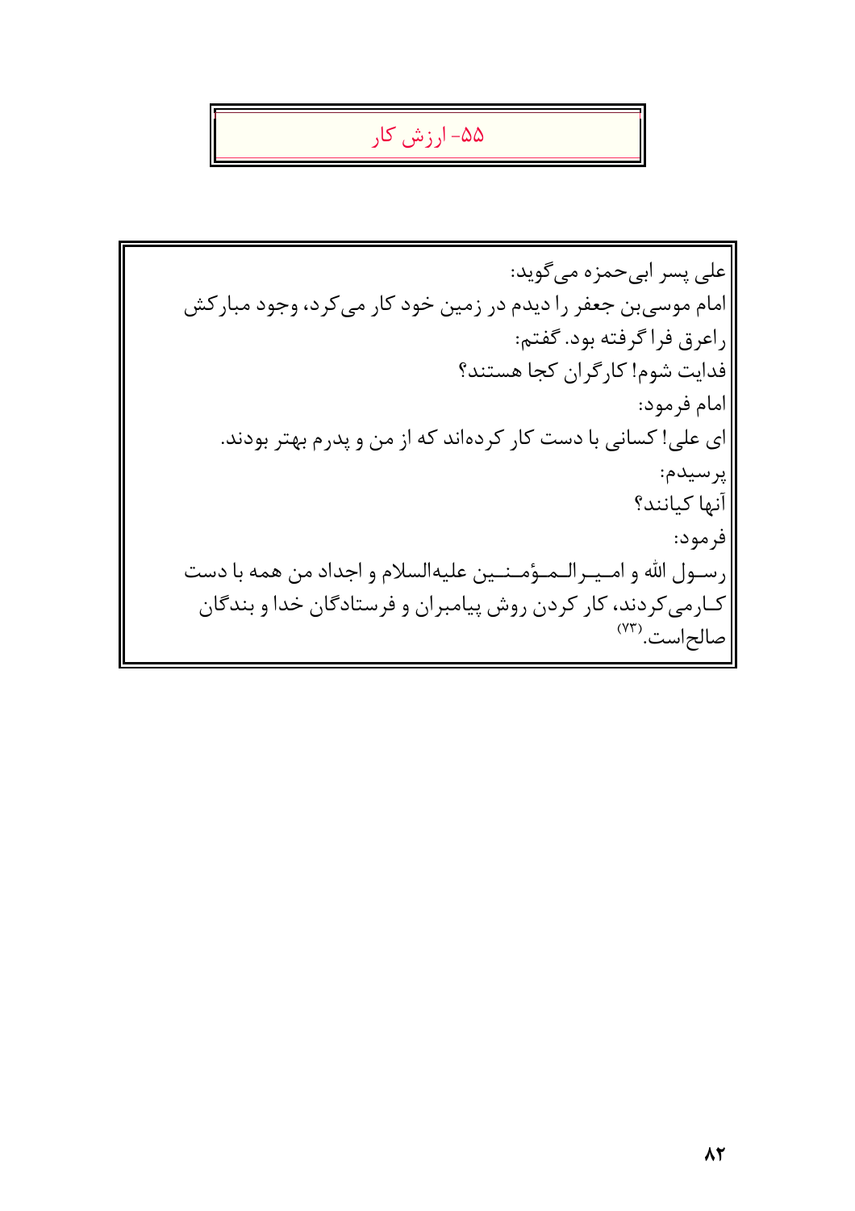## ۵۵- ارزش کار

علی پسر ابی‌حمزه می‌گوید:
امام موسی‌بن جعفر را دیدم در زمین خود کار می‌کرد، وجود مبارکش راعرق فرا گرفته بود. گفتم:
فدایت شوم! کارگران کجا هستند؟
امام فرمود:
ای علی! کسانی با دست کار کرده‌اند که از من و پدرم بهتر بودند.
پرسیدم:
آنها کیانند؟
فرمود:
رسـول الله و امـیـرالـمـؤمـنـین علیه‌السلام و اجداد من همه با دست کـارمی‌کردند، کار کردن روش پیامبران و فرستادگان خدا و بندگان صالح‌است.[۷۳]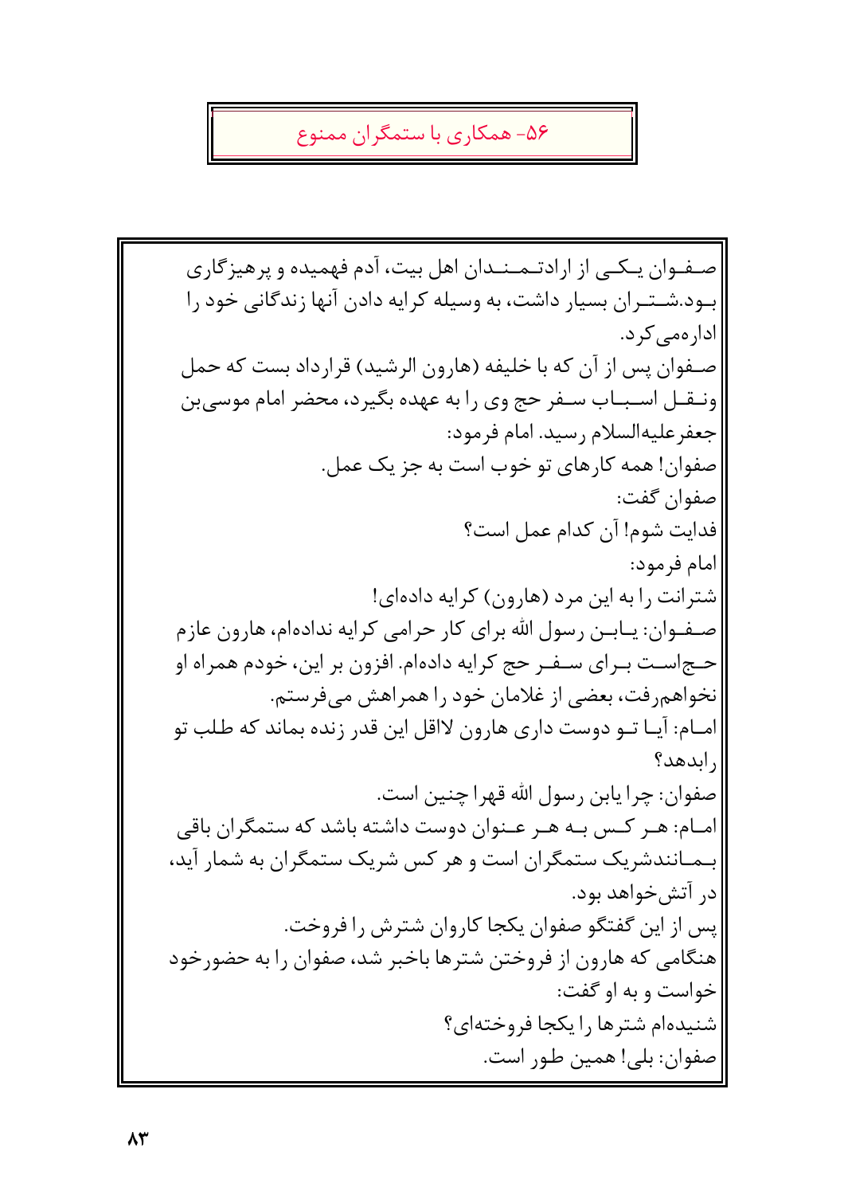## ۵۶- همکاری با ستمگران ممنوع

صفوان یکی از ارادتمندان اهل بیت، آدم فهمیده و پرهیزگاری بود.شتران بسیار داشت، به وسیله کرایه دادن آنها زندگانی خود را اداره‌می‌کرد.

صفوان پس از آن که با خلیفه (هارون الرشید) قرارداد بست که حمل ونقل اسباب سفر حج وی را به عهده بگیرد، محضر امام موسی‌بن جعفرعلیه‌السلام رسید. امام فرمود:

صفوان! همه کارهای تو خوب است به جز یک عمل.

صفوان گفت:

فدایت شوم! آن کدام عمل است؟

امام فرمود:

شترانت را به این مرد (هارون) کرایه داده‌ای!

صفوان: یابن رسول الله برای کار حرامی کرایه نداده‌ام، هارون عازم حج‌است برای سفر حج کرایه داده‌ام. افزون بر این، خودم همراه او نخواهم‌رفت، بعضی از غلامان خود را همراهش می‌فرستم.

امام: آیا تو دوست داری هارون لااقل این قدر زنده بماند که طلب تو رابدهد؟

صفوان: چرا یابن رسول الله قهرا چنین است.

امام: هر کس به هر عنوان دوست داشته باشد که ستمگران باقی بمانندشریک ستمگران است و هر کس شریک ستمگران به شمار آید، در آتش‌خواهد بود.

پس از این گفتگو صفوان یکجا کاروان شترش را فروخت.

هنگامی که هارون از فروختن شترها باخبر شد، صفوان را به حضورخود خواست و به او گفت:

شنیده‌ام شترها را یکجا فروخته‌ای؟

صفوان: بلی! همین طور است.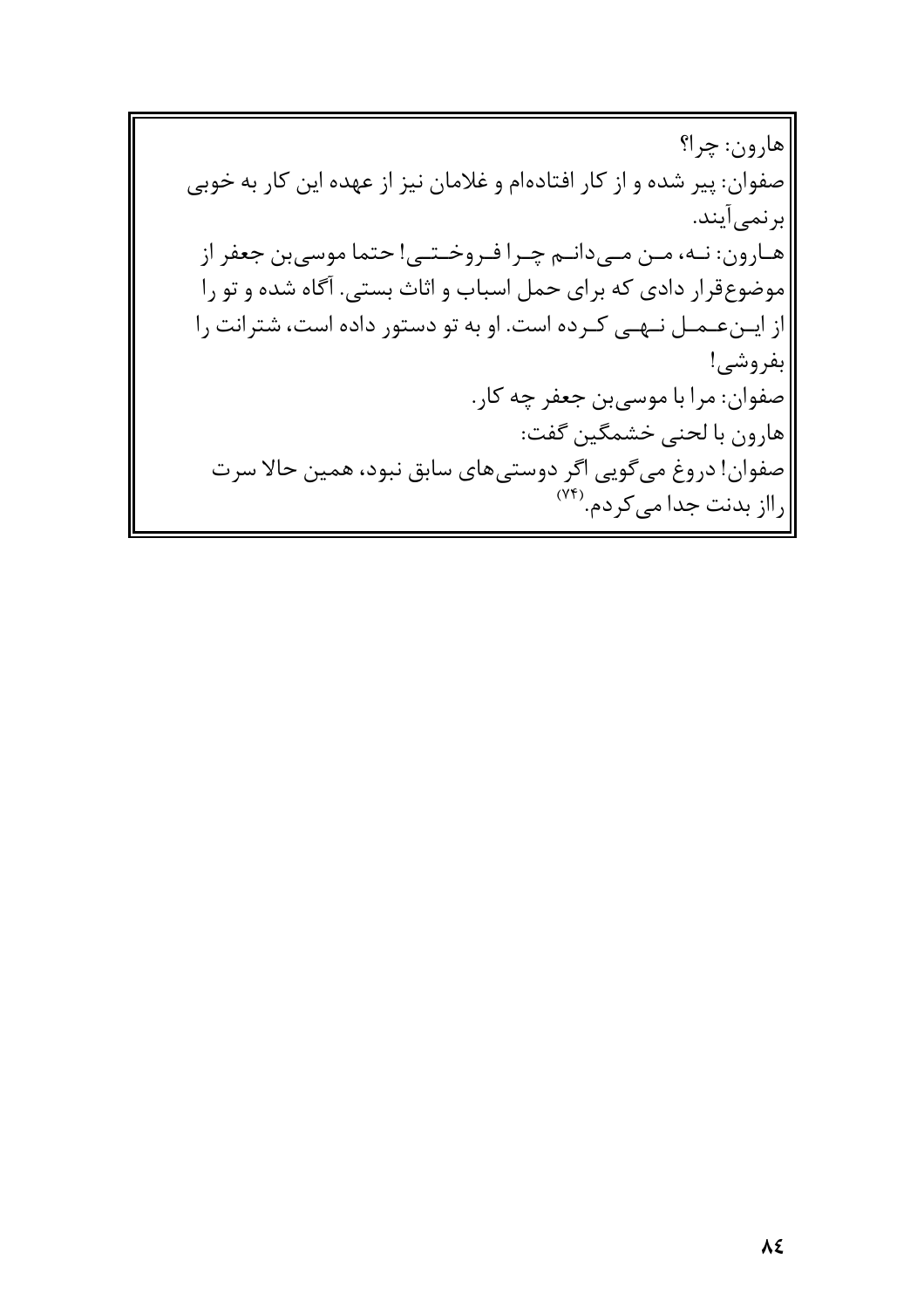هارون: چرا؟
صفوان: پیر شده و از کار افتاده‌ام و غلامان نیز از عهده این کار به خوبی برنمی‌آیند.
هارون: نه، من می‌دانم چرا فروختی! حتما موسی‌بن جعفر از موضوع‌قرار دادی که برای حمل اسباب و اثاث بستی. آگاه شده و تو را از این‌عمل نهی کرده است. او به تو دستور داده است، شترانت را بفروشی!
صفوان: مرا با موسی‌بن جعفر چه کار.
هارون با لحنی خشمگین گفت:
صفوان! دروغ می‌گویی اگر دوستی‌های سابق نبود، همین حالا سرت رااز بدنت جدا می‌کردم.[۷۴]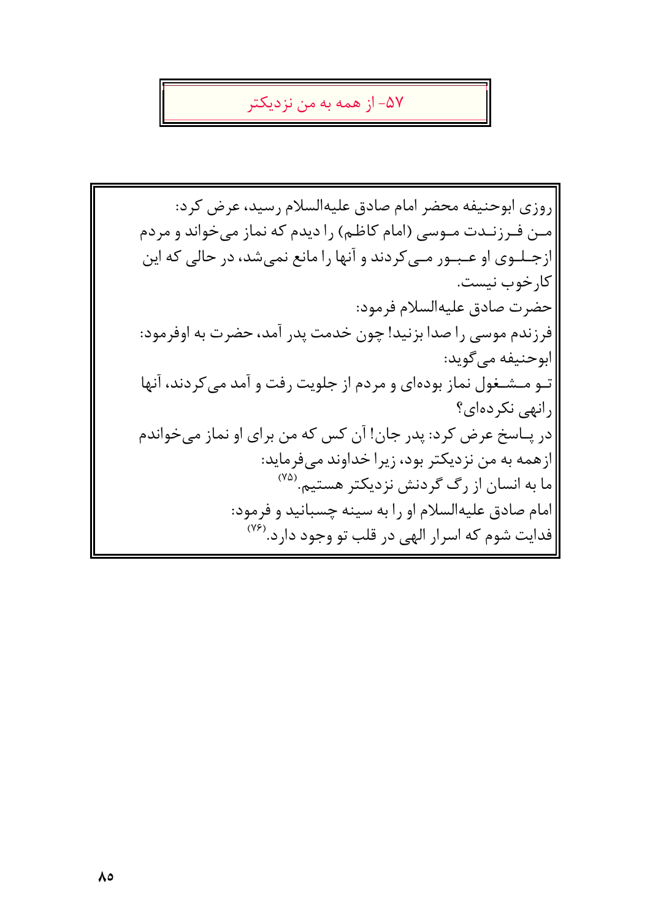## ۵۷- از همه به من نزدیکتر

روزی ابوحنیفه محضر امام صادق علیه‌السلام رسید، عرض کرد:
من فرزندت موسی (امام کاظم) را دیدم که نماز می‌خواند و مردم ازجلوی او عبور می‌کردند و آنها را مانع نمی‌شد، در حالی که این کارخوب نیست.

حضرت صادق علیه‌السلام فرمود:

فرزندم موسی را صدا بزنید! چون خدمت پدر آمد، حضرت به اوفرمود:
ابوحنیفه می‌گوید:

تو مشغول نماز بوده‌ای و مردم از جلویت رفت و آمد می‌کردند، آنها رانهی نکرده‌ای؟

در پاسخ عرض کرد: پدر جان! آن کس که من برای او نماز می‌خواندم ازهمه به من نزدیکتر بود، زیرا خداوند می‌فرماید:

ما به انسان از رگ گردنش نزدیکتر هستیم.[۷۵]

امام صادق علیه‌السلام او را به سینه چسبانید و فرمود:

فدایت شوم که اسرار الهی در قلب تو وجود دارد.[۷۶]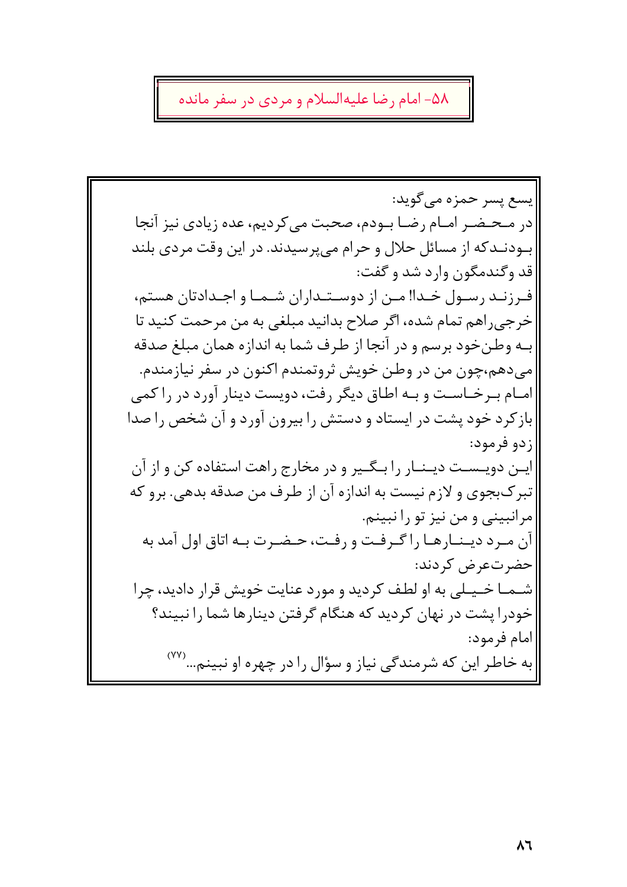## ۵۸- امام رضا علیه‌السلام و مردی در سفر مانده

یسع پسر حمزه می‌گوید:

در محضر امام رضا بودم، صحبت می‌کردیم، عده زیادی نیز آنجا بودندکه از مسائل حلال و حرام می‌پرسیدند. در این وقت مردی بلند قد وگندمگون وارد شد و گفت:

فرزند رسول خدا! من از دوستداران شما و اجدادتان هستم، خرجی‌راهم تمام شده، اگر صلاح بدانید مبلغی به من مرحمت کنید تا به وطن‌خود برسم و در آنجا از طرف شما به اندازه همان مبلغ صدقه می‌دهم،چون من در وطن خویش ثروتمندم اکنون در سفر نیازمندم.

امام برخاست و به اطاق دیگر رفت، دویست دینار آورد در را کمی بازکرد خود پشت در ایستاد و دستش را بیرون آورد و آن شخص را صدا زدو فرمود:

این دویست دینار را بگیر و در مخارج راهت استفاده کن و از آن تبرک‌بجوی و لازم نیست به اندازه آن از طرف من صدقه بدهی. برو که مرانبینی و من نیز تو را نبینم.

آن مرد دینارها را گرفت و رفت، حضرت به اتاق اول آمد به حضرت‌عرض کردند:

شما خیلی به او لطف کردید و مورد عنایت خویش قرار دادید، چرا خودرا پشت در نهان کردید که هنگام گرفتن دینارها شما را نبیند؟

امام فرمود:

به خاطر این که شرمندگی نیاز و سؤال را در چهره او نبینم...[۷۷]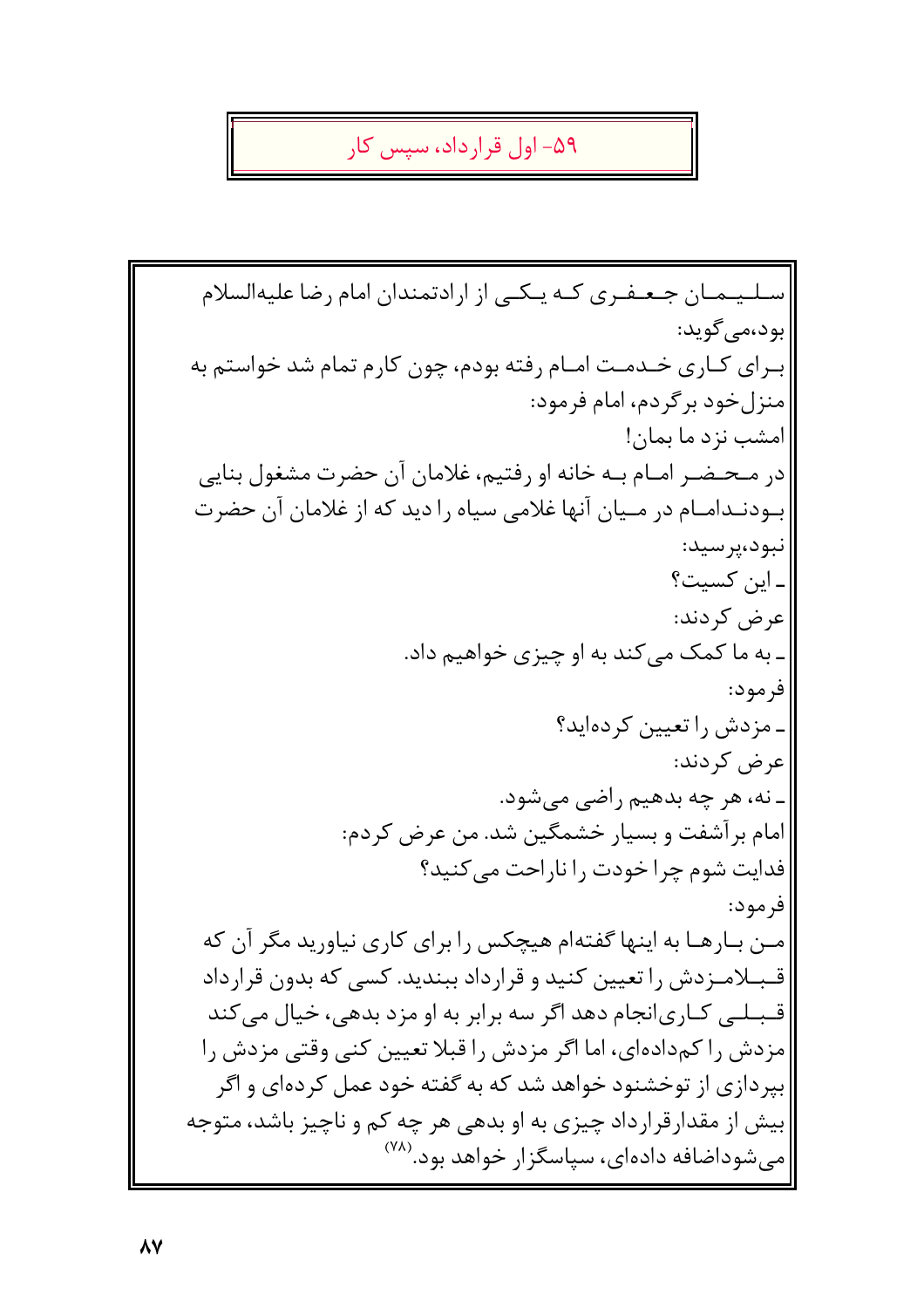## ۵۹- اول قرارداد، سپس کار

سلیمان جعفری که یکی از ارادتمندان امام رضا علیه‌السلام بود،می‌گوید:

برای کاری خدمت امام رفته بودم، چون کارم تمام شد خواستم به منزل‌خود برگردم، امام فرمود:

امشب نزد ما بمان!

در محضر امام به خانه او رفتیم، غلامان آن حضرت مشغول بنایی بودندامام در میان آنها غلامی سیاه را دید که از غلامان آن حضرت نبود،پرسید:

ـ این کسیت؟

عرض کردند:

ـ به ما کمک می‌کند به او چیزی خواهیم داد.

فرمود:

ـ مزدش را تعیین کرده‌اید؟

عرض کردند:

ـ نه، هر چه بدهیم راضی می‌شود.

امام برآشفت و بسیار خشمگین شد. من عرض کردم:

فدایت شوم چرا خودت را ناراحت می‌کنید؟

فرمود:

من بارها به اینها گفته‌ام هیچکس را برای کاری نیاورید مگر آن که قبلامزدش را تعیین کنید و قرارداد ببندید. کسی که بدون قرارداد قبلی کاری‌انجام دهد اگر سه برابر به او مزد بدهی، خیال می‌کند مزدش را کم‌داده‌ای، اما اگر مزدش را قبلا تعیین کنی وقتی مزدش را بپردازی از توخشنود خواهد شد که به گفته خود عمل کرده‌ای و اگر بیش از مقدارقرارداد چیزی به او بدهی هر چه کم و ناچیز باشد، متوجه می‌شوداضافه داده‌ای، سپاسگزار خواهد بود.[۷۸]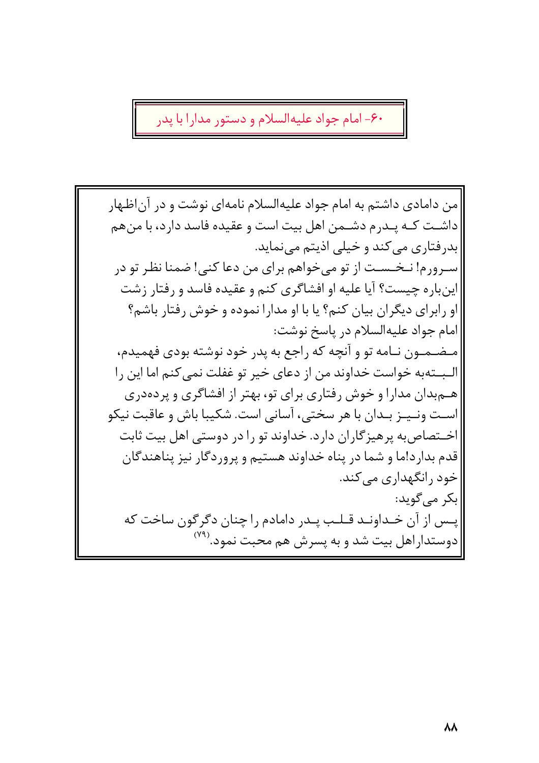## ۶۰- امام جواد علیه‌السلام و دستور مدارا با پدر

من دامادی داشتم به امام جواد علیه‌السلام نامه‌ای نوشت و در آن‌اظهار داشت که پدرم دشمن اهل بیت است و عقیده فاسد دارد، با من‌هم بدرفتاری می‌کند و خیلی اذیتم می‌نماید.

سرورم! نخست از تو می‌خواهم برای من دعا کنی! ضمنا نظر تو در این‌باره چیست؟ آیا علیه او افشاگری کنم و عقیده فاسد و رفتار زشت او رابرای دیگران بیان کنم؟ یا با او مدارا نموده و خوش رفتار باشم؟

امام جواد علیه‌السلام در پاسخ نوشت:

مضمون نامه تو و آنچه که راجع به پدر خود نوشته بودی فهمیدم، البته‌به خواست خداوند من از دعای خیر تو غفلت نمی‌کنم اما این را هم‌بدان مدارا و خوش رفتاری برای تو، بهتر از افشاگری و پرده‌دری است ونیز بدان با هر سختی، آسانی است. شکیبا باش و عاقبت نیکو اختصاص‌به پرهیزگاران دارد. خداوند تو را در دوستی اهل بیت ثابت قدم بدارد!ما و شما در پناه خداوند هستیم و پروردگار نیز پناهندگان خود رانگهداری می‌کند.

بکر می‌گوید:

پس از آن خداوند قلب پدر دامادم را چنان دگرگون ساخت که دوستداراهل بیت شد و به پسرش هم محبت نمود.[۷۹]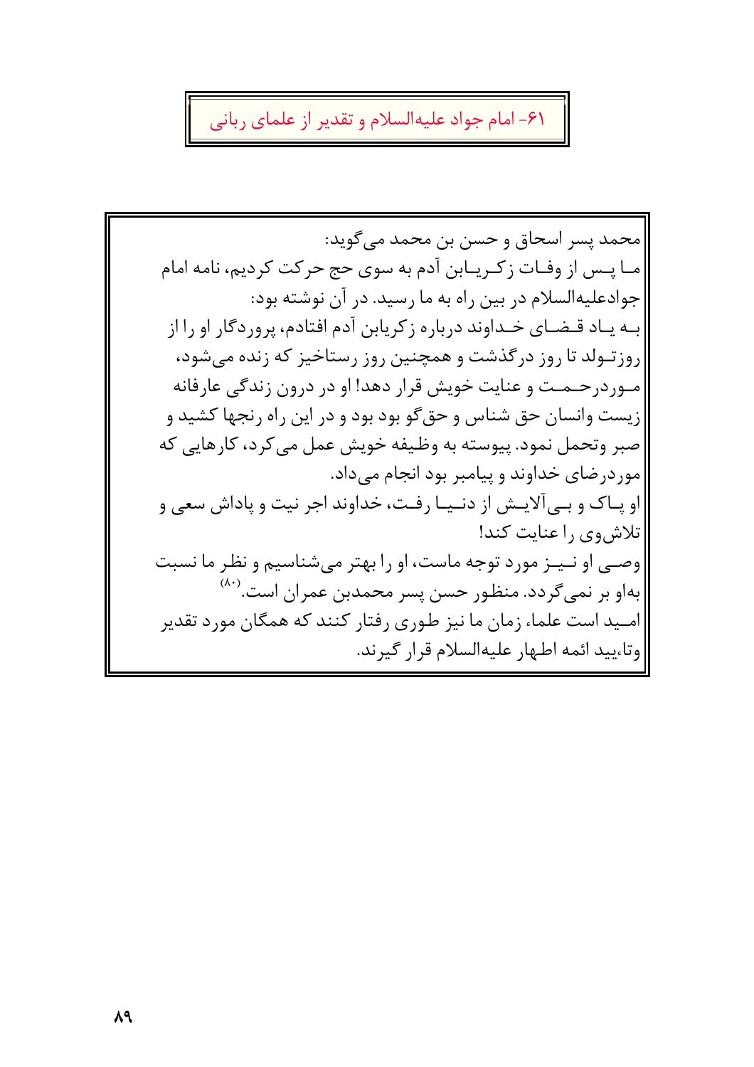## ۶۱- امام جواد علیه‌السلام و تقدیر از علمای ربانی

محمد پسر اسحاق و حسن بن محمد می‌گوید:

مـا پـس از وفـات زکـریـابن آدم به سوی حج حرکت کردیم، نامه امام جوادعلیه‌السلام در بین راه به ما رسید. در آن نوشته بود:

بـه یـاد قـضـای خـداوند درباره زکریابن آدم افتادم، پروردگار او را از روزتـولد تا روز درگذشت و همچنین روز رستاخیز که زنده می‌شود، مـوردرحـمـت و عنایت خویش قرار دهد! او در درون زندگی عارفانه زیست وانسان حق شناس و حق‌گو بود بود و در این راه رنجها کشید و صبر وتحمل نمود. پیوسته به وظیفه خویش عمل می‌کرد، کارهایی که موردرضای خداوند و پیامبر بود انجام می‌داد.

او پـاک و بـی‌آلایـش از دنـیـا رفـت، خداوند اجر نیت و پاداش سعی و تلاش‌وی را عنایت کند!

وصـی او نـیـز مورد توجه ماست، او را بهتر می‌شناسیم و نظر ما نسبت به‌او بر نمی‌گردد. منظـور حسن پسر محمدبن عمران است.(۸۰)

امـید است علماء زمان ما نیز طوری رفتار کنند که همگان مورد تقدیر وتاءیید ائمه اطهار علیه‌السلام قرار گیرند.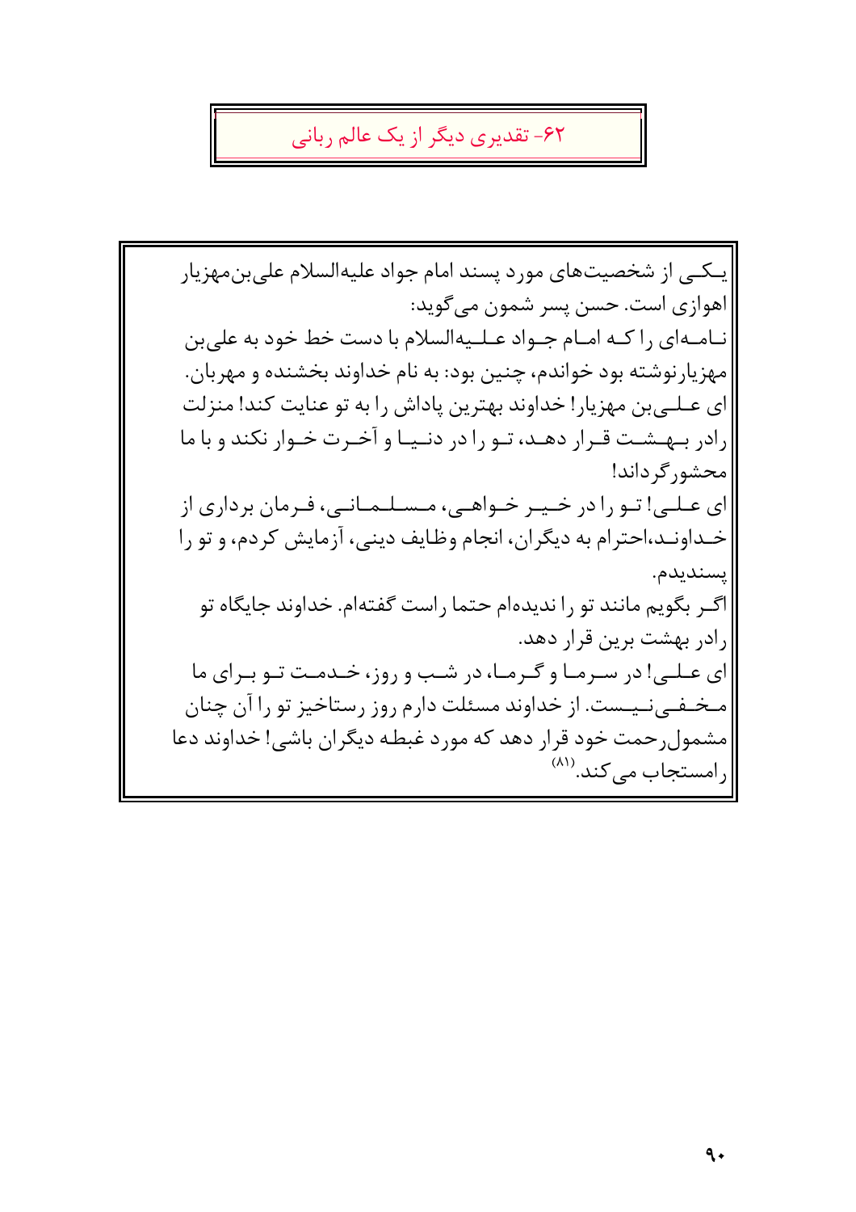## ۶۲- تقدیری دیگر از یک عالم ربانی

یکی از شخصیت‌های مورد پسند امام جواد علیه‌السلام علی‌بن‌مهزیار اهوازی است. حسن پسر شمون می‌گوید:

نامه‌ای را که امام جواد علیه‌السلام با دست خط خود به علی‌بن مهزیارنوشته بود خواندم، چنین بود: به نام خداوند بخشنده و مهربان. ای علی‌بن مهزیار! خداوند بهترین پاداش را به تو عنایت کند! منزلت رادر بهشت قرار دهد، تو را در دنیا و آخرت خوار نکند و با ما محشورگرداند!

ای علی! تو را در خیر خواهی، مسلمانی، فرمان برداری از خداوند،احترام به دیگران، انجام وظایف دینی، آزمایش کردم، و تو را پسندیدم.

اگر بگویم مانند تو را ندیده‌ام حتما راست گفته‌ام. خداوند جایگاه تو رادر بهشت برین قرار دهد.

ای علی! در سرما و گرما، در شب و روز، خدمت تو برای ما مخفی نیست. از خداوند مسئلت دارم روز رستاخیز تو را آن چنان مشمول‌رحمت خود قرار دهد که مورد غبطه دیگران باشی! خداوند دعا رامستجاب می‌کند.[۸۱]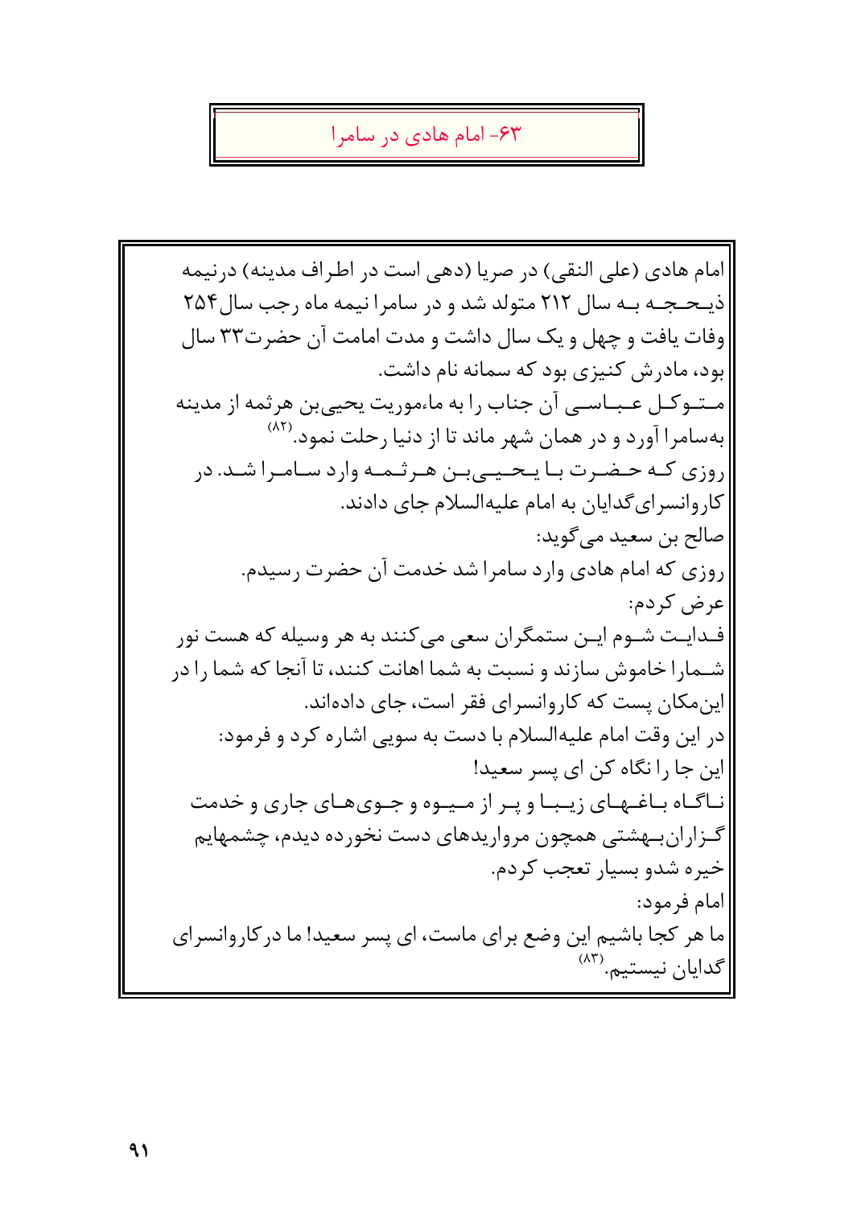## ۶۳- امام هادی در سامرا

امام هادی (علی النقی) در صریا (دهی است در اطراف مدینه) درنیمه ذیحجه به سال ۲۱۲ متولد شد و در سامرا نیمه ماه رجب سال۲۵۴ وفات یافت و چهل و یک سال داشت و مدت امامت آن حضرت۳۳ سال بود، مادرش کنیزی بود که سمانه نام داشت.

متوکل عباسی آن جناب را به ماءموریت یحیی‌بن هرثمه از مدینه به‌سامرا آورد و در همان شهر ماند تا از دنیا رحلت نمود.[۸۲]

روزی که حضرت با یحیی‌بن هرثمه وارد سامرا شد. در کاروانسرای‌گدایان به امام علیه‌السلام جای دادند.

صالح بن سعید می‌گوید:

روزی که امام هادی وارد سامرا شد خدمت آن حضرت رسیدم.

عرض کردم:

فدایت شوم این ستمگران سعی می‌کنند به هر وسیله که هست نور شمارا خاموش سازند و نسبت به شما اهانت کنند، تا آنجا که شما را در این‌مکان پست که کاروانسرای فقر است، جای داده‌اند.

در این وقت امام علیه‌السلام با دست به سویی اشاره کرد و فرمود:

این جا را نگاه کن ای پسر سعید!

ناگاه باغهای زیبا و پر از میوه و جوی‌های جاری و خدمت گزاران‌بهشتی همچون مرواریدهای دست نخورده دیدم، چشمهایم خیره شدو بسیار تعجب کردم.

امام فرمود:

ما هر کجا باشیم این وضع برای ماست، ای پسر سعید! ما درکاروانسرای گدایان نیستیم.[۸۳]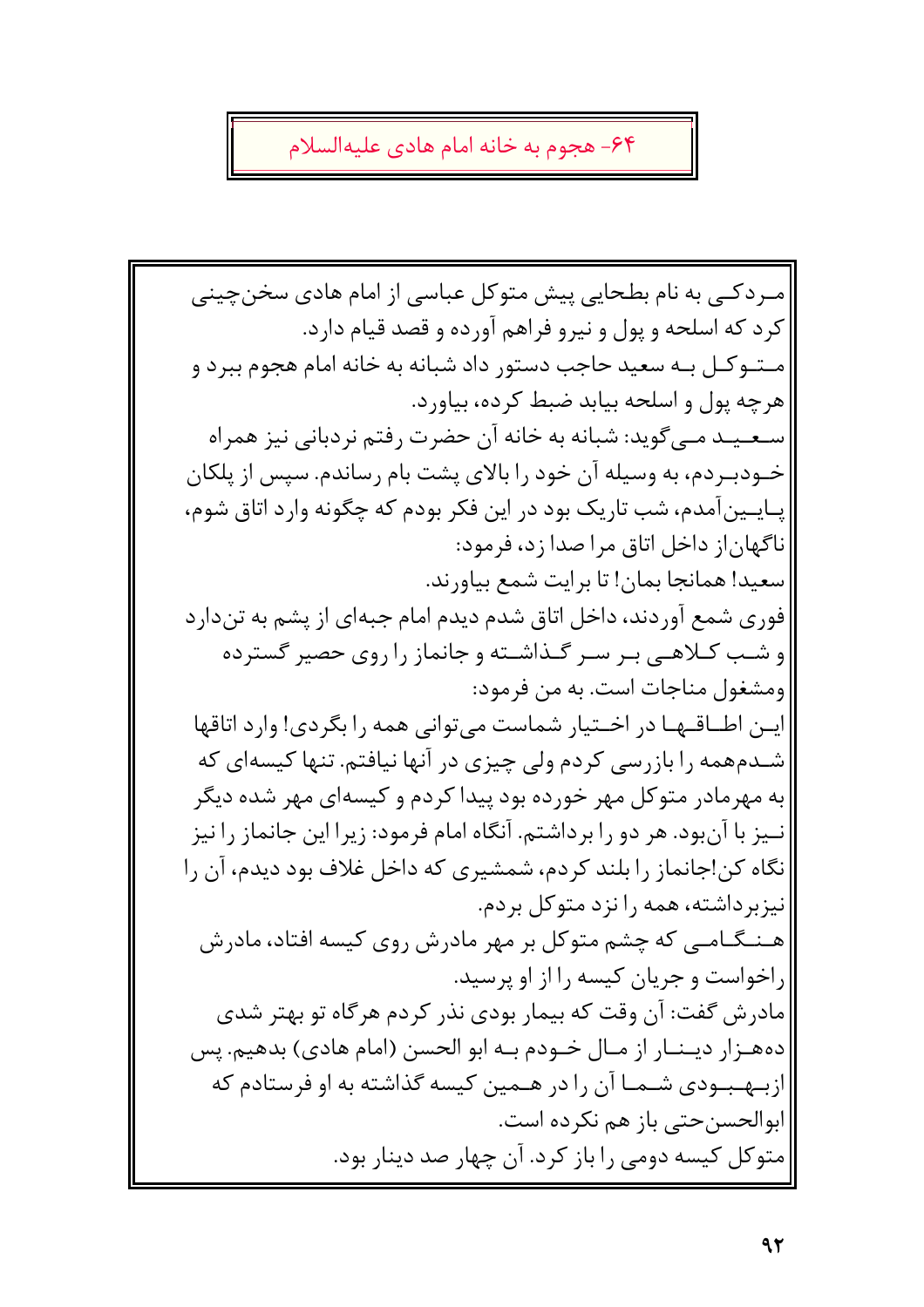## ۶۴- هجوم به خانه امام هادی علیه‌السلام

مردکی به نام بطحایی پیش متوکل عباسی از امام هادی سخن‌چینی کرد که اسلحه و پول و نیرو فراهم آورده و قصد قیام دارد.

متوکل به سعید حاجب دستور داد شبانه به خانه امام هجوم ببرد و هرچه پول و اسلحه بیابد ضبط کرده، بیاورد.

سعید می‌گوید: شبانه به خانه آن حضرت رفتم نردبانی نیز همراه خودبردم، به وسیله آن خود را بالای پشت بام رساندم. سپس از پلکان پایین‌آمدم، شب تاریک بود در این فکر بودم که چگونه وارد اتاق شوم، ناگهان‌از داخل اتاق مرا صدا زد، فرمود:

سعید! همانجا بمان! تا برایت شمع بیاورند.

فوری شمع آوردند، داخل اتاق شدم دیدم امام جبه‌ای از پشم به تن‌دارد و شب کلاهی بر سر گذاشته و جانماز را روی حصیر گسترده ومشغول مناجات است. به من فرمود:

این اطاقها در اختیار شماست می‌توانی همه را بگردی! وارد اتاقها شدم‌همه را بازرسی کردم ولی چیزی در آنها نیافتم. تنها کیسه‌ای که به مهرمادر متوکل مهر خورده بود پیدا کردم و کیسه‌ای مهر شده دیگر نیز با آن‌بود. هر دو را برداشتم. آنگاه امام فرمود: زیرا این جانماز را نیز نگاه کن!جانماز را بلند کردم، شمشیری که داخل غلاف بود دیدم، آن را نیزبرداشته، همه را نزد متوکل بردم.

هنگامی که چشم متوکل بر مهر مادرش روی کیسه افتاد، مادرش راخواست و جریان کیسه را از او پرسید.

مادرش گفت: آن وقت که بیمار بودی نذر کردم هرگاه تو بهتر شدی ده‌هزار دینار از مال خودم به ابو الحسن (امام هادی) بدهیم. پس ازبهبودی شما آن را در همین کیسه گذاشته به او فرستادم که ابوالحسن‌حتی باز هم نکرده است.

متوکل کیسه دومی را باز کرد. آن چهار صد دینار بود.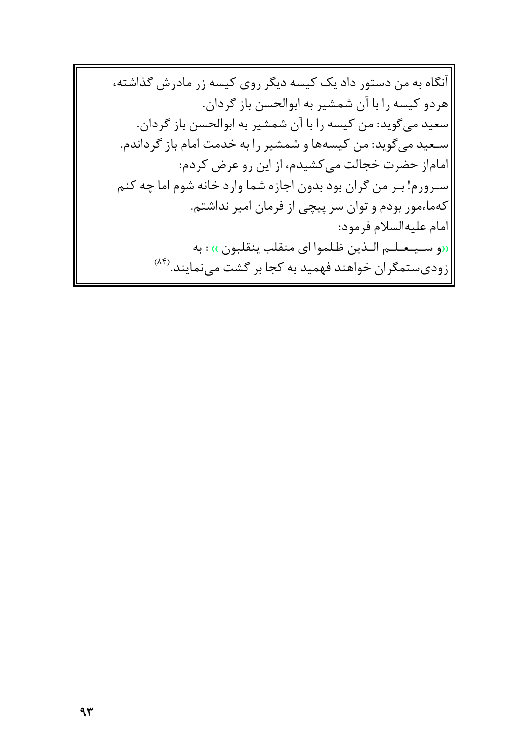آنگاه به من دستور داد یک کیسه دیگر روی کیسه زر مادرش گذاشته، هردو کیسه را با آن شمشیر به ابوالحسن باز گردان.

سعید می‌گوید: من کیسه را با آن شمشیر به ابوالحسن باز گردان.

سـعید می‌گوید: من کیسه‌ها و شمشیر را به خدمت امام باز گرداندم. امام‌از حضرت خجالت می‌کشیدم، از این رو عرض کردم:

سـرورم! بـر من گران بود بدون اجازه شما وارد خانه شوم اما چه کنم که‌ماءمور بودم و توان سر پیچی از فرمان امیر نداشتم.

امام علیه‌السلام فرمود:

((و سـیـعـلـم الـذین ظلموا ای منقلب ینقلبون )) : به زودی‌ستمگران خواهند فهمید به کجا بر گشت می‌نمایند.[۸۴]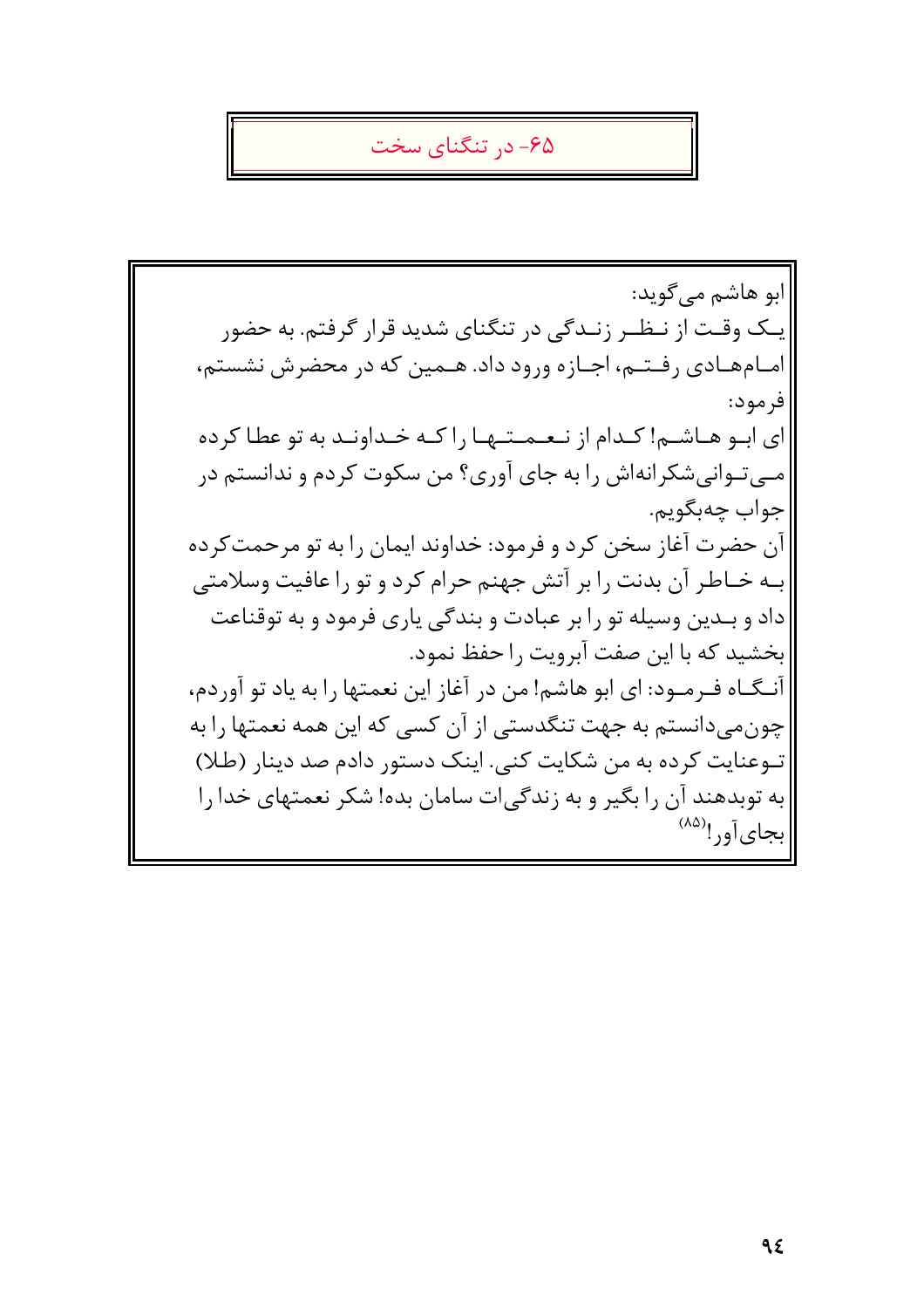## ۶۵- در تنگنای سخت

ابو هاشم می‌گوید:

یک وقت از نظر زندگی در تنگنای شدید قرار گرفتم. به حضور امام‌هادی رفتم، اجازه ورود داد. همین که در محضرش نشستم، فرمود:

ای ابو هاشم! کدام از نعمتها را که خداوند به تو عطا کرده می‌توانی شکرانه‌اش را به جای آوری؟ من سکوت کردم و ندانستم در جواب چه‌بگویم.

آن حضرت آغاز سخن کرد و فرمود: خداوند ایمان را به تو مرحمت‌کرده به خاطر آن بدنت را بر آتش جهنم حرام کرد و تو را عافیت وسلامتی داد و بدین وسیله تو را بر عبادت و بندگی یاری فرمود و به توقناعت بخشید که با این صفت آبرویت را حفظ نمود.

آنگاه فرمود: ای ابو هاشم! من در آغاز این نعمتها را به یاد تو آوردم، چون‌می‌دانستم به جهت تنگدستی از آن کسی که این همه نعمتها را به توعنایت کرده به من شکایت کنی. اینک دستور دادم صد دینار (طلا) به توبدهند آن را بگیر و به زندگی‌ات سامان بده! شکر نعمتهای خدا را بجای‌آور![۸۵]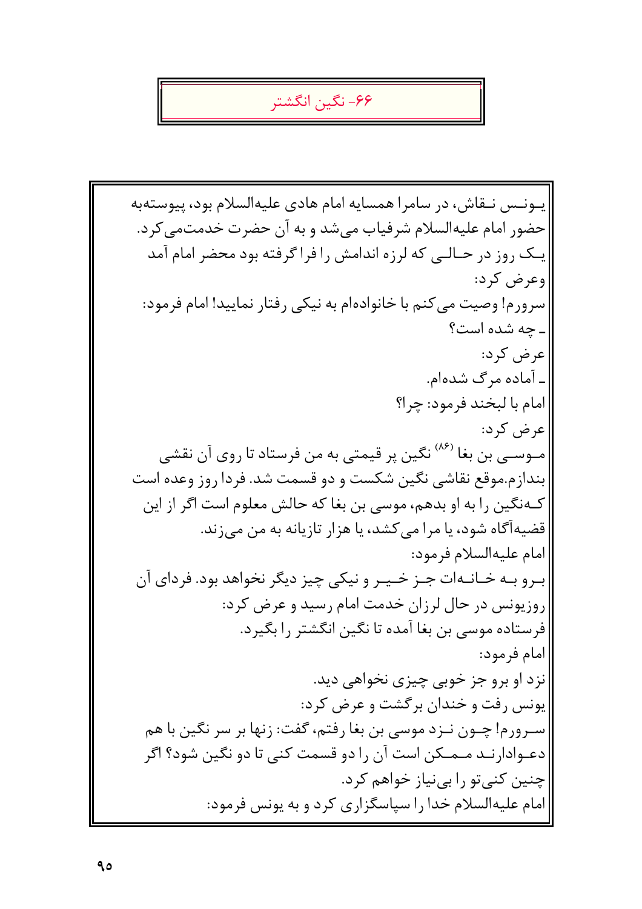## ۶۶- نگین انگشتر

یونس نقاش، در سامرا همسایه امام هادی علیه‌السلام بود، پیوسته‌به حضور امام علیه‌السلام شرفیاب می‌شد و به آن حضرت خدمت‌می‌کرد. یک روز در حالی که لرزه اندامش را فرا گرفته بود محضر امام آمد وعرض کرد:

سرورم! وصیت می‌کنم با خانواده‌ام به نیکی رفتار نمایید! امام فرمود:

ـ چه شده است؟

عرض کرد:

ـ آماده مرگ شده‌ام.

امام با لبخند فرمود: چرا؟

عرض کرد:

موسی بن بغا [۸۶] نگین پر قیمتی به من فرستاد تا روی آن نقشی بندازم.موقع نقاشی نگین شکست و دو قسمت شد. فردا روز وعده است که‌نگین را به او بدهم، موسی بن بغا که حالش معلوم است اگر از این قضیه‌آگاه شود، یا مرا می‌کشد، یا هزار تازیانه به من می‌زند.

امام علیه‌السلام فرمود:

برو به خانه‌ات جز خیر و نیکی چیز دیگر نخواهد بود. فردای آن روزیونس در حال لرزان خدمت امام رسید و عرض کرد:

فرستاده موسی بن بغا آمده تا نگین انگشتر را بگیرد.

امام فرمود:

نزد او برو جز خوبی چیزی نخواهی دید.

یونس رفت و خندان برگشت و عرض کرد:

سرورم! چون نزد موسی بن بغا رفتم، گفت: زنها بر سر نگین با هم دعوادارند ممکن است آن را دو قسمت کنی تا دو نگین شود؟ اگر چنین کنی‌تو را بی‌نیاز خواهم کرد.

امام علیه‌السلام خدا را سپاسگزاری کرد و به یونس فرمود: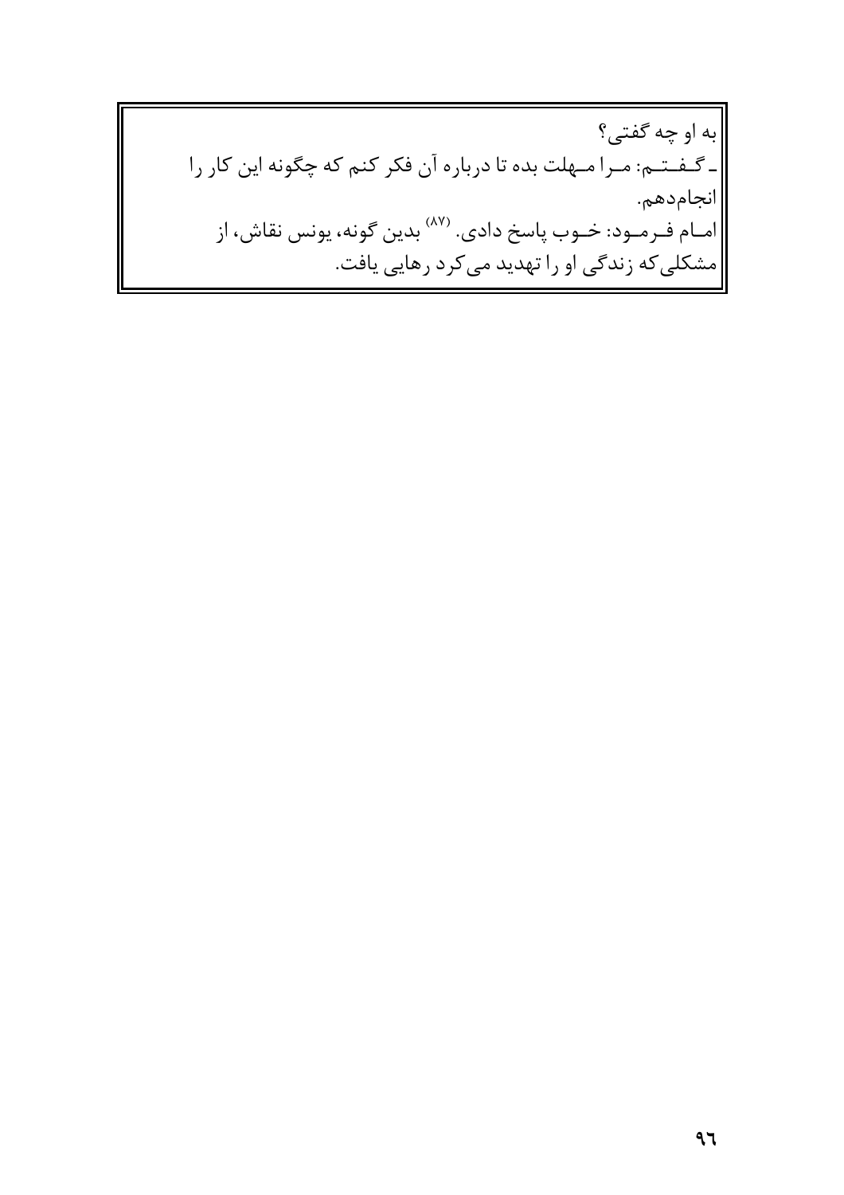به او چه گفتی؟

ـ گفتم: مرا مهلت بده تا درباره آن فکر کنم که چگونه این کار را انجام‌دهم.

امام فرمود: خوب پاسخ دادی. [۸۷] بدین گونه، یونس نقاش، از مشکلی‌که زندگی او را تهدید می‌کرد رهایی یافت.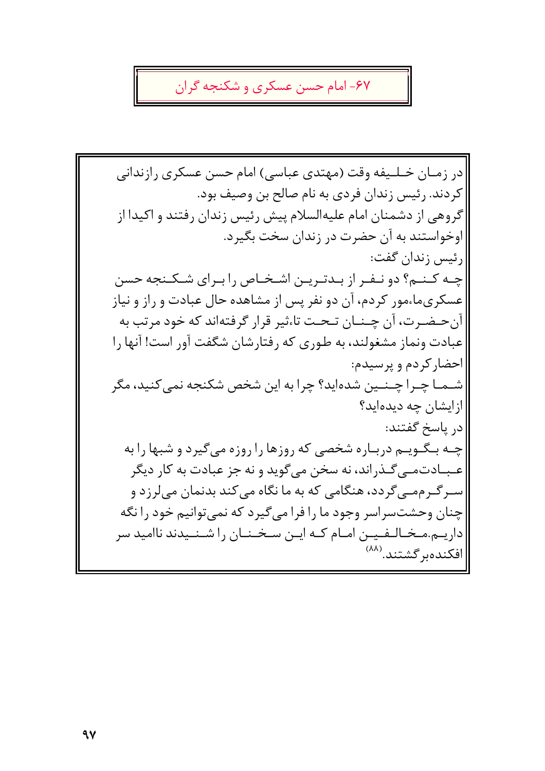# ۶۷- امام حسن عسکری و شکنجه گران

در زمان خلیفه وقت (مهتدی عباسی) امام حسن عسکری رازندانی کردند. رئیس زندان فردی به نام صالح بن وصیف بود.

گروهی از دشمنان امام علیه‌السلام پیش رئیس زندان رفتند و اکیدا از اوخواستند به آن حضرت در زندان سخت بگیرد.

رئیس زندان گفت:

چه کنم؟ دو نفر از بدترین اشخاص را برای شکنجه حسن عسکری‌ماءمور کردم، آن دو نفر پس از مشاهده حال عبادت و راز و نیاز آن‌حضرت، آن چنان تحت تاءثیر قرار گرفته‌اند که خود مرتب به عبادت ونماز مشغولند، به طوری که رفتارشان شگفت آور است! آنها را احضارکردم و پرسیدم:

شما چرا چنین شده‌اید؟ چرا به این شخص شکنجه نمی‌کنید، مگر ازایشان چه دیده‌اید؟

در پاسخ گفتند:

چه بگویم درباره شخصی که روزها را روزه می‌گیرد و شبها را به عبادت‌می‌گذراند، نه سخن می‌گوید و نه جز عبادت به کار دیگر سرگرم‌می‌گردد، هنگامی که به ما نگاه می‌کند بدنمان می‌لرزد و چنان وحشت‌سراسر وجود ما را فرا می‌گیرد که نمی‌توانیم خود را نگه داریم.مخالفین امام که این سخنان را شنیدند ناامید سر افکنده‌برگشتند.[۸۸]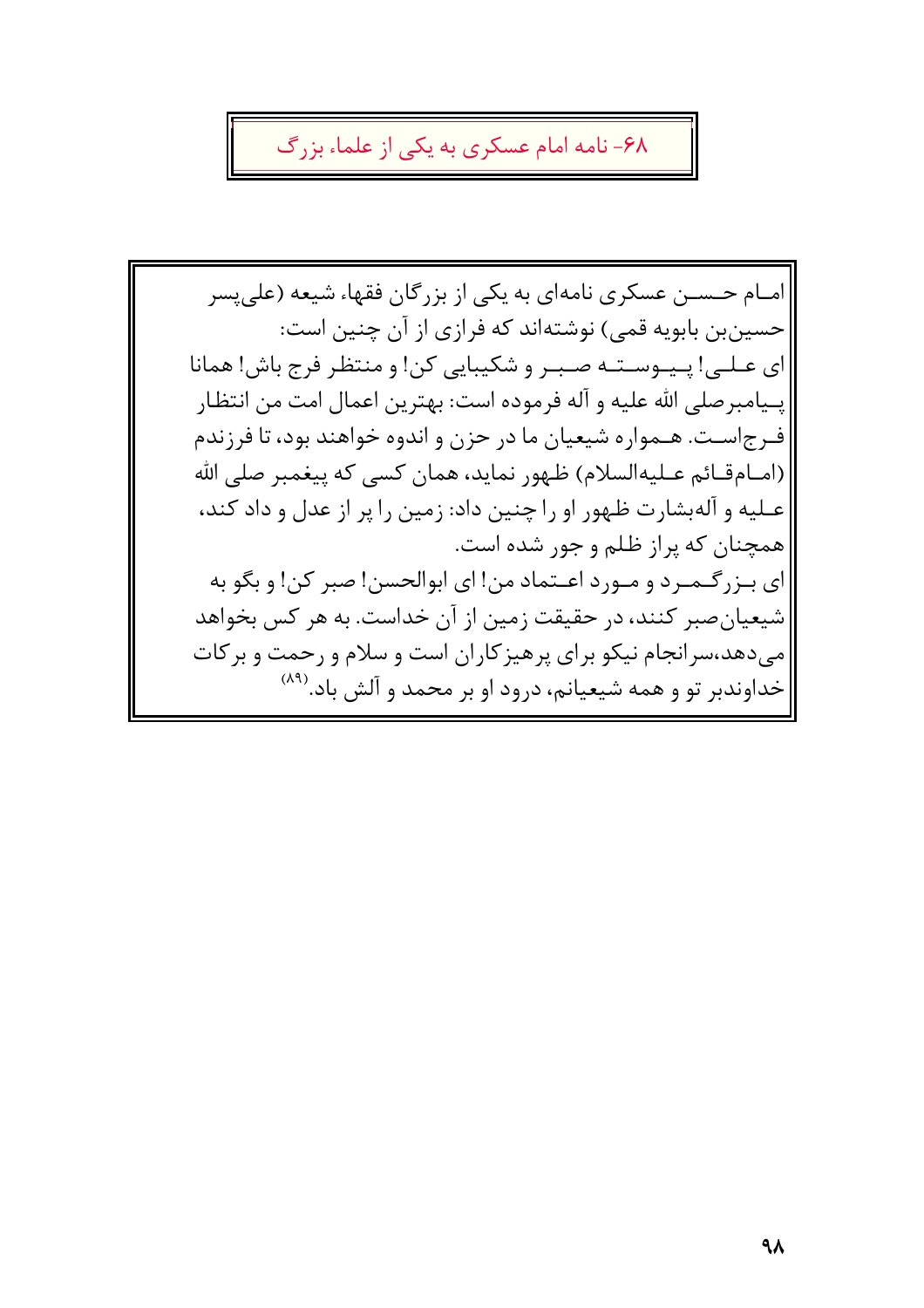## ۶۸- نامه امام عسکری به یکی از علماء بزرگ

امام حسن عسکری نامه‌ای به یکی از بزرگان فقهاء شیعه (علی‌پسر حسین‌بن بابویه قمی) نوشته‌اند که فرازی از آن چنین است:

ای علی! پیوسته صبر و شکیبایی کن! و منتظر فرج باش! همانا پیامبرصلی الله علیه و آله فرموده است: بهترین اعمال امت من انتظار فرج‌است. همواره شیعیان ما در حزن و اندوه خواهند بود، تا فرزندم (امام‌قائم علیه‌السلام) ظهور نماید، همان کسی که پیغمبر صلی الله علیه و آله‌بشارت ظهور او را چنین داد: زمین را پر از عدل و داد کند، همچنان که پراز ظلم و جور شده است.

ای بزرگمرد و مورد اعتماد من! ای ابوالحسن! صبر کن! و بگو به شیعیان‌صبر کنند، در حقیقت زمین از آن خداست. به هر کس بخواهد می‌دهد،سرانجام نیکو برای پرهیزکاران است و سلام و رحمت و برکات خداوندبر تو و همه شیعیانم، درود او بر محمد و آلش باد.[۸۹]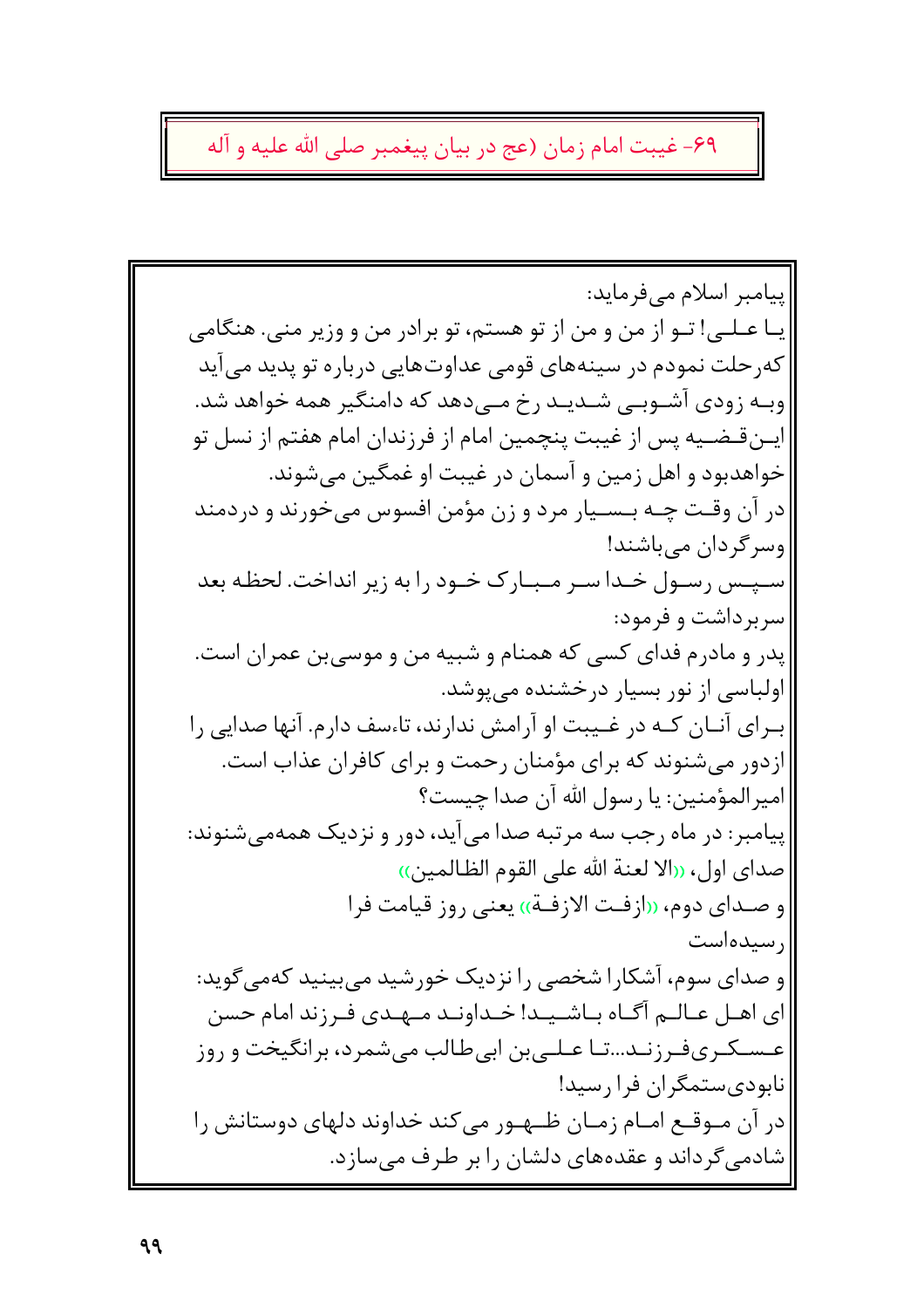## ۶۹- غیبت امام زمان (عج در بیان پیغمبر صلی الله علیه و آله

پیامبر اسلام می‌فرماید:

یا علی! تو از من و من از تو هستم، تو برادر من و وزیر منی. هنگامی که‌رحلت نمودم در سینه‌های قومی عداوت‌هایی درباره تو پدید می‌آید وبه زودی آشوبی شدید رخ می‌دهد که دامنگیر همه خواهد شد. این‌قضیه پس از غیبت پنچمین امام از فرزندان امام هفتم از نسل تو خواهدبود و اهل زمین و آسمان در غیبت او غمگین می‌شوند.

در آن وقت چه بسیار مرد و زن مؤمن افسوس می‌خورند و دردمند وسرگردان می‌باشند!

سپس رسول خدا سر مبارک خود را به زیر انداخت. لحظه بعد سربرداشت و فرمود:

پدر و مادرم فدای کسی که همنام و شبیه من و موسی‌بن عمران است. اولباسی از نور بسیار درخشنده می‌پوشد.

برای آنان که در غیبت او آرامش ندارند، تاءسف دارم. آنها صدایی را ازدور می‌شنوند که برای مؤمنان رحمت و برای کافران عذاب است.

امیرالمؤمنین: یا رسول الله آن صدا چیست؟

پیامبر: در ماه رجب سه مرتبه صدا می‌آید، دور و نزدیک همه‌می‌شنوند:

صدای اول، ((الا لعنة الله علی القوم الظالمین))

و صدای دوم، ((ازفت الازفة)) یعنی روز قیامت فرا رسیده‌است

و صدای سوم، آشکارا شخصی را نزدیک خورشید می‌بینید که‌می‌گوید: ای اهل عالم آگاه باشید! خداوند مهدی فرزند امام حسن عسکری‌فرزند...تا علی‌بن ابی‌طالب می‌شمرد، برانگیخت و روز نابودی‌ستمگران فرا رسید!

در آن موقع امام زمان ظهور می‌کند خداوند دلهای دوستانش را شادمی‌گرداند و عقده‌های دلشان را بر طرف می‌سازد.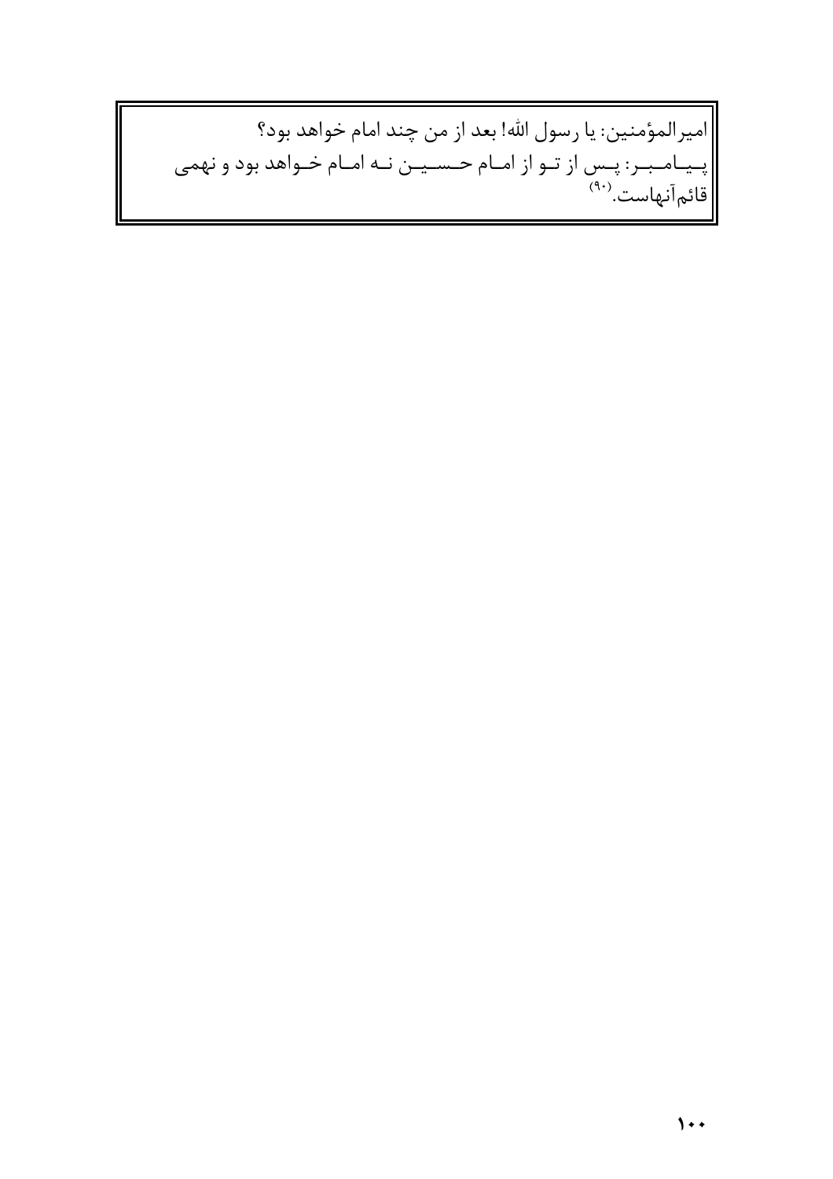امیرالمؤمنین: یا رسول الله! بعد از من چند امام خواهد بود؟

پیامبر: پس از تو از امام حسین نه امام خواهد بود و نهمی قائم‌آنهاست.(۹۰)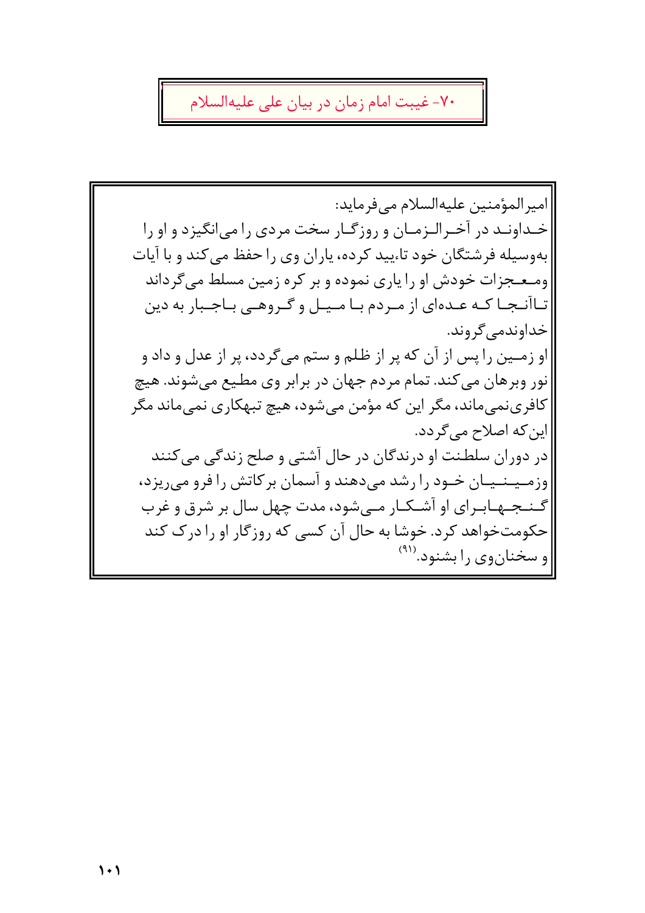## ۷۰- غیبت امام زمان در بیان علی علیه‌السلام

امیرالمؤمنین علیه‌السلام می‌فرماید:
خداوند در آخرالزمان و روزگار سخت مردی را می‌انگیزد و او را به‌وسیله فرشتگان خود تاءیید کرده، یاران وی را حفظ می‌کند و با آیات ومعجزات خودش او را یاری نموده و بر کره زمین مسلط می‌گرداند تاآنجا که عده‌ای از مردم با میل و گروهی باجبار به دین خداوندمی‌گروند.

او زمین را پس از آن که پر از ظلم و ستم می‌گردد، پر از عدل و داد و نور وبرهان می‌کند. تمام مردم جهان در برابر وی مطیع می‌شوند. هیچ کافری‌نمی‌ماند، مگر این که مؤمن می‌شود، هیچ تبهکاری نمی‌ماند مگر این‌که اصلاح می‌گردد.

در دوران سلطنت او درندگان در حال آشتی و صلح زندگی می‌کنند وزمینیان خود را رشد می‌دهند و آسمان برکاتش را فرو می‌ریزد، گنجهابرای او آشکار می‌شود، مدت چهل سال بر شرق و غرب حکومت‌خواهد کرد. خوشا به حال آن کسی که روزگار او را درک کند و سخنان‌وی را بشنود.[۹۱]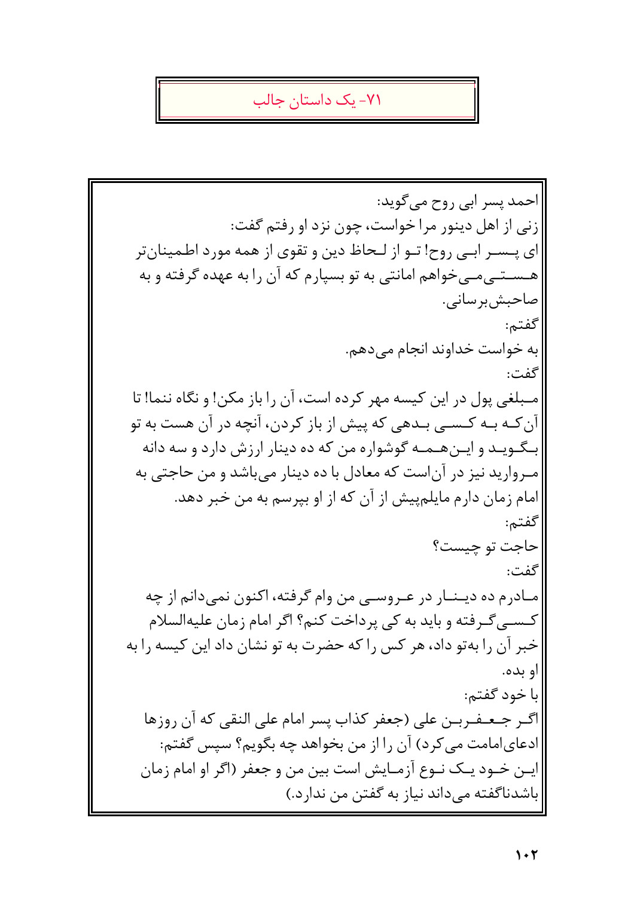## ۷۱- یک داستان جالب

احمد پسر ابی روح می‌گوید:

زنی از اهل دینور مرا خواست، چون نزد او رفتم گفت:

ای پسر ابی روح! تو از لحاظ دین و تقوی از همه مورد اطمینان‌تر هستی‌می‌خواهم امانتی به تو بسپارم که آن را به عهده گرفته و به صاحبش‌برسانی.

گفتم:

به خواست خداوند انجام می‌دهم.

گفت:

مبلغی پول در این کیسه مهر کرده است، آن را باز مکن! و نگاه ننما! تا آن‌که به کسی بدهی که پیش از باز کردن، آنچه در آن هست به تو بگوید و این‌همه گوشواره من که ده دینار ارزش دارد و سه دانه مروارید نیز در آن‌است که معادل با ده دینار می‌باشد و من حاجتی به امام زمان دارم مایلم‌پیش از آن که از او بپرسم به من خبر دهد.

گفتم:

حاجت تو چیست؟

گفت:

مادرم ده دینار در عروسی من وام گرفته، اکنون نمی‌دانم از چه کسی‌گرفته و باید به کی پرداخت کنم؟ اگر امام زمان علیه‌السلام خبر آن را به‌تو داد، هر کس را که حضرت به تو نشان داد این کیسه را به او بده.

با خود گفتم:

اگر جعفربن علی (جعفر کذاب پسر امام علی النقی که آن روزها ادعای‌امامت می‌کرد) آن را از من بخواهد چه بگویم؟ سپس گفتم:

این خود یک نوع آزمایش است بین من و جعفر (اگر او امام زمان باشدناگفته می‌داند نیاز به گفتن من ندارد.)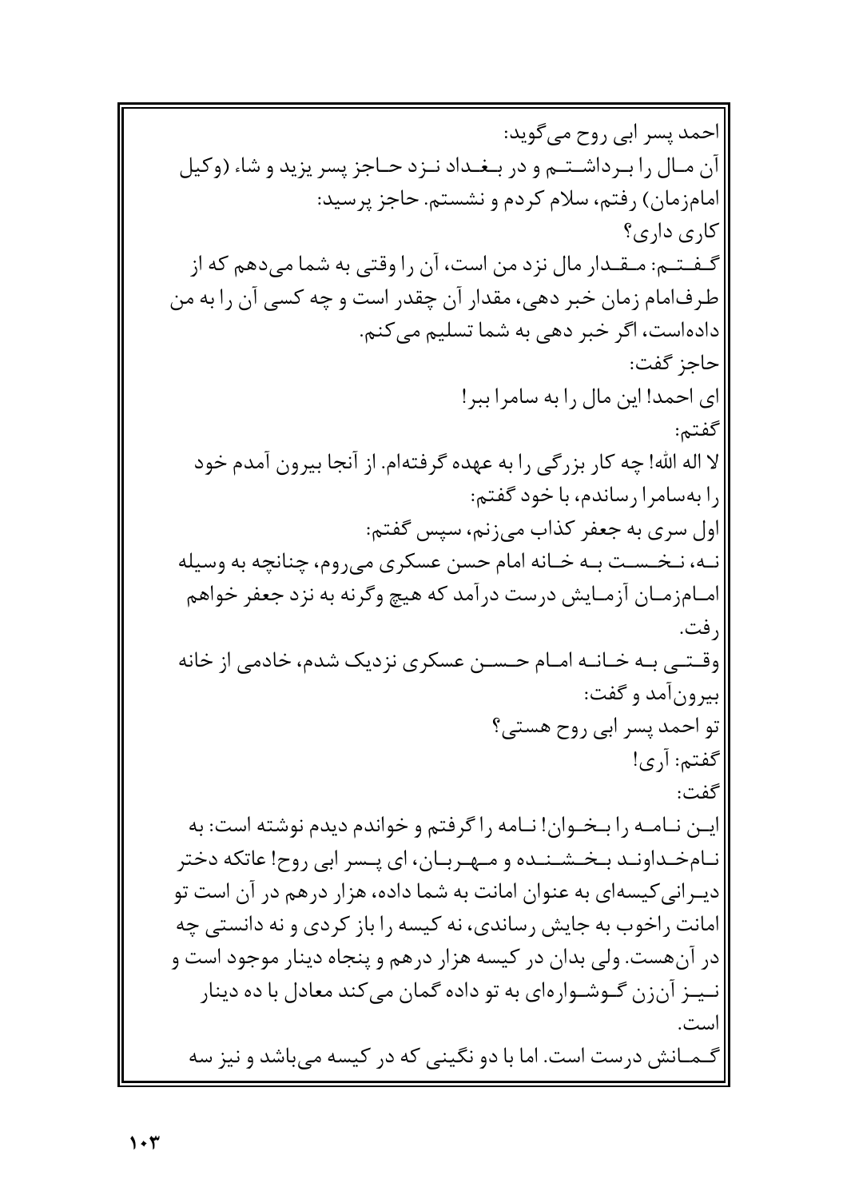احمد پسر ابی روح می‌گوید:
آن مال را برداشتم و در بغداد نزد حاجز پسر یزید و شاء (وکیل امام‌زمان) رفتم، سلام کردم و نشستم. حاجز پرسید:
کاری داری؟
گفتم: مقدار مال نزد من است، آن را وقتی به شما می‌دهم که از طرف‌امام زمان خبر دهی، مقدار آن چقدر است و چه کسی آن را به من داده‌است، اگر خبر دهی به شما تسلیم می‌کنم.
حاجز گفت:
ای احمد! این مال را به سامرا ببر!
گفتم:
لا اله الله! چه کار بزرگی را به عهده گرفته‌ام. از آنجا بیرون آمدم خود را به‌سامرا رساندم، با خود گفتم:
اول سری به جعفر کذاب می‌زنم، سپس گفتم:
نه، نخست به خانه امام حسن عسکری می‌روم، چنانچه به وسیله امام‌زمان آزمایش درست درآمد که هیچ وگرنه به نزد جعفر خواهم رفت.
وقتی به خانه امام حسن عسکری نزدیک شدم، خادمی از خانه بیرون‌آمد و گفت:
تو احمد پسر ابی روح هستی؟
گفتم: آری!
گفت:
این نامه را بخوان! نامه را گرفتم و خواندم دیدم نوشته است: به نام‌خداوند بخشنده و مهربان، ای پسر ابی روح! عاتکه دختر دیرانی‌کیسه‌ای به عنوان امانت به شما داده، هزار درهم در آن است تو امانت راخوب به جایش رساندی، نه کیسه را باز کردی و نه دانستی چه در آن‌هست. ولی بدان در کیسه هزار درهم و پنجاه دینار موجود است و نیز آن‌زن گوشواره‌ای به تو داده گمان می‌کند معادل با ده دینار است.
گمانش درست است. اما با دو نگینی که در کیسه می‌باشد و نیز سه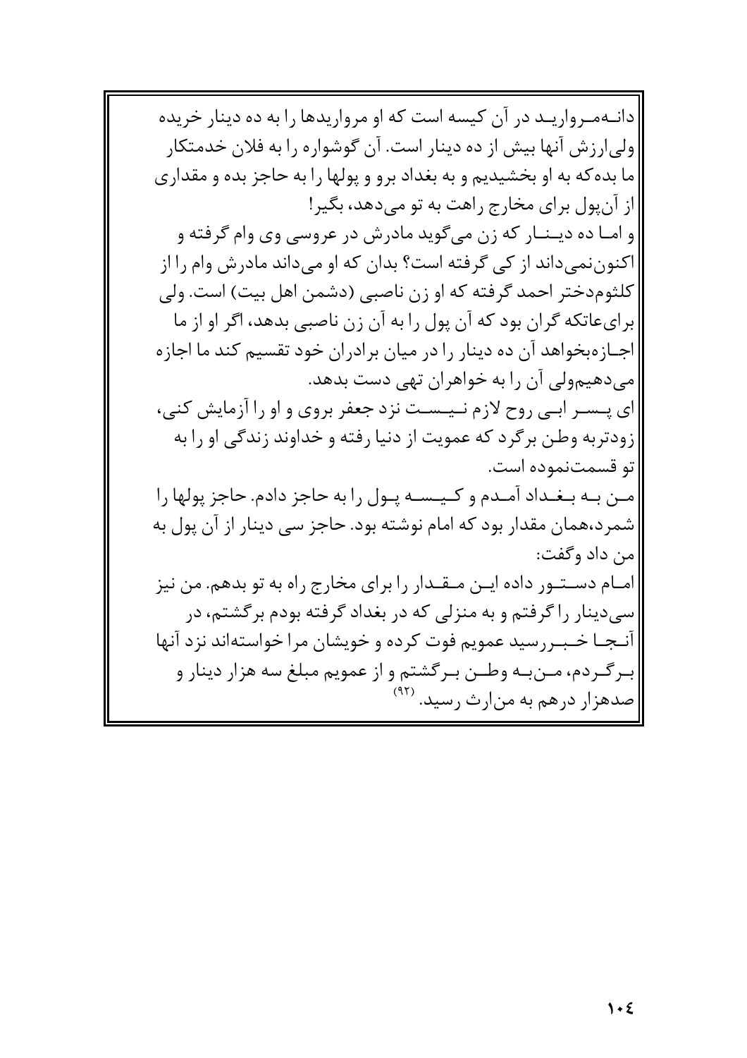دانه‌مروارید در آن کیسه است که او مرواریدها را به ده دینار خریده ولی‌ارزش آنها بیش از ده دینار است. آن گوشواره را به فلان خدمتکار ما بده‌که به او بخشیدیم و به بغداد برو و پولها را به حاجز بده و مقداری از آن‌پول برای مخارج راهت به تو می‌دهد، بگیر!

و اما ده دینار که زن می‌گوید مادرش در عروسی وی وام گرفته و اکنون‌نمی‌داند از کی گرفته است؟ بدان که او می‌داند مادرش وام را از کلثوم‌دختر احمد گرفته که او زن ناصبی (دشمن اهل بیت) است. ولی برای‌عاتکه گران بود که آن پول را به آن زن ناصبی بدهد، اگر او از ما اجازه‌بخواهد آن ده دینار را در میان برادران خود تقسیم کند ما اجازه می‌دهیم‌ولی آن را به خواهران تهی دست بدهد.

ای پسر ابی روح لازم نیست نزد جعفر بروی و او را آزمایش کنی، زودتربه وطن برگرد که عمویت از دنیا رفته و خداوند زندگی او را به تو قسمت‌نموده است.

من به بغداد آمدم و کیسه پول را به حاجز دادم. حاجز پولها را شمرد،همان مقدار بود که امام نوشته بود. حاجز سی دینار از آن پول به من داد وگفت:

امام دستور داده این مقدار را برای مخارج راه به تو بدهم. من نیز سی‌دینار را گرفتم و به منزلی که در بغداد گرفته بودم برگشتم، در آنجا خبررسید عمویم فوت کرده و خویشان مرا خواسته‌اند نزد آنها برگردم، من‌به وطن برگشتم و از عمویم مبلغ سه هزار دینار و صدهزار درهم به من‌ارث رسید. [92]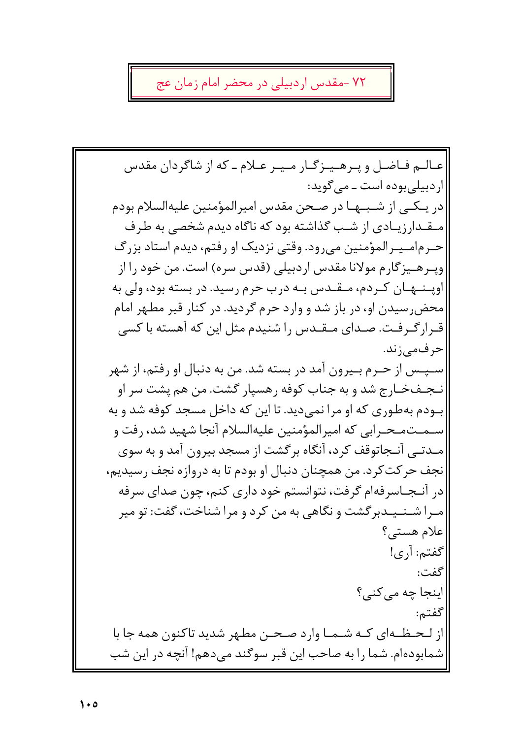## ۷۲ -مقدس اردبیلی در محضر امام زمان عج

عالم فاضل و پرهیزگار میر علام ـ که از شاگردان مقدس اردبیلی‌بوده است ـ می‌گوید:

در یکی از شب‌ها در صحن مقدس امیرالمؤمنین علیه‌السلام بودم مقدارزیادی از شب گذاشته بود که ناگاه دیدم شخصی به طرف حرم‌امیرالمؤمنین می‌رود. وقتی نزدیک او رفتم، دیدم استاد بزرگ وپرهیزگارم مولانا مقدس اردبیلی (قدس سره) است. من خود را از اوپنهان کردم، مقدس به درب حرم رسید. در بسته بود، ولی به محض‌رسیدن او، در باز شد و وارد حرم گردید. در کنار قبر مطهر امام قرارگرفت. صدای مقدس را شنیدم مثل این که آهسته با کسی حرف‌می‌زند.

سپس از حرم بیرون آمد در بسته شد. من به دنبال او رفتم، از شهر نجف‌خارج شد و به جناب کوفه رهسپار گشت. من هم پشت سر او بودم به‌طوری که او مرا نمی‌دید. تا این که داخل مسجد کوفه شد و به سمت‌محرابی که امیرالمؤمنین علیه‌السلام آنجا شهید شد، رفت و مدتی آنجاتوقف کرد، آنگاه برگشت از مسجد بیرون آمد و به سوی نجف حرکت‌کرد. من همچنان دنبال او بودم تا به دروازه نجف رسیدیم، در آنجاسرفه‌ام گرفت، نتوانستم خود داری کنم، چون صدای سرفه مرا شنیدبرگشت و نگاهی به من کرد و مرا شناخت، گفت: تو میر علام هستی؟

گفتم: آری!

گفت:

اینجا چه می‌کنی؟

گفتم:

از لحظه‌ای که شما وارد صحن مطهر شدید تاکنون همه جا با شمابوده‌ام. شما را به صاحب این قبر سوگند می‌دهم! آنچه در این شب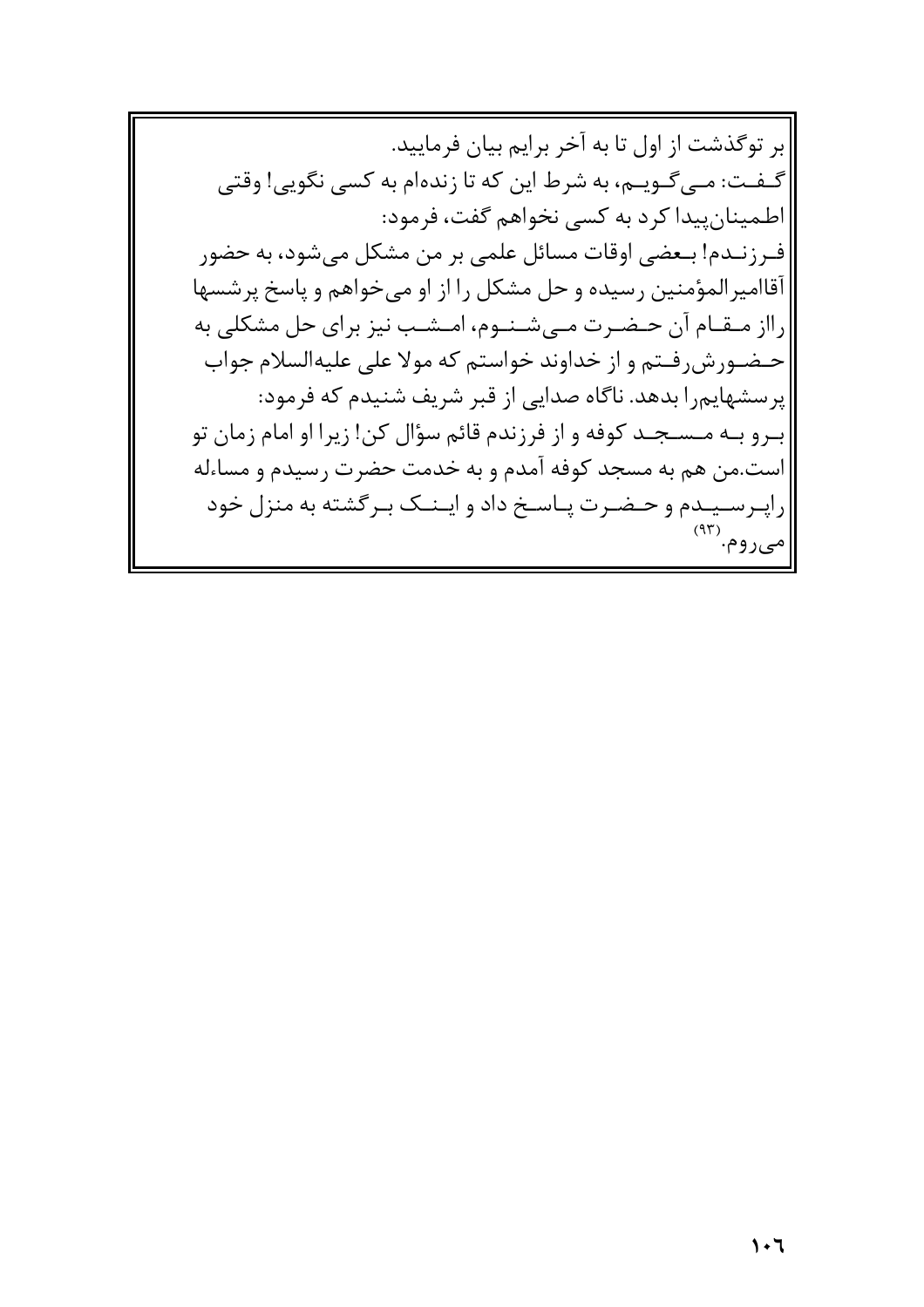بر توگذشت از اول تا به آخر برایم بیان فرمایید.

گفت: می‌گویم، به شرط این که تا زنده‌ام به کسی نگویی! وقتی اطمینان‌پیدا کرد به کسی نخواهم گفت، فرمود:

فرزندم! بعضی اوقات مسائل علمی بر من مشکل می‌شود، به حضور آقاامیرالمؤمنین رسیده و حل مشکل را از او می‌خواهم و پاسخ پرشسها رااز مقام آن حضرت می‌شنوم، امشب نیز برای حل مشکلی به حضورش‌رفتم و از خداوند خواستم که مولا علی علیه‌السلام جواب پرسشهایم‌را بدهد. ناگاه صدایی از قبر شریف شنیدم که فرمود:

برو به مسجد کوفه و از فرزندم قائم سؤال کن! زیرا او امام زمان تو است.من هم به مسجد کوفه آمدم و به خدمت حضرت رسیدم و مساءله راپرسیدم و حضرت پاسخ داد و اینک برگشته به منزل خود می‌روم.[۹۳]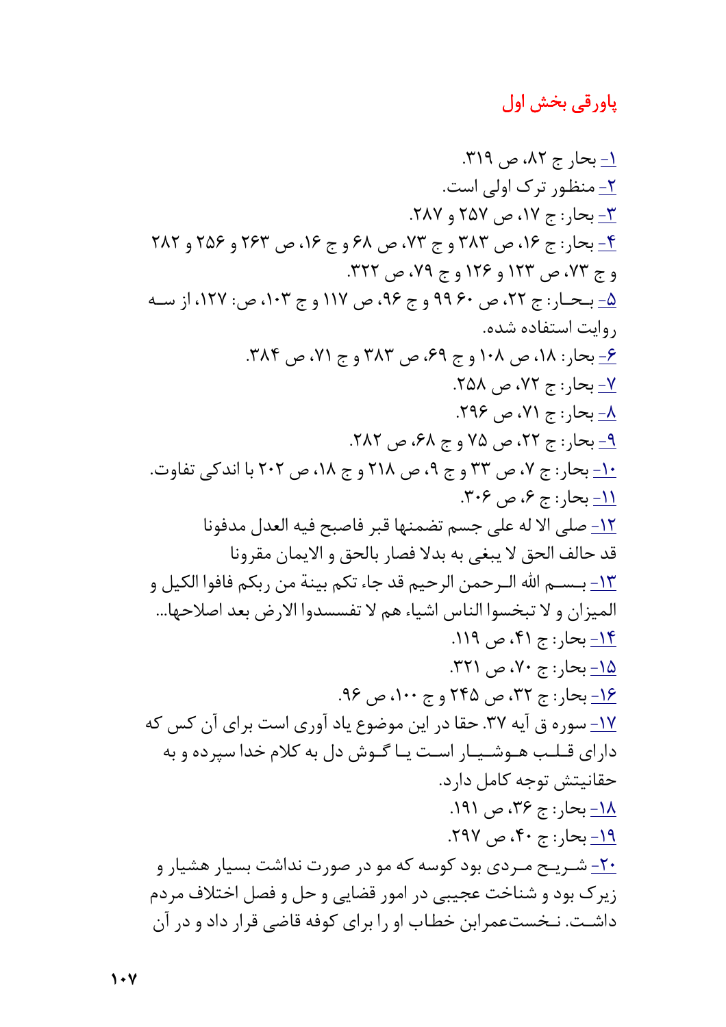## پاورقی بخش اول

۱- بحار ج ۸۲، ص ۳۱۹.

۲- منظور ترک اولی است.

۳- بحار: ج ۱۷، ص ۲۵۷ و ۲۸۷.

۴- بحار: ج ۱۶، ص ۳۸۳ و ج ۷۳، ص ۶۸ و ج ۱۶، ص ۲۶۳ و ۲۵۶ و ۲۸۲ و ج ۷۳، ص ۱۲۳ و ۱۲۶ و ج ۷۹، ص ۳۲۲.

۵- بحار: ج ۲۲، ص ۶۰ ۹۹ و ج ۹۶، ص ۱۱۷ و ج ۱۰۳، ص: ۱۲۷، از سه روایت استفاده شده.

۶- بحار: ۱۸، ص ۱۰۸ و ج ۶۹، ص ۳۸۳ و ج ۷۱، ص ۳۸۴.

۷- بحار: ج ۷۲، ص ۲۵۸.

۸- بحار: ج ۷۱، ص ۲۹۶.

۹- بحار: ج ۲۲، ص ۷۵ و ج ۶۸، ص ۲۸۲.

۱۰- بحار: ج ۷، ص ۳۳ و ج ۹، ص ۲۱۸ و ج ۱۸، ص ۲۰۲ با اندکی تفاوت.

۱۱- بحار: ج ۶، ص ۳۰۶.

۱۲- صلی الا له علی جسم تضمنها قبر فاصبح فیه العدل مدفونا
قد حالف الحق لا یبغی به بدلا فصار بالحق و الایمان مقرونا

۱۳- بسم الله الرحمن الرحیم قد جاء تکم بینة من ربکم فافوا الکیل و المیزان و لا تبخسوا الناس اشیاء هم لا تفسدوا الارض بعد اصلاحها...

۱۴- بحار: ج ۴۱، ص ۱۱۹.

۱۵- بحار: ج ۷۰، ص ۳۲۱.

۱۶- بحار: ج ۳۲، ص ۲۴۵ و ج ۱۰۰، ص ۹۶.

۱۷- سوره ق آیه ۳۷. حقا در این موضوع یاد آوری است برای آن کس که دارای قلب هوشیار است یا گوش دل به کلام خدا سپرده و به حقانیتش توجه کامل دارد.

۱۸- بحار: ج ۳۶، ص ۱۹۱.

۱۹- بحار: ج ۴۰، ص ۲۹۷.

۲۰- شریح مردی بود کوسه که مو در صورت نداشت بسیار هشیار و زیرک بود و شناخت عجیبی در امور قضایی و حل و فصل اختلاف مردم داشت. نخستعمرابن خطاب او را برای کوفه قاضی قرار داد و در آن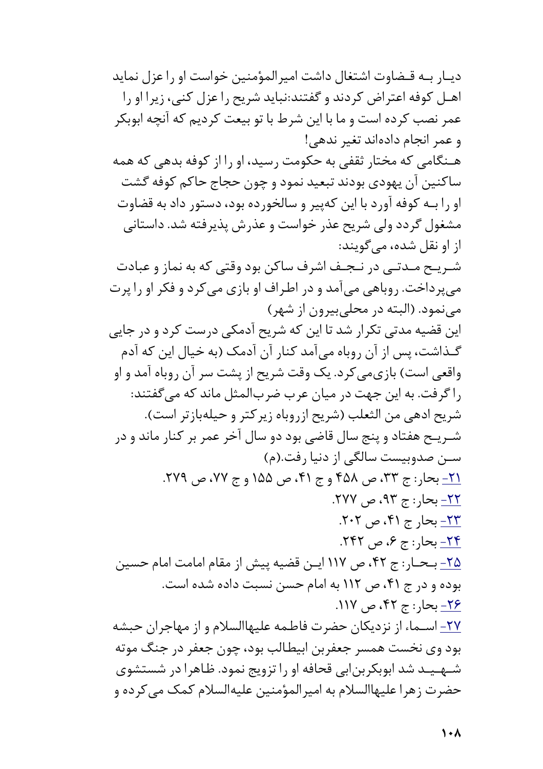دیـار بـه قـضاوت اشتغال داشت امیرالمؤمنین خواست او را عزل نماید اهـل کوفه اعتراض کردند و گفتند:نباید شریح را عزل کنی، زیرا او را عمر نصب کرده است و ما با این شرط با تو بیعت کردیم که آنچه ابوبکر و عمر انجام داده‌اند تغیر ندهی!

هـنگامی که مختار ثقفی به حکومت رسید، او را از کوفه بدهی که همه ساکنین آن یهودی بودند تبعید نمود و چون حجاج حاکم کوفه گشت او را بـه کوفه آورد با این که‌پیر و سالخورده بود، دستور داد به قضاوت مشغول گردد ولی شریح عذر خواست و عذرش پذیرفته شد. داستانی از او نقل شده، می‌گویند:

شـریـح مـدتـی در نـجـف اشرف ساکن بود وقتی که به نماز و عبادت می‌پرداخت. روباهی می‌آمد و در اطراف او بازی می‌کرد و فکر او را پرت می‌نمود. (البته در محلی‌بیرون از شهر)

این قضیه مدتی تکرار شد تا این که شریح آدمکی درست کرد و در جایی گـذاشت، پس از آن روباه می‌آمد کنار آن آدمک (به خیال این که آدم واقعی است) بازی‌می‌کرد. یک وقت شریح از پشت سر آن روباه آمد و او را گرفت. به این جهت در میان عرب ضرب‌المثل ماند که می‌گفتند: شریح ادهی من الثعلب (شریح ازروباه زیرکتر و حیله‌بازتر است).

شـریـح هفتاد و پنج سال قاضی بود دو سال آخر عمر بر کنار ماند و در سـن صدوبیست سالگی از دنیا رفت.(م)

۲۱- بحار: ج ۳۳، ص ۴۵۸ و ج ۴۱، ص ۱۵۵ و ج ۷۷، ص ۲۷۹.

۲۲- بحار: ج ۹۳، ص ۲۷۷.

۲۳- بحار ج ۴۱، ص ۲۰۲.

۲۴- بحار: ج ۶، ص ۲۴۲.

۲۵- بـحـار: ج ۴۲، ص ۱۱۷ ایـن قضیه پیش از مقام امامت امام حسین بوده و در ج ۴۱، ص ۱۱۲ به امام حسن نسبت داده شده است.

۲۶- بحار: ج ۴۲، ص ۱۱۷.

۲۷- اسـماء از نزدیکان حضرت فاطمه علیهاالسلام و از مهاجران حبشه بود وی نخست همسر جعفربن ابیطالب بود، چون جعفر در جنگ موته شـهـیـد شد ابوبکربن‌ابی قحافه او را تزویج نمود. ظاهرا در شستشوی حضرت زهرا علیهاالسلام به امیرالمؤمنین علیه‌السلام کمک می‌کرده و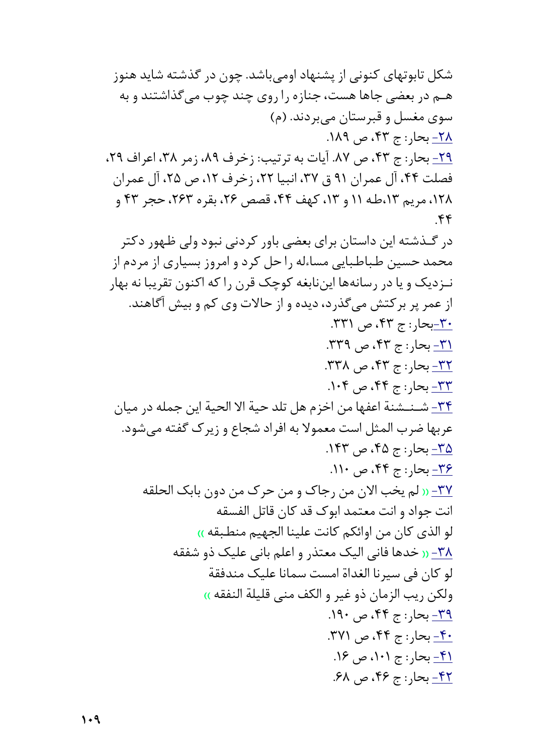شکل تابوتهای کنونی از پیشنهاد اومی‌باشد. چون در گذشته شاید هنوز هـم در بعضی جاها هست، جنازه را روی چند چوب می‌گذاشتند و به سوی مغسل و قبرستان می‌بردند. (م)

۲۸- بحار: ج ۴۳، ص ۱۸۹.

۲۹- بحار: ج ۴۳، ص ۸۷. آیات به ترتیب: زخرف ۸۹، زمر ۳۸، اعراف ۲۹، فصلت ۴۴، آل عمران ۹۱ ق ۳۷، انبیا ۲۲، زخرف ۱۲، ص ۲۵، آل عمران ۱۲۸، مریم ۱۳،طه ۱۱ و ۱۳، کهف ۴۴، قصص ۲۶، بقره ۲۶۳، حجر ۴۳ و ۴۴.

در گـذشته این داستان برای بعضی باور کردنی نبود ولی ظهور دکتر محمد حسین طباطبایی مساءله را حل کرد و امروز بسیاری از مردم از نـزدیک و یا در رسانه‌ها این‌نابغه کوچک قرن را که اکنون تقریبا نه بهار از عمر پر برکتش می‌گذرد، دیده و از حالات وی کم و بیش آگاهند.

۳۰-بحار: ج ۴۳، ص ۳۳۱.

۳۱- بحار: ج ۴۳، ص ۳۳۹.

۳۲- بحار: ج ۴۳، ص ۳۳۸.

۳۳- بحار: ج ۴۴، ص ۱۰۴.

۳۴- شـنـشنة اعفها من اخزم هل تلد حیة الا الحیة این جمله در میان عربها ضرب المثل است معمولا به افراد شجاع و زیرک گفته می‌شود.

۳۵- بحار: ج ۴۵، ص ۱۴۳.

۳۶- بحار: ج ۴۴، ص ۱۱۰.

۳۷- «لم یخب الان من رجاک و من حرک من دون بابک الحلقه
انت جواد و انت معتمد ابوک قد کان قاتل الفسقه
لو الذی کان من اوائکم کانت علینا الجهیم منطبقه»

۳۸- «خدها فانی الیک معتذر و اعلم بانی علیک ذو شفقه
لو کان فی سیرنا الغداة امست سمانا علیک مندفقة
ولکن ریب الزمان ذو غیر و الکف منی قلیلة النفقه»

۳۹- بحار: ج ۴۴، ص ۱۹۰.

۴۰- بحار: ج ۴۴، ص ۳۷۱.

۴۱- بحار: ج ۱۰۱، ص ۱۶.

۴۲- بحار: ج ۴۶، ص ۶۸.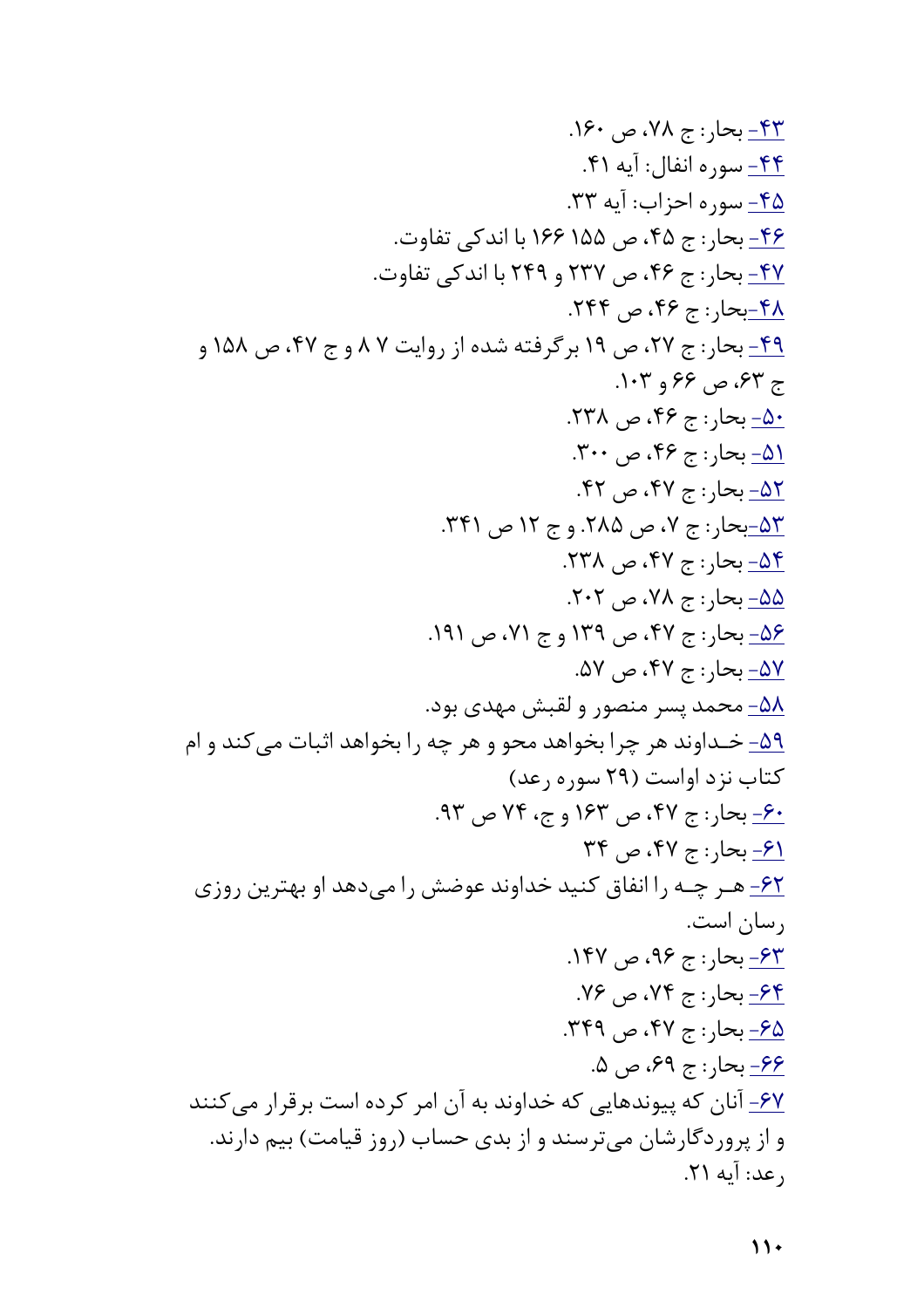۴۳- بحار: ج ۷۸، ص ۱۶۰.

۴۴- سوره انفال: آیه ۴۱.

۴۵- سوره احزاب: آیه ۳۳.

۴۶- بحار: ج ۴۵، ص ۱۵۵ ۱۶۶ با اندکی تفاوت.

۴۷- بحار: ج ۴۶، ص ۲۳۷ و ۲۴۹ با اندکی تفاوت.

۴۸-بحار: ج ۴۶، ص ۲۴۴.

۴۹- بحار: ج ۲۷، ص ۱۹ برگرفته شده از روایت ۷ ۸ و ج ۴۷، ص ۱۵۸ و ج ۶۳، ص ۶۶ و ۱۰۳.

۵۰- بحار: ج ۴۶، ص ۲۳۸.

۵۱- بحار: ج ۴۶، ص ۳۰۰.

۵۲- بحار: ج ۴۷، ص ۴۲.

۵۳-بحار: ج ۷، ص ۲۸۵. و ج ۱۲ ص ۳۴۱.

۵۴- بحار: ج ۴۷، ص ۲۳۸.

۵۵- بحار: ج ۷۸، ص ۲۰۲.

۵۶- بحار: ج ۴۷، ص ۱۳۹ و ج ۷۱، ص ۱۹۱.

۵۷- بحار: ج ۴۷، ص ۵۷.

۵۸- محمد پسر منصور و لقبش مهدی بود.

۵۹- خـداوند هر چرا بخواهد محو و هر چه را بخواهد اثبات می‌کند و ام کتاب نزد اواست (۲۹ سوره رعد)

۶۰- بحار: ج ۴۷، ص ۱۶۳ و ج، ۷۴ ص ۹۳.

۶۱- بحار: ج ۴۷، ص ۳۴

۶۲- هـر چـه را انفاق کنید خداوند عوضش را می‌دهد او بهترین روزی رسان است.

۶۳- بحار: ج ۹۶، ص ۱۴۷.

۶۴- بحار: ج ۷۴، ص ۷۶.

۶۵- بحار: ج ۴۷، ص ۳۴۹.

۶۶- بحار: ج ۶۹، ص ۵.

۶۷- آنان که پیوندهایی که خداوند به آن امر کرده است برقرار می‌کنند و از پروردگارشان می‌ترسند و از بدی حساب (روز قیامت) بیم دارند. رعد: آیه ۲۱.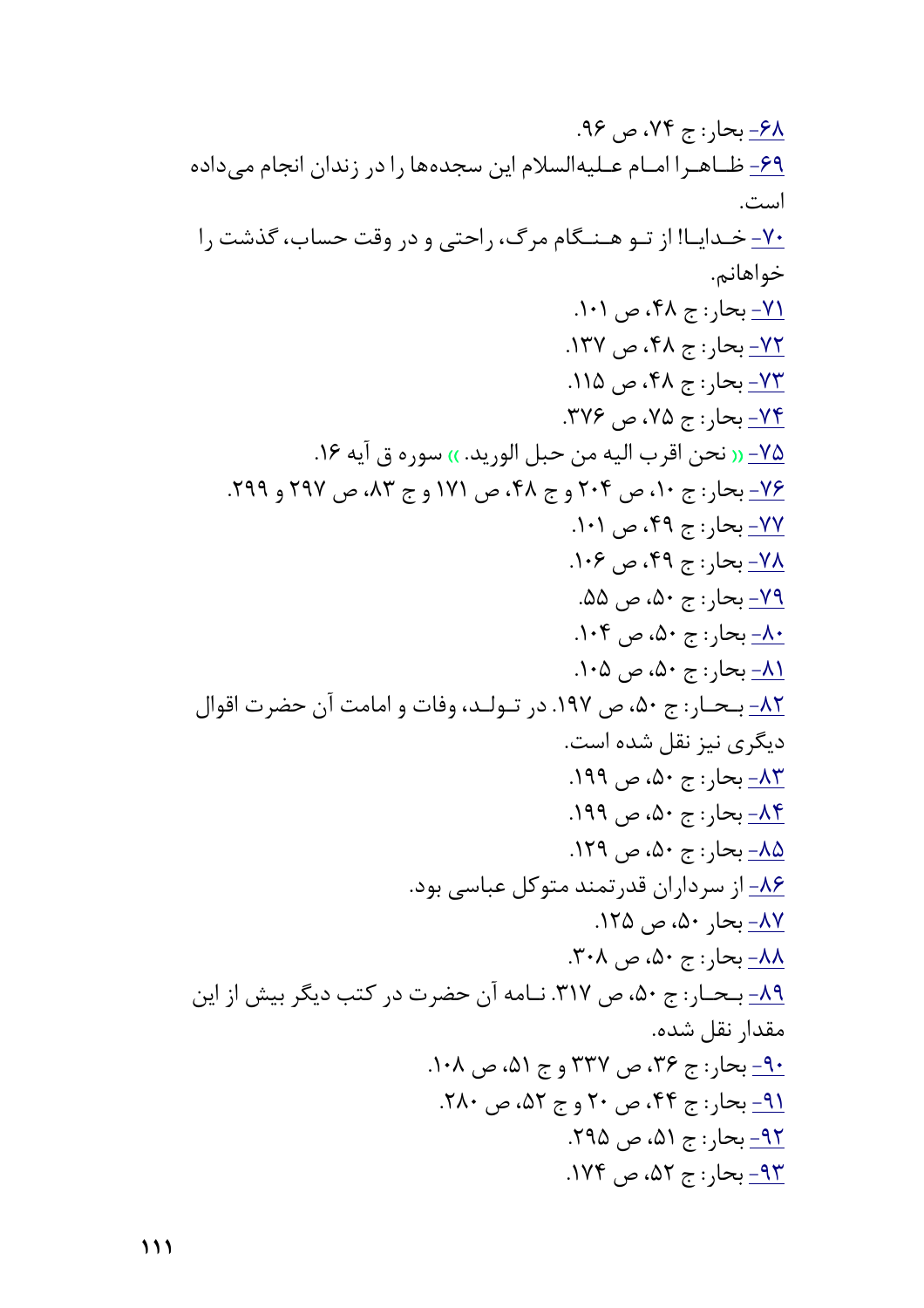۶۸- بحار: ج ۷۴، ص ۹۶.

۶۹- ظاهرا امام علیه‌السلام این سجده‌ها را در زندان انجام می‌داده است.

۷۰- خدایا! از تو هنگام مرگ، راحتی و در وقت حساب، گذشت را خواهانم.

۷۱- بحار: ج ۴۸، ص ۱۰۱.

۷۲- بحار: ج ۴۸، ص ۱۳۷.

۷۳- بحار: ج ۴۸، ص ۱۱۵.

۷۴- بحار: ج ۷۵، ص ۳۷۶.

۷۵- «نحن اقرب الیه من حبل الورید.» سوره ق آیه ۱۶.

۷۶- بحار: ج ۱۰، ص ۲۰۴ و ج ۴۸، ص ۱۷۱ و ج ۸۳، ص ۲۹۷ و ۲۹۹.

۷۷- بحار: ج ۴۹، ص ۱۰۱.

۷۸- بحار: ج ۴۹، ص ۱۰۶.

۷۹- بحار: ج ۵۰، ص ۵۵.

۸۰- بحار: ج ۵۰، ص ۱۰۴.

۸۱- بحار: ج ۵۰، ص ۱۰۵.

۸۲- بحار: ج ۵۰، ص ۱۹۷. در تولد، وفات و امامت آن حضرت اقوال دیگری نیز نقل شده است.

۸۳- بحار: ج ۵۰، ص ۱۹۹.

۸۴- بحار: ج ۵۰، ص ۱۹۹.

۸۵- بحار: ج ۵۰، ص ۱۲۹.

۸۶- از سرداران قدرتمند متوکل عباسی بود.

۸۷- بحار ۵۰، ص ۱۲۵.

۸۸- بحار: ج ۵۰، ص ۳۰۸.

۸۹- بحار: ج ۵۰، ص ۳۱۷. نامه آن حضرت در کتب دیگر بیش از این مقدار نقل شده.

۹۰- بحار: ج ۳۶، ص ۳۳۷ و ج ۵۱، ص ۱۰۸.

۹۱- بحار: ج ۴۴، ص ۲۰ و ج ۵۲، ص ۲۸۰.

۹۲- بحار: ج ۵۱، ص ۲۹۵.

۹۳- بحار: ج ۵۲، ص ۱۷۴.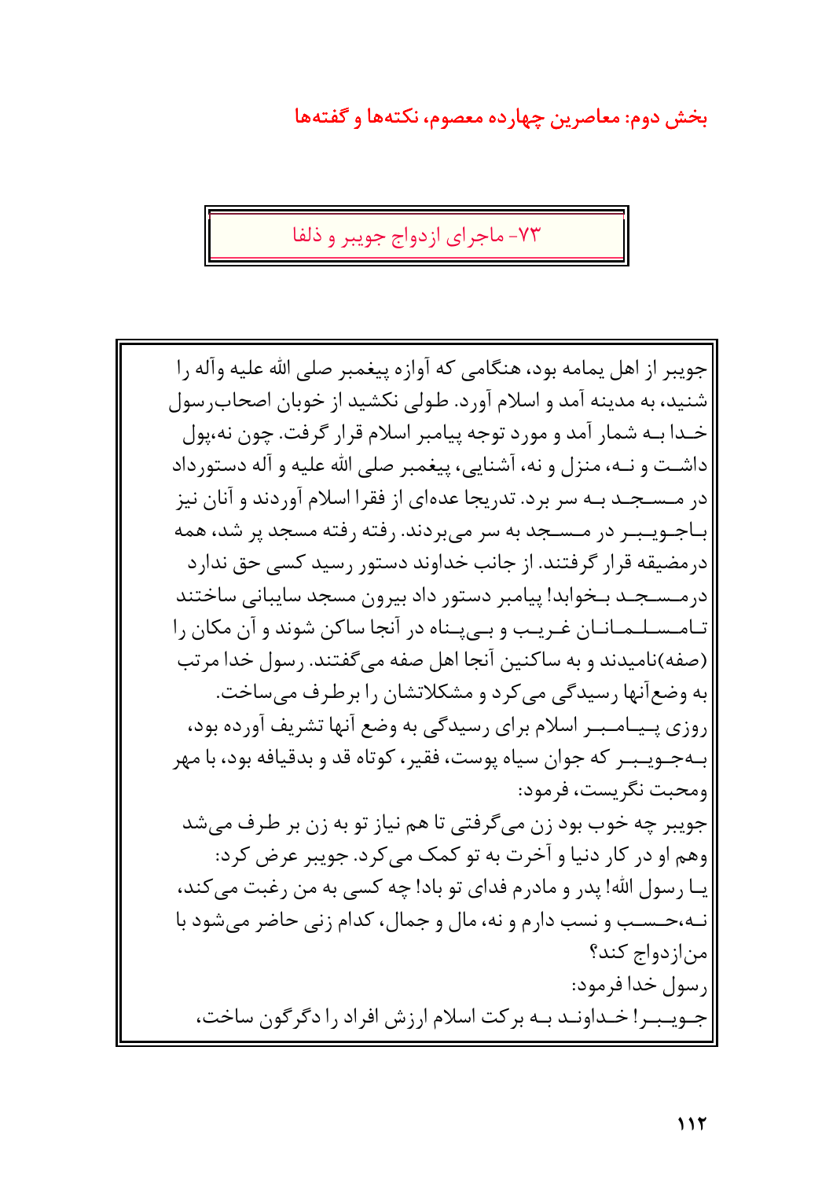## ۷۳- ماجرای ازدواج جویبر و ذلفا

جویبر از اهل یمامه بود، هنگامی که آوازه پیغمبر صلی الله علیه وآله را شنید، به مدینه آمد و اسلام آورد. طولی نکشید از خوبان اصحاب‌رسول خدا بـه شمار آمد و مورد توجه پیامبر اسلام قرار گرفت. چون نه،پول داشت و نـه، منزل و نه، آشنایی، پیغمبر صلی الله علیه و آله دستورداد در مسجد بـه سر برد. تدریجا عده‌ای از فقرا اسلام آوردند و آنان نیز باجویبر در مسجد به سر می‌بردند. رفته رفته مسجد پر شد، همه درمضیقه قرار گرفتند. از جانب خداوند دستور رسید کسی حق ندارد درمسجد بخوابد! پیامبر دستور داد بیرون مسجد سایبانی ساختند تامسلمانان غریب و بی‌پناه در آنجا ساکن شوند و آن مکان را (صفه)نامیدند و به ساکنین آنجا اهل صفه می‌گفتند. رسول خدا مرتب به وضع‌آنها رسیدگی می‌کرد و مشکلاتشان را برطرف می‌ساخت.

روزی پیامبر اسلام برای رسیدگی به وضع آنها تشریف آورده بود، بـه‌جویبر که جوان سیاه پوست، فقیر، کوتاه قد و بدقیافه بود، با مهر ومحبت نگریست، فرمود:

جویبر چه خوب بود زن می‌گرفتی تا هم نیاز تو به زن بر طرف می‌شد وهم او در کار دنیا و آخرت به تو کمک می‌کرد. جویبر عرض کرد:

یـا رسول الله! پدر و مادرم فدای تو باد! چه کسی به من رغبت می‌کند، نـه،حسب و نسب دارم و نه، مال و جمال، کدام زنی حاضر می‌شود با من‌ازدواج کند؟

رسول خدا فرمود:

جـویبر! خـداونـد بـه برکت اسلام ارزش افراد را دگرگون ساخت،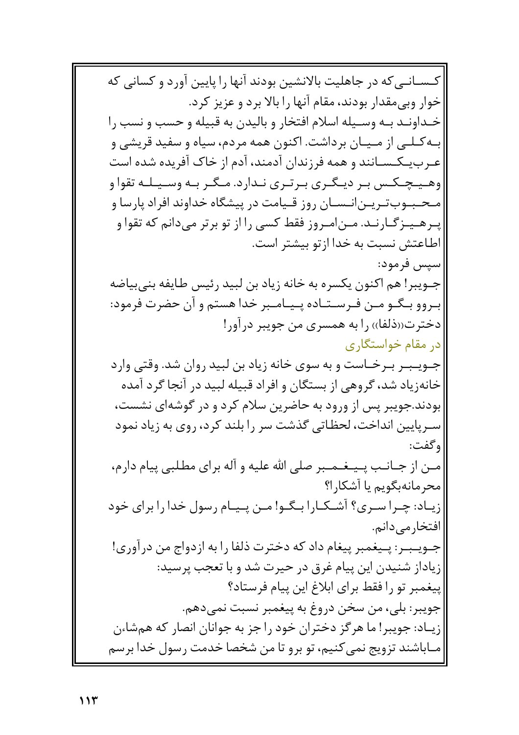کسانی که در جاهلیت بالانشین بودند آنها را پایین آورد و کسانی که خوار وبی‌مقدار بودند، مقام آنها را بالا برد و عزیز کرد.
خداوند به وسیله اسلام افتخار و بالیدن به قبیله و حسب و نسب را به‌کلی از میان برداشت. اکنون همه مردم، سیاه و سفید قریشی و عرب‌یکسانند و همه فرزندان آدمند، آدم از خاک آفریده شده است وهیچ‌کس بر دیگری برتری ندارد. مگر به وسیله تقوا و محبوب‌ترین‌انسان روز قیامت در پیشگاه خداوند افراد پارسا و پرهیزگارند. من‌امروز فقط کسی را از تو برتر می‌دانم که تقوا و اطاعتش نسبت به خدا ازتو بیشتر است.
سپس فرمود:
جویبر! هم اکنون یکسره به خانه زیاد بن لبید رئیس طایفه بنی‌بیاضه بروو بگو من فرستاده پیامبر خدا هستم و آن حضرت فرمود: دختر«ذلفا» را به همسری من جویبر درآور!

## در مقام خواستگاری

جویبر برخاست و به سوی خانه زیاد بن لبید روان شد. وقتی وارد خانه‌زیاد شد، گروهی از بستگان و افراد قبیله لبید در آنجا گرد آمده بودند.جویبر پس از ورود به حاضرین سلام کرد و در گوشه‌ای نشست، سرپایین انداخت، لحظاتی گذشت سر را بلند کرد، روی به زیاد نمود وگفت:
من از جانب پیغمبر صلی الله علیه و آله برای مطلبی پیام دارم، محرمانه‌بگویم یا آشکارا؟
زیاد: چرا سری؟ آشکارا بگو! من پیام رسول خدا را برای خود افتخارمی‌دانم.
جویبر: پیغمبر پیغام داد که دخترت ذلفا را به ازدواج من درآوری!
زیادازشنیدن این پیام غرق در حیرت شد و با تعجب پرسید:
پیغمبر تو را فقط برای ابلاغ این پیام فرستاد؟
جویبر: بلی، من سخن دروغ به پیغمبر نسبت نمی‌دهم.
زیاد: جویبر! ما هرگز دختران خود را جز به جوانان انصار که همشاءن ماباشند تزویج نمی‌کنیم، تو برو تا من شخصا خدمت رسول خدا برسم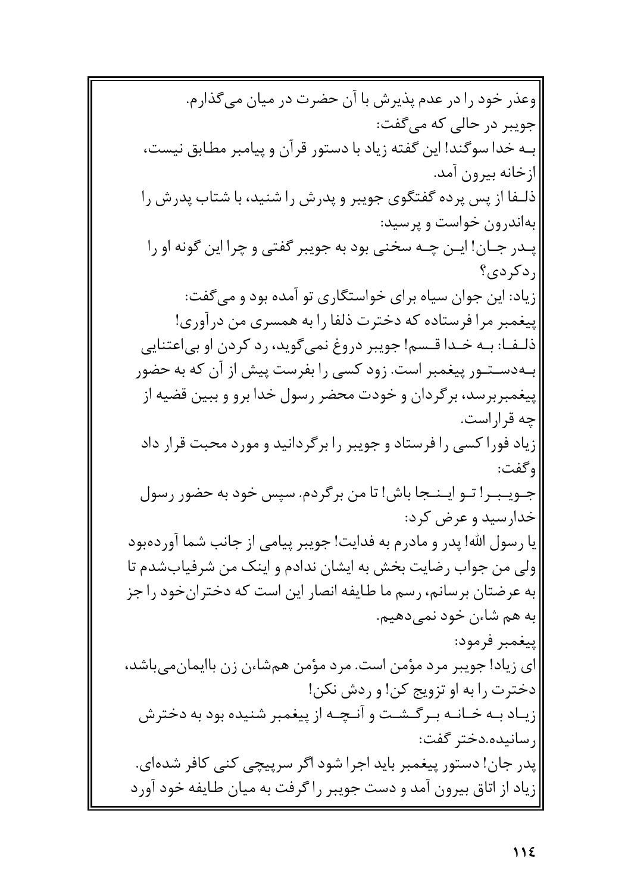وعذر خود را در عدم پذیرش با آن حضرت در میان می‌گذارم.

جویبر در حالی که می‌گفت:

بـه خدا سوگند! این گفته زیاد با دستور قرآن و پیامبر مطابق نیست، ازخانه بیرون آمد.

ذلـفا از پس پرده گفتگوی جویبر و پدرش را شنید، با شتاب پدرش را به‌اندرون خواست و پرسید:

پـدر جـان! ایـن چـه سخنی بود به جویبر گفتی و چرا این گونه او را ردکردی؟

زیاد: این جوان سیاه برای خواستگاری تو آمده بود و می‌گفت:

پیغمبر مرا فرستاده که دخترت ذلفا را به همسری من درآوری!

ذلـفـا: بـه خـدا قـسم! جویبر دروغ نمی‌گوید، رد کردن او بی‌اعتنایی بـه‌دسـتـور پیغمبر است. زود کسی را بفرست پیش از آن که به حضور پیغمبربرسد، برگردان و خودت محضر رسول خدا برو و ببین قضیه از چه قراراست.

زیاد فورا کسی را فرستاد و جویبر را برگردانید و مورد محبت قرار داد وگفت:

جـویـبـر! تـو ایـنـجا باش! تا من برگردم. سپس خود به حضور رسول خدارسید و عرض کرد:

یا رسول الله! پدر و مادرم به فدایت! جویبر پیامی از جانب شما آورده‌بود ولی من جواب رضایت بخش به ایشان ندادم و اینک من شرفیاب‌شدم تا به عرضتان برسانم، رسم ما طایفه انصار این است که دختران‌خود را جز به هم شاءن خود نمی‌دهیم.

پیغمبر فرمود:

ای زیاد! جویبر مرد مؤمن است. مرد مؤمن هم‌شاءن زن باایمان‌می‌باشد، دخترت را به او تزویج کن! و ردش نکن!

زیـاد بـه خـانـه بـرگـشـت و آنـچـه از پیغمبر شنیده بود به دخترش رسانیده.دختر گفت:

پدر جان! دستور پیغمبر باید اجرا شود اگر سرپیچی کنی کافر شده‌ای.

زیاد از اتاق بیرون آمد و دست جویبر را گرفت به میان طایفه خود آورد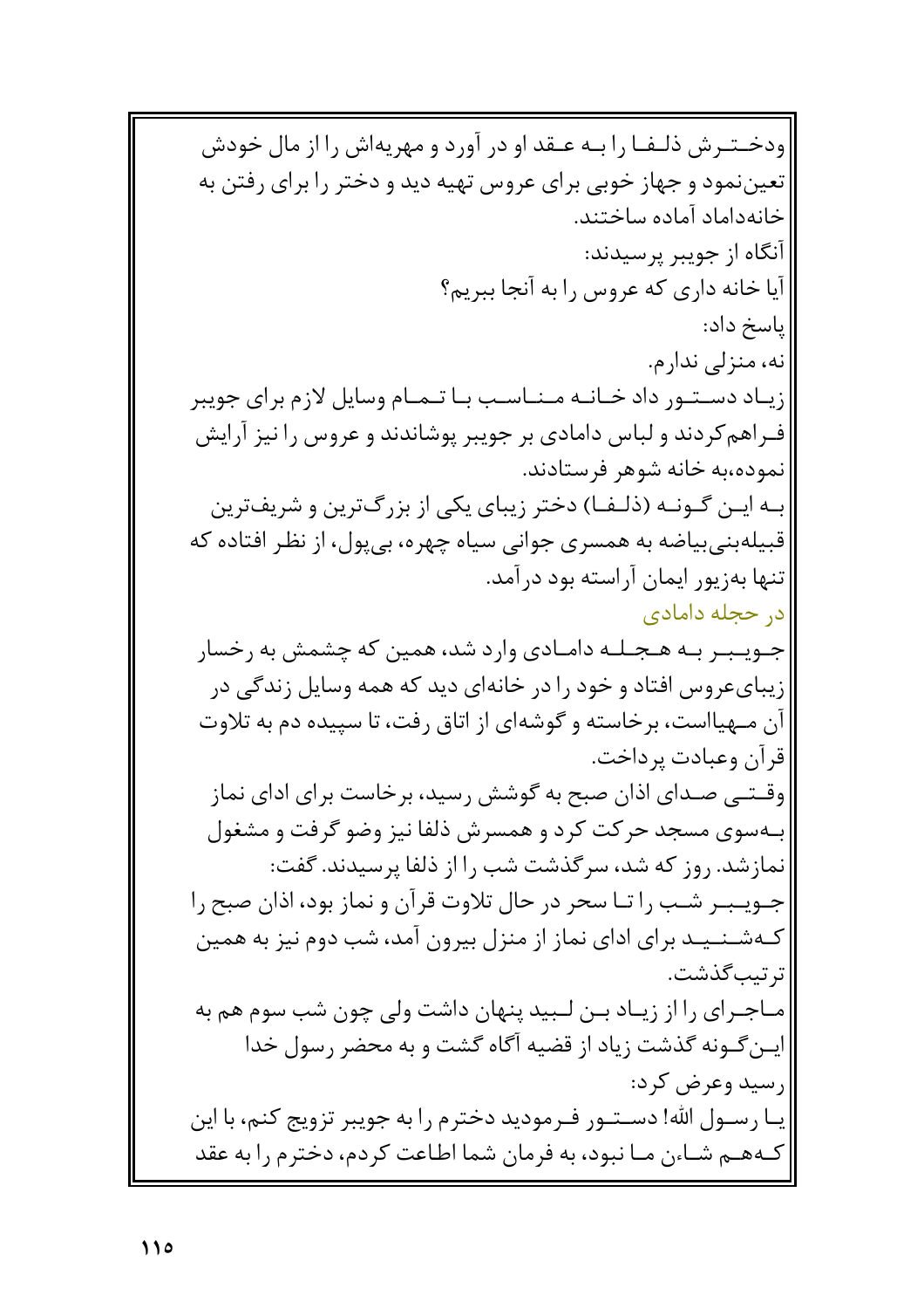ودختـرش ذلـفـا را بـه عـقد او در آورد و مهریه‌اش را از مال خودش تعین‌نمود و جهاز خوبی برای عروس تهیه دید و دختر را برای رفتن به خانه‌داماد آماده ساختند.

آنگاه از جویبر پرسیدند:

آیا خانه داری که عروس را به آنجا ببریم؟

پاسخ داد:

نه، منزلی ندارم.

زیـاد دسـتـور داد خـانـه مـنـاسـب بـا تـمـام وسایل لازم برای جویبر فـراهم‌کردند و لباس دامادی بر جویبر پوشاندند و عروس را نیز آرایش نموده،به خانه شوهر فرستادند.

بـه ایـن گـونـه (ذلـفـا) دختر زیبای یکی از بزرگ‌ترین و شریف‌ترین قبیله‌بنی‌بیاضه به همسری جوانی سیاه چهره، بی‌پول، از نظر افتاده که تنها به‌زیور ایمان آراسته بود درآمد.

### در حجله دامادی

جـویـبـر بـه حـجـلـه دامـادی وارد شد، همین که چشمش به رخسار زیبای‌عروس افتاد و خود را در خانه‌ای دید که همه وسایل زندگی در آن مـهیااست، برخاسته و گوشه‌ای از اتاق رفت، تا سپیده دم به تلاوت قرآن وعبادت پرداخت.

وقـتـی صـدای اذان صبح به گوشش رسید، برخاست برای ادای نماز بـه‌سوی مسجد حرکت کرد و همسرش ذلفا نیز وضو گرفت و مشغول نمازشد. روز که شد، سرگذشت شب را از ذلفا پرسیدند. گفت:

جـویـبـر شـب را تـا سحر در حال تلاوت قرآن و نماز بود، اذان صبح را کـه‌شـنـیـد برای ادای نماز از منزل بیرون آمد، شب دوم نیز به همین ترتیب‌گذشت.

مـاجـرای را از زیـاد بـن لـبید پنهان داشت ولی چون شب سوم هم به ایـن‌گـونه گذشت زیاد از قضیه آگاه گشت و به محضر رسول خدا رسید وعرض کرد:

یـا رسـول الله! دسـتـور فـرمودید دخترم را به جویبر تزویج کنم، با این کـه‌هـم شـاءن مـا نبود، به فرمان شما اطاعت کردم، دخترم را به عقد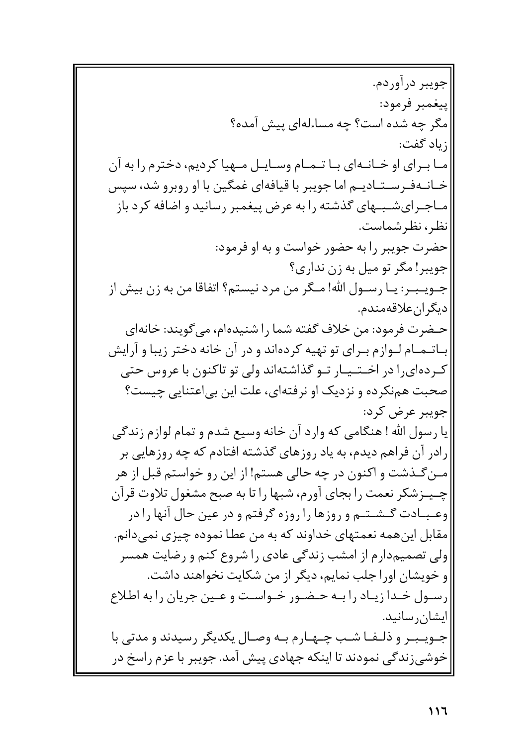جویبر درآوردم.

پیغمبر فرمود:

مگر چه شده است؟ چه مساءله‌ای پیش آمده؟

زیاد گفت:

ما برای او خانه‌ای با تمام وسایل مهیا کردیم، دخترم را به آن خانه‌فرستادیم اما جویبر با قیافه‌ای غمگین با او روبرو شد، سپس ماجرای‌شبهای گذشته را به عرض پیغمبر رسانید و اضافه کرد باز نظر، نظرشماست.

حضرت جویبر را به حضور خواست و به او فرمود:

جویبر! مگر تو میل به زن نداری؟

جویبر: یا رسول الله! مگر من مرد نیستم؟ اتفاقا من به زن بیش از دیگران‌علاقه‌مندم.

حضرت فرمود: من خلاف گفته شما را شنیده‌ام، می‌گویند: خانه‌ای باتمام لوازم برای تو تهیه کرده‌اند و در آن خانه دختر زیبا و آرایش کرده‌ای‌را در اختیار تو گذاشته‌اند ولی تو تاکنون با عروس حتی صحبت هم‌نکرده و نزدیک او نرفته‌ای، علت این بی‌اعتنایی چیست؟

جویبر عرض کرد:

یا رسول الله ! هنگامی که وارد آن خانه وسیع شدم و تمام لوازم زندگی رادر آن فراهم دیدم، به یاد روزهای گذشته افتادم که چه روزهایی بر من‌گذشت و اکنون در چه حالی هستم! از این رو خواستم قبل از هر چیزشکر نعمت را بجای آورم، شبها را تا به صبح مشغول تلاوت قرآن وعبادت گشتم و روزها را روزه گرفتم و در عین حال آنها را در مقابل این‌همه نعمتهای خداوند که به من عطا نموده چیزی نمی‌دانم.

ولی تصمیم‌دارم از امشب زندگی عادی را شروع کنم و رضایت همسر و خویشان اورا جلب نمایم، دیگر از من شکایت نخواهند داشت.

رسول خدا زیاد را به حضور خواست و عین جریان را به اطلاع ایشان‌رسانید.

جویبر و ذلفا شب چهارم به وصال یکدیگر رسیدند و مدتی با خوشی‌زندگی نمودند تا اینکه جهادی پیش آمد. جویبر با عزم راسخ در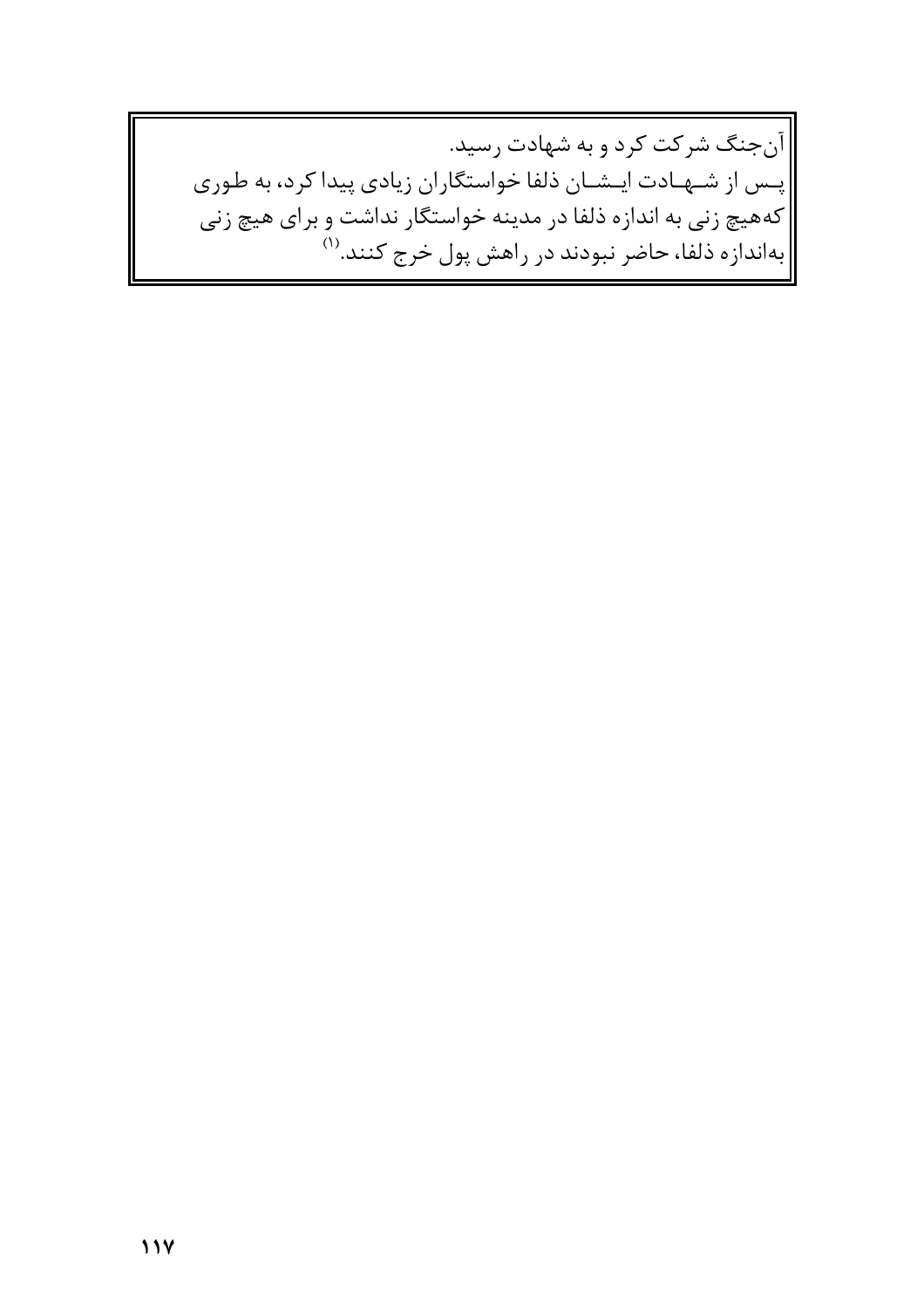آن‌جنگ شرکت کرد و به شهادت رسید.

پـس از شـهـادت ایـشـان ذلفا خواستگاران زیادی پیدا کرد، به طوری که‌هیچ زنی به اندازه ذلفا در مدینه خواستگار نداشت و برای هیچ زنی به‌اندازه ذلفا، حاضر نبودند در راهش پول خرج کنند.[1]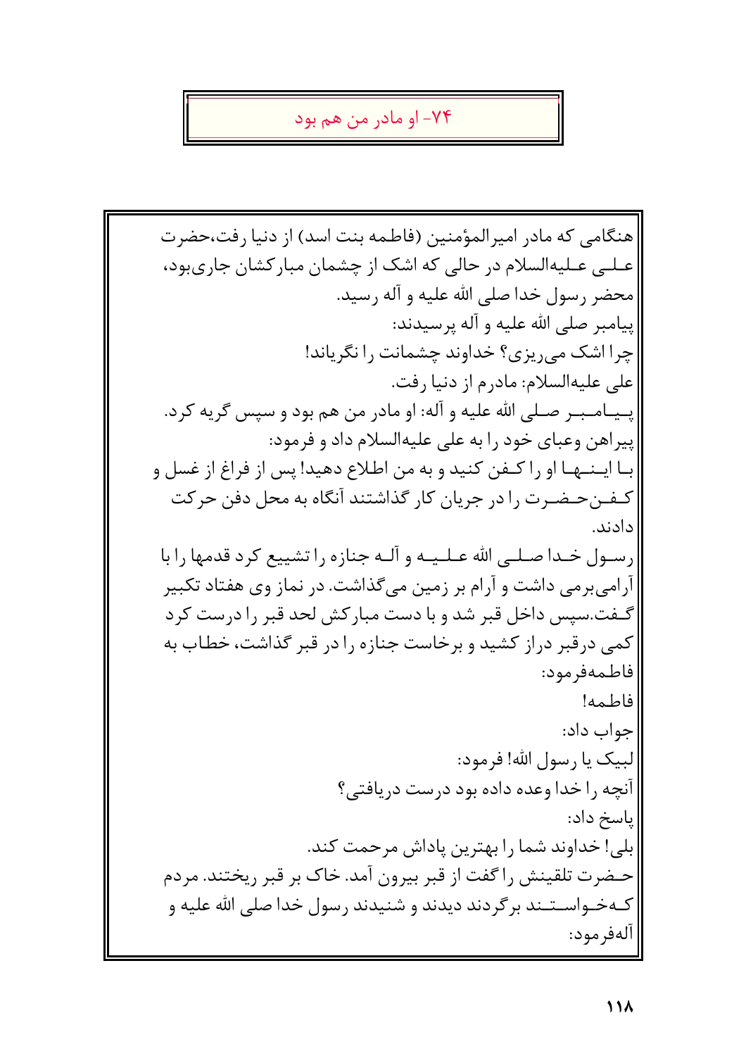## ۷۴- او مادر من هم بود

هنگامی که مادر امیرالمؤمنین (فاطمه بنت اسد) از دنیا رفت،حضرت علـی عـلیه‌السلام در حالی که اشک از چشمان مبارکشان جاری‌بود، محضر رسول خدا صلی الله علیه و آله رسید.

پیامبر صلی الله علیه و آله پرسیدند:

چرا اشک می‌ریزی؟ خداوند چشمانت را نگریاند!

علی علیه‌السلام: مادرم از دنیا رفت.

پـیـامـبـر صـلی الله علیه و آله: او مادر من هم بود و سپس گریه کرد.

پیراهن وعبای خود را به علی علیه‌السلام داد و فرمود:

بـا ایـنـهـا او را کـفن کنید و به من اطلاع دهید! پس از فراغ از غسل و کـفـن‌حـضـرت را در جریان کار گذاشتند آنگاه به محل دفن حرکت دادند.

رسـول خـدا صـلـی الله عـلـیـه و آلـه جنازه را تشییع کرد قدمها را با آرامی‌برمی داشت و آرام بر زمین می‌گذاشت. در نماز وی هفتاد تکبیر گـفت.سپس داخل قبر شد و با دست مبارکش لحد قبر را درست کرد کمی درقبر دراز کشید و برخاست جنازه را در قبر گذاشت، خطاب به فاطمه‌فرمود:

فاطمه!

جواب داد:

لبیک یا رسول الله! فرمود:

آنچه را خدا وعده داده بود درست دریافتی؟

پاسخ داد:

بلی! خداوند شما را بهترین پاداش مرحمت کند.

حـضرت تلقینش را گفت از قبر بیرون آمد. خاک بر قبر ریختند. مردم کـه‌خـواسـتـند برگردند دیدند و شنیدند رسول خدا صلی الله علیه و آله‌فرمود: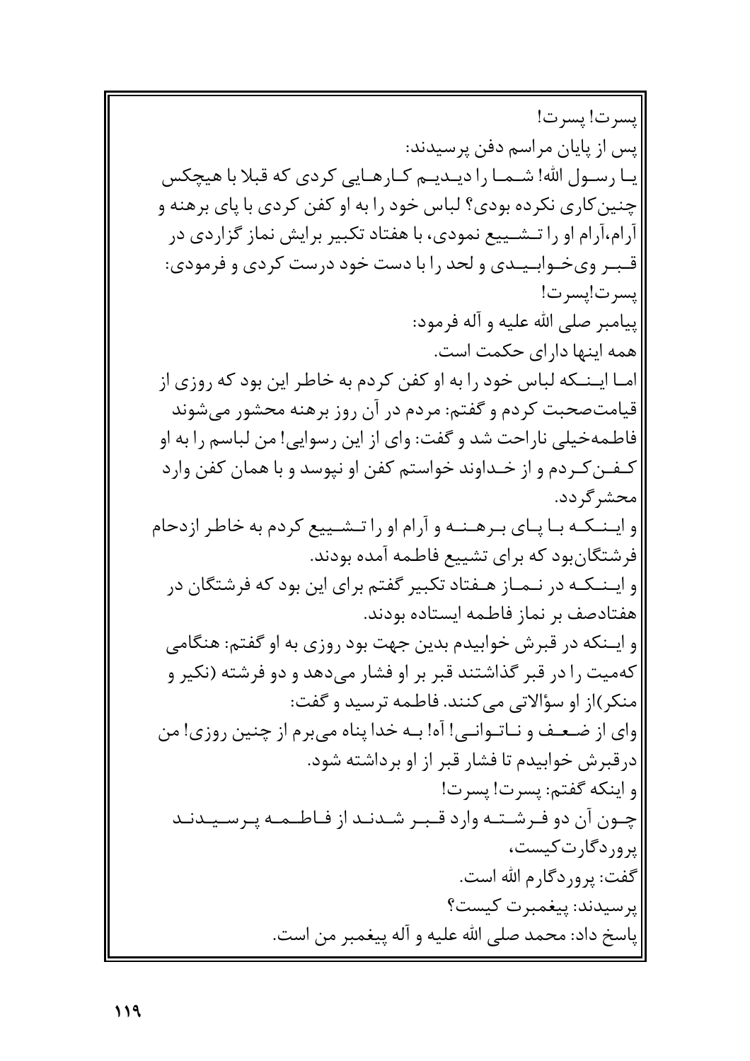پسرت! پسرت!

پس از پایان مراسم دفن پرسیدند:

یا رسول الله! شما را دیدیم کارهایی کردی که قبلا با هیچکس چنین‌کاری نکرده بودی؟ لباس خود را به او کفن کردی با پای برهنه و آرام،آرام او را تشییع نمودی، با هفتاد تکبیر برایش نماز گزاردی در قبر وی‌خوابیدی و لحد را با دست خود درست کردی و فرمودی: پسرت!پسرت!

پیامبر صلی الله علیه و آله فرمود:

همه اینها دارای حکمت است.

اما اینکه لباس خود را به او کفن کردم به خاطر این بود که روزی از قیامت‌صحبت کردم و گفتم: مردم در آن روز برهنه محشور می‌شوند فاطمه‌خیلی ناراحت شد و گفت: وای از این رسوایی! من لباسم را به او کفن‌کردم و از خداوند خواستم کفن او نپوسد و با همان کفن وارد محشرگردد.

و اینکه با پای برهنه و آرام او را تشییع کردم به خاطر ازدحام فرشتگان‌بود که برای تشییع فاطمه آمده بودند.

و اینکه در نماز هفتاد تکبیر گفتم برای این بود که فرشتگان در هفتادصف بر نماز فاطمه ایستاده بودند.

و اینکه در قبرش خوابیدم بدین جهت بود روزی به او گفتم: هنگامی که‌میت را در قبر گذاشتند قبر بر او فشار می‌دهد و دو فرشته (نکیر و منکر)از او سؤالاتی می‌کنند. فاطمه ترسید و گفت:

وای از ضعف و ناتوانی! آه! به خدا پناه می‌برم از چنین روزی! من درقبرش خوابیدم تا فشار قبر از او برداشته شود.

و اینکه گفتم: پسرت! پسرت!

چون آن دو فرشته وارد قبر شدند از فاطمه پرسیدند پروردگارت‌کیست،

گفت: پروردگارم الله است.

پرسیدند: پیغمبرت کیست؟

پاسخ داد: محمد صلی الله علیه و آله پیغمبر من است.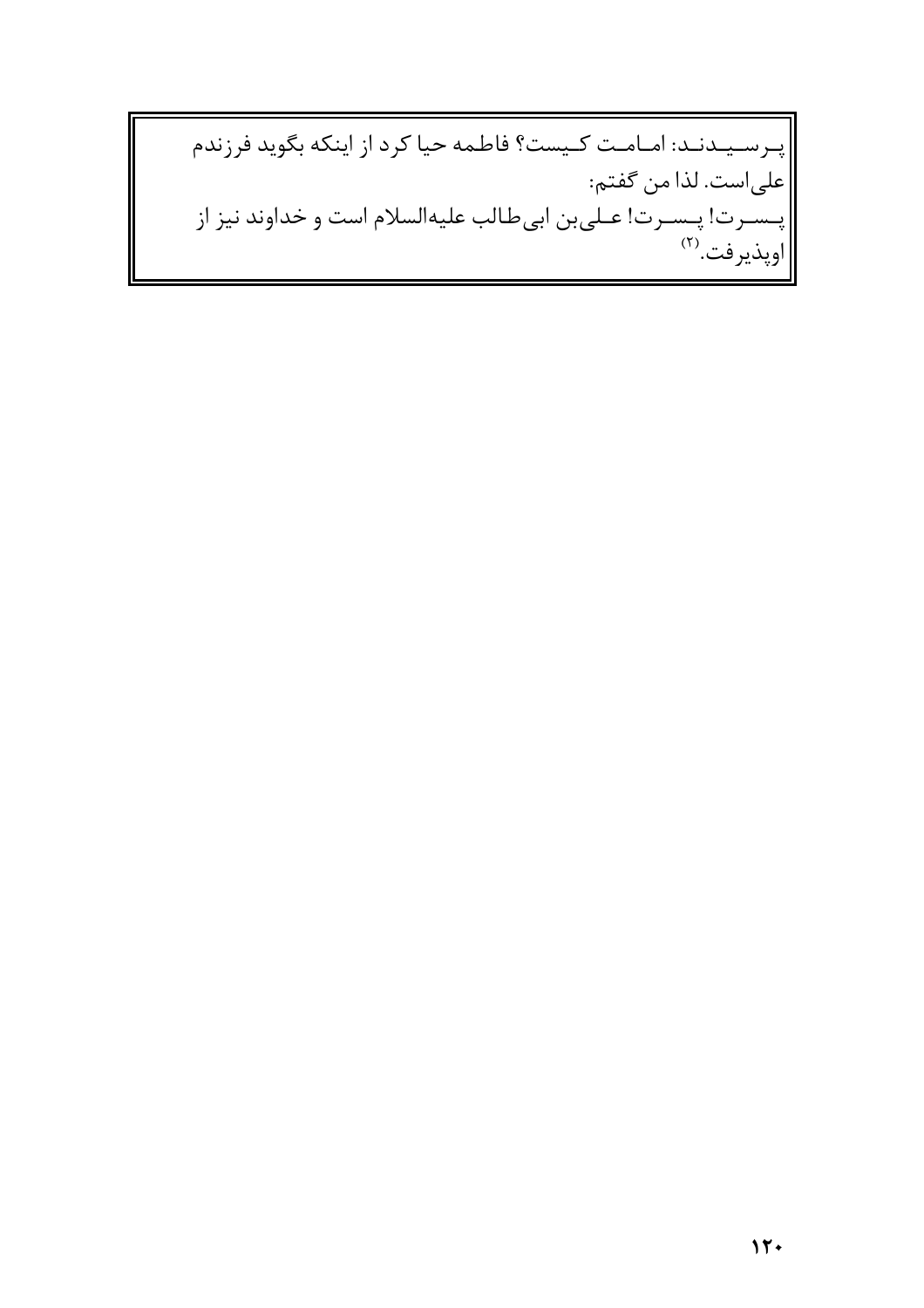پرسیدند: امامت کیست؟ فاطمه حیا کرد از اینکه بگوید فرزندم علی‌است. لذا من گفتم:

پسرت! پسرت! علی‌بن ابی‌طالب علیه‌السلام است و خداوند نیز از اوپذیرفت.[۲]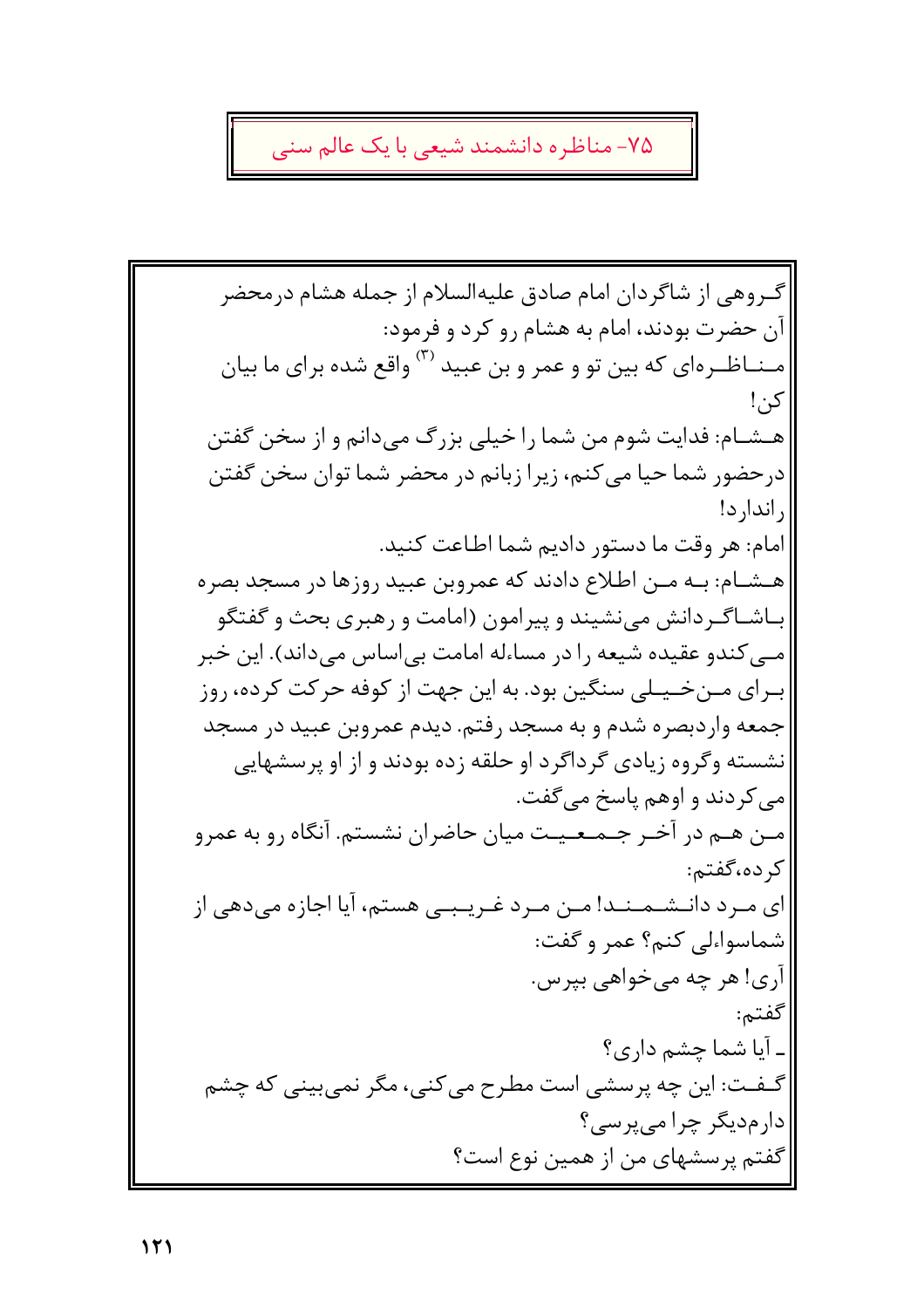## ۷۵- مناظره دانشمند شیعی با یک عالم سنی

گروهی از شاگردان امام صادق علیه‌السلام از جمله هشام درمحضر آن حضرت بودند، امام به هشام رو کرد و فرمود:

مناظره‌ای که بین تو و عمر و بن عبید [۳] واقع شده برای ما بیان کن!

هشام: فدایت شوم من شما را خیلی بزرگ می‌دانم و از سخن گفتن درحضور شما حیا می‌کنم، زیرا زبانم در محضر شما توان سخن گفتن راندارد!

امام: هر وقت ما دستور دادیم شما اطاعت کنید.

هشام: به من اطلاع دادند که عمروبن عبید روزها در مسجد بصره باشاگردانش می‌نشیند و پیرامون (امامت و رهبری بحث و گفتگو می‌کندو عقیده شیعه را در مساءله امامت بی‌اساس می‌داند). این خبر برای من‌خیلی سنگین بود. به این جهت از کوفه حرکت کرده، روز جمعه واردبصره شدم و به مسجد رفتم. دیدم عمروبن عبید در مسجد نشسته وگروه زیادی گرداگرد او حلقه زده بودند و از او پرسشهایی می‌کردند و اوهم پاسخ می‌گفت.

من هم در آخر جمعیت میان حاضران نشستم. آنگاه رو به عمرو کرده،گفتم:

ای مرد دانشمند! من مرد غریبی هستم، آیا اجازه می‌دهی از شماسواءلی کنم؟ عمر و گفت:

آری! هر چه می‌خواهی بپرس.

گفتم:

ـ آیا شما چشم داری؟

گفت: این چه پرسشی است مطرح می‌کنی، مگر نمی‌بینی که چشم دارم‌دیگر چرا می‌پرسی؟

گفتم پرسشهای من از همین نوع است؟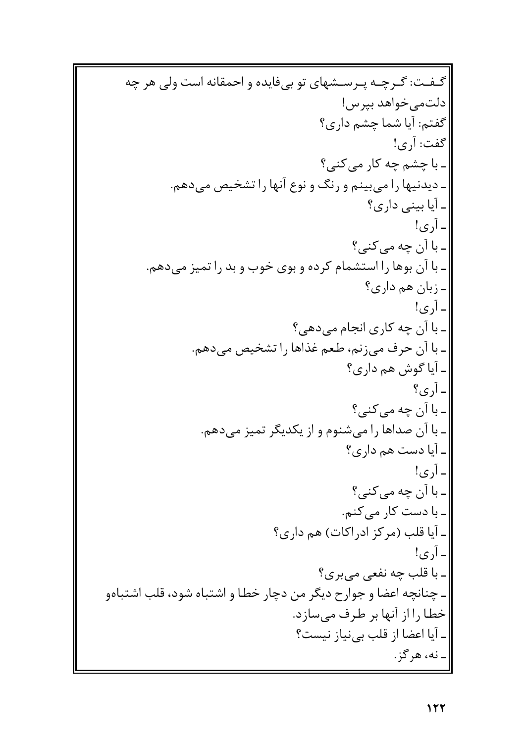گفت: گرچه پرسشهای تو بی‌فایده و احمقانه است ولی هر چه دلت‌می‌خواهد بپرس!

گفتم: آیا شما چشم داری؟

گفت: آری!

ـ با چشم چه کار می‌کنی؟

ـ دیدنیها را می‌بینم و رنگ و نوع آنها را تشخیص می‌دهم.

ـ آیا بینی داری؟

ـ آری!

ـ با آن چه می‌کنی؟

ـ با آن بوها را استشمام کرده و بوی خوب و بد را تمیز می‌دهم.

ـ زبان هم داری؟

ـ آری!

ـ با آن چه کاری انجام می‌دهی؟

ـ با آن حرف می‌زنم، طعم غذاها را تشخیص می‌دهم.

ـ آیا گوش هم داری؟

ـ آری؟

ـ با آن چه می‌کنی؟

ـ با آن صداها را می‌شنوم و از یکدیگر تمیز می‌دهم.

ـ آیا دست هم داری؟

ـ آری!

ـ با آن چه می‌کنی؟

ـ با دست کار می‌کنم.

ـ آیا قلب (مرکز ادراکات) هم داری؟

ـ آری!

ـ با قلب چه نفعی می‌بری؟

ـ چنانچه اعضا و جوارح دیگر من دچار خطا و اشتباه شود، قلب اشتباه‌و خطا را از آنها بر طرف می‌سازد.

ـ آیا اعضا از قلب بی‌نیاز نیست؟

ـ نه، هرگز.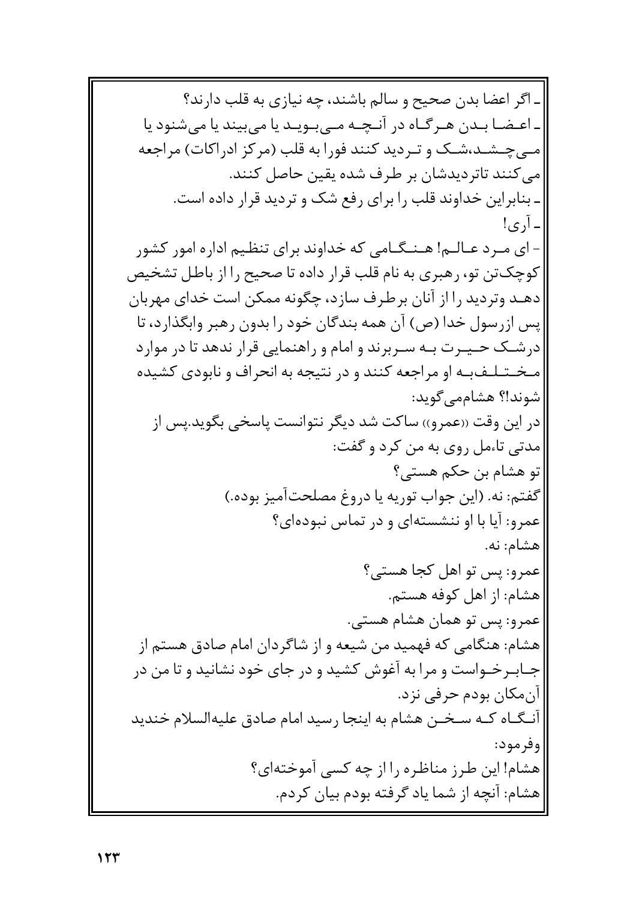ـ اگر اعضا بدن صحیح و سالم باشند، چه نیازی به قلب دارند؟

ـ اعضا بدن هرگاه در آنچه می‌بوید یا می‌بیند یا می‌شنود یا می‌چشد،شک و تردید کنند فورا به قلب (مرکز ادراکات) مراجعه می‌کنند تاتردیدشان بر طرف شده یقین حاصل کنند.

ـ بنابراین خداوند قلب را برای رفع شک و تردید قرار داده است.

ـ آری!

- ای مرد عالم! هنگامی که خداوند برای تنظیم اداره امور کشور کوچک‌تن تو، رهبری به نام قلب قرار داده تا صحیح را از باطل تشخیص دهد وتردید را از آنان برطرف سازد، چگونه ممکن است خدای مهربان پس ازرسول خدا (ص) آن همه بندگان خود را بدون رهبر وابگذارد، تا درشک حیرت به سربرند و امام و راهنمایی قرار ندهد تا در موارد مختلف‌به او مراجعه کنند و در نتیجه به انحراف و نابودی کشیده شوند!؟ هشام‌می‌گوید:

در این وقت «عمرو» ساکت شد دیگر نتوانست پاسخی بگوید.پس از مدتی تاءمل روی به من کرد و گفت:

تو هشام بن حکم هستی؟

گفتم: نه. (این جواب توریه یا دروغ مصلحت‌آمیز بوده.)

عمرو: آیا با او ننشسته‌ای و در تماس نبوده‌ای؟

هشام: نه.

عمرو: پس تو اهل کجا هستی؟

هشام: از اهل کوفه هستم.

عمرو: پس تو همان هشام هستی.

هشام: هنگامی که فهمید من شیعه و از شاگردان امام صادق هستم از جابرخواست و مرا به آغوش کشید و در جای خود نشانید و تا من در آن‌مکان بودم حرفی نزد.

آنگاه که سخن هشام به اینجا رسید امام صادق علیه‌السلام خندید وفرمود:

هشام! این طرز مناظره را از چه کسی آموخته‌ای؟

هشام: آنچه از شما یاد گرفته بودم بیان کردم.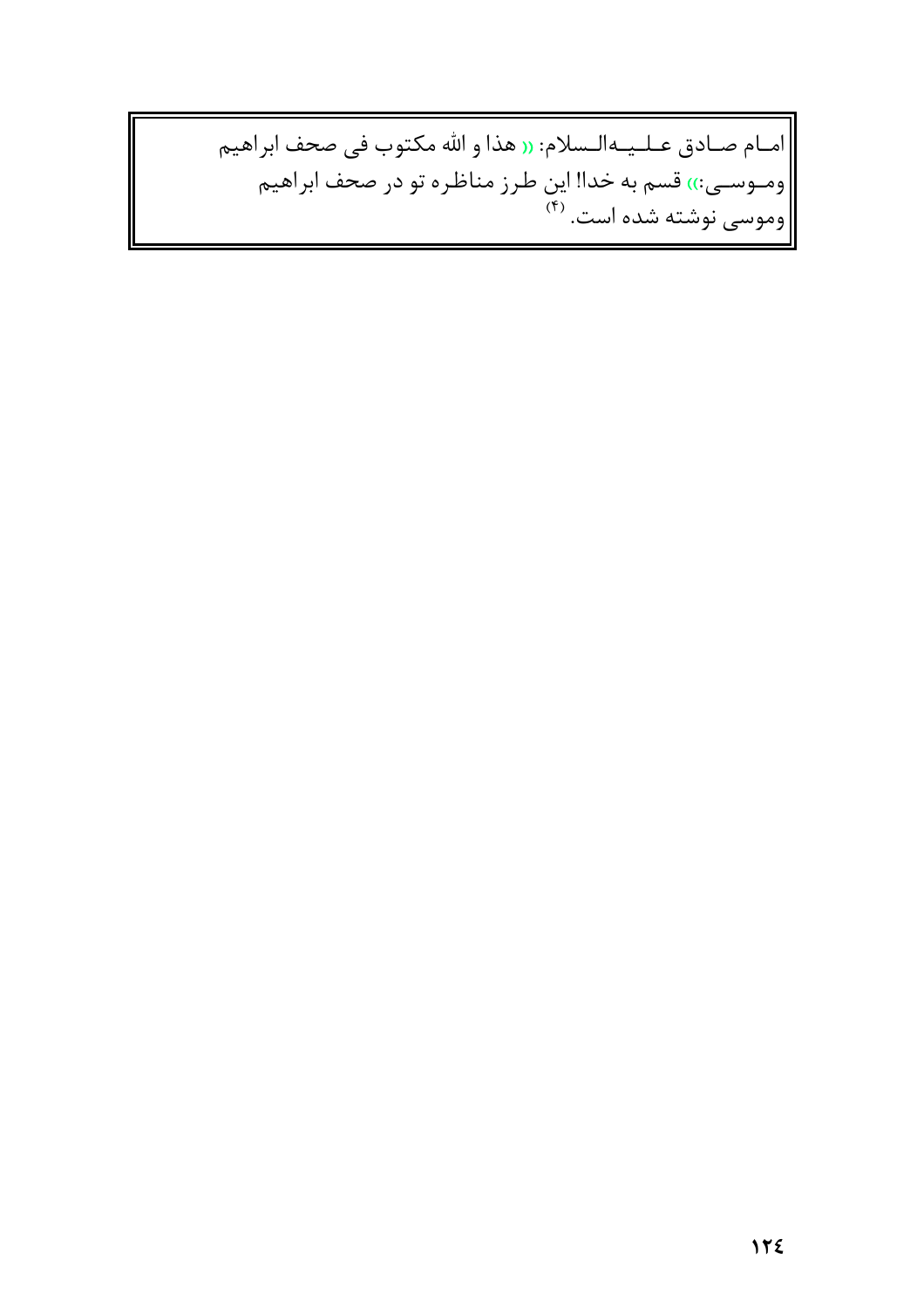امام صادق علیه‌السلام: « هذا و الله مکتوب فی صحف ابراهیم وموسی:» قسم به خدا! این طرز مناظره تو در صحف ابراهیم وموسی نوشته شده است. [۴]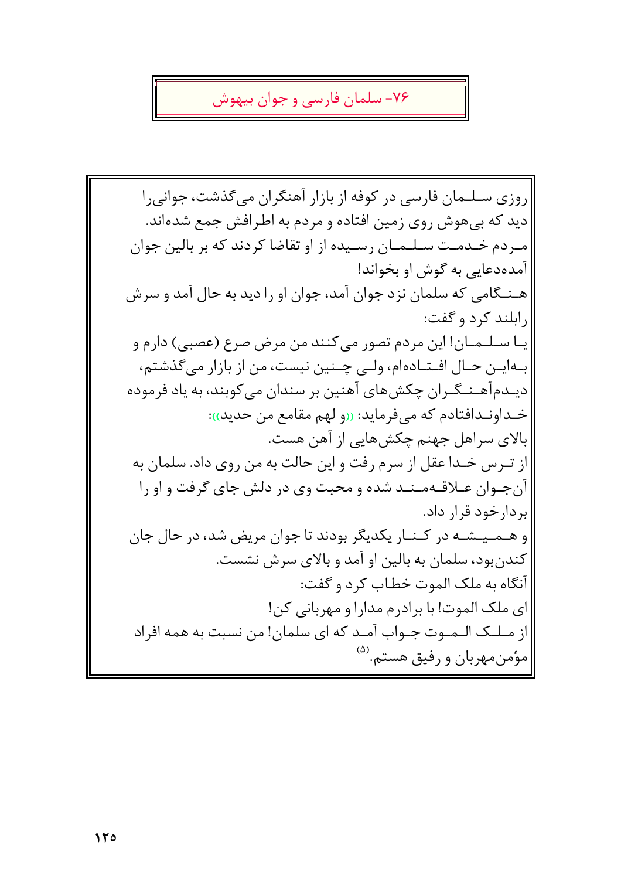## ۷۶- سلمان فارسی و جوان بیهوش

روزی سلمان فارسی در کوفه از بازار آهنگران می‌گذشت، جوانی‌را دید که بی‌هوش روی زمین افتاده و مردم به اطرافش جمع شده‌اند. مردم خدمت سلمان رسیده از او تقاضا کردند که بر بالین جوان آمده‌دعایی به گوش او بخواند!

هنگامی که سلمان نزد جوان آمد، جوان او را دید به حال آمد و سرش رابلند کرد و گفت:

یا سلمان! این مردم تصور می‌کنند من مرض صرع (عصبی) دارم و به‌این حال افتاده‌ام، ولی چنین نیست، من از بازار می‌گذشتم، دیدم‌آهنگران چکش‌های آهنین بر سندان می‌کوبند، به یاد فرموده خداوندافتادم که می‌فرماید: «و لهم مقامع من حدید»:

بالای سراهل جهنم چکش‌هایی از آهن هست.

از ترس خدا عقل از سرم رفت و این حالت به من روی داد. سلمان به آن‌جوان علاقه‌مند شده و محبت وی در دلش جای گرفت و او را برادرخود قرار داد.

و همیشه در کنار یکدیگر بودند تا جوان مریض شد، در حال جان کندن‌بود، سلمان به بالین او آمد و بالای سرش نشست.

آنگاه به ملک الموت خطاب کرد و گفت:

ای ملک الموت! با برادرم مدارا و مهربانی کن!

از ملک الموت جواب آمد که ای سلمان! من نسبت به همه افراد مؤمن‌مهربان و رفیق هستم.[۵]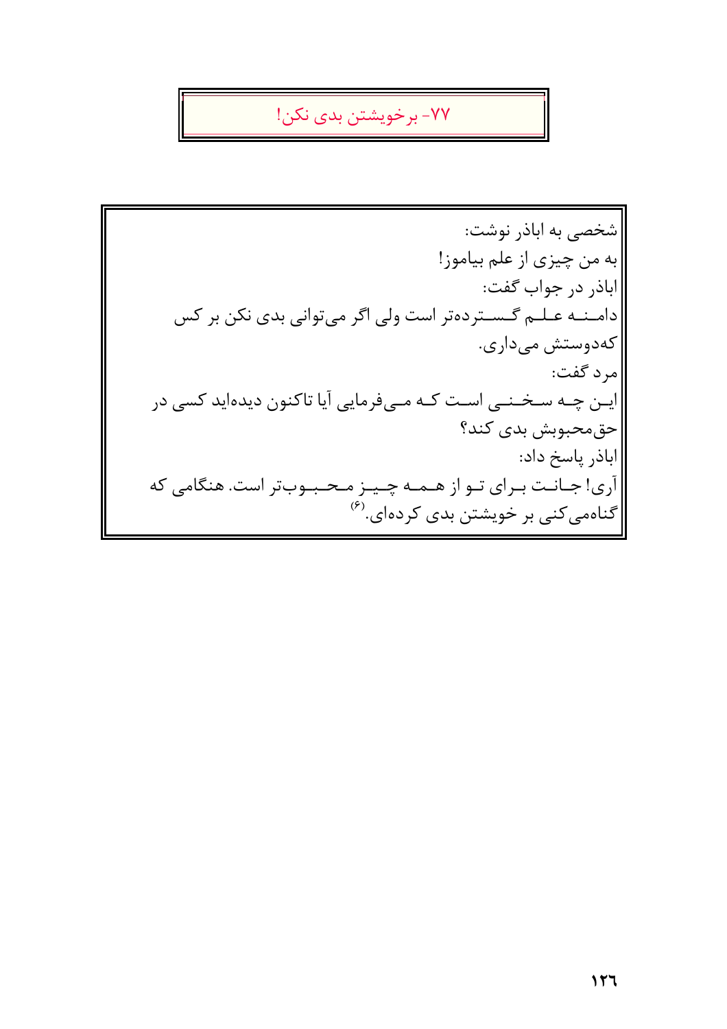## ۷۷- برخویشتن بدی نکن!

شخصی به اباذر نوشت:

به من چیزی از علم بیاموز!

اباذر در جواب گفت:

دامنه علم گسترده‌تر است ولی اگر می‌توانی بدی نکن بر کس که‌دوستش می‌داری.

مرد گفت:

این چه سخنی است که می‌فرمایی آیا تاکنون دیده‌اید کسی در حق‌محبوبش بدی کند؟

اباذر پاسخ داد:

آری! جانت برای تو از همه چیز محبوب‌تر است. هنگامی که گناه‌می‌کنی بر خویشتن بدی کرده‌ای.[۶]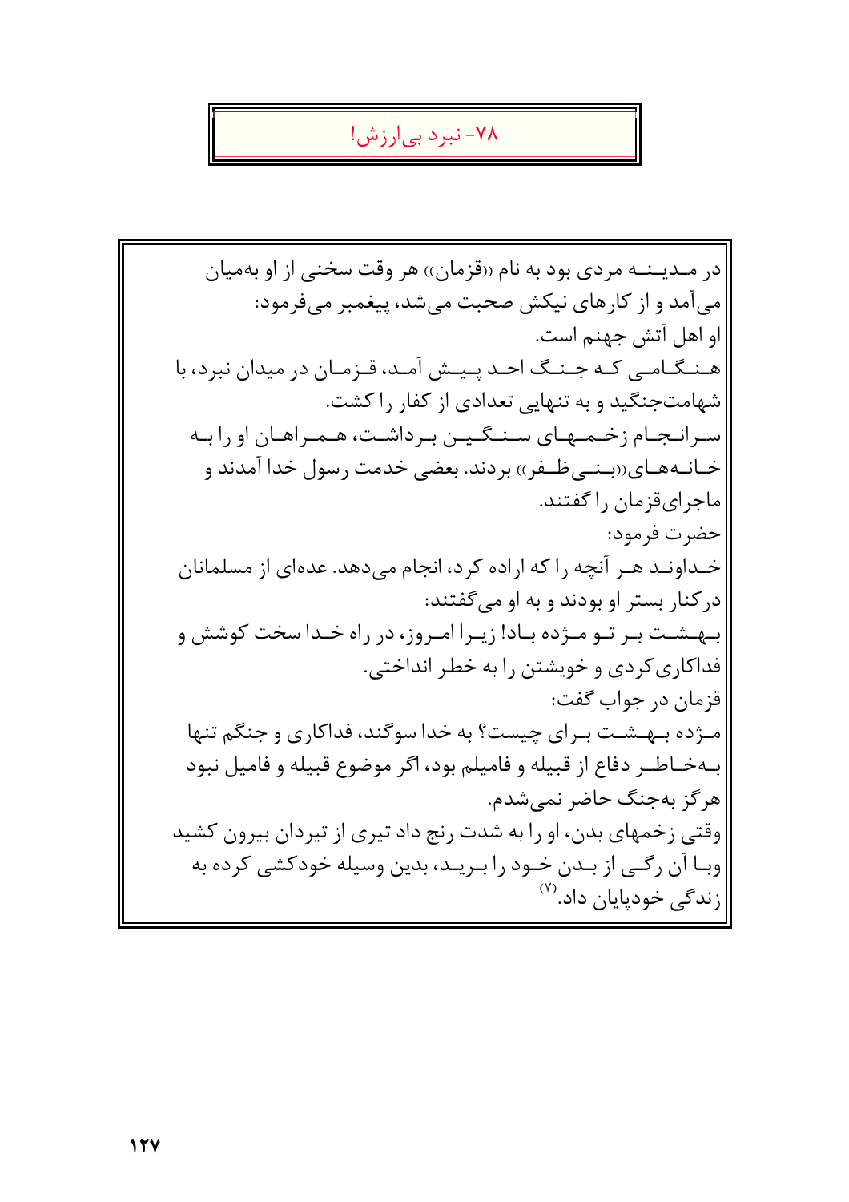## ۷۸- نبرد بی‌ارزش!

در مدینه مردی بود به نام «قزمان» هر وقت سخنی از او به‌میان می‌آمد و از کارهای نیکش صحبت می‌شد، پیغمبر می‌فرمود:

او اهل آتش جهنم است.

هنگامی که جنگ احد پیش آمد، قزمان در میدان نبرد، با شهامت‌جنگید و به تنهایی تعدادی از کفار را کشت.

سرانجام زخمهای سنگین برداشت، همراهان او را به خانه‌های «بنی‌ظفر» بردند. بعضی خدمت رسول خدا آمدند و ماجرای‌قزمان را گفتند.

حضرت فرمود:

خداوند هر آنچه را که اراده کرد، انجام می‌دهد. عده‌ای از مسلمانان درکنار بستر او بودند و به او می‌گفتند:

بهشت بر تو مژده باد! زیرا امروز، در راه خدا سخت کوشش و فداکاری کردی و خویشتن را به خطر انداختی.

قزمان در جواب گفت:

مژده بهشت برای چیست؟ به خدا سوگند، فداکاری و جنگم تنها به‌خاطر دفاع از قبیله و فامیلم بود، اگر موضوع قبیله و فامیل نبود هرگز به‌جنگ حاضر نمی‌شدم.

وقتی زخمهای بدن، او را به شدت رنج داد تیری از تیردان بیرون کشید وبا آن رگی از بدن خود را برید، بدین وسیله خودکشی کرده به زندگی خودپایان داد.[۷]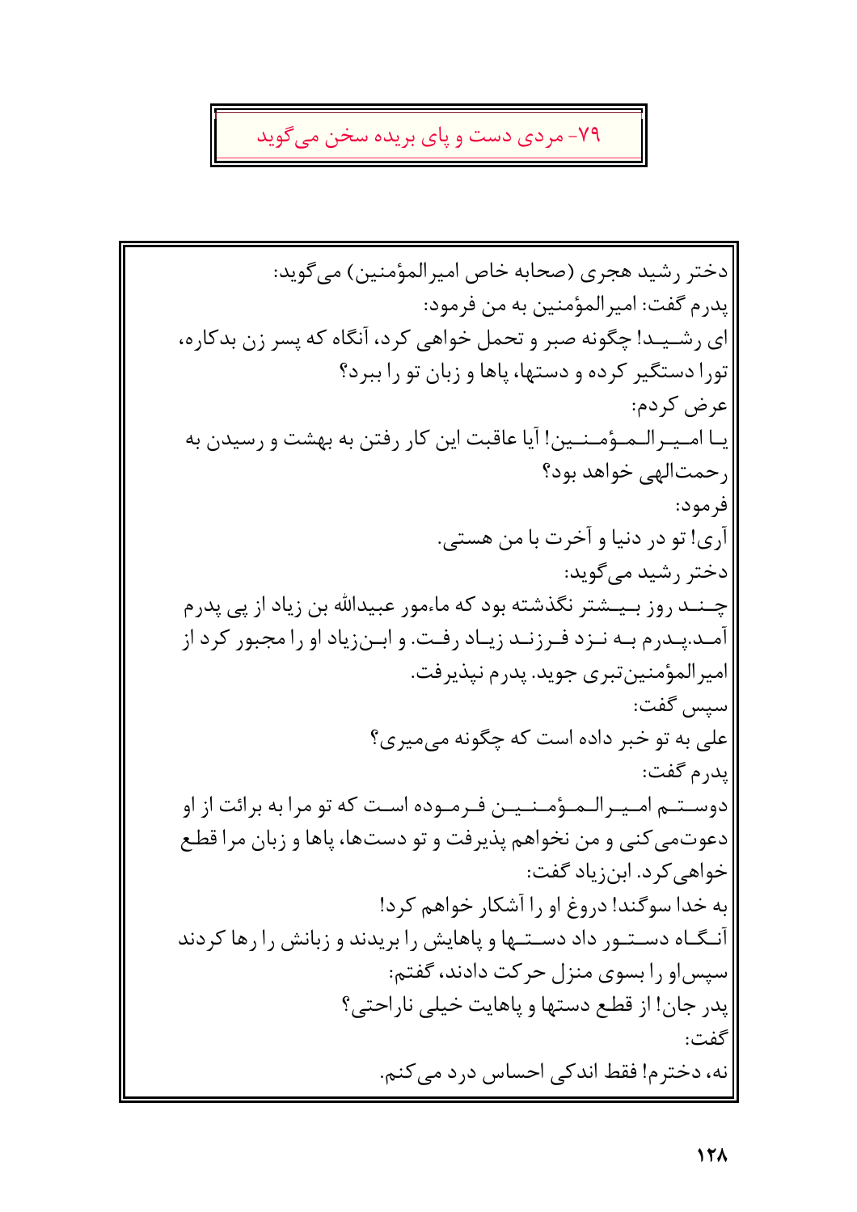## ۷۹- مردی دست و پای بریده سخن می‌گوید

دختر رشید هجری (صحابه خاص امیرالمؤمنین) می‌گوید:

پدرم گفت: امیرالمؤمنین به من فرمود:

ای رشیـد! چگونه صبر و تحمل خواهی کرد، آنگاه که پسر زن بدکاره، تورا دستگیر کرده و دستها، پاها و زبان تو را ببرد؟

عرض کردم:

یـا امیـرالـمـؤمـنـین! آیا عاقبت این کار رفتن به بهشت و رسیدن به رحمت‌الهی خواهد بود؟

فرمود:

آری! تو در دنیا و آخرت با من هستی.

دختر رشید می‌گوید:

چـنـد روز بـیـشتر نگذشته بود که ماءمور عبیدالله بن زیاد از پی پدرم آمـد.پـدرم بـه نـزد فـرزنـد زیـاد رفـت. و ابـن‌زیاد او را مجبور کرد از امیرالمؤمنین‌تبری جوید. پدرم نپذیرفت.

سپس گفت:

علی به تو خبر داده است که چگونه می‌میری؟

پدرم گفت:

دوسـتـم امـیـرالـمـؤمـنـیـن فـرمـوده اسـت که تو مرا به برائت از او دعوت‌می‌کنی و من نخواهم پذیرفت و تو دست‌ها، پاها و زبان مرا قطع خواهی‌کرد. ابن‌زیاد گفت:

به خدا سوگند! دروغ او را آشکار خواهم کرد!

آنـگـاه دسـتـور داد دسـتـها و پاهایش را بریدند و زبانش را رها کردند سپس‌او را بسوی منزل حرکت دادند، گفتم:

پدر جان! از قطع دستها و پاهایت خیلی ناراحتی؟

گفت:

نه، دخترم! فقط اندکی احساس درد می‌کنم.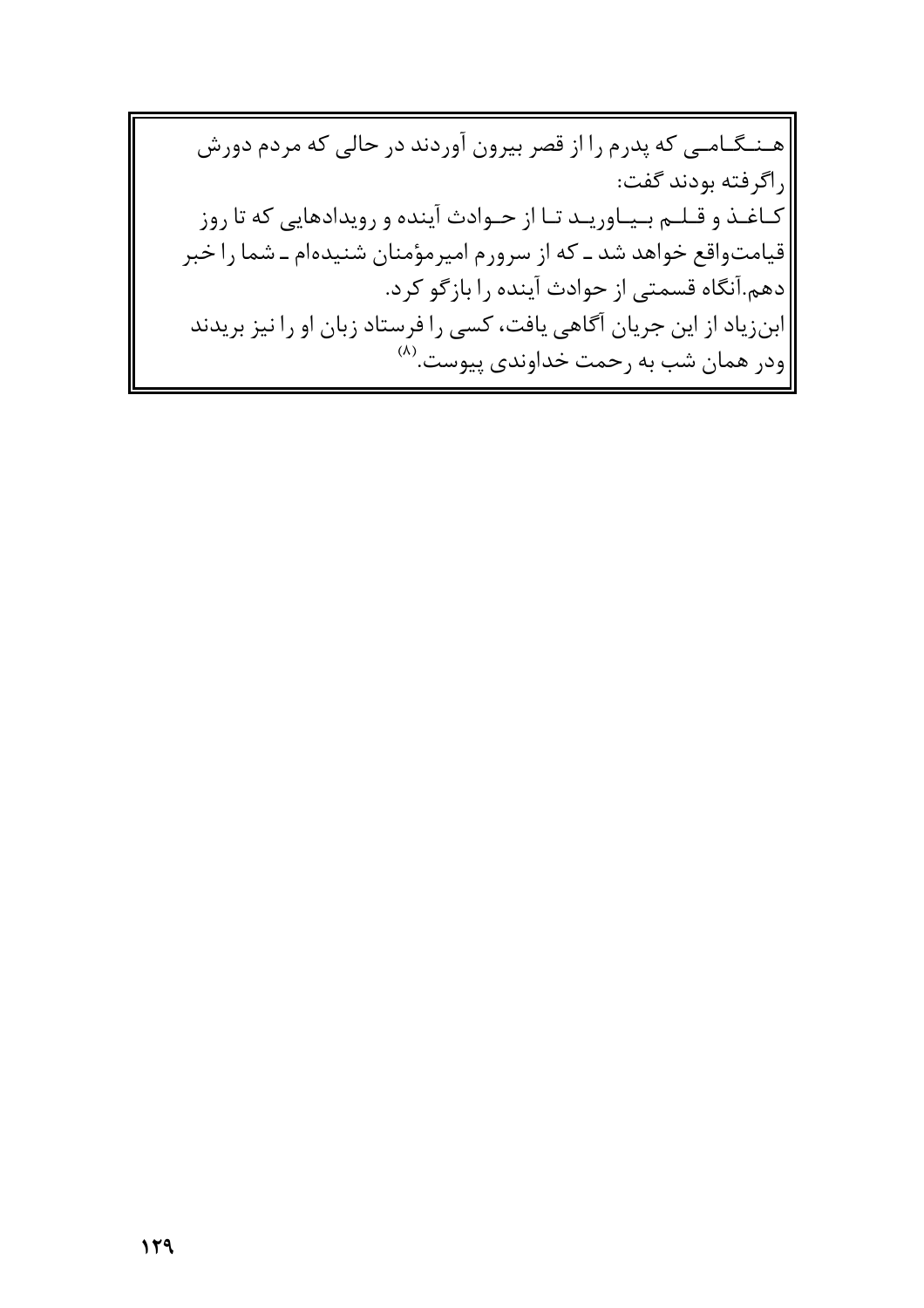هنگامی که پدرم را از قصر بیرون آوردند در حالی که مردم دورش راگرفته بودند گفت:

کاغذ و قلم بیاورید تا از حوادث آینده و رویدادهایی که تا روز قیامت‌واقع خواهد شد ـ که از سرورم امیرمؤمنان شنیده‌ام ـ شما را خبر دهم.آنگاه قسمتی از حوادث آینده را بازگو کرد.

ابن‌زیاد از این جریان آگاهی یافت، کسی را فرستاد زبان او را نیز بریدند ودر همان شب به رحمت خداوندی پیوست.[۸]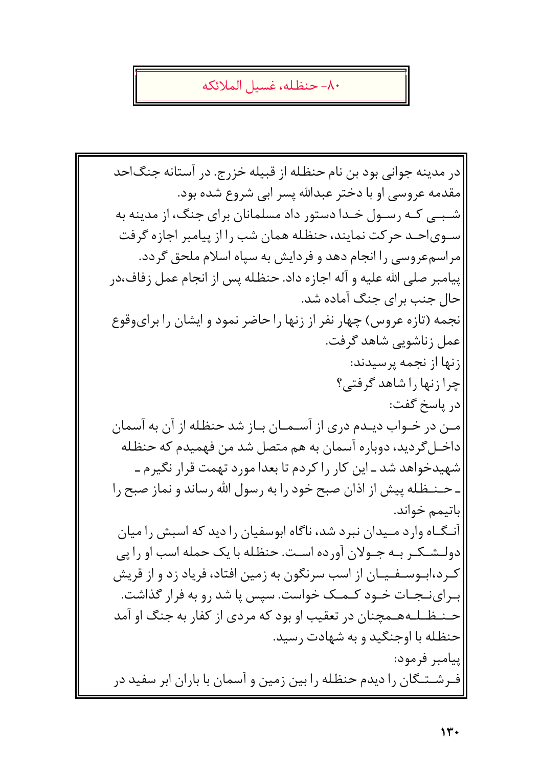## ۸۰- حنظله، غسیل الملائکه

در مدینه جوانی بود بن نام حنظله از قبیله خزرج. در آستانه جنگ‌احد مقدمه عروسی او با دختر عبدالله پسر ابی شروع شده بود.

شبی که رسول خدا دستور داد مسلمانان برای جنگ، از مدینه به سوی‌احد حرکت نمایند، حنظله همان شب را از پیامبر اجازه گرفت مراسم‌عروسی را انجام دهد و فردایش به سپاه اسلام ملحق گردد.

پیامبر صلی الله علیه و آله اجازه داد. حنظله پس از انجام عمل زفاف،در حال جنب برای جنگ آماده شد.

نجمه (تازه عروس) چهار نفر از زنها را حاضر نمود و ایشان را برای‌وقوع عمل زناشویی شاهد گرفت.

زنها از نجمه پرسیدند:

چرا زنها را شاهد گرفتی؟

در پاسخ گفت:

من در خواب دیدم دری از آسمان باز شد حنظله از آن به آسمان داخل‌گردید، دوباره آسمان به هم متصل شد من فهمیدم که حنظله شهیدخواهد شد ـ این کار را کردم تا بعدا مورد تهمت قرار نگیرم ـ

ـ حنظله پیش از اذان صبح خود را به رسول الله رساند و نماز صبح را باتیمم خواند.

آنگاه وارد میدان نبرد شد، ناگاه ابوسفیان را دید که اسبش را میان دولشکر به جولان آورده است. حنظله با یک حمله اسب او را پی کرد،ابوسفیان از اسب سرنگون به زمین افتاد، فریاد زد و از قریش برای‌نجات خود کمک خواست. سپس پا شد رو به فرار گذاشت.

حنظله‌همچنان در تعقیب او بود که مردی از کفار به جنگ او آمد حنظله با اوجنگید و به شهادت رسید.

پیامبر فرمود:

فرشتگان را دیدم حنظله را بین زمین و آسمان با باران ابر سفید در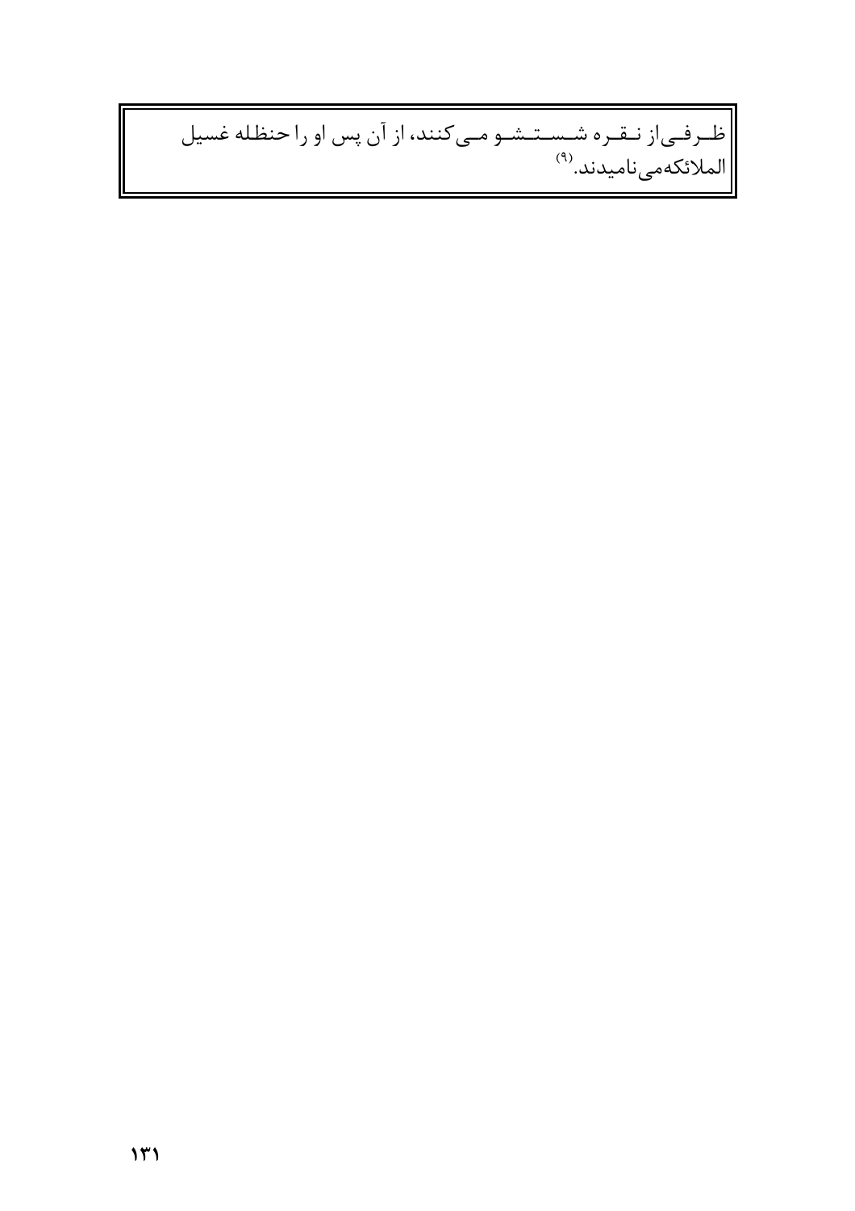ظـرفـی‌از نـقـره شـسـتـشـو مـی‌کنند، از آن پس او را حنظله غسیل الملائکه‌می‌نامیدند.(۹)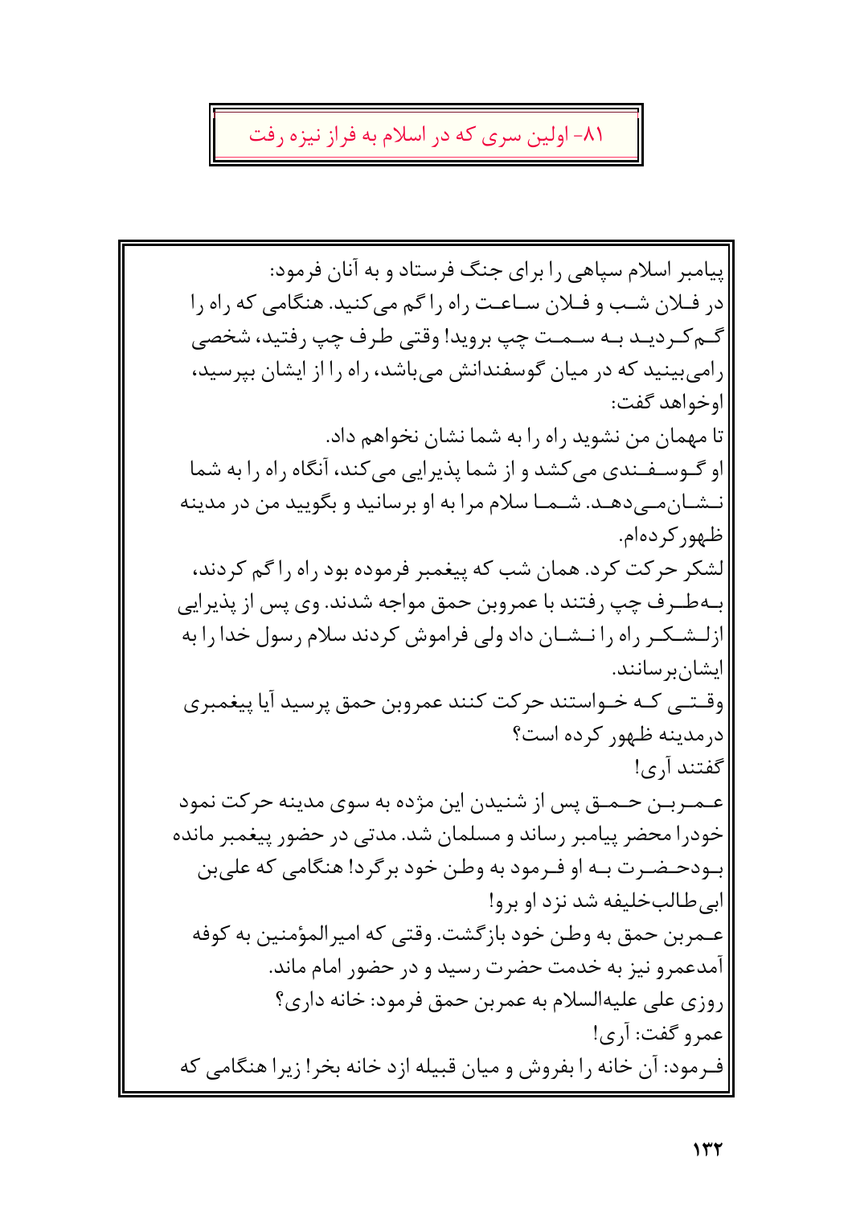## ۸۱- اولین سری که در اسلام به فراز نیزه رفت

پیامبر اسلام سپاهی را برای جنگ فرستاد و به آنان فرمود: در فلان شب و فلان ساعت راه را گم می‌کنید. هنگامی که راه را گم‌کردید به سمت چپ بروید! وقتی طرف چپ رفتید، شخصی رامی‌بینید که در میان گوسفندانش می‌باشد، راه را از ایشان بپرسید، اوخواهد گفت:

تا مهمان من نشوید راه را به شما نشان نخواهم داد.

او گوسفندی می‌کشد و از شما پذیرایی می‌کند، آنگاه راه را به شما نشان‌می‌دهد. شما سلام مرا به او برسانید و بگویید من در مدینه ظهورکرده‌ام.

لشکر حرکت کرد. همان شب که پیغمبر فرموده بود راه را گم کردند، به‌طرف چپ رفتند با عمروبن حمق مواجه شدند. وی پس از پذیرایی ازلشکر راه را نشان داد ولی فراموش کردند سلام رسول خدا را به ایشان‌برسانند.

وقتی که خواستند حرکت کنند عمروبن حمق پرسید آیا پیغمبری درمدینه ظهور کرده است؟

گفتند آری!

عمربن حمق پس از شنیدن این مژده به سوی مدینه حرکت نمود خودرا محضر پیامبر رساند و مسلمان شد. مدتی در حضور پیغمبر مانده بودحضرت به او فرمود به وطن خود برگرد! هنگامی که علی‌بن ابی‌طالب‌خلیفه شد نزد او برو!

عمربن حمق به وطن خود بازگشت. وقتی که امیرالمؤمنین به کوفه آمدعمرو نیز به خدمت حضرت رسید و در حضور امام ماند.

روزی علی علیه‌السلام به عمربن حمق فرمود: خانه داری؟

عمرو گفت: آری!

فرمود: آن خانه را بفروش و میان قبیله ازد خانه بخر! زیرا هنگامی که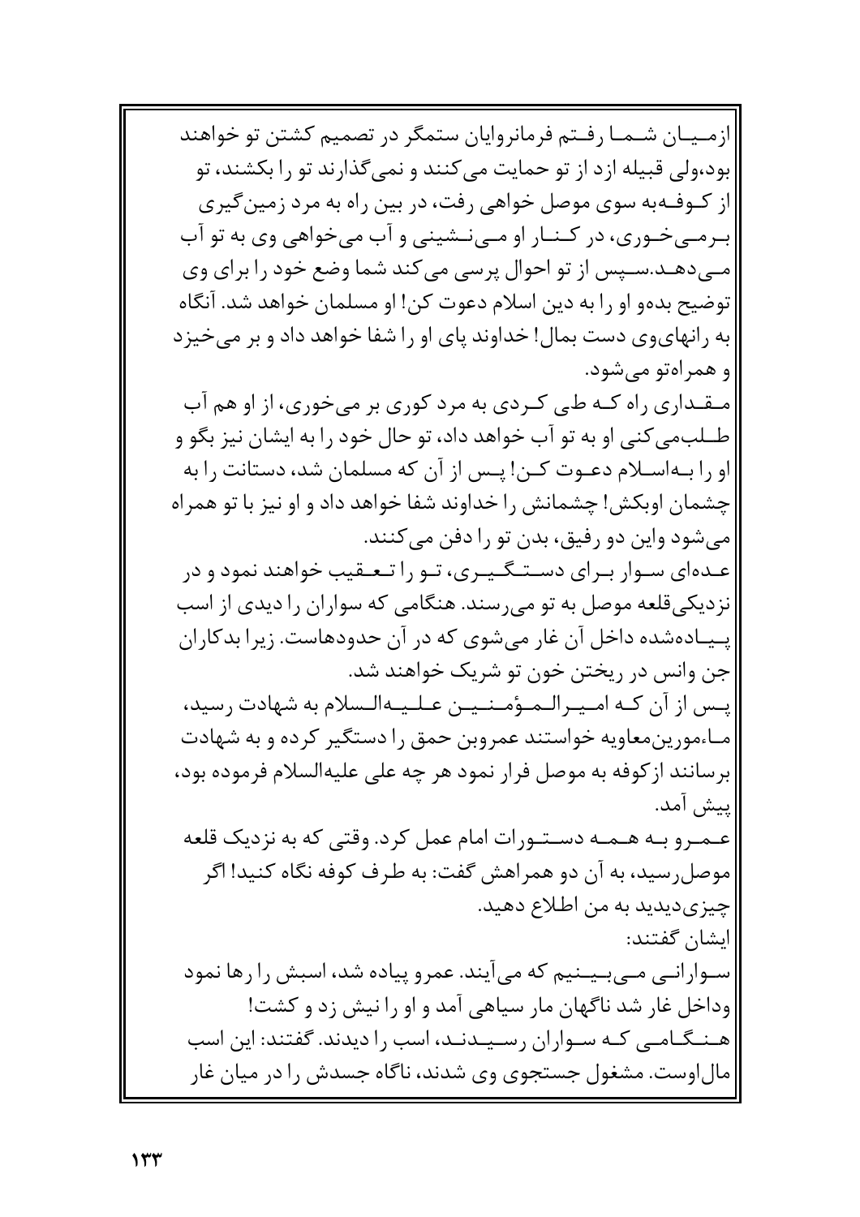ازمیان شما رفتم فرمانروایان ستمگر در تصمیم کشتن تو خواهند بود،ولی قبیله ازد از تو حمایت می‌کنند و نمی‌گذارند تو را بکشند، تو از کوفه‌به سوی موصل خواهی رفت، در بین راه به مرد زمین‌گیری برمی‌خوری، در کنار او می‌نشینی و آب می‌خواهی وی به تو آب می‌دهد.سپس از تو احوال پرسی می‌کند شما وضع خود را برای وی توضیح بده‌و او را به دین اسلام دعوت کن! او مسلمان خواهد شد. آنگاه به رانهای‌وی دست بمال! خداوند پای او را شفا خواهد داد و بر می‌خیزد و همراه‌تو می‌شود.

مقداری راه که طی کردی به مرد کوری بر می‌خوری، از او هم آب طلب‌می‌کنی او به تو آب خواهد داد، تو حال خود را به ایشان نیز بگو و او را به‌اسلام دعوت کن! پس از آن که مسلمان شد، دستانت را به چشمان اوبکش! چشمانش را خداوند شفا خواهد داد و او نیز با تو همراه می‌شود واین دو رفیق، بدن تو را دفن می‌کنند.

عده‌ای سوار برای دستگیری، تو را تعقیب خواهند نمود و در نزدیکی‌قلعه موصل به تو می‌رسند. هنگامی که سواران را دیدی از اسب پیاده‌شده داخل آن غار می‌شوی که در آن حدودهاست. زیرا بدکاران جن وانس در ریختن خون تو شریک خواهند شد.

پس از آن که امیرالمؤمنین علیه‌السلام به شهادت رسید، ماءمورین‌معاویه خواستند عمروبن حمق را دستگیر کرده و به شهادت برسانند ازکوفه به موصل فرار نمود هر چه علی علیه‌السلام فرموده بود، پیش آمد.

عمرو به همه دستورات امام عمل کرد. وقتی که به نزدیک قلعه موصل‌رسید، به آن دو همراهش گفت: به طرف کوفه نگاه کنید! اگر چیزی‌دیدید به من اطلاع دهید.

ایشان گفتند:

سوارانی می‌بینیم که می‌آیند. عمرو پیاده شد، اسبش را رها نمود وداخل غار شد ناگهان مار سیاهی آمد و او را نیش زد و کشت!

هنگامی که سواران رسیدند، اسب را دیدند. گفتند: این اسب مال‌اوست. مشغول جستجوی وی شدند، ناگاه جسدش را در میان غار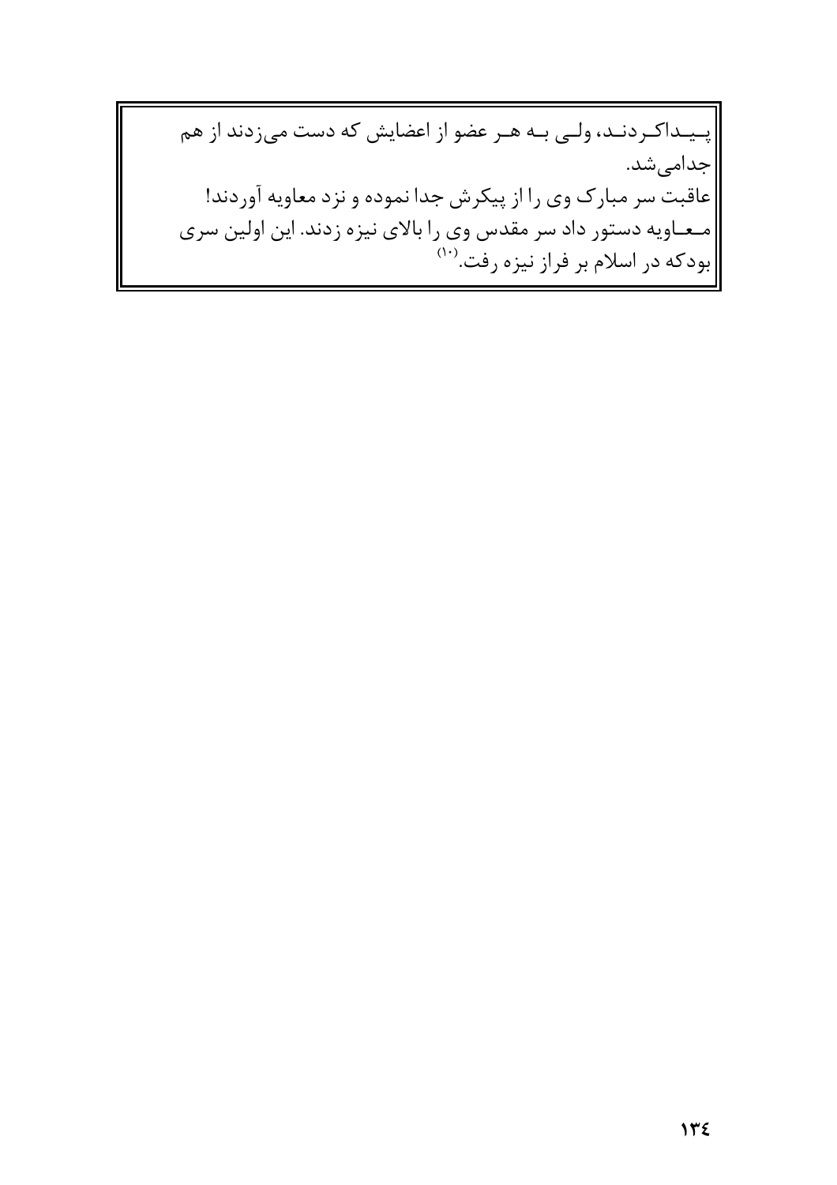پیداکردند، ولی به هر عضو از اعضایش که دست می‌زدند از هم جدامی‌شد.

عاقبت سر مبارک وی را از پیکرش جدا نموده و نزد معاویه آوردند! معاویه دستور داد سر مقدس وی را بالای نیزه زدند. این اولین سری بودکه در اسلام بر فراز نیزه رفت.[۱۰]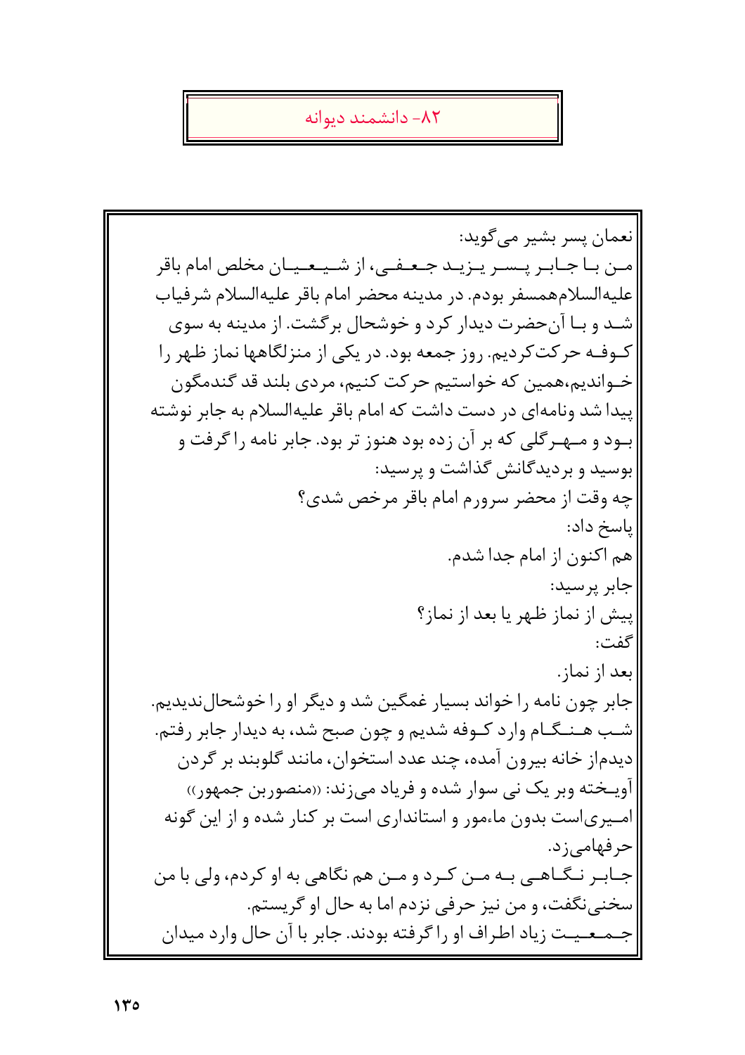## ۸۲- دانشمند دیوانه

نعمان پسر بشیر می‌گوید:
من با جابر پسر یزید جعفی، از شیعیان مخلص امام باقر علیه‌السلام همسفر بودم. در مدینه محضر امام باقر علیه‌السلام شرفیاب شد و با آن‌حضرت دیدار کرد و خوشحال برگشت. از مدینه به سوی کوفه حرکت کردیم. روز جمعه بود. در یکی از منزلگاهها نماز ظهر را خواندیم، همین که خواستیم حرکت کنیم، مردی بلند قد گندمگون پیدا شد ونامه‌ای در دست داشت که امام باقر علیه‌السلام به جابر نوشته بود و مهرگلی که بر آن زده بود هنوز تر بود. جابر نامه را گرفت و بوسید و بردیدگانش گذاشت و پرسید:
چه وقت از محضر سرورم امام باقر مرخص شدی؟
پاسخ داد:
هم اکنون از امام جدا شدم.
جابر پرسید:
پیش از نماز ظهر یا بعد از نماز؟
گفت:
بعد از نماز.
جابر چون نامه را خواند بسیار غمگین شد و دیگر او را خوشحال ندیدیم.
شب هنگام وارد کوفه شدیم و چون صبح شد، به دیدار جابر رفتم. دیدم از خانه بیرون آمده، چند عدد استخوان، مانند گلوبند بر گردن آویخته وبر یک نی سوار شده و فریاد می‌زند: «منصوربن جمهور» امیری است بدون ماءمور و استانداری است بر کنار شده و از این گونه حرفهامی‌زد.
جابر نگاهی به من کرد و من هم نگاهی به او کردم، ولی با من سخنی نگفت، و من نیز حرفی نزدم اما به حال او گریستم.
جمعیت زیاد اطراف او را گرفته بودند. جابر با آن حال وارد میدان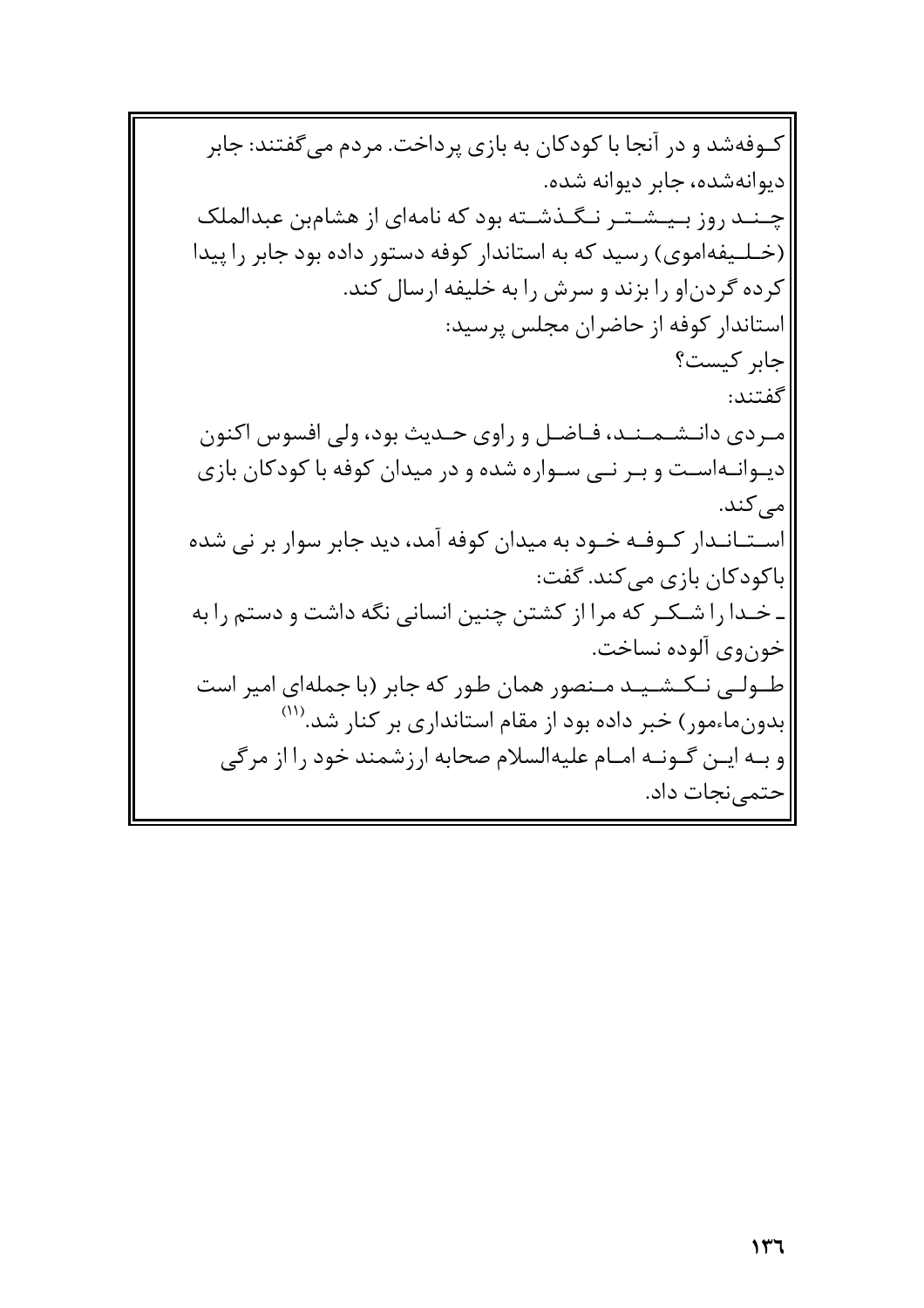کـوفه‌شد و در آنجا با کودکان به بازی پرداخت. مردم می‌گفتند: جابر دیوانه‌شده، جابر دیوانه شده.

چـنـد روز بـیـشـتـر نـگـذشـته بود که نامه‌ای از هشام‌بن عبدالملک (خـلـیفه‌اموی) رسید که به استاندار کوفه دستور داده بود جابر را پیدا کرده گردن‌او را بزند و سرش را به خلیفه ارسال کند.

استاندار کوفه از حاضران مجلس پرسید:

جابر کیست؟

گفتند:

مـردی دانـشـمـنـد، فـاضـل و راوی حـدیث بود، ولی افسوس اکنون دیـوانـه‌اسـت و بـر نـی سـواره شده و در میدان کوفه با کودکان بازی می‌کند.

اسـتـانـدار کـوفـه خـود به میدان کوفه آمد، دید جابر سوار بر نی شده باکودکان بازی می‌کند. گفت:

ـ خـدا را شـکـر که مرا از کشتن چنین انسانی نگه داشت و دستم را به خون‌وی آلوده نساخت.

طـولـی نـکـشـیـد مـنصور همان طور که جابر (با جمله‌ای امیر است بدون‌ماءمور) خبر داده بود از مقام استانداری بر کنار شد.[11]

و بـه ایـن گـونـه امـام علیه‌السلام صحابه ارزشمند خود را از مرگی حتمی‌نجات داد.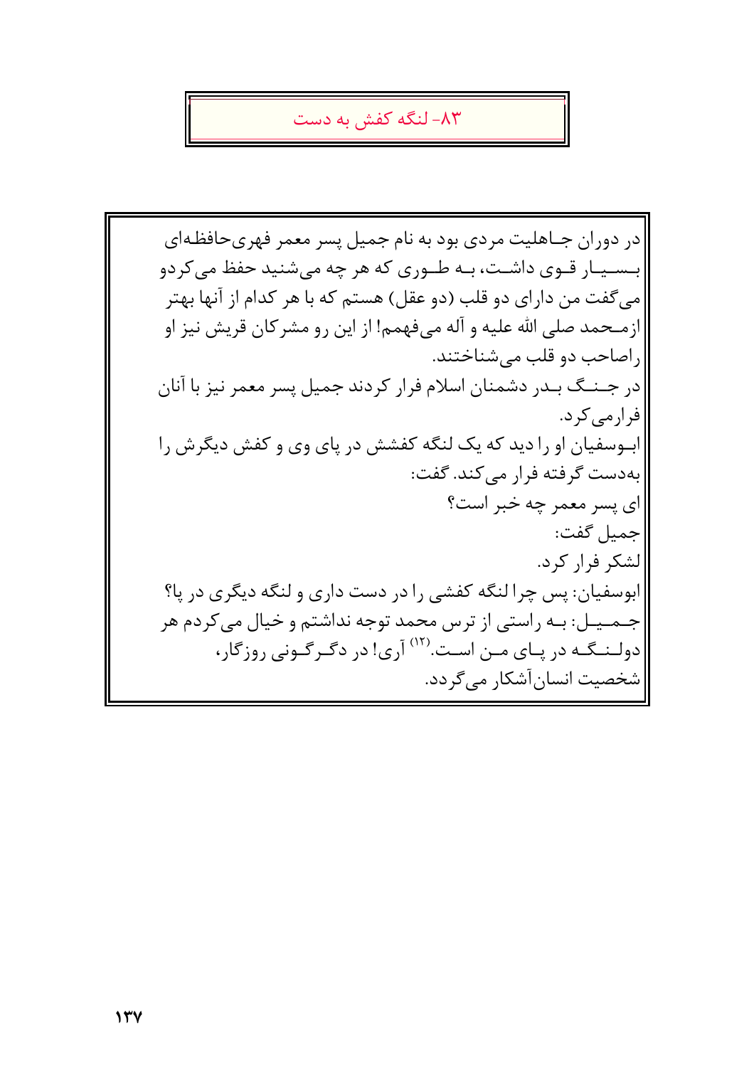## ۸۳- لنگه کفش به دست

در دوران جاهلیت مردی بود به نام جمیل پسر معمر فهری‌حافظه‌ای بسیار قوی داشت، به طوری که هر چه می‌شنید حفظ می‌کردو می‌گفت من دارای دو قلب (دو عقل) هستم که با هر کدام از آنها بهتر ازمحمد صلی الله علیه و آله می‌فهمم! از این رو مشرکان قریش نیز او راصاحب دو قلب می‌شناختند.

در جنگ بدر دشمنان اسلام فرار کردند جمیل پسر معمر نیز با آنان فرارمی‌کرد.

ابوسفیان او را دید که یک لنگه کفشش در پای وی و کفش دیگرش را به‌دست گرفته فرار می‌کند. گفت:

ای پسر معمر چه خبر است؟

جمیل گفت:

لشکر فرار کرد.

ابوسفیان: پس چرا لنگه کفشی را در دست داری و لنگه دیگری در پا؟

جمیل: به راستی از ترس محمد توجه نداشتم و خیال می‌کردم هر دولنگه در پای من است.[۱۲] آری! در دگرگونی روزگار، شخصیت انسان‌آشکار می‌گردد.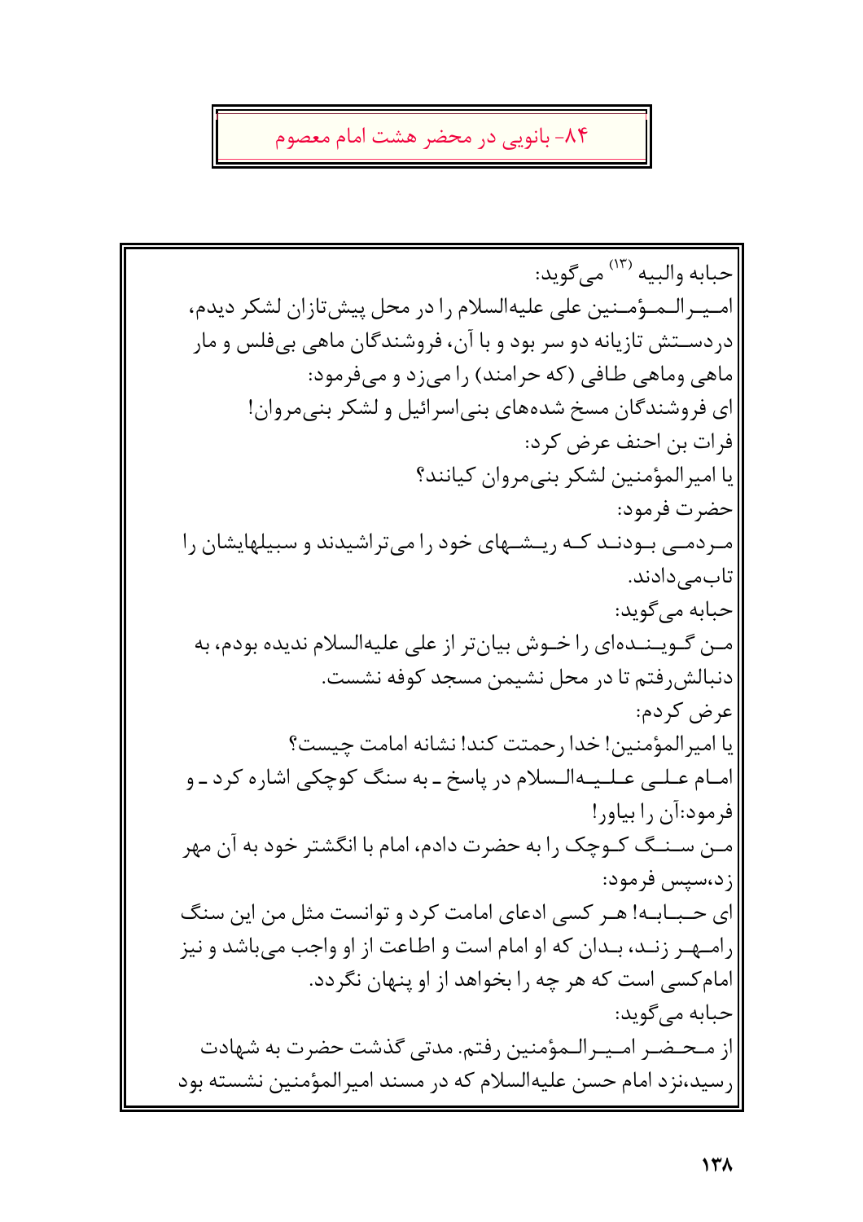## ۸۴- بانویی در محضر هشت امام معصوم

حبابه والبیه [۱۳] می‌گوید:

امیـرالـمؤمـنین علی علیه‌السلام را در محل پیش‌تازان لشکر دیدم، دردستـش تازیانه دو سر بود و با آن، فروشندگان ماهی بی‌فلس و مار ماهی وماهی طافی (که حرامند) را می‌زد و می‌فرمود:

ای فروشندگان مسخ شده‌های بنی‌اسرائیل و لشکر بنی‌مروان!

فرات بن احنف عرض کرد:

یا امیرالمؤمنین لشکر بنی‌مروان کیانند؟

حضرت فرمود:

مـردمـی بـودنـد کـه ریـشـهای خود را می‌تراشیدند و سبیلهایشان را تاب‌می‌دادند.

حبابه می‌گوید:

مـن گـویـنـده‌ای را خـوش بیان‌تر از علی علیه‌السلام ندیده بودم، به دنبالش‌رفتم تا در محل نشیمن مسجد کوفه نشست.

عرض کردم:

یا امیرالمؤمنین! خدا رحمتت کند! نشانه امامت چیست؟

امـام عـلـی عـلـیـه‌الـسلام در پاسخ ـ به سنگ کوچکی اشاره کرد ـ و فرمود:آن را بیاور!

مـن سـنـگ کـوچک را به حضرت دادم، امام با انگشتر خود به آن مهر زد،سپس فرمود:

ای حـبـابـه! هـر کسی ادعای امامت کرد و توانست مثل من این سنگ رامـهـر زنـد، بـدان که او امام است و اطاعت از او واجب می‌باشد و نیز امام‌کسی است که هر چه را بخواهد از او پنهان نگردد.

حبابه می‌گوید:

از مـحـضـر امـیـرالـمؤمنین رفتم. مدتی گذشت حضرت به شهادت رسید،نزد امام حسن علیه‌السلام که در مسند امیرالمؤمنین نشسته بود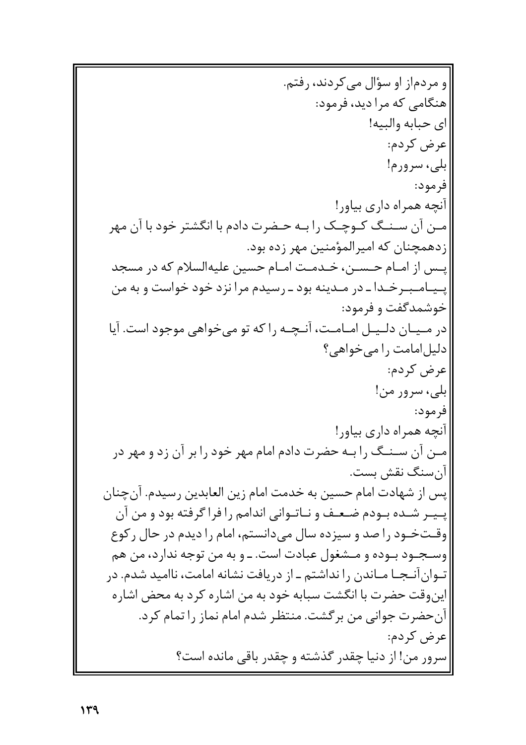و مردم‌از او سؤال می‌کردند، رفتم.

هنگامی که مرا دید، فرمود:

ای حبابه والبیه!

عرض کردم:

بلی، سرورم!

فرمود:

آنچه همراه داری بیاور!

مـن آن سـنـگ کـوچـک را بـه حـضرت دادم با انگشتر خود با آن مهر زدهمچنان که امیرالمؤمنین مهر زده بود.

پـس از امـام حـسـن، خـدمـت امـام حسین علیه‌السلام که در مسجد پـیـامـبـرخـدا ـ در مـدینه بود ـ رسیدم مرا نزد خود خواست و به من خوشمدگفت و فرمود:

در مـیـان دلـیـل امـامـت، آنـچـه را که تو می‌خواهی موجود است. آیا دلیل‌امامت را می‌خواهی؟

عرض کردم:

بلی، سرور من!

فرمود:

آنچه همراه داری بیاور!

مـن آن سـنـگ را بـه حضرت دادم امام مهر خود را بر آن زد و مهر در آن‌سنگ نقش بست.

پس از شهادت امام حسین به خدمت امام زین العابدین رسیدم. آن‌چنان پـیـر شـده بـودم ضـعـف و نـاتـوانی اندامم را فرا گرفته بود و من آن وقـت‌خـود را صد و سیزده سال می‌دانستم، امام را دیدم در حال رکوع وسـجـود بـوده و مـشغول عبادت است. ـ و به من توجه ندارد، من هم تـوان‌آنـجـا مـاندن را نداشتم ـ از دریافت نشانه امامت، ناامید شدم. در این‌وقت حضرت با انگشت سبابه خود به من اشاره کرد به محض اشاره آن‌حضرت جوانی من برگشت. منتظر شدم امام نماز را تمام کرد.

عرض کردم:

سرور من! از دنیا چقدر گذشته و چقدر باقی مانده است؟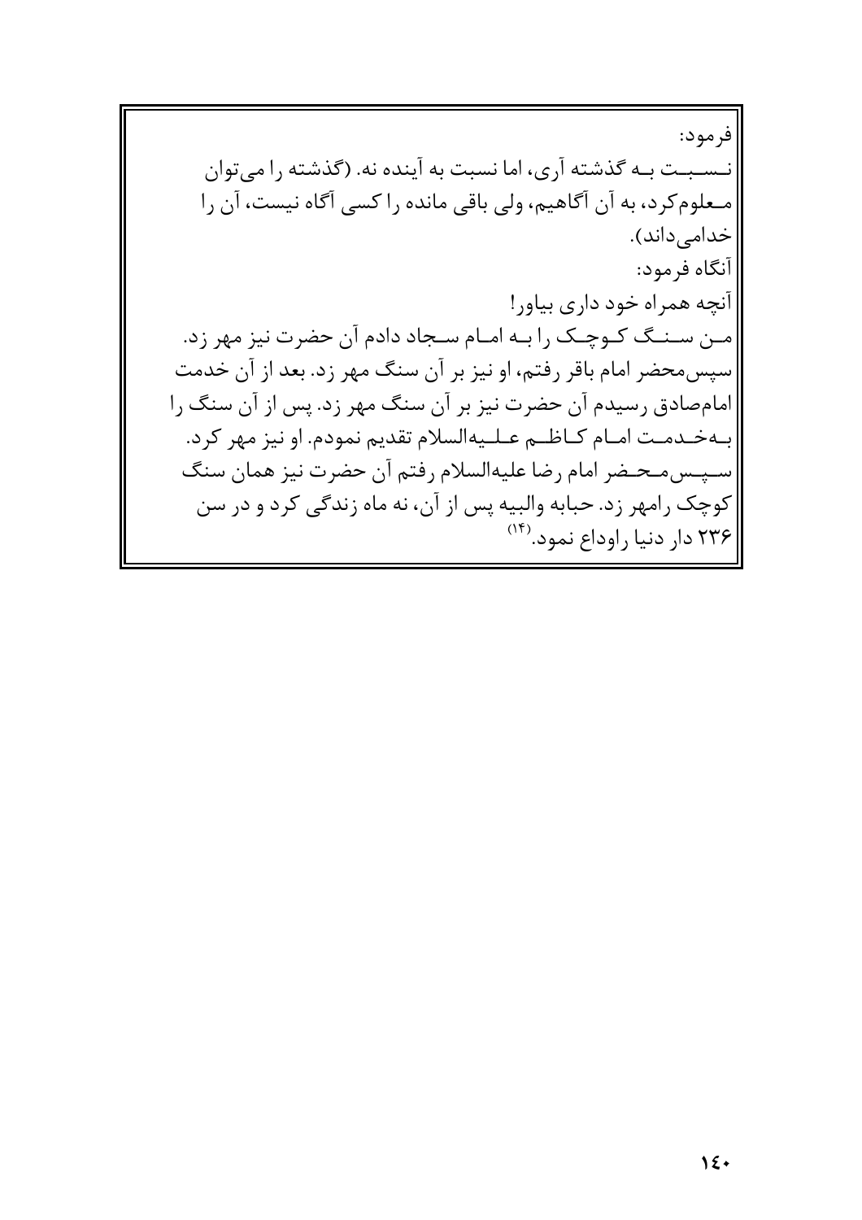فرمود:

نسبت به گذشته آری، اما نسبت به آینده نه. (گذشته را می‌توان معلوم‌کرد، به آن آگاهیم، ولی باقی مانده را کسی آگاه نیست، آن را خدامی‌داند).

آنگاه فرمود:

آنچه همراه خود داری بیاور!

من سنگ کوچک را به امام سجاد دادم آن حضرت نیز مهر زد. سپس‌محضر امام باقر رفتم، او نیز بر آن سنگ مهر زد. بعد از آن خدمت امام‌صادق رسیدم آن حضرت نیز بر آن سنگ مهر زد. پس از آن سنگ را به‌خدمت امام کاظم علیه‌السلام تقدیم نمودم. او نیز مهر کرد. سپس‌محضر امام رضا علیه‌السلام رفتم آن حضرت نیز همان سنگ کوچک رامهر زد. حبابه والبیه پس از آن، نه ماه زندگی کرد و در سن ۲۳۶ دار دنیا راوداع نمود.[۱۴]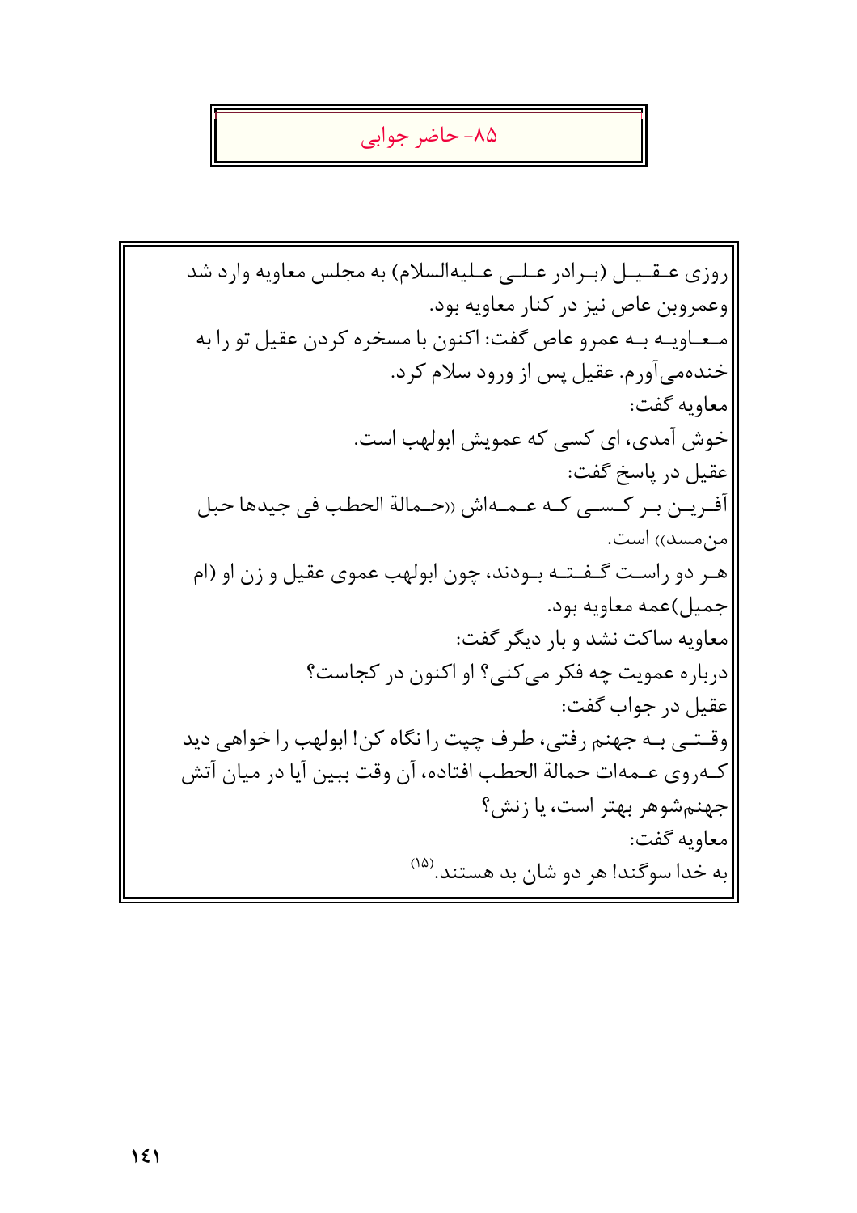## ۸۵- حاضر جوابی

روزی عقیل (برادر علی علیه‌السلام) به مجلس معاویه وارد شد وعمروبن عاص نیز در کنار معاویه بود.

معاویه به عمرو عاص گفت: اکنون با مسخره کردن عقیل تو را به خنده‌می‌آورم. عقیل پس از ورود سلام کرد.

معاویه گفت:

خوش آمدی، ای کسی که عمویش ابولهب است.

عقیل در پاسخ گفت:

آفرین بر کسی که عمه‌اش «حمالة الحطب فی جیدها حبل من‌مسد» است.

هر دو راست گفته بودند، چون ابولهب عموی عقیل و زن او (ام جمیل)عمه معاویه بود.

معاویه ساکت نشد و بار دیگر گفت:

درباره عمویت چه فکر می‌کنی؟ او اکنون در کجاست؟

عقیل در جواب گفت:

وقتی به جهنم رفتی، طرف چپت را نگاه کن! ابولهب را خواهی دید که‌روی عمه‌ات حمالة الحطب افتاده، آن وقت ببین آیا در میان آتش جهنم‌شوهر بهتر است، یا زنش؟

معاویه گفت:

به خدا سوگند! هر دو شان بد هستند.[۱۵]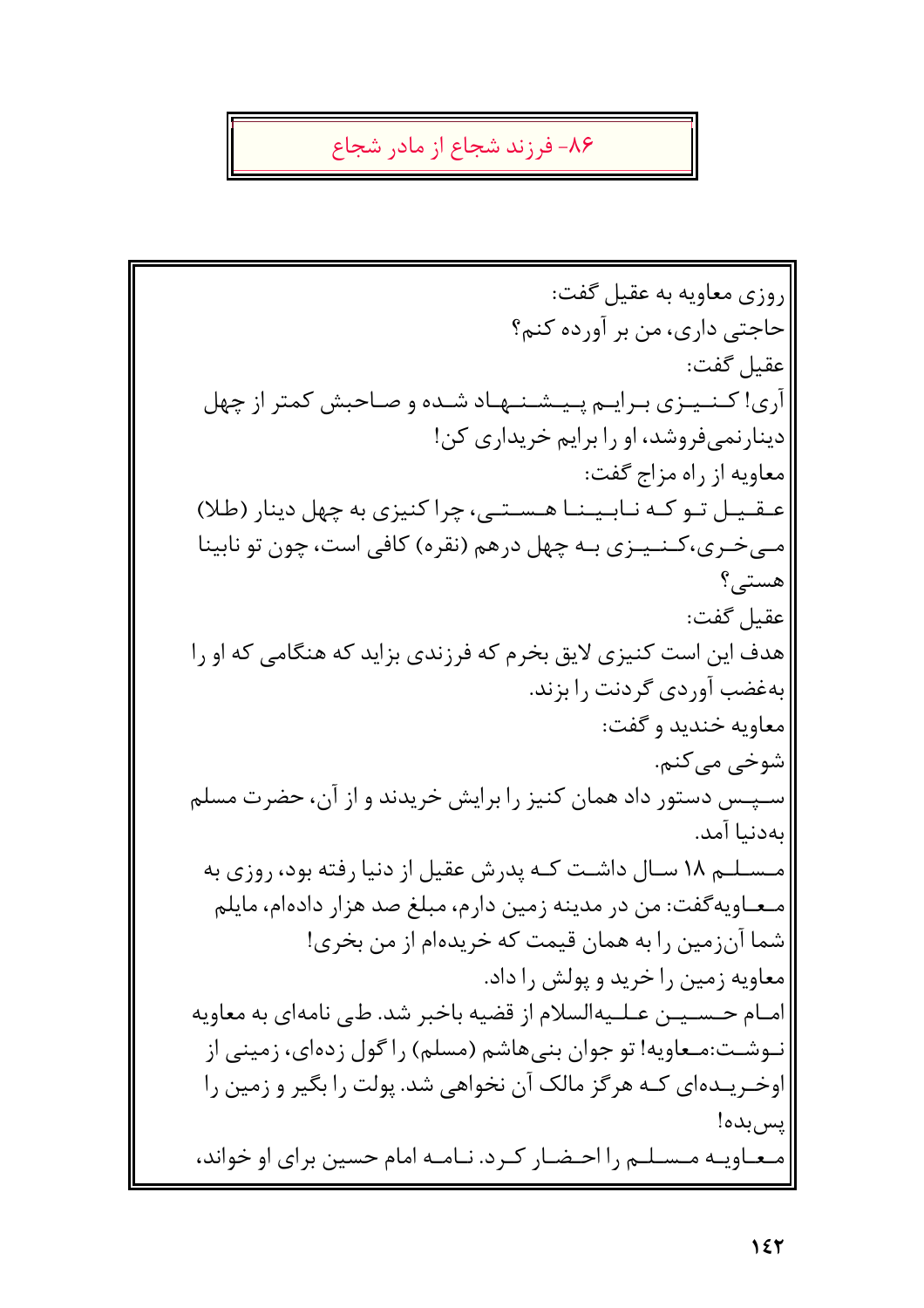## ۸۶- فرزند شجاع از مادر شجاع

روزی معاویه به عقیل گفت:

حاجتی داری، من بر آورده کنم؟

عقیل گفت:

آری! کنیزی برایم پیشنهاد شده و صاحبش کمتر از چهل دینارنمی‌فروشد، او را برایم خریداری کن!

معاویه از راه مزاج گفت:

عقیل تو که نابینا هستی، چرا کنیزی به چهل دینار (طلا) می‌خری، کنیزی به چهل درهم (نقره) کافی است، چون تو نابینا هستی؟

عقیل گفت:

هدف این است کنیزی لایق بخرم که فرزندی بزاید که هنگامی که او را به‌غضب آوردی گردنت را بزند.

معاویه خندید و گفت:

شوخی می‌کنم.

سپس دستور داد همان کنیز را برایش خریدند و از آن، حضرت مسلم به‌دنیا آمد.

مسلم ۱۸ سال داشت که پدرش عقیل از دنیا رفته بود، روزی به معاویه‌گفت: من در مدینه زمین دارم، مبلغ صد هزار داده‌ام، مایلم شما آن‌زمین را به همان قیمت که خریده‌ام از من بخری!

معاویه زمین را خرید و پولش را داد.

امام حسین علیه‌السلام از قضیه باخبر شد. طی نامه‌ای به معاویه نوشت: معاویه! تو جوان بنی‌هاشم (مسلم) را گول زده‌ای، زمینی از اوخریده‌ای که هرگز مالک آن نخواهی شد. پولت را بگیر و زمین را پس‌بده!

معاویه مسلم را احضار کرد. نامه امام حسین برای او خواند،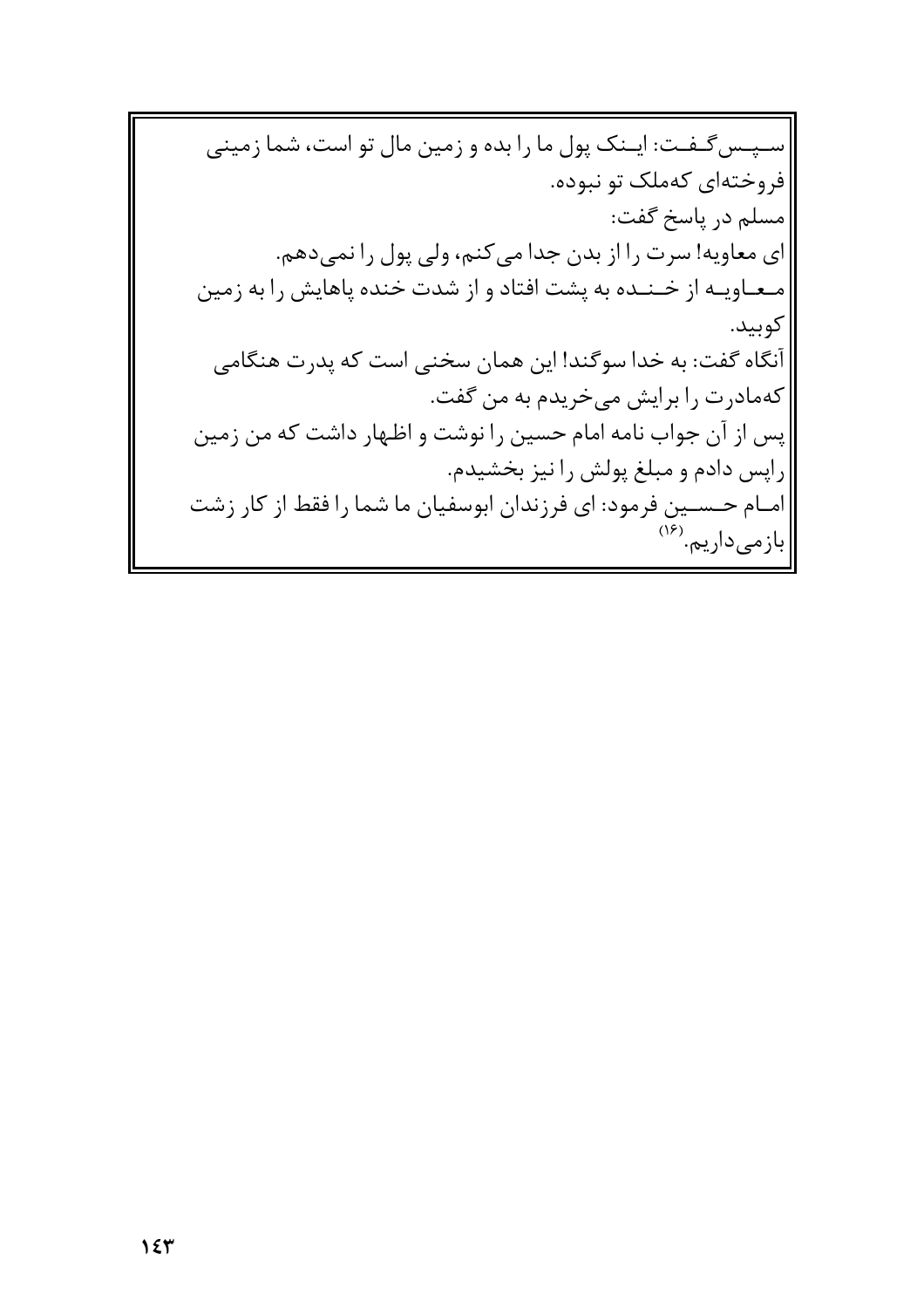سپس گفت: اینک پول ما را بده و زمین مال تو است، شما زمینی فروخته‌ای که‌ملک تو نبوده.

مسلم در پاسخ گفت:

ای معاویه! سرت را از بدن جدا می‌کنم، ولی پول را نمی‌دهم.

معاویه از خنده به پشت افتاد و از شدت خنده پاهایش را به زمین کوبید.

آنگاه گفت: به خدا سوگند! این همان سخنی است که پدرت هنگامی که‌مادرت را برایش می‌خریدم به من گفت.

پس از آن جواب نامه امام حسین را نوشت و اظهار داشت که من زمین راپس دادم و مبلغ پولش را نیز بخشیدم.

امام حسین فرمود: ای فرزندان ابوسفیان ما شما را فقط از کار زشت بازمی‌داریم.(۱۶)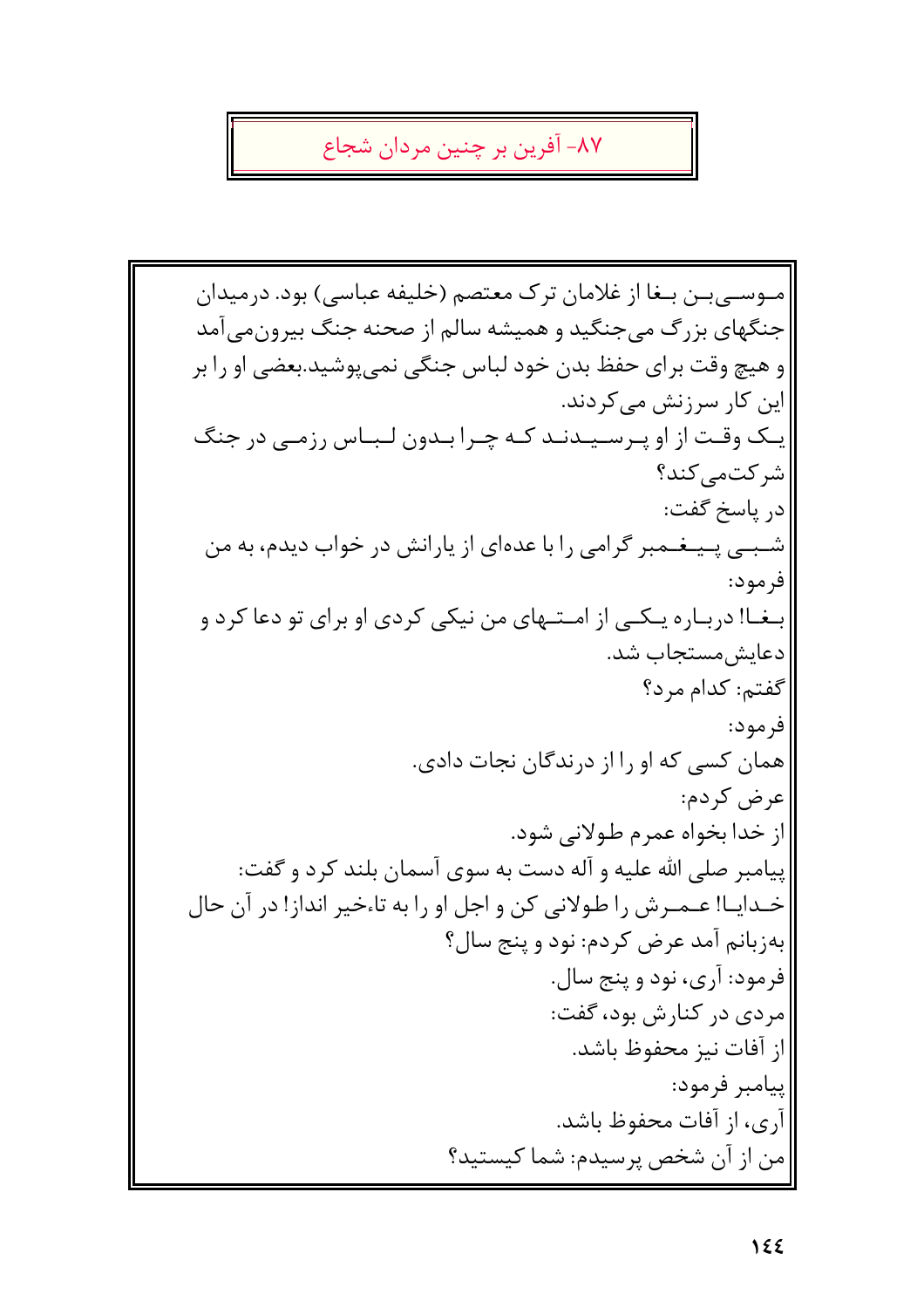# ۸۷- آفرین بر چنین مردان شجاع

موسی‌بن بغا از غلامان ترک معتصم (خلیفه عباسی) بود. درمیدان جنگهای بزرگ می‌جنگید و همیشه سالم از صحنه جنگ بیرون‌می‌آمد و هیچ وقت برای حفظ بدن خود لباس جنگی نمی‌پوشید.بعضی او را بر این کار سرزنش می‌کردند.

یک وقت از او پرسیدند که چرا بدون لباس رزمی در جنگ شرکت‌می‌کند؟

در پاسخ گفت:

شبی پیغمبر گرامی را با عده‌ای از یارانش در خواب دیدم، به من فرمود:

بغا! درباره یکی از امتهای من نیکی کردی او برای تو دعا کرد و دعایش‌مستجاب شد.

گفتم: کدام مرد؟

فرمود:

همان کسی که او را از درندگان نجات دادی.

عرض کردم:

از خدا بخواه عمرم طولانی شود.

پیامبر صلی الله علیه و آله دست به سوی آسمان بلند کرد و گفت:

خدایا! عمرش را طولانی کن و اجل او را به تاءخیر انداز! در آن حال به‌زبانم آمد عرض کردم: نود و پنج سال؟

فرمود: آری، نود و پنج سال.

مردی در کنارش بود، گفت:

از آفات نیز محفوظ باشد.

پیامبر فرمود:

آری، از آفات محفوظ باشد.

من از آن شخص پرسیدم: شما کیستید؟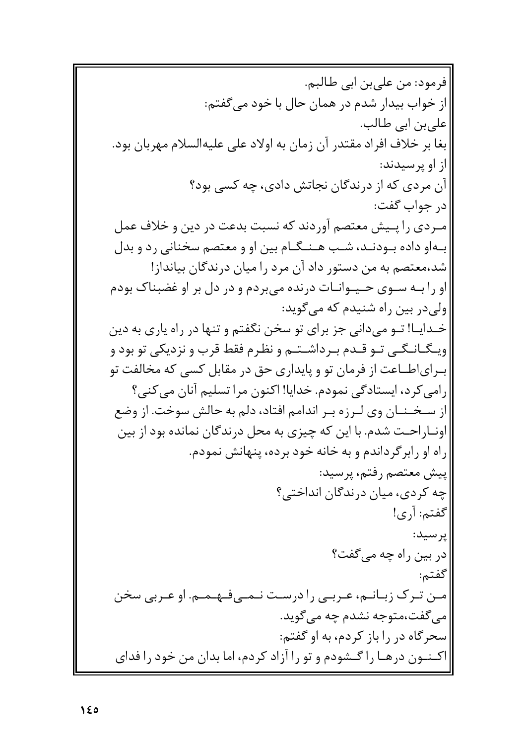فرمود: من علی‌بن ابی طالبم.

از خواب بیدار شدم در همان حال با خود می‌گفتم:

علی‌بن ابی طالب.

بغا بر خلاف افراد مقتدر آن زمان به اولاد علی علیه‌السلام مهربان بود.

از او پرسیدند:

آن مردی که از درندگان نجاتش دادی، چه کسی بود؟

در جواب گفت:

مردی را پیش معتصم آوردند که نسبت بدعت در دین و خلاف عمل به‌او داده بودند، شب هنگام بین او و معتصم سخنانی رد و بدل شد،معتصم به من دستور داد آن مرد را میان درندگان بیانداز!

او را به سوی حیوانات درنده می‌بردم و در دل بر او غضبناک بودم ولی‌در بین راه شنیدم که می‌گوید:

خدایا! تو می‌دانی جز برای تو سخن نگفتم و تنها در راه یاری به دین ویگانگی تو قدم برداشتم و نظرم فقط قرب و نزدیکی تو بود و برای‌اطاعت از فرمان تو و پایداری حق در مقابل کسی که مخالفت تو رامی‌کرد، ایستادگی نمودم. خدایا! اکنون مرا تسلیم آنان می‌کنی؟

از سخنان وی لرزه بر اندامم افتاد، دلم به حالش سوخت. از وضع اوناراحت شدم. با این که چیزی به محل درندگان نمانده بود از بین راه او رابرگرداندم و به خانه خود برده، پنهانش نمودم.

پیش معتصم رفتم، پرسید:

چه کردی، میان درندگان انداختی؟

گفتم: آری!

پرسید:

در بین راه چه می‌گفت؟

گفتم:

من ترک زبانم، عربی را درست نمی‌فهمم. او عربی سخن می‌گفت،متوجه نشدم چه می‌گوید.

سحرگاه در را باز کردم، به او گفتم:

اکنون درها را گشودم و تو را آزاد کردم، اما بدان من خود را فدای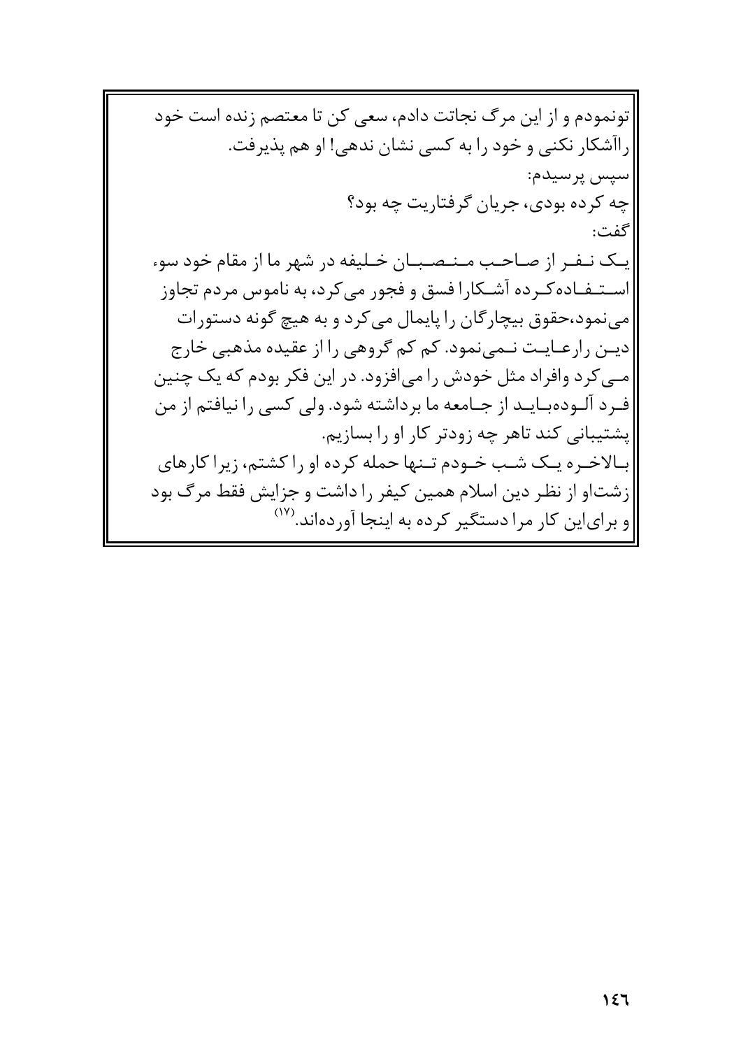تونمودم و از این مرگ نجاتت دادم، سعی کن تا معتصم زنده است خود راآشکار نکنی و خود را به کسی نشان ندهی! او هم پذیرفت.

سپس پرسیدم:

چه کرده بودی، جریان گرفتاریت چه بود؟

گفت:

یک نفر از صاحب منصبان خلیفه در شهر ما از مقام خود سوء استفاده‌کرده آشکارا فسق و فجور می‌کرد، به ناموس مردم تجاوز می‌نمود،حقوق بیچارگان را پایمال می‌کرد و به هیچ گونه دستورات دین رارعایت نمی‌نمود. کم کم گروهی را از عقیده مذهبی خارج می‌کرد وافراد مثل خودش را می‌افزود. در این فکر بودم که یک چنین فرد آلوده‌باید از جامعه ما برداشته شود. ولی کسی را نیافتم از من پشتیبانی کند تاهر چه زودتر کار او را بسازیم.

بالاخره یک شب خودم تنها حمله کرده او را کشتم، زیرا کارهای زشتاو از نظر دین اسلام همین کیفر را داشت و جزایش فقط مرگ بود و برای‌این کار مرا دستگیر کرده به اینجا آورده‌اند.[۱۷]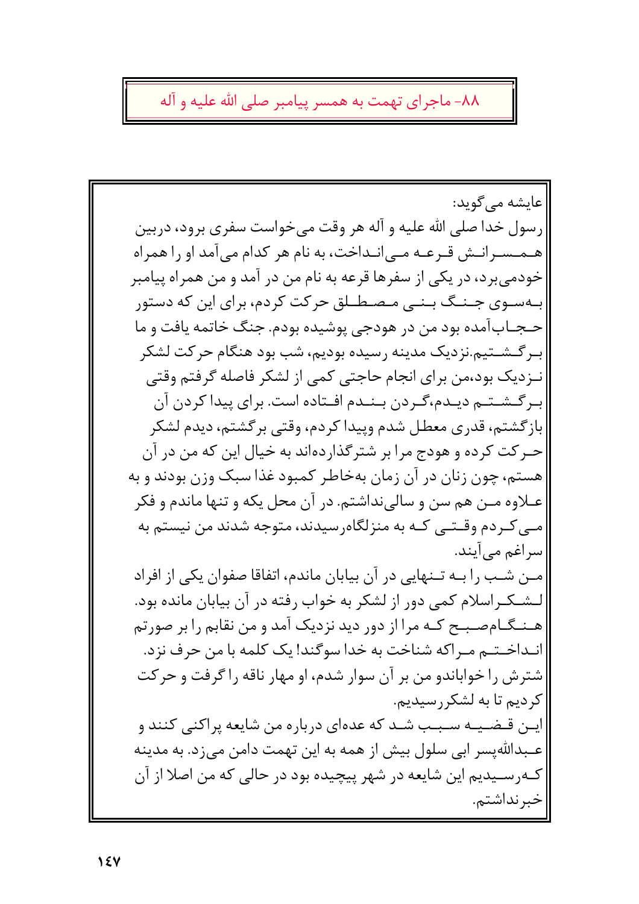## ۸۸- ماجرای تهمت به همسر پیامبر صلی الله علیه و آله

عایشه می‌گوید:

رسول خدا صلی الله علیه و آله هر وقت می‌خواست سفری برود، دربین همسرانش قرعه می‌انداخت، به نام هر کدام می‌آمد او را همراه خودمی‌برد، در یکی از سفرها قرعه به نام من در آمد و من همراه پیامبر به‌سوی جنگ بنی مصطلق حرکت کردم، برای این که دستور حجاب‌آمده بود من در هودجی پوشیده بودم. جنگ خاتمه یافت و ما برگشتیم.نزدیک مدینه رسیده بودیم، شب بود هنگام حرکت لشکر نزدیک بود،من برای انجام حاجتی کمی از لشکر فاصله گرفتم وقتی برگشتم دیدم،گردن بندم افتاده است. برای پیدا کردن آن بازگشتم، قدری معطل شدم وپیدا کردم، وقتی برگشتم، دیدم لشکر حرکت کرده و هودج مرا بر شترگذارده‌اند به خیال این که من در آن هستم، چون زنان در آن زمان به‌خاطر کمبود غذا سبک وزن بودند و به علاوه من هم سن و سالی‌نداشتم. در آن محل یکه و تنها ماندم و فکر می‌کردم وقتی که به منزلگاه‌رسیدند، متوجه شدند من نیستم به سراغم می‌آیند.

من شب را به تنهایی در آن بیابان ماندم، اتفاقا صفوان یکی از افراد لشکراسلام کمی دور از لشکر به خواب رفته در آن بیابان مانده بود. هنگام‌صبح که مرا از دور دید نزدیک آمد و من نقابم را بر صورتم انداختم مراکه شناخت به خدا سوگند! یک کلمه با من حرف نزد. شترش را خواباندو من بر آن سوار شدم، او مهار ناقه را گرفت و حرکت کردیم تا به لشکررسیدیم.

این قضیه سبب شد که عده‌ای درباره من شایعه پراکنی کنند و عبدالله‌پسر ابی سلول بیش از همه به این تهمت دامن می‌زد. به مدینه که‌رسیدیم این شایعه در شهر پیچیده بود در حالی که من اصلا از آن خبرنداشتم.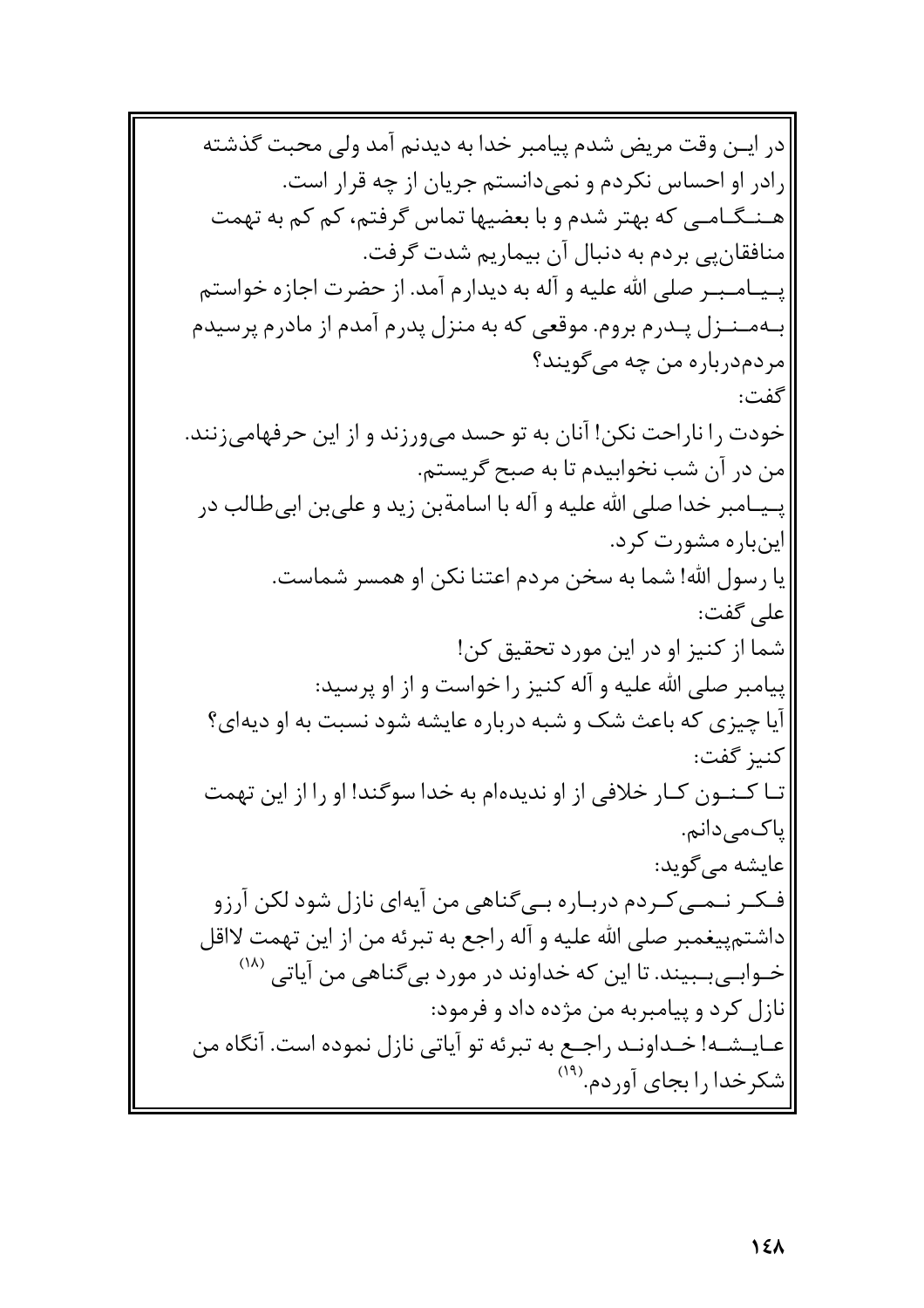در ایـن وقت مریض شدم پیامبر خدا به دیدنم آمد ولی محبت گذشته رادر او احساس نکردم و نمی‌دانستم جریان از چه قرار است.

هـنـگـامـی که بهتر شدم و با بعضیها تماس گرفتم، کم کم به تهمت منافقان‌پی بردم به دنبال آن بیماریم شدت گرفت.

پـیـامـبـر صلی الله علیه و آله به دیدارم آمد. از حضرت اجازه خواستم بـه‌مـنـزل پـدرم بروم. موقعی که به منزل پدرم آمدم از مادرم پرسیدم مردم‌درباره من چه می‌گویند؟

گفت:

خودت را ناراحت نکن! آنان به تو حسد می‌ورزند و از این حرفهامی‌زنند.

من در آن شب نخوابیدم تا به صبح گریستم.

پـیـامبر خدا صلی الله علیه و آله با اسامةبن زید و علی‌بن ابی‌طالب در این‌باره مشورت کرد.

یا رسول الله! شما به سخن مردم اعتنا نکن او همسر شماست.

علی گفت:

شما از کنیز او در این مورد تحقیق کن!

پیامبر صلی الله علیه و آله کنیز را خواست و از او پرسید:

آیا چیزی که باعث شک و شبه درباره عایشه شود نسبت به او دیه‌ای؟

کنیز گفت:

تـا کـنـون کـار خلافی از او ندیده‌ام به خدا سوگند! او را از این تهمت پاک‌می‌دانم.

عایشه می‌گوید:

فـکـر نـمـی‌کـردم دربـاره بـی‌گناهی من آیه‌ای نازل شود لکن آرزو داشتم‌پیغمبر صلی الله علیه و آله راجع به تبرئه من از این تهمت لااقل خـوابـی‌بـبیند. تا این که خداوند در مورد بی‌گناهی من آیاتی [۱۸] نازل کرد و پیامبربه من مژده داد و فرمود:

عـایـشـه! خـداونـد راجـع به تبرئه تو آیاتی نازل نموده است. آنگاه من شکرخدا را بجای آوردم.[۱۹]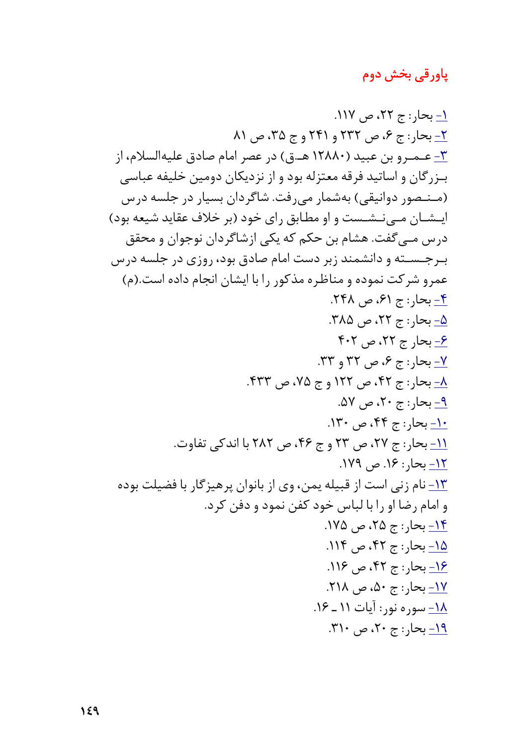## پاورقی بخش دوم

۱- بحار: ج ۲۲، ص ۱۱۷.

۲- بحار: ج ۶، ص ۲۳۲ و ۲۴۱ و ج ۳۵، ص ۸۱

۳- عمرو بن عبید (۱۲۸۸۰ هـ.ق) در عصر امام صادق علیه‌السلام، از بزرگان و اساتید فرقه معتزله بود و از نزدیکان دومین خلیفه عباسی (منصور دوانیقی) به‌شمار می‌رفت. شاگردان بسیار در جلسه درس ایشان می‌نشست و او مطابق رای خود (بر خلاف عقاید شیعه بود) درس می‌گفت. هشام بن حکم که یکی ازشاگردان نوجوان و محقق برجسته و دانشمند زبر دست امام صادق بود، روزی در جلسه درس عمرو شرکت نموده و مناظره مذکور را با ایشان انجام داده است.(م)

۴- بحار: ج ۶۱، ص ۲۴۸.

۵- بحار: ج ۲۲، ص ۳۸۵.

۶- بحار ج ۲۲، ص ۴۰۲

۷- بحار: ج ۶، ص ۳۲ و ۳۳.

۸- بحار: ج ۴۲، ص ۱۲۲ و ج ۷۵، ص ۴۳۳.

۹- بحار: ج ۲۰، ص ۵۷.

۱۰- بحار: ج ۴۴، ص ۱۳۰.

۱۱- بحار: ج ۲۷، ص ۲۳ و ج ۴۶، ص ۲۸۲ با اندکی تفاوت.

۱۲- بحار: ۱۶. ص ۱۷۹.

۱۳- نام زنی است از قبیله یمن، وی از بانوان پرهیزگار با فضیلت بوده و امام رضا او را با لباس خود کفن نمود و دفن کرد.

۱۴- بحار: ج ۲۵، ص ۱۷۵.

۱۵- بحار: ج ۴۲، ص ۱۱۴.

۱۶- بحار: ج ۴۲، ص ۱۱۶.

۱۷- بحار: ج ۵۰، ص ۲۱۸.

۱۸- سوره نور: آیات ۱۱ ـ ۱۶.

۱۹- بحار: ج ۲۰، ص ۳۱۰.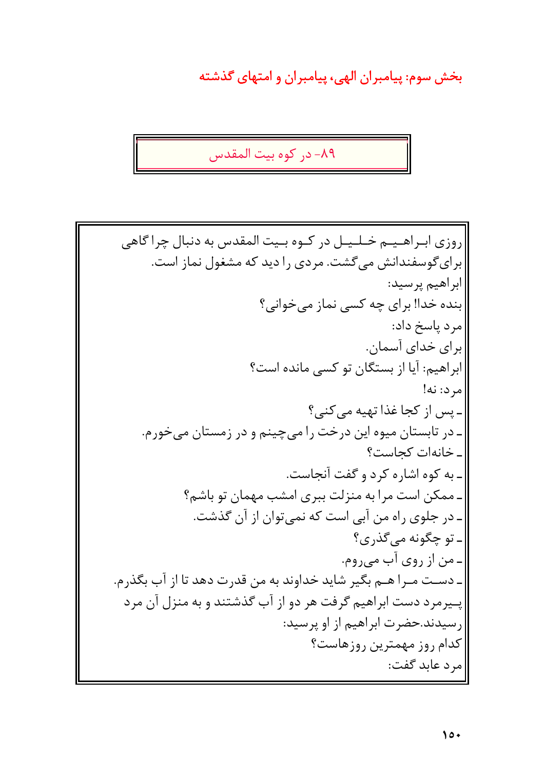## ۸۹- در کوه بیت المقدس

روزی ابراهیم خلیل در کوه بیت المقدس به دنبال چراگاهی برای گوسفندانش می‌گشت. مردی را دید که مشغول نماز است.

ابراهیم پرسید:

بنده خدا! برای چه کسی نماز می‌خوانی؟

مرد پاسخ داد:

برای خدای آسمان.

ابراهیم: آیا از بستگان تو کسی مانده است؟

مرد: نه!

ـ پس از کجا غذا تهیه می‌کنی؟

ـ در تابستان میوه این درخت را می‌چینم و در زمستان می‌خورم.

ـ خانه‌ات کجاست؟

ـ به کوه اشاره کرد و گفت آنجاست.

ـ ممکن است مرا به منزلت ببری امشب مهمان تو باشم؟

ـ در جلوی راه من آبی است که نمی‌توان از آن گذشت.

ـ تو چگونه می‌گذری؟

ـ من از روی آب می‌روم.

ـ دست مرا هم بگیر شاید خداوند به من قدرت دهد تا از آب بگذرم.

پیرمرد دست ابراهیم گرفت هر دو از آب گذشتند و به منزل آن مرد رسیدند. حضرت ابراهیم از او پرسید:

کدام روز مهمترین روزهاست؟

مرد عابد گفت: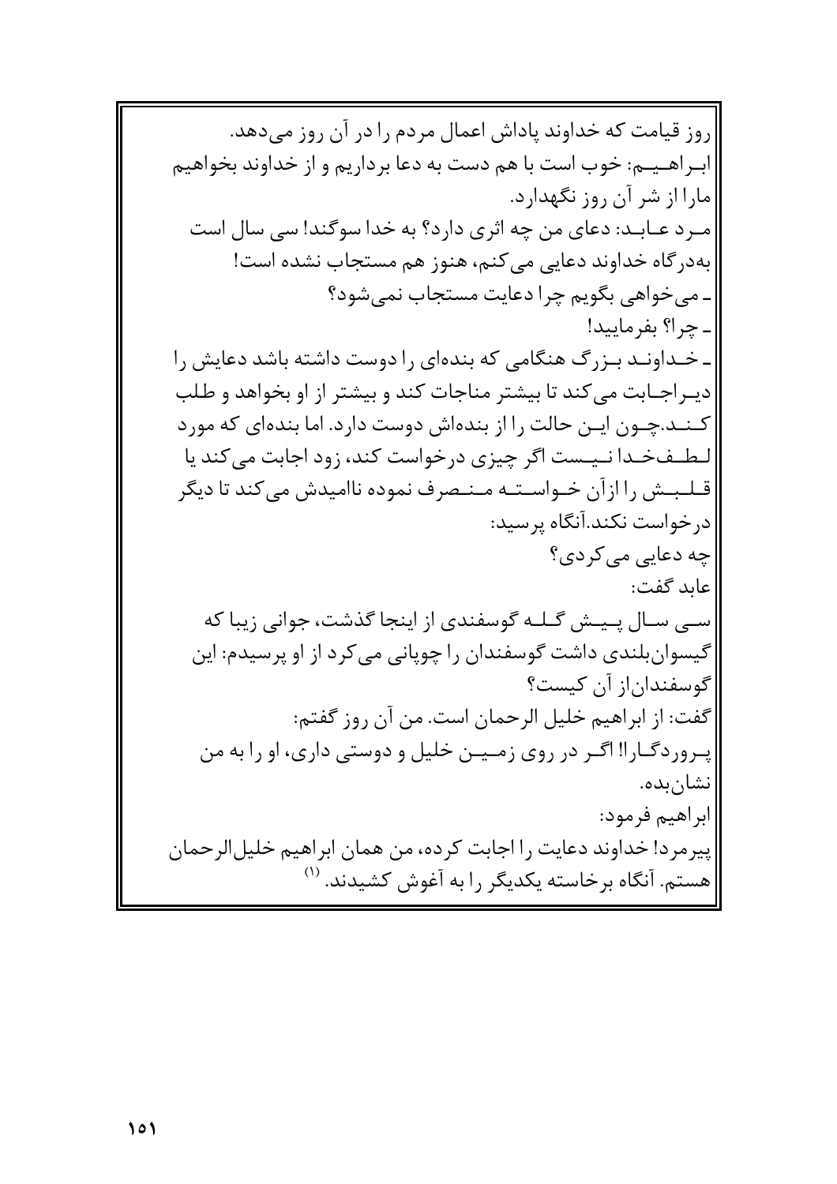روز قیامت که خداوند پاداش اعمال مردم را در آن روز می‌دهد.

ابراهیم: خوب است با هم دست به دعا برداریم و از خداوند بخواهیم مارا از شر آن روز نگهدارد.

مرد عابد: دعای من چه اثری دارد؟ به خدا سوگند! سی سال است به‌درگاه خداوند دعایی می‌کنم، هنوز هم مستجاب نشده است!

ـ می‌خواهی بگویم چرا دعایت مستجاب نمی‌شود؟

ـ چرا؟ بفرمایید!

ـ خداوند بزرگ هنگامی که بنده‌ای را دوست داشته باشد دعایش را دیراجابت می‌کند تا بیشتر مناجات کند و بیشتر از او بخواهد و طلب کند.چون این حالت را از بنده‌اش دوست دارد. اما بنده‌ای که مورد لطف‌خدا نیست اگر چیزی درخواست کند، زود اجابت می‌کند یا قلبش را ازآن خواسته منصرف نموده ناامیدش می‌کند تا دیگر درخواست نکند.آنگاه پرسید:

چه دعایی می‌کردی؟

عابد گفت:

سی سال پیش گله گوسفندی از اینجا گذشت، جوانی زیبا که گیسوان‌بلندی داشت گوسفندان را چوپانی می‌کرد از او پرسیدم: این گوسفندان‌از آن کیست؟

گفت: از ابراهیم خلیل الرحمان است. من آن روز گفتم:

پروردگارا! اگر در روی زمین خلیل و دوستی داری، او را به من نشان‌بده.

ابراهیم فرمود:

پیرمرد! خداوند دعایت را اجابت کرده، من همان ابراهیم خلیل‌الرحمان هستم. آنگاه برخاسته یکدیگر را به آغوش کشیدند. [1]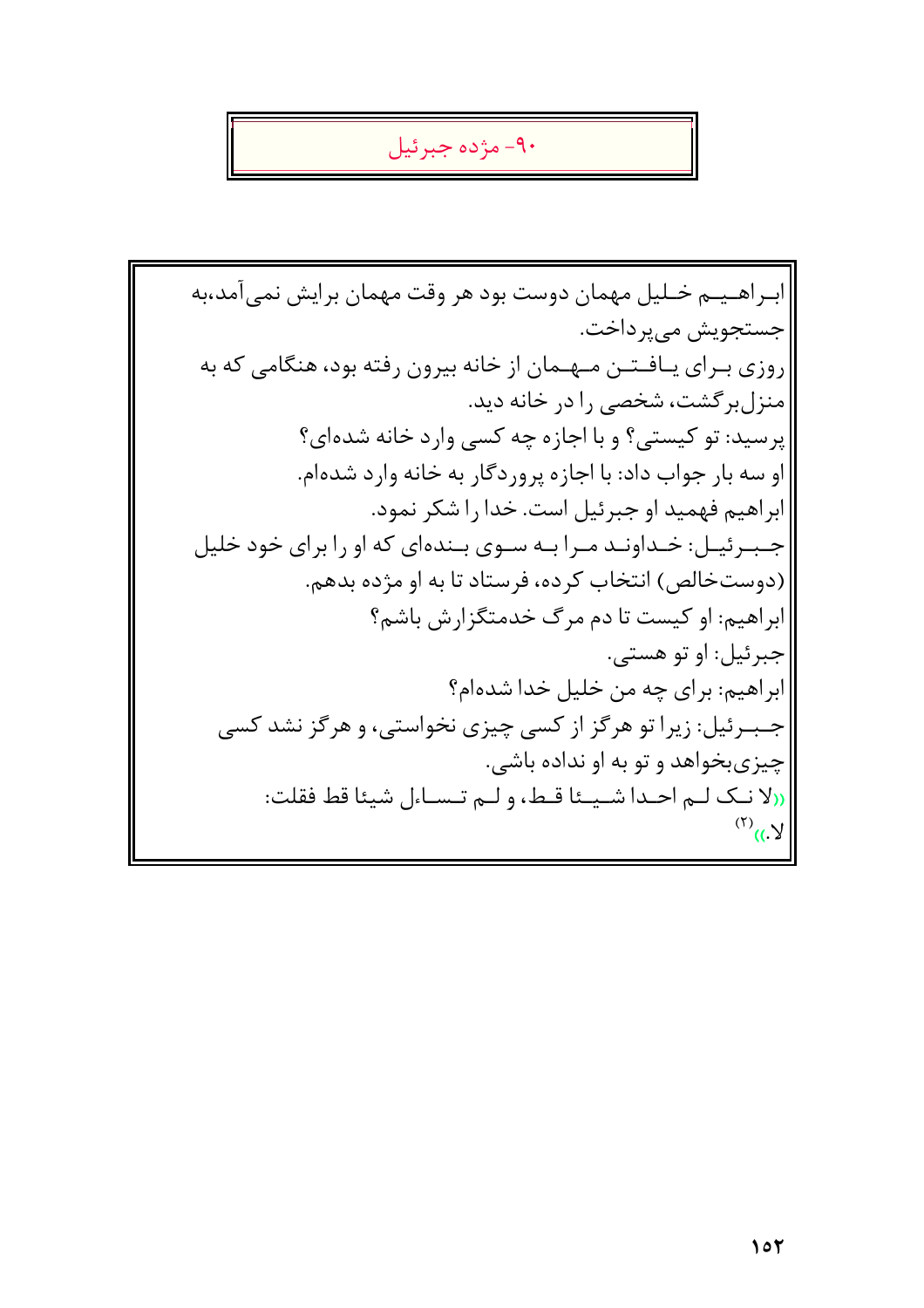## ۹۰- مژده جبرئیل

ابراهیم خلیل مهمان دوست بود هر وقت مهمان برایش نمی‌آمد،به جستجویش می‌پرداخت.

روزی برای یافتن مهمان از خانه بیرون رفته بود، هنگامی که به منزل‌برگشت، شخصی را در خانه دید.

پرسید: تو کیستی؟ و با اجازه چه کسی وارد خانه شده‌ای؟

او سه بار جواب داد: با اجازه پروردگار به خانه وارد شده‌ام.

ابراهیم فهمید او جبرئیل است. خدا را شکر نمود.

جبرئیل: خداوند مرا به سوی بنده‌ای که او را برای خود خلیل (دوست‌خالص) انتخاب کرده، فرستاد تا به او مژده بدهم.

ابراهیم: او کیست تا دم مرگ خدمتگزارش باشم؟

جبرئیل: او تو هستی.

ابراهیم: برای چه من خلیل خدا شده‌ام؟

جبرئیل: زیرا تو هرگز از کسی چیزی نخواستی، و هرگز نشد کسی چیزی‌بخواهد و تو به او نداده باشی.

((لا نک لم احدا شیئا قط، و لم تسال شیئا قط فقلت: لا.))[۲]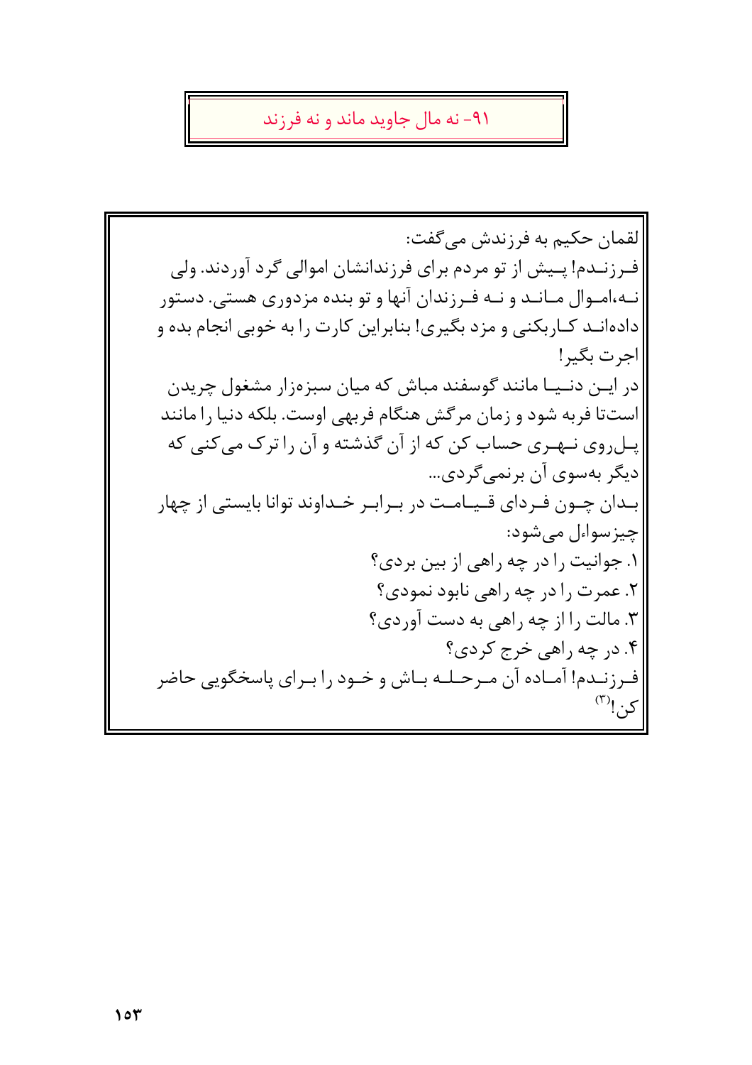## ۹۱- نه مال جاوید ماند و نه فرزند

لقمان حکیم به فرزندش می‌گفت:

فرزندم! پیش از تو مردم برای فرزندانشان اموالی گرد آوردند. ولی نه،اموال ماند و نه فرزندان آنها و تو بنده مزدوری هستی. دستور داده‌اند کاربکنی و مزد بگیری! بنابراین کارت را به خوبی انجام بده و اجرت بگیر!

در این دنیا مانند گوسفند مباش که میان سبزه‌زار مشغول چریدن است‌تا فربه شود و زمان مرگش هنگام فربهی اوست. بلکه دنیا را مانند پل‌روی نهری حساب کن که از آن گذشته و آن را ترک می‌کنی که دیگر به‌سوی آن برنمی‌گردی...

بدان چون فردای قیامت در برابر خداوند توانا بایستی از چهار چیزسواءل می‌شود:

۱. جوانیت را در چه راهی از بین بردی؟

۲. عمرت را در چه راهی نابود نمودی؟

۳. مالت را از چه راهی به دست آوردی؟

۴. در چه راهی خرج کردی؟

فرزندم! آماده آن مرحله باش و خود را برای پاسخگویی حاضر کن![۳]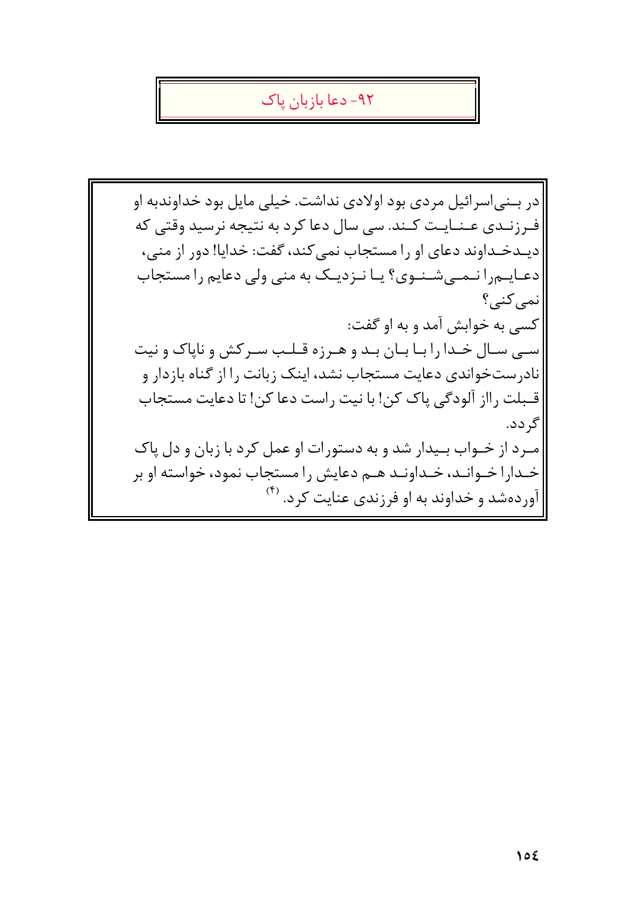## ۹۲- دعا بازبان پاک

در بنی‌اسرائیل مردی بود اولادی نداشت. خیلی مایل بود خداوندبه او فرزندی عنایت کند. سی سال دعا کرد به نتیجه نرسید وقتی که دیدخداوند دعای او را مستجاب نمی‌کند، گفت: خدایا! دور از منی، دعایم‌را نمی‌شنوی؟ یا نزدیک به منی ولی دعایم را مستجاب نمی‌کنی؟

کسی به خوابش آمد و به او گفت:

سی سال خدا را با بان بد و هرزه قلب سرکش و ناپاک و نیت نادرست‌خواندی دعایت مستجاب نشد، اینک زبانت را از گناه بازدار و قبلت رااز آلودگی پاک کن! با نیت راست دعا کن! تا دعایت مستجاب گردد.

مرد از خواب بیدار شد و به دستورات او عمل کرد با زبان و دل پاک خدارا خواند، خداوند هم دعایش را مستجاب نمود، خواسته او بر آورده‌شد و خداوند به او فرزندی عنایت کرد. [۴]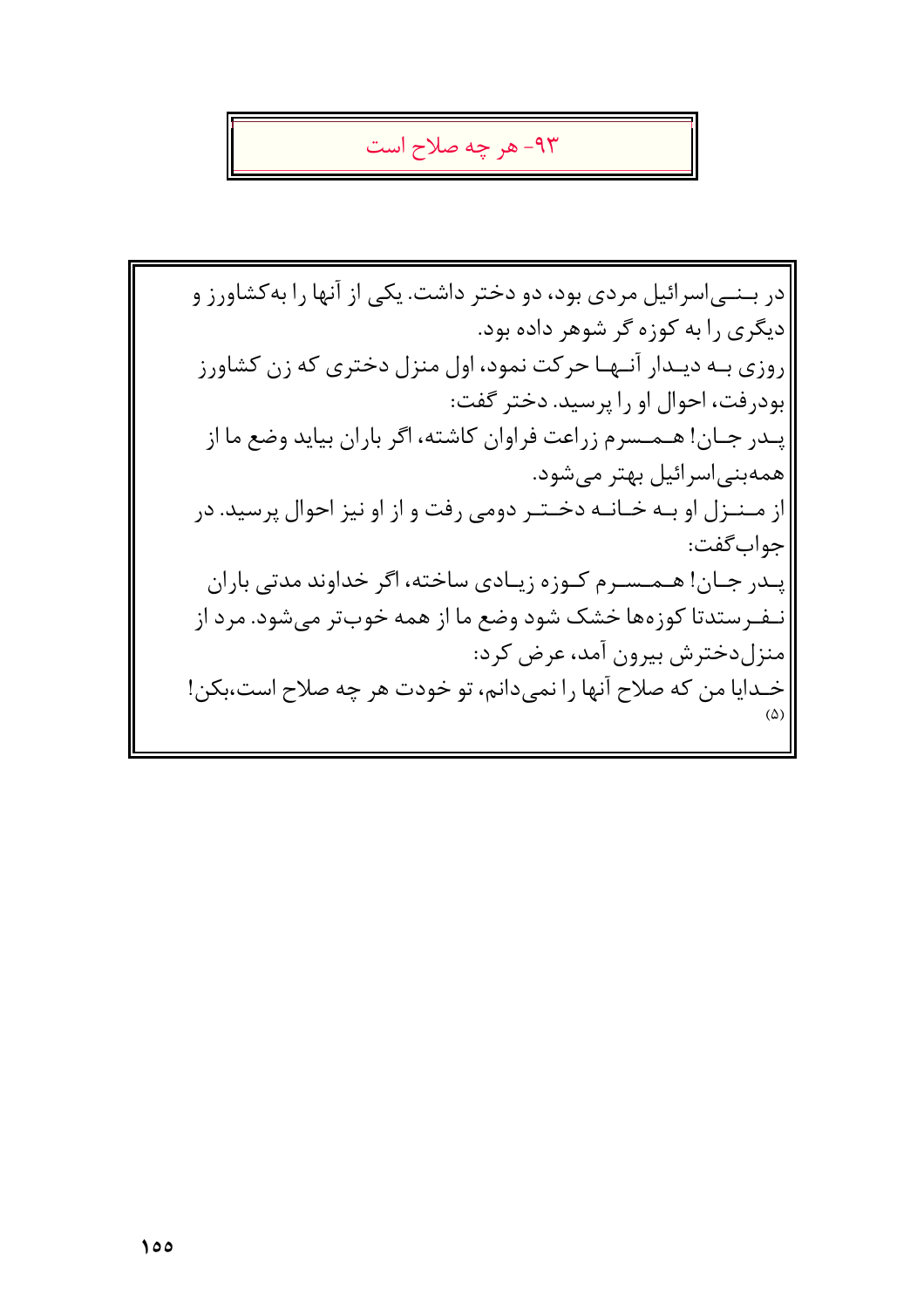## ۹۳- هر چه صلاح است

در بنی‌اسرائیل مردی بود، دو دختر داشت. یکی از آنها را به‌کشاورز و دیگری را به کوزه گر شوهر داده بود.

روزی به دیدار آنها حرکت نمود، اول منزل دختری که زن کشاورز بودرفت، احوال او را پرسید. دختر گفت:

پدر جان! همسرم زراعت فراوان کاشته، اگر باران بیاید وضع ما از همه‌بنی‌اسرائیل بهتر می‌شود.

از منزل او به خانه دختر دومی رفت و از او نیز احوال پرسید. در جواب‌گفت:

پدر جان! همسرم کوزه زیادی ساخته، اگر خداوند مدتی باران نفرستدتا کوزه‌ها خشک شود وضع ما از همه خوب‌تر می‌شود. مرد از منزل‌دخترش بیرون آمد، عرض کرد:

خدایا من که صلاح آنها را نمی‌دانم، تو خودت هر چه صلاح است،بکن! (۵)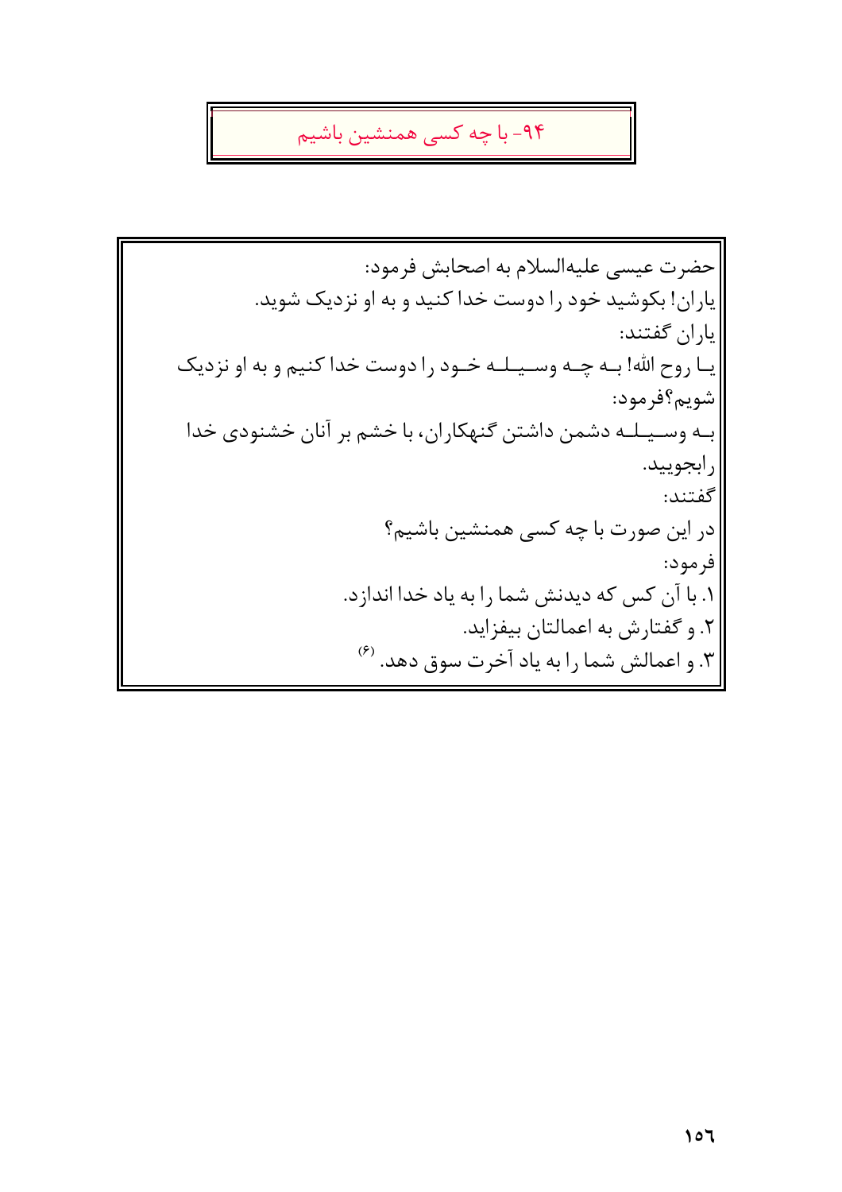## ۹۴- با چه کسی همنشین باشیم

حضرت عیسی علیه‌السلام به اصحابش فرمود:

یاران! بکوشید خود را دوست خدا کنید و به او نزدیک شوید.

یاران گفتند:

یـا روح الله! بـه چـه وسـیـلـه خـود را دوست خدا کنیم و به او نزدیک شویم؟فرمود:

بـه وسـیـلـه دشمن داشتن گنهکاران، با خشم بر آنان خشنودی خدا رابجویید.

گفتند:

در این صورت با چه کسی همنشین باشیم؟

فرمود:

۱. با آن کس که دیدنش شما را به یاد خدا اندازد.

۲. و گفتارش به اعمالتان بیفزاید.

۳. و اعمالش شما را به یاد آخرت سوق دهد. [۶]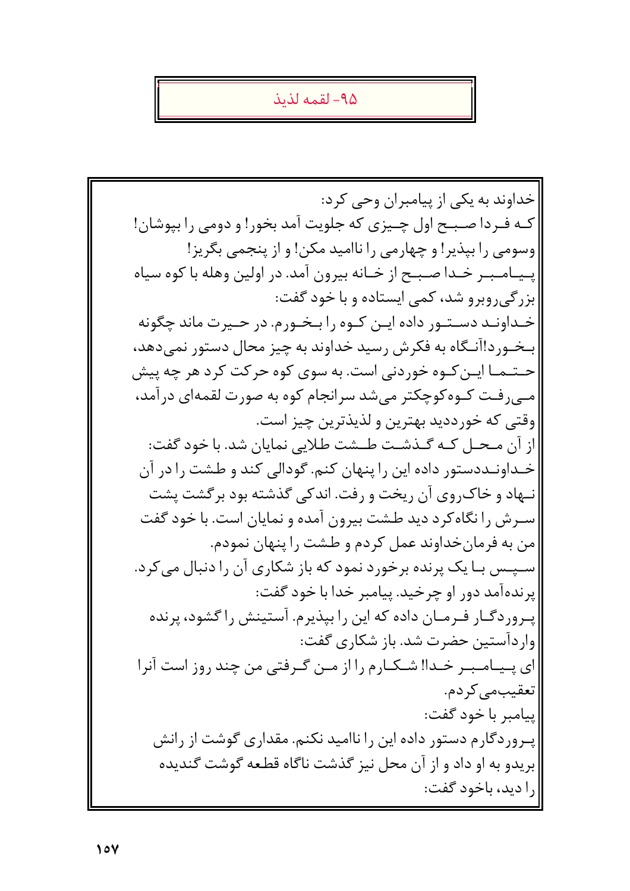## ۹۵- لقمه لذیذ

خداوند به یکی از پیامبران وحی کرد:
که فردا صبح اول چیزی که جلویت آمد بخور! و دومی را بپوشان! وسومی را بپذیر! و چهارمی را ناامید مکن! و از پنجمی بگریز!
پیامبر خدا صبح از خانه بیرون آمد. در اولین وهله با کوه سیاه بزرگی‌روبرو شد، کمی ایستاده و با خود گفت:
خداوند دستور داده این کوه را بخورم. در حیرت ماند چگونه بخورد!آنگاه به فکرش رسید خداوند به چیز محال دستور نمی‌دهد، حتما این‌کوه خوردنی است. به سوی کوه حرکت کرد هر چه پیش می‌رفت کوه‌کوچکتر می‌شد سرانجام کوه به صورت لقمه‌ای درآمد، وقتی که خورددید بهترین و لذیذترین چیز است.
از آن محل که گذشت طشت طلایی نمایان شد. با خود گفت:
خداونددستور داده این را پنهان کنم. گودالی کند و طشت را در آن نهاد و خاک‌روی آن ریخت و رفت. اندکی گذشته بود برگشت پشت سرش را نگاه‌کرد دید طشت بیرون آمده و نمایان است. با خود گفت من به فرمان‌خداوند عمل کردم و طشت را پنهان نمودم.
سپس با یک پرنده برخورد نمود که باز شکاری آن را دنبال می‌کرد. پرنده‌آمد دور او چرخید. پیامبر خدا با خود گفت:
پروردگار فرمان داده که این را بپذیرم. آستینش را گشود، پرنده واردآستین حضرت شد. باز شکاری گفت:
ای پیامبر خدا! شکارم را از من گرفتی من چند روز است آنرا تعقیب‌می‌کردم.
پیامبر با خود گفت:
پروردگارم دستور داده این را ناامید نکنم. مقداری گوشت از رانش بریدو به او داد و از آن محل نیز گذشت ناگاه قطعه گوشت گندیده را دید، باخود گفت: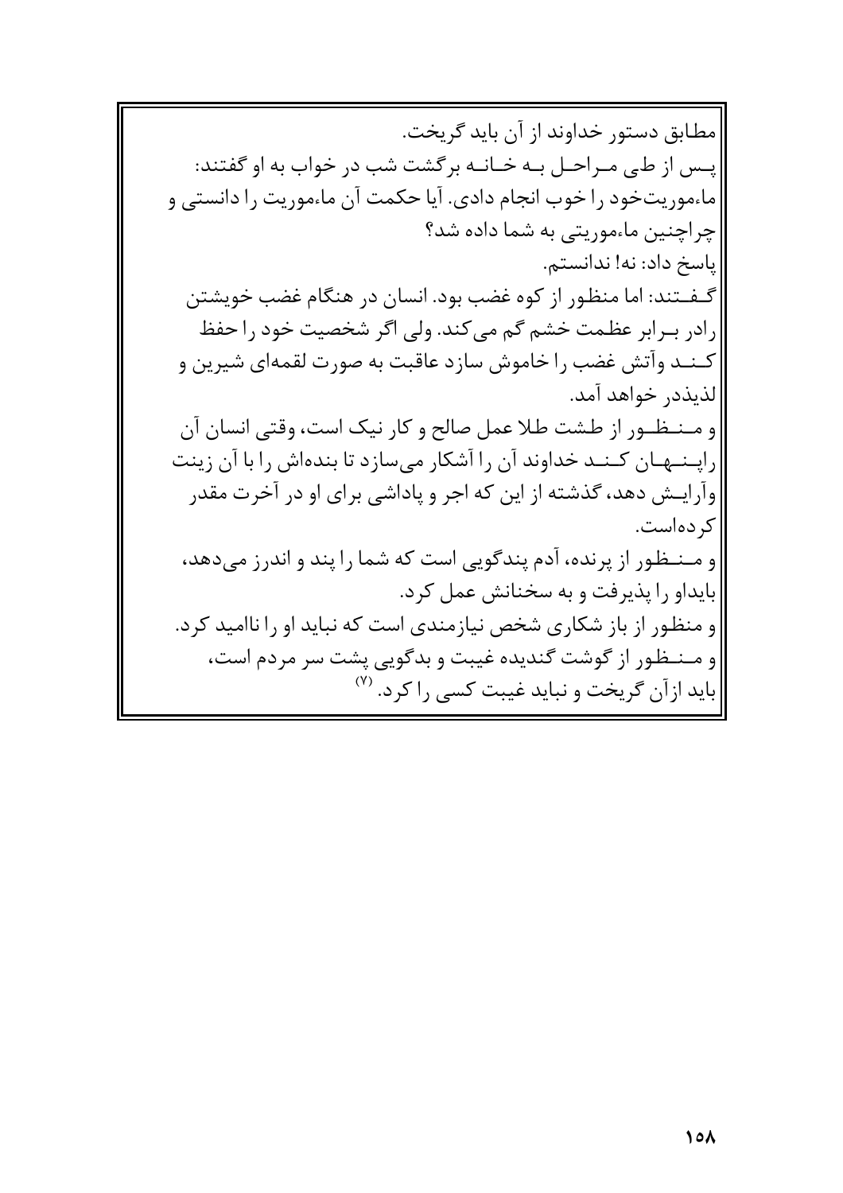مطابق دستور خداوند از آن باید گریخت.

پس از طی مراحل به خانه برگشت شب در خواب به او گفتند: ماءموریتخود را خوب انجام دادی. آیا حکمت آن ماءموریت را دانستی و چراچنین ماءموریتی به شما داده شد؟

پاسخ داد: نه! ندانستم.

گفتند: اما منظور از کوه غضب بود. انسان در هنگام غضب خویشتن رادر برابر عظمت خشم گم می‌کند. ولی اگر شخصیت خود را حفظ کند وآتش غضب را خاموش سازد عاقبت به صورت لقمه‌ای شیرین و لذیذدر خواهد آمد.

و منظور از طشت طلا عمل صالح و کار نیک است، وقتی انسان آن راپنهان کند خداوند آن را آشکار می‌سازد تا بنده‌اش را با آن زینت وآرایش دهد، گذشته از این که اجر و پاداشی برای او در آخرت مقدر کرده‌است.

و منظور از پرنده، آدم پندگویی است که شما را پند و اندرز می‌دهد، بایداو را پذیرفت و به سخنانش عمل کرد.

و منظور از باز شکاری شخص نیازمندی است که نباید او را ناامید کرد.

و منظور از گوشت گندیده غیبت و بدگویی پشت سر مردم است، باید ازآن گریخت و نباید غیبت کسی را کرد. (۷)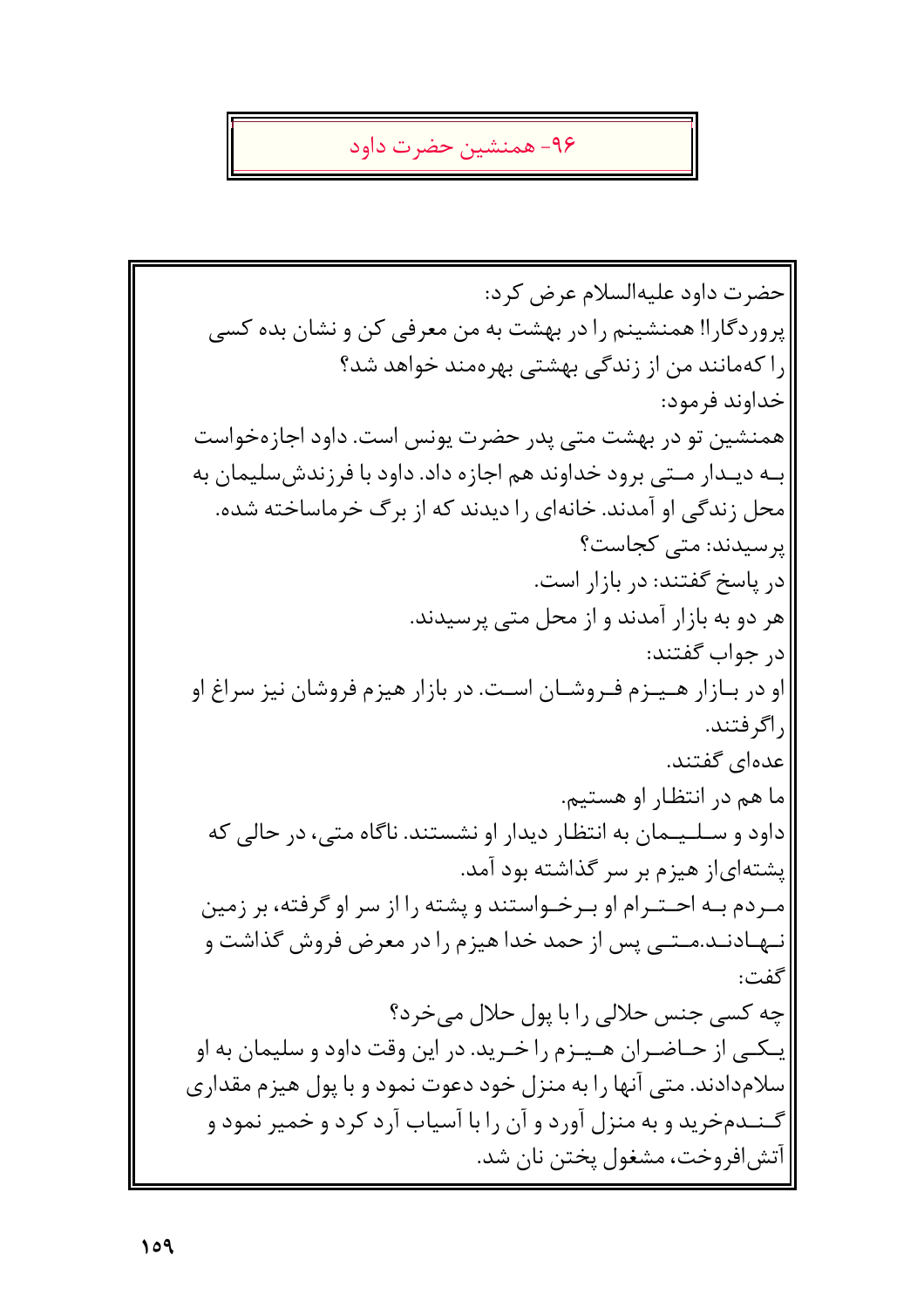## ۹۶- همنشین حضرت داود

حضرت داود علیه‌السلام عرض کرد:

پروردگارا! همنشینم را در بهشت به من معرفی کن و نشان بده کسی را که‌مانند من از زندگی بهشتی بهره‌مند خواهد شد؟

خداوند فرمود:

همنشین تو در بهشت متی پدر حضرت یونس است. داود اجازه‌خواست بـه دیـدار مـتی برود خداوند هم اجازه داد. داود با فرزندش‌سلیمان به محل زندگی او آمدند. خانه‌ای را دیدند که از برگ خرماساخته شده.

پرسیدند: متی کجاست؟

در پاسخ گفتند: در بازار است.

هر دو به بازار آمدند و از محل متی پرسیدند.

در جواب گفتند:

او در بـازار هـیـزم فـروشـان اسـت. در بازار هیزم فروشان نیز سراغ او راگرفتند.

عده‌ای گفتند.

ما هم در انتظار او هستیم.

داود و سـلـیـمان به انتظار دیدار او نشستند. ناگاه متی، در حالی که پشته‌ای‌از هیزم بر سر گذاشته بود آمد.

مـردم بـه احـتـرام او بـرخـواستند و پشته را از سر او گرفته، بر زمین نـهـادنـد.مـتـی پس از حمد خدا هیزم را در معرض فروش گذاشت و گفت:

چه کسی جنس حلالی را با پول حلال می‌خرد؟

یـکـی از حـاضـران هـیـزم را خـرید. در این وقت داود و سلیمان به او سلام‌دادند. متی آنها را به منزل خود دعوت نمود و با پول هیزم مقداری گـنـدم‌خرید و به منزل آورد و آن را با آسیاب آرد کرد و خمیر نمود و آتش‌افروخت، مشغول پختن نان شد.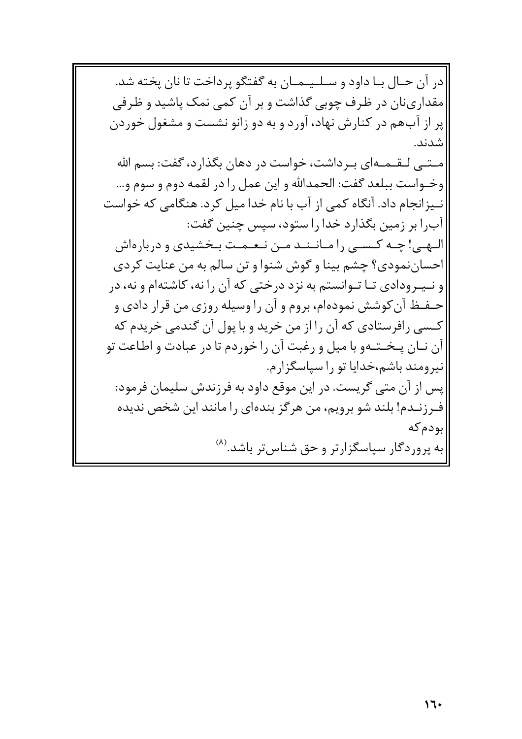در آن حال با داود و سلیمان به گفتگو پرداخت تا نان پخته شد. مقداری‌نان در ظرف چوبی گذاشت و بر آن کمی نمک پاشید و ظرفی پر از آب‌هم در کنارش نهاد، آورد و به دو زانو نشست و مشغول خوردن شدند.

متی لقمه‌ای برداشت، خواست در دهان بگذارد، گفت: بسم الله وخواست ببلعد گفت: الحمدالله و این عمل را در لقمه دوم و سوم و... نیزانجام داد. آنگاه کمی از آب با نام خدا میل کرد. هنگامی که خواست آب‌را بر زمین بگذارد خدا را ستود، سپس چنین گفت:

الهی! چه کسی را مانند من نعمت بخشیدی و درباره‌اش احسان‌نمودی؟ چشم بینا و گوش شنوا و تن سالم به من عنایت کردی و نیرودادی تا توانستم به نزد درختی که آن را نه، کاشته‌ام و نه، در حفظ آن‌کوشش نموده‌ام، بروم و آن را وسیله روزی من قرار دادی و کسی رافرستادی که آن را از من خرید و با پول آن گندمی خریدم که آن نان پخته‌و با میل و رغبت آن را خوردم تا در عبادت و اطاعت تو نیرومند باشم،خدایا تو را سپاسگزارم.

پس از آن متی گریست. در این موقع داود به فرزندش سلیمان فرمود: فرزندم! بلند شو برویم، من هرگز بنده‌ای را مانند این شخص ندیده بودم‌که به پروردگار سپاسگزارتر و حق شناس‌تر باشد.[۸]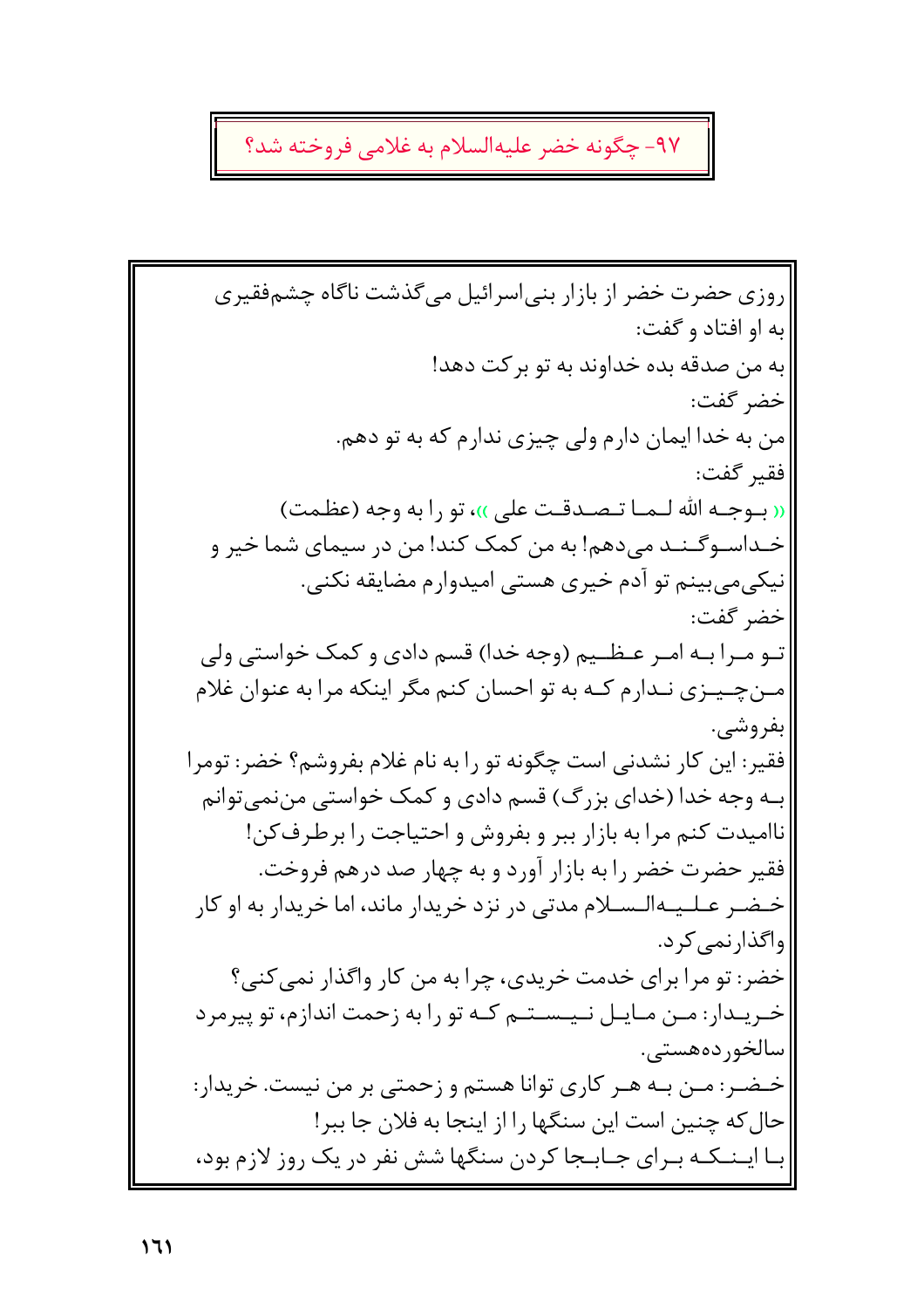## ۹۷- چگونه خضر علیه‌السلام به غلامی فروخته شد؟

روزی حضرت خضر از بازار بنی‌اسرائیل می‌گذشت ناگاه چشم‌فقیری به او افتاد و گفت:

به من صدقه بده خداوند به تو برکت دهد!

خضر گفت:

من به خدا ایمان دارم ولی چیزی ندارم که به تو دهم.

فقیر گفت:

«بوجه الله لما تصدقت علی»، تو را به وجه (عظمت) خداسوگند می‌دهم! به من کمک کند! من در سیمای شما خیر و نیکی‌می‌بینم تو آدم خیری هستی امیدوارم مضایقه نکنی.

خضر گفت:

تو مرا به امر عظیم (وجه خدا) قسم دادی و کمک خواستی ولی من‌چیزی ندارم که به تو احسان کنم مگر اینکه مرا به عنوان غلام بفروشی.

فقیر: این کار نشدنی است چگونه تو را به نام غلام بفروشم؟ خضر: تومرا به وجه خدا (خدای بزرگ) قسم دادی و کمک خواستی من‌نمی‌توانم ناامیدت کنم مرا به بازار ببر و بفروش و احتیاجت را برطرف‌کن!

فقیر حضرت خضر را به بازار آورد و به چهار صد درهم فروخت.

خضر علیه‌السلام مدتی در نزد خریدار ماند، اما خریدار به او کار واگذارنمی‌کرد.

خضر: تو مرا برای خدمت خریدی، چرا به من کار واگذار نمی‌کنی؟

خریدار: من مایل نیستم که تو را به زحمت اندازم، تو پیرمرد سالخورده‌هستی.

خضر: من به هر کاری توانا هستم و زحمتی بر من نیست. خریدار: حال‌که چنین است این سنگها را از اینجا به فلان جا ببر!

با اینکه برای جابجا کردن سنگها شش نفر در یک روز لازم بود،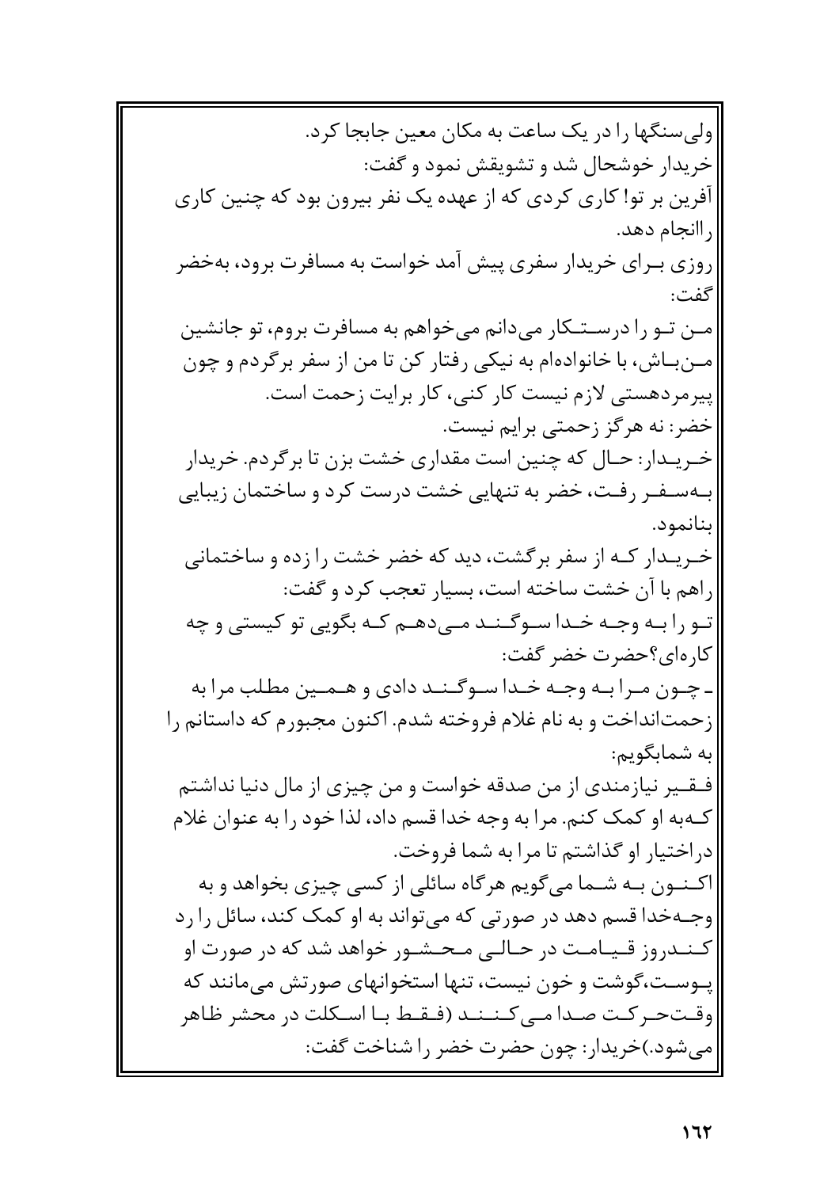ولی‌سنگها را در یک ساعت به مکان معین جابجا کرد.

خریدار خوشحال شد و تشویقش نمود و گفت:

آفرین بر تو! کاری کردی که از عهده یک نفر بیرون بود که چنین کاری راانجام دهد.

روزی بـرای خریدار سفری پیش آمد خواست به مسافرت برود، به‌خضر گفت:

مـن تـو را درسـتـکار می‌دانم می‌خواهم به مسافرت بروم، تو جانشین مـن‌بـاش، با خانواده‌ام به نیکی رفتار کن تا من از سفر برگردم و چون پیرمردهستی لازم نیست کار کنی، کار برایت زحمت است.

خضر: نه هرگز زحمتی برایم نیست.

خـریـدار: حـال که چنین است مقداری خشت بزن تا برگردم. خریدار بـه‌سـفـر رفـت، خضر به تنهایی خشت درست کرد و ساختمان زیبایی بنانمود.

خـریـدار کـه از سفر برگشت، دید که خضر خشت را زده و ساختمانی راهم با آن خشت ساخته است، بسیار تعجب کرد و گفت:

تـو را بـه وجـه خـدا سـوگـنـد مـی‌دهـم کـه بگویی تو کیستی و چه کاره‌ای؟حضرت خضر گفت:

ـ چـون مـرا بـه وجـه خـدا سـوگـنـد دادی و هـمـین مطلب مرا به زحمت‌انداخت و به نام غلام فروخته شدم. اکنون مجبورم که داستانم را به شمابگویم:

فـقـیر نیازمندی از من صدقه خواست و من چیزی از مال دنیا نداشتم کـه‌به او کمک کنم. مرا به وجه خدا قسم داد، لذا خود را به عنوان غلام دراختیار او گذاشتم تا مرا به شما فروخت.

اکـنـون بـه شـما می‌گویم هرگاه سائلی از کسی چیزی بخواهد و به وجـه‌خدا قسم دهد در صورتی که می‌تواند به او کمک کند، سائل را رد کـنـدروز قـیـامـت در حـالـی مـحـشـور خواهد شد که در صورت او پـوسـت،گوشت و خون نیست، تنها استخوانهای صورتش می‌مانند که وقـت‌حـرکـت صـدا مـی‌کـنـنـد (فـقـط بـا اسـکلت در محشر ظاهر می‌شود.)خریدار: چون حضرت خضر را شناخت گفت: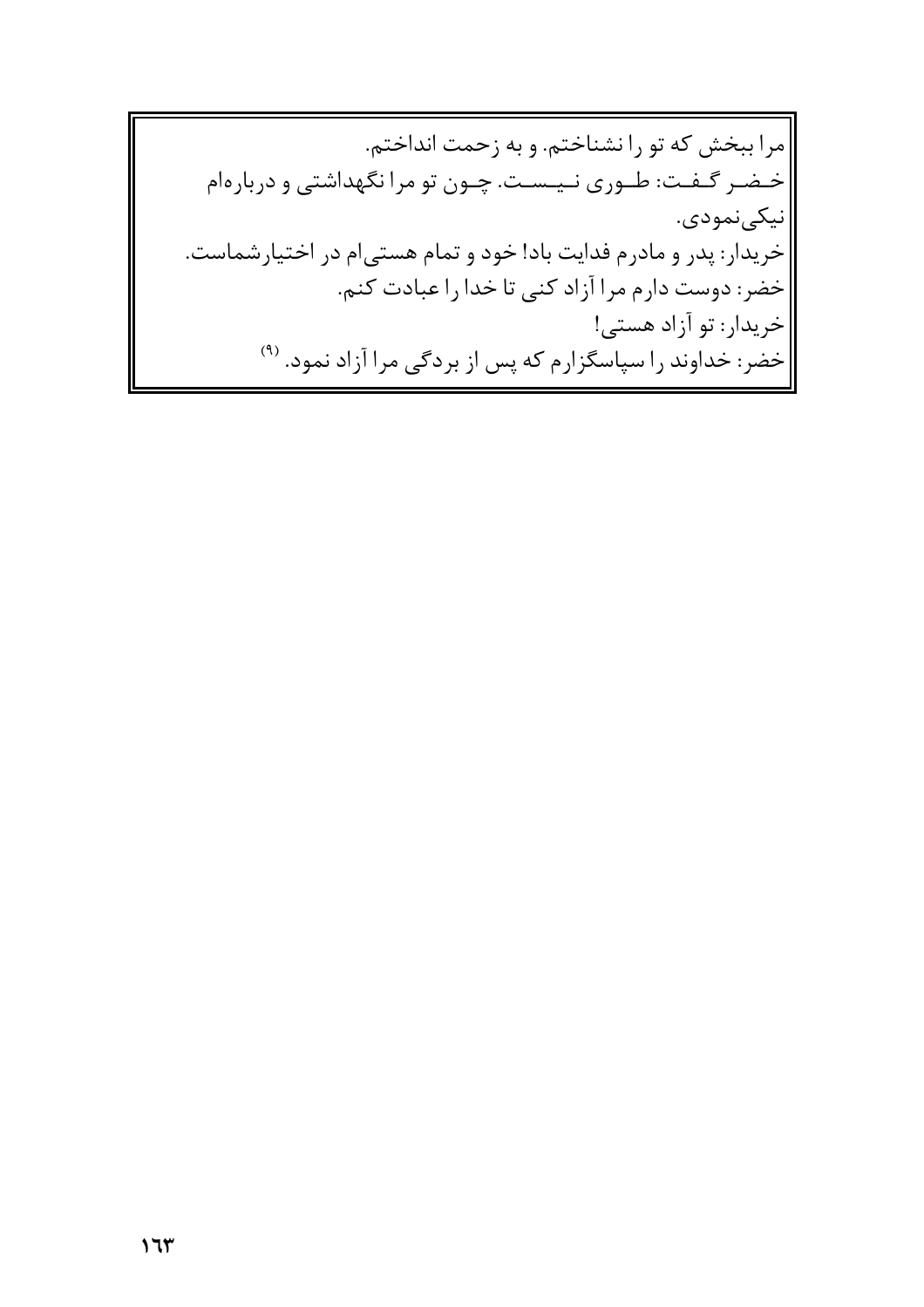مرا ببخش که تو را نشناختم. و به زحمت انداختم.

خضر گفت: طوری نیست. چون تو مرا نگهداشتی و درباره‌ام نیکی‌نمودی.

خریدار: پدر و مادرم فدایت باد! خود و تمام هستی‌ام در اختیارشماست.

خضر: دوست دارم مرا آزاد کنی تا خدا را عبادت کنم.

خریدار: تو آزاد هستی!

خضر: خداوند را سپاسگزارم که پس از بردگی مرا آزاد نمود. (۹)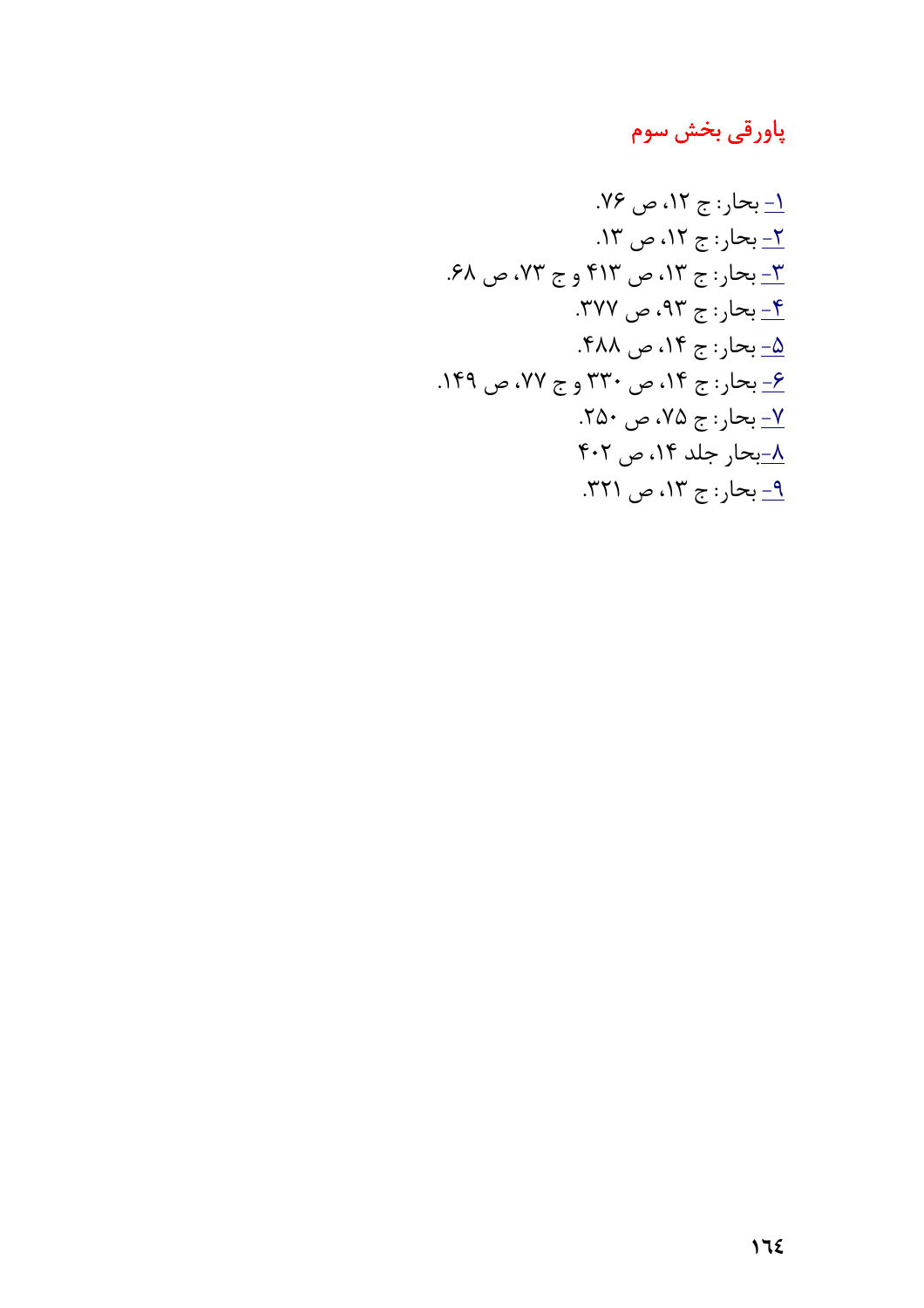## پاورقی بخش سوم

۱- بحار: ج ۱۲، ص ۷۶.

۲- بحار: ج ۱۲، ص ۱۳.

۳- بحار: ج ۱۳، ص ۴۱۳ و ج ۷۳، ص ۶۸.

۴- بحار: ج ۹۳، ص ۳۷۷.

۵- بحار: ج ۱۴، ص ۴۸۸.

۶- بحار: ج ۱۴، ص ۳۳۰ و ج ۷۷، ص ۱۴۹.

۷- بحار: ج ۷۵، ص ۲۵۰.

۸-بحار جلد ۱۴، ص ۴۰۲

۹- بحار: ج ۱۳، ص ۳۲۱.